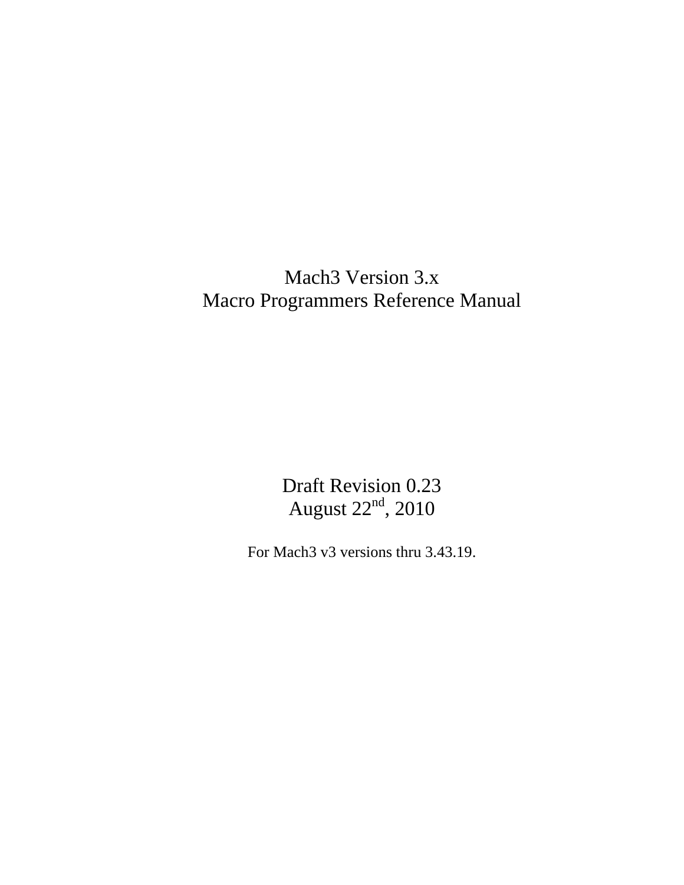# Mach3 Version 3.x
# Macro Programmers Reference Manual

Draft Revision 0.23
August 22nd, 2010

For Mach3 v3 versions thru 3.43.19.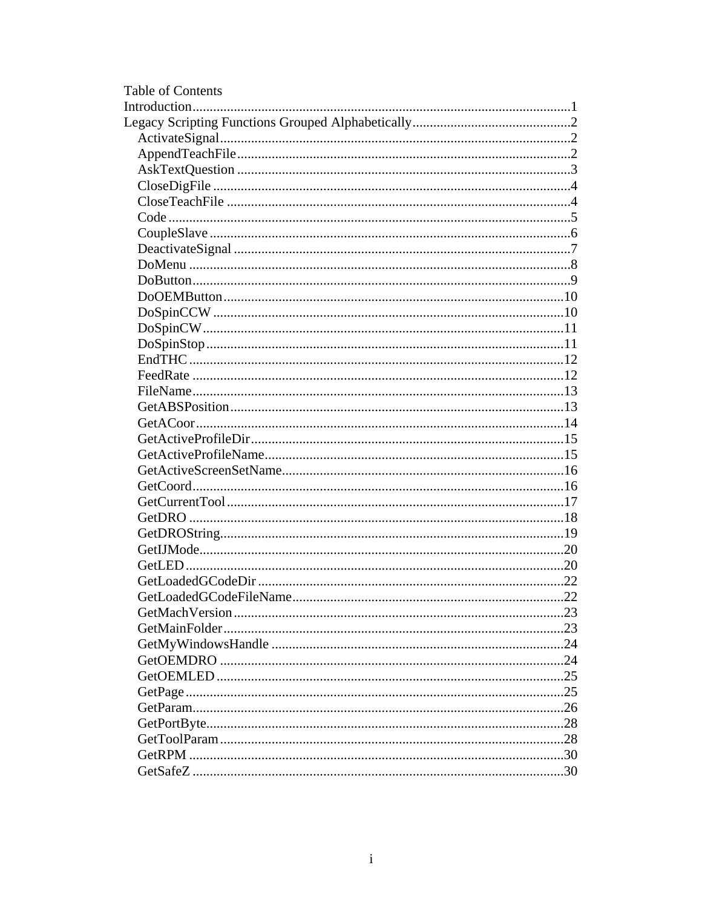Table of Contents

Introduction....................................................................................................1
Legacy Scripting Functions Grouped Alphabetically...........................................2
- ActivateSignal.........................................................................................2
- AppendTeachFile......................................................................................2
- AskTextQuestion......................................................................................3
- CloseDigFile............................................................................................4
- CloseTeachFile.........................................................................................4
- Code.......................................................................................................5
- CoupleSlave.............................................................................................6
- DeactivateSignal.......................................................................................7
- DoMenu..................................................................................................8
- DoButton.................................................................................................9
- DoOEMButton........................................................................................10
- DoSpinCCW...........................................................................................10
- DoSpinCW.............................................................................................11
- DoSpinStop............................................................................................11
- EndTHC.................................................................................................12
- FeedRate...............................................................................................12
- FileName...............................................................................................13
- GetABSPosition......................................................................................13
- GetACoor...............................................................................................14
- GetActiveProfileDir.................................................................................15
- GetActiveProfileName..............................................................................15
- GetActiveScreenSetName.........................................................................16
- GetCoord...............................................................................................16
- GetCurrentTool.......................................................................................17
- GetDRO.................................................................................................18
- GetDROString.........................................................................................19
- GetIJMode.............................................................................................20
- GetLED.................................................................................................20
- GetLoadedGCodeDir................................................................................22
- GetLoadedGCodeFileName........................................................................22
- GetMachVersion......................................................................................23
- GetMainFolder........................................................................................23
- GetMyWindowsHandle.............................................................................24
- GetOEMDRO..........................................................................................24
- GetOEMLED..........................................................................................25
- GetPage.................................................................................................25
- GetParam...............................................................................................26
- GetPortByte............................................................................................28
- GetToolParam.........................................................................................28
- GetRPM.................................................................................................30
- GetSafeZ................................................................................................30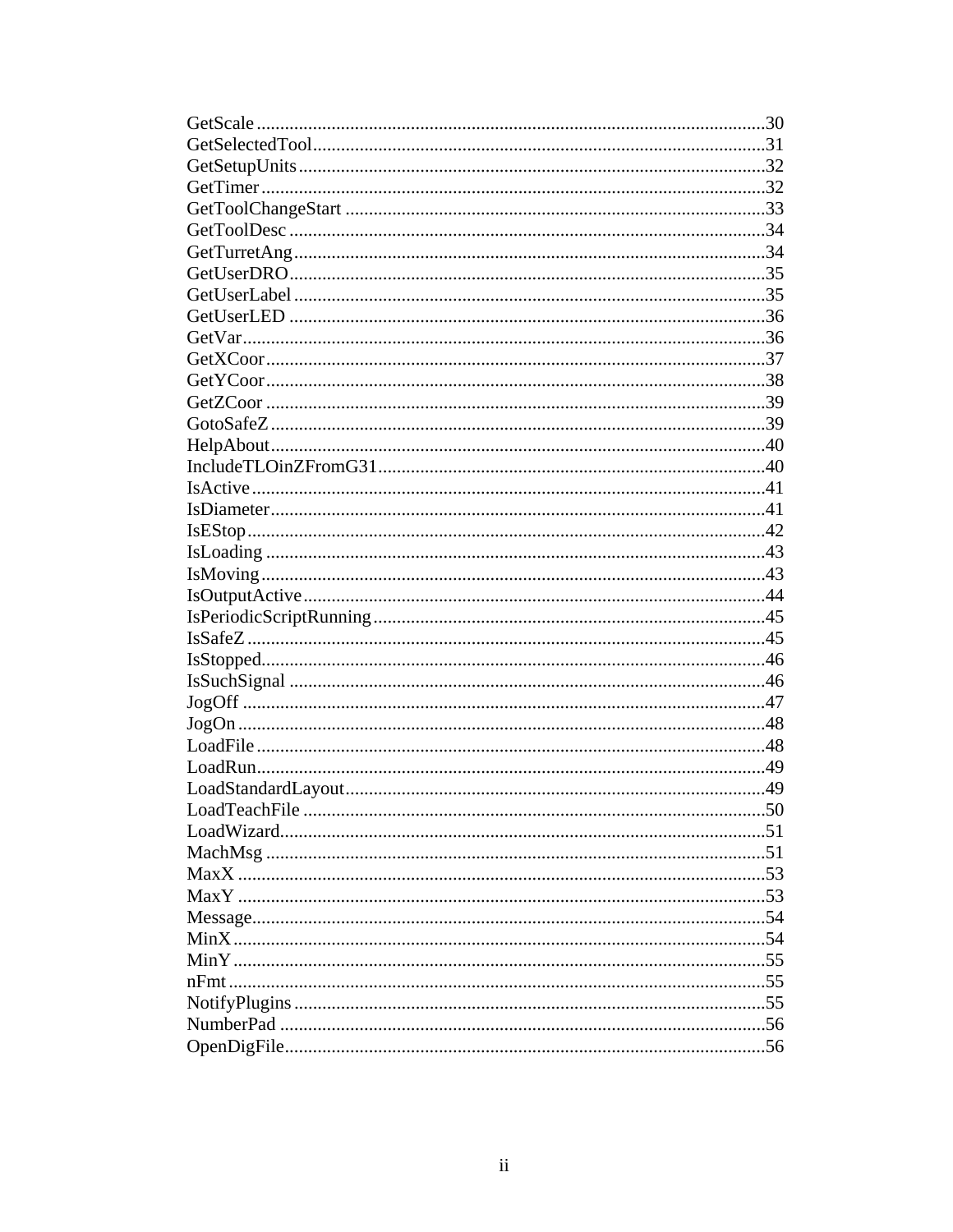GetScale ............................................................................................................30
GetSelectedTool.................................................................................................31
GetSetupUnits ....................................................................................................32
GetTimer ............................................................................................................32
GetToolChangeStart ..........................................................................................33
GetToolDesc ......................................................................................................34
GetTurretAng.....................................................................................................34
GetUserDRO......................................................................................................35
GetUserLabel .....................................................................................................35
GetUserLED ......................................................................................................36
GetVar................................................................................................................36
GetXCoor...........................................................................................................37
GetYCoor...........................................................................................................38
GetZCoor ...........................................................................................................39
GotoSafeZ..........................................................................................................39
HelpAbout..........................................................................................................40
IncludeTLOinZFromG31...................................................................................40
IsActive..............................................................................................................41
IsDiameter..........................................................................................................41
IsEStop...............................................................................................................42
IsLoading ...........................................................................................................43
IsMoving............................................................................................................43
IsOutputActive...................................................................................................44
IsPeriodicScriptRunning....................................................................................45
IsSafeZ...............................................................................................................45
IsStopped............................................................................................................46
IsSuchSignal ......................................................................................................46
JogOff ................................................................................................................47
JogOn .................................................................................................................48
LoadFile .............................................................................................................48
LoadRun.............................................................................................................49
LoadStandardLayout..........................................................................................49
LoadTeachFile ...................................................................................................50
LoadWizard........................................................................................................51
MachMsg ...........................................................................................................51
MaxX .................................................................................................................53
MaxY .................................................................................................................53
Message..............................................................................................................54
MinX..................................................................................................................54
MinY..................................................................................................................55
nFmt...................................................................................................................55
NotifyPlugins.....................................................................................................55
NumberPad ........................................................................................................56
OpenDigFile.......................................................................................................56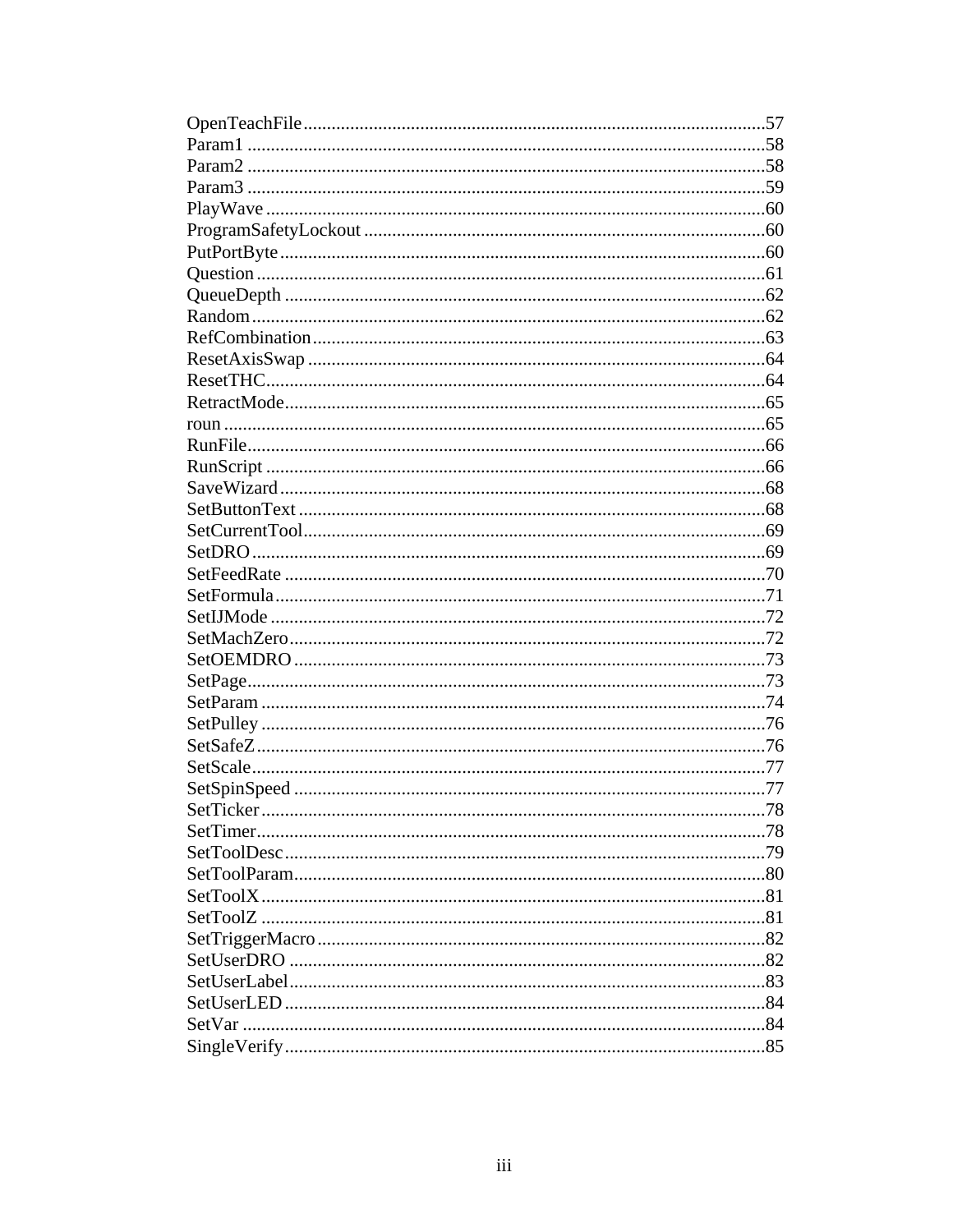OpenTeachFile....................................................................................................57
Param1 ..............................................................................................................58
Param2 ..............................................................................................................58
Param3 ..............................................................................................................59
PlayWave ..........................................................................................................60
ProgramSafetyLockout .....................................................................................60
PutPortByte .......................................................................................................60
Question ............................................................................................................61
QueueDepth ......................................................................................................62
Random .............................................................................................................62
RefCombination ................................................................................................63
ResetAxisSwap .................................................................................................64
ResetTHC ..........................................................................................................64
RetractMode ......................................................................................................65
roun ...................................................................................................................65
RunFile ..............................................................................................................66
RunScript ..........................................................................................................66
SaveWizard .......................................................................................................68
SetButtonText ...................................................................................................68
SetCurrentTool ..................................................................................................69
SetDRO .............................................................................................................69
SetFeedRate ......................................................................................................70
SetFormula ........................................................................................................71
SetIJMode .........................................................................................................72
SetMachZero .....................................................................................................72
SetOEMDRO ....................................................................................................73
SetPage .............................................................................................................73
SetParam ...........................................................................................................74
SetPulley ...........................................................................................................76
SetSafeZ ............................................................................................................76
SetScale .............................................................................................................77
SetSpinSpeed ....................................................................................................77
SetTicker ...........................................................................................................78
SetTimer ............................................................................................................78
SetToolDesc ......................................................................................................79
SetToolParam ....................................................................................................80
SetToolX ...........................................................................................................81
SetToolZ ...........................................................................................................81
SetTriggerMacro ...............................................................................................82
SetUserDRO .....................................................................................................82
SetUserLabel .....................................................................................................83
SetUserLED ......................................................................................................84
SetVar ...............................................................................................................84
SingleVerify ......................................................................................................85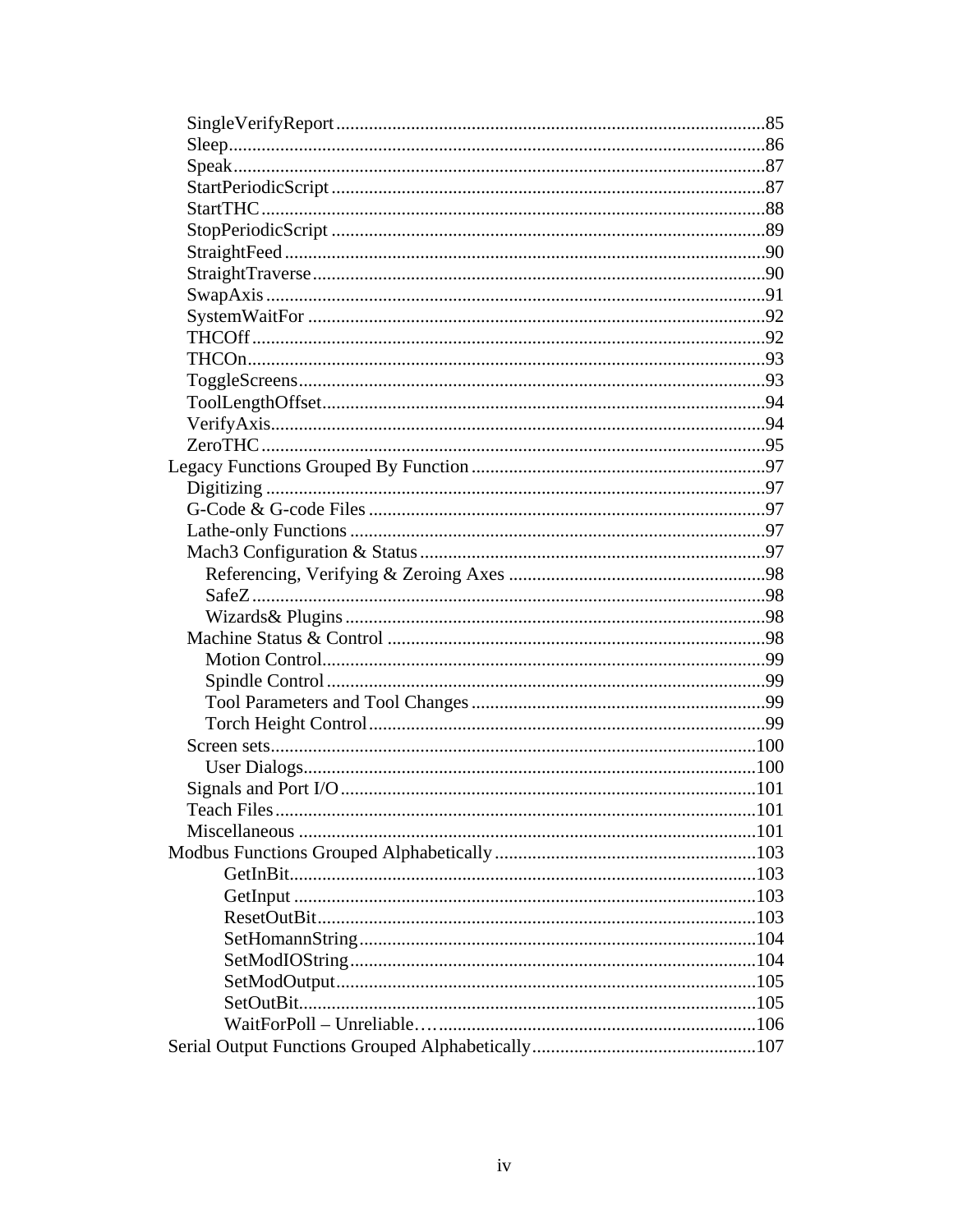- SingleVerifyReport ........ 85
- Sleep ........ 86
- Speak ........ 87
- StartPeriodicScript ........ 87
- StartTHC ........ 88
- StopPeriodicScript ........ 89
- StraightFeed ........ 90
- StraightTraverse ........ 90
- SwapAxis ........ 91
- SystemWaitFor ........ 92
- THCOff ........ 92
- THCOn ........ 93
- ToggleScreens ........ 93
- ToolLengthOffset ........ 94
- VerifyAxis ........ 94
- ZeroTHC ........ 95

Legacy Functions Grouped By Function ........ 97

- Digitizing ........ 97
- G-Code & G-code Files ........ 97
- Lathe-only Functions ........ 97
- Mach3 Configuration & Status ........ 97
  - Referencing, Verifying & Zeroing Axes ........ 98
  - SafeZ ........ 98
  - Wizards& Plugins ........ 98
- Machine Status & Control ........ 98
  - Motion Control ........ 99
  - Spindle Control ........ 99
  - Tool Parameters and Tool Changes ........ 99
  - Torch Height Control ........ 99
- Screen sets ........ 100
  - User Dialogs ........ 100
- Signals and Port I/O ........ 101
- Teach Files ........ 101
- Miscellaneous ........ 101

Modbus Functions Grouped Alphabetically ........ 103

- GetInBit ........ 103
- GetInput ........ 103
- ResetOutBit ........ 103
- SetHomannString ........ 104
- SetModIOString ........ 104
- SetModOutput ........ 105
- SetOutBit ........ 105
- WaitForPoll – Unreliable… ........ 106

Serial Output Functions Grouped Alphabetically ........ 107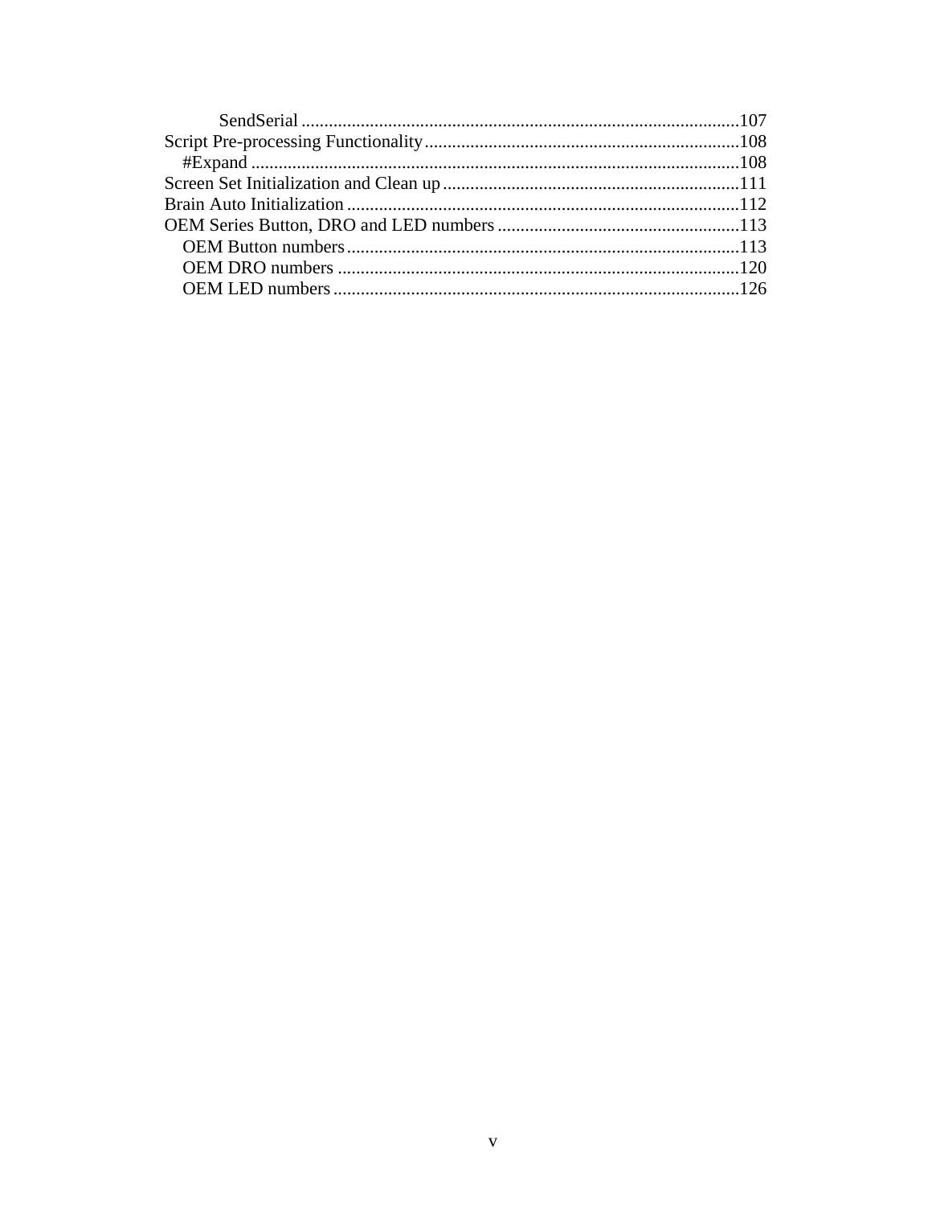SendSerial ....................................................................................................107
Script Pre-processing Functionality....................................................................108
#Expand ........................................................................................................108
Screen Set Initialization and Clean up ................................................................111
Brain Auto Initialization ......................................................................................112
OEM Series Button, DRO and LED numbers ....................................................113
OEM Button numbers......................................................................................113
OEM DRO numbers .......................................................................................120
OEM LED numbers........................................................................................126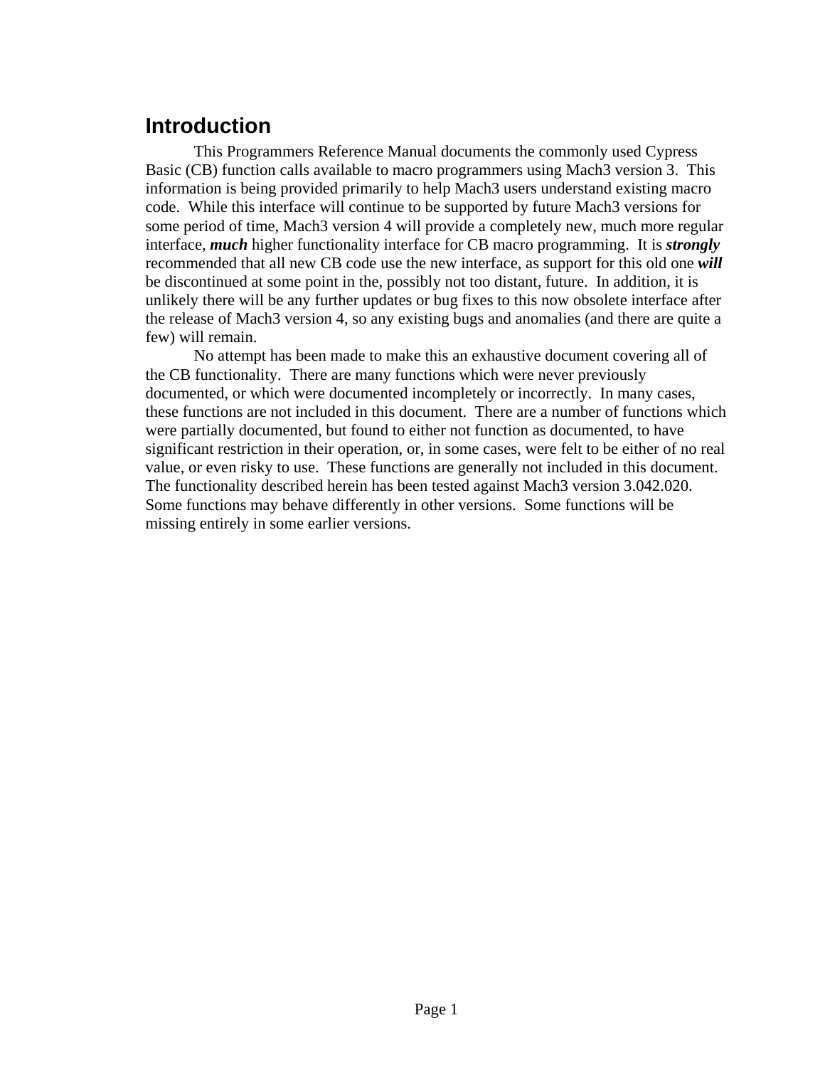## Introduction

This Programmers Reference Manual documents the commonly used Cypress Basic (CB) function calls available to macro programmers using Mach3 version 3. This information is being provided primarily to help Mach3 users understand existing macro code. While this interface will continue to be supported by future Mach3 versions for some period of time, Mach3 version 4 will provide a completely new, much more regular interface, ***much*** higher functionality interface for CB macro programming. It is ***strongly*** recommended that all new CB code use the new interface, as support for this old one ***will*** be discontinued at some point in the, possibly not too distant, future. In addition, it is unlikely there will be any further updates or bug fixes to this now obsolete interface after the release of Mach3 version 4, so any existing bugs and anomalies (and there are quite a few) will remain.

No attempt has been made to make this an exhaustive document covering all of the CB functionality. There are many functions which were never previously documented, or which were documented incompletely or incorrectly. In many cases, these functions are not included in this document. There are a number of functions which were partially documented, but found to either not function as documented, to have significant restriction in their operation, or, in some cases, were felt to be either of no real value, or even risky to use. These functions are generally not included in this document. The functionality described herein has been tested against Mach3 version 3.042.020. Some functions may behave differently in other versions. Some functions will be missing entirely in some earlier versions.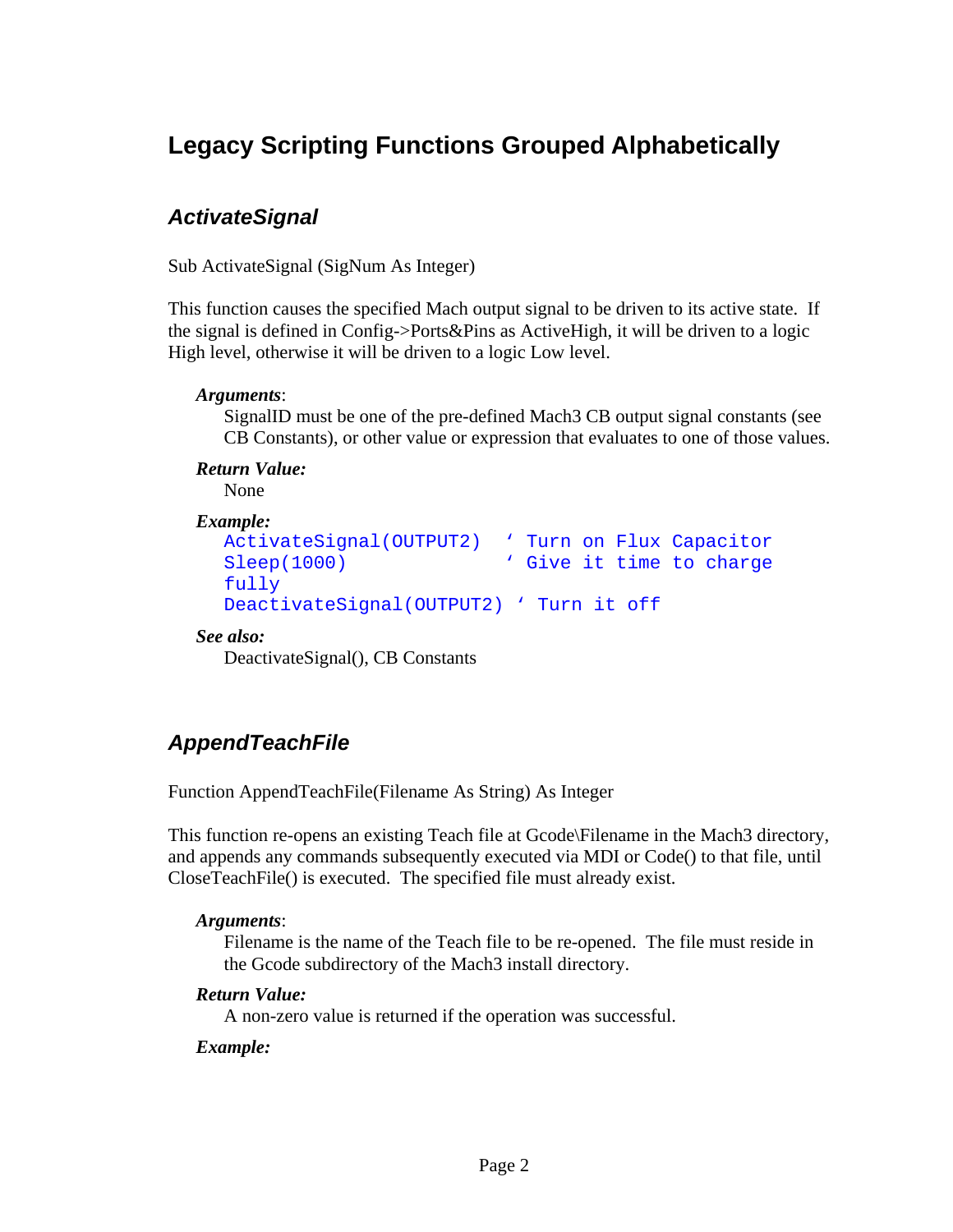# Legacy Scripting Functions Grouped Alphabetically

## *ActivateSignal*

Sub ActivateSignal (SigNum As Integer)

This function causes the specified Mach output signal to be driven to its active state. If the signal is defined in Config->Ports&Pins as ActiveHigh, it will be driven to a logic High level, otherwise it will be driven to a logic Low level.

***Arguments***:

SignalID must be one of the pre-defined Mach3 CB output signal constants (see CB Constants), or other value or expression that evaluates to one of those values.

***Return Value:***

None

***Example:***

```
ActivateSignal(OUTPUT2)   ‘ Turn on Flux Capacitor
Sleep(1000)               ‘ Give it time to charge 
fully
DeactivateSignal(OUTPUT2) ‘ Turn it off
```

***See also:***

DeactivateSignal(), CB Constants

## *AppendTeachFile*

Function AppendTeachFile(Filename As String) As Integer

This function re-opens an existing Teach file at Gcode\Filename in the Mach3 directory, and appends any commands subsequently executed via MDI or Code() to that file, until CloseTeachFile() is executed. The specified file must already exist.

***Arguments***:

Filename is the name of the Teach file to be re-opened. The file must reside in the Gcode subdirectory of the Mach3 install directory.

***Return Value:***

A non-zero value is returned if the operation was successful.

***Example:***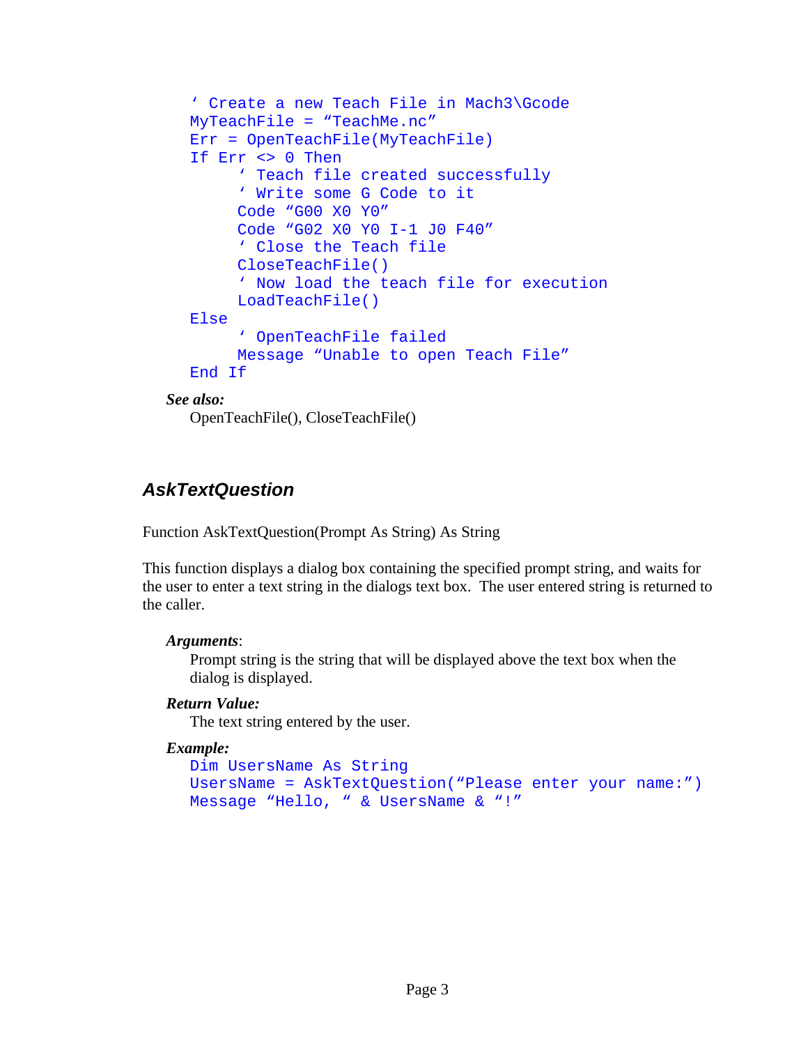```
' Create a new Teach File in Mach3\Gcode
MyTeachFile = "TeachMe.nc"
Err = OpenTeachFile(MyTeachFile)
If Err <> 0 Then
     ' Teach file created successfully
     ' Write some G Code to it
     Code "G00 X0 Y0"
     Code "G02 X0 Y0 I-1 J0 F40"
     ' Close the Teach file
     CloseTeachFile()
     ' Now load the teach file for execution
     LoadTeachFile()
Else
     ' OpenTeachFile failed
     Message "Unable to open Teach File"
End If
```

***See also:***

OpenTeachFile(), CloseTeachFile()

## *AskTextQuestion*

Function AskTextQuestion(Prompt As String) As String

This function displays a dialog box containing the specified prompt string, and waits for the user to enter a text string in the dialogs text box. The user entered string is returned to the caller.

***Arguments***:

Prompt string is the string that will be displayed above the text box when the dialog is displayed.

***Return Value:***

The text string entered by the user.

***Example:***

```
Dim UsersName As String
UsersName = AskTextQuestion("Please enter your name:")
Message "Hello, " & UsersName & "!"
```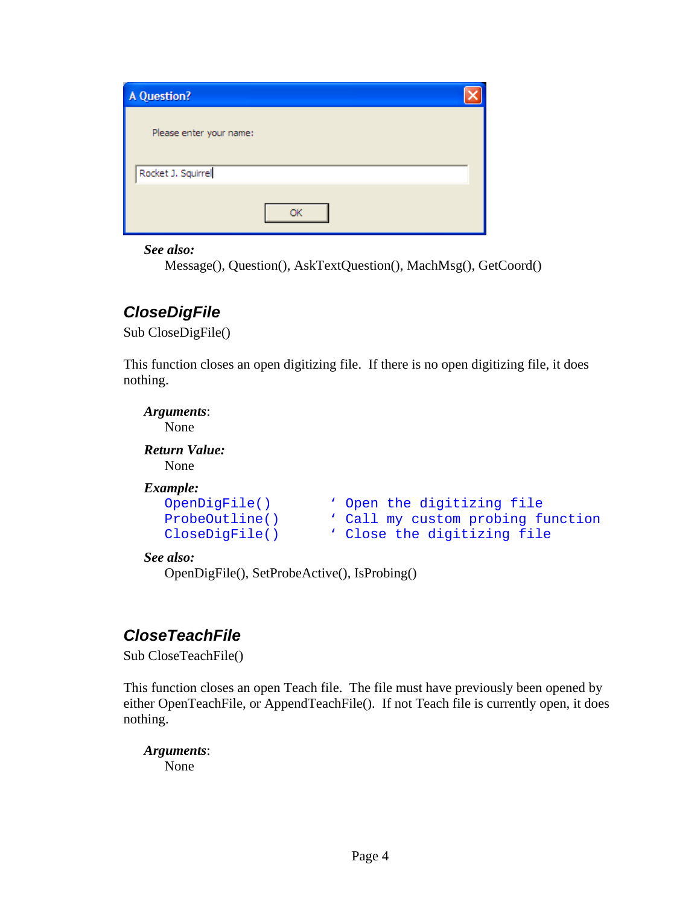**See also:**

Message(), Question(), AskTextQuestion(), MachMsg(), GetCoord()

## CloseDigFile

Sub CloseDigFile()

This function closes an open digitizing file. If there is no open digitizing file, it does nothing.

***Arguments***:

None

***Return Value:***

None

***Example:***

```
OpenDigFile()       ' Open the digitizing file
ProbeOutline()      ' Call my custom probing function
CloseDigFile()      ' Close the digitizing file
```

***See also:***

OpenDigFile(), SetProbeActive(), IsProbing()

## CloseTeachFile

Sub CloseTeachFile()

This function closes an open Teach file. The file must have previously been opened by either OpenTeachFile, or AppendTeachFile(). If not Teach file is currently open, it does nothing.

***Arguments***:

None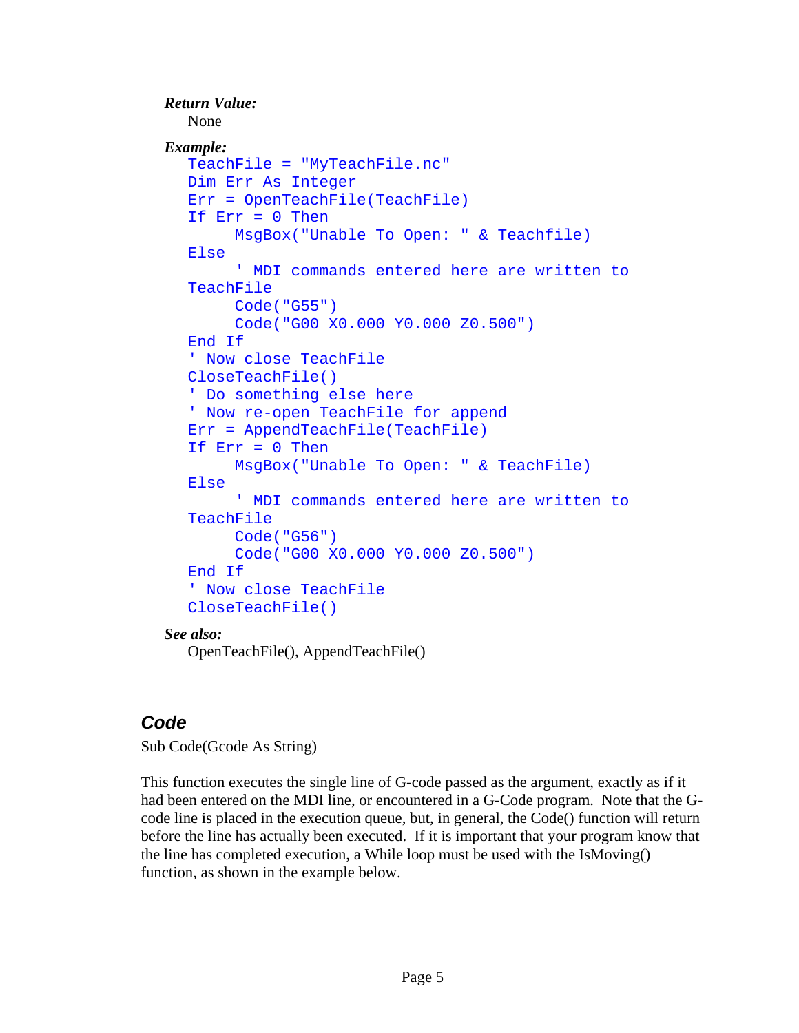***Return Value:***

None

***Example:***

```
TeachFile = "MyTeachFile.nc"
Dim Err As Integer
Err = OpenTeachFile(TeachFile)
If Err = 0 Then
     MsgBox("Unable To Open: " & Teachfile)
Else
     ' MDI commands entered here are written to
TeachFile
     Code("G55")
     Code("G00 X0.000 Y0.000 Z0.500")
End If
' Now close TeachFile
CloseTeachFile()
' Do something else here
' Now re-open TeachFile for append
Err = AppendTeachFile(TeachFile)
If Err = 0 Then
     MsgBox("Unable To Open: " & TeachFile)
Else
     ' MDI commands entered here are written to
TeachFile
     Code("G56")
     Code("G00 X0.000 Y0.000 Z0.500")
End If
' Now close TeachFile
CloseTeachFile()
```

***See also:***

OpenTeachFile(), AppendTeachFile()

## ***Code***

Sub Code(Gcode As String)

This function executes the single line of G-code passed as the argument, exactly as if it had been entered on the MDI line, or encountered in a G-Code program. Note that the G-code line is placed in the execution queue, but, in general, the Code() function will return before the line has actually been executed. If it is important that your program know that the line has completed execution, a While loop must be used with the IsMoving() function, as shown in the example below.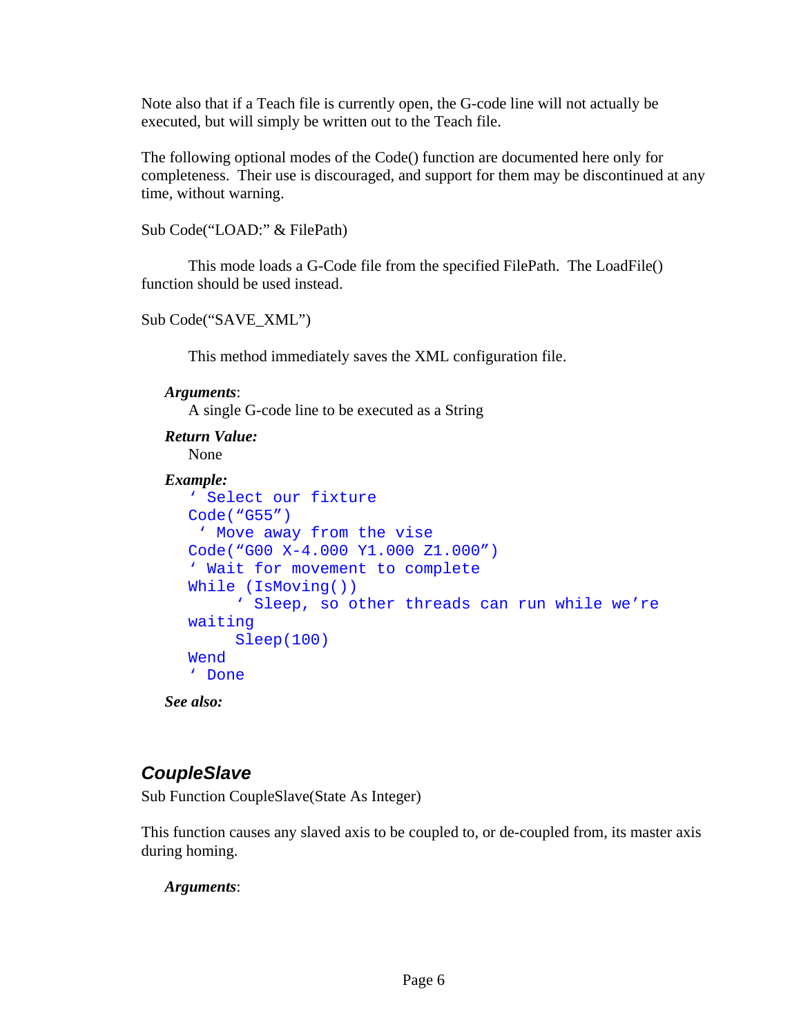Note also that if a Teach file is currently open, the G-code line will not actually be executed, but will simply be written out to the Teach file.

The following optional modes of the Code() function are documented here only for completeness. Their use is discouraged, and support for them may be discontinued at any time, without warning.

Sub Code("LOAD:" & FilePath)

This mode loads a G-Code file from the specified FilePath. The LoadFile() function should be used instead.

Sub Code("SAVE_XML")

This method immediately saves the XML configuration file.

***Arguments***:

A single G-code line to be executed as a String

***Return Value:***

None

***Example:***

```
' Select our fixture
Code("G55")
 ' Move away from the vise
Code("G00 X-4.000 Y1.000 Z1.000")
' Wait for movement to complete
While (IsMoving())
     ' Sleep, so other threads can run while we're
waiting
     Sleep(100)
Wend
' Done
```

***See also:***

## *CoupleSlave*

Sub Function CoupleSlave(State As Integer)

This function causes any slaved axis to be coupled to, or de-coupled from, its master axis during homing.

***Arguments***: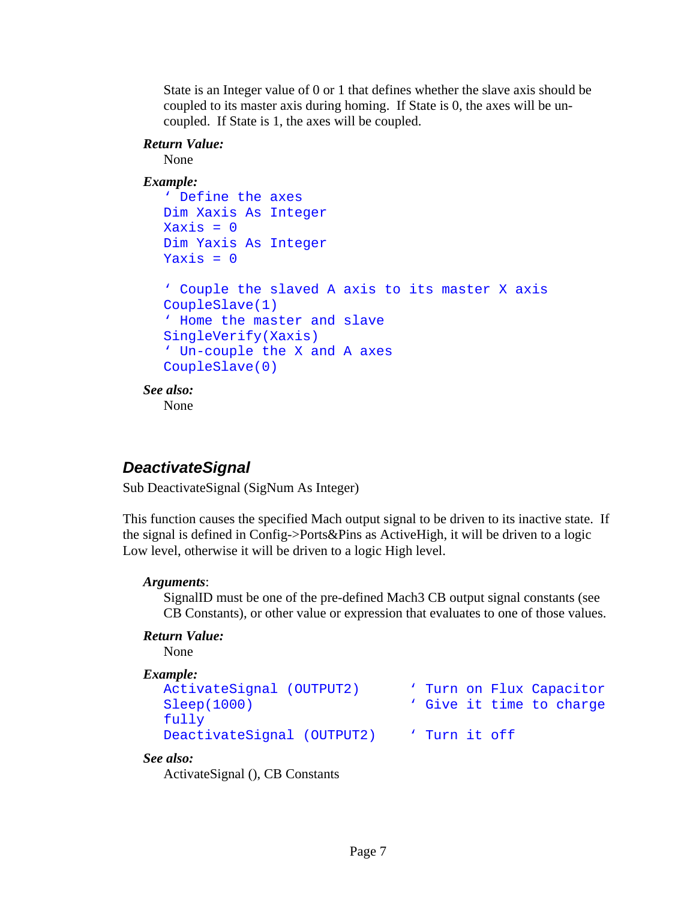State is an Integer value of 0 or 1 that defines whether the slave axis should be coupled to its master axis during homing. If State is 0, the axes will be un-coupled. If State is 1, the axes will be coupled.

***Return Value:***

None

***Example:***

```
' Define the axes
Dim Xaxis As Integer
Xaxis = 0
Dim Yaxis As Integer
Yaxis = 0

' Couple the slaved A axis to its master X axis
CoupleSlave(1)
' Home the master and slave
SingleVerify(Xaxis)
' Un-couple the X and A axes
CoupleSlave(0)
```

***See also:***

None

## *DeactivateSignal*

Sub DeactivateSignal (SigNum As Integer)

This function causes the specified Mach output signal to be driven to its inactive state. If the signal is defined in Config->Ports&Pins as ActiveHigh, it will be driven to a logic Low level, otherwise it will be driven to a logic High level.

***Arguments***:

SignalID must be one of the pre-defined Mach3 CB output signal constants (see CB Constants), or other value or expression that evaluates to one of those values.

***Return Value:***

None

***Example:***

```
ActivateSignal (OUTPUT2)       ' Turn on Flux Capacitor
Sleep(1000)                    ' Give it time to charge
fully
DeactivateSignal (OUTPUT2)     ' Turn it off
```

***See also:***

ActivateSignal (), CB Constants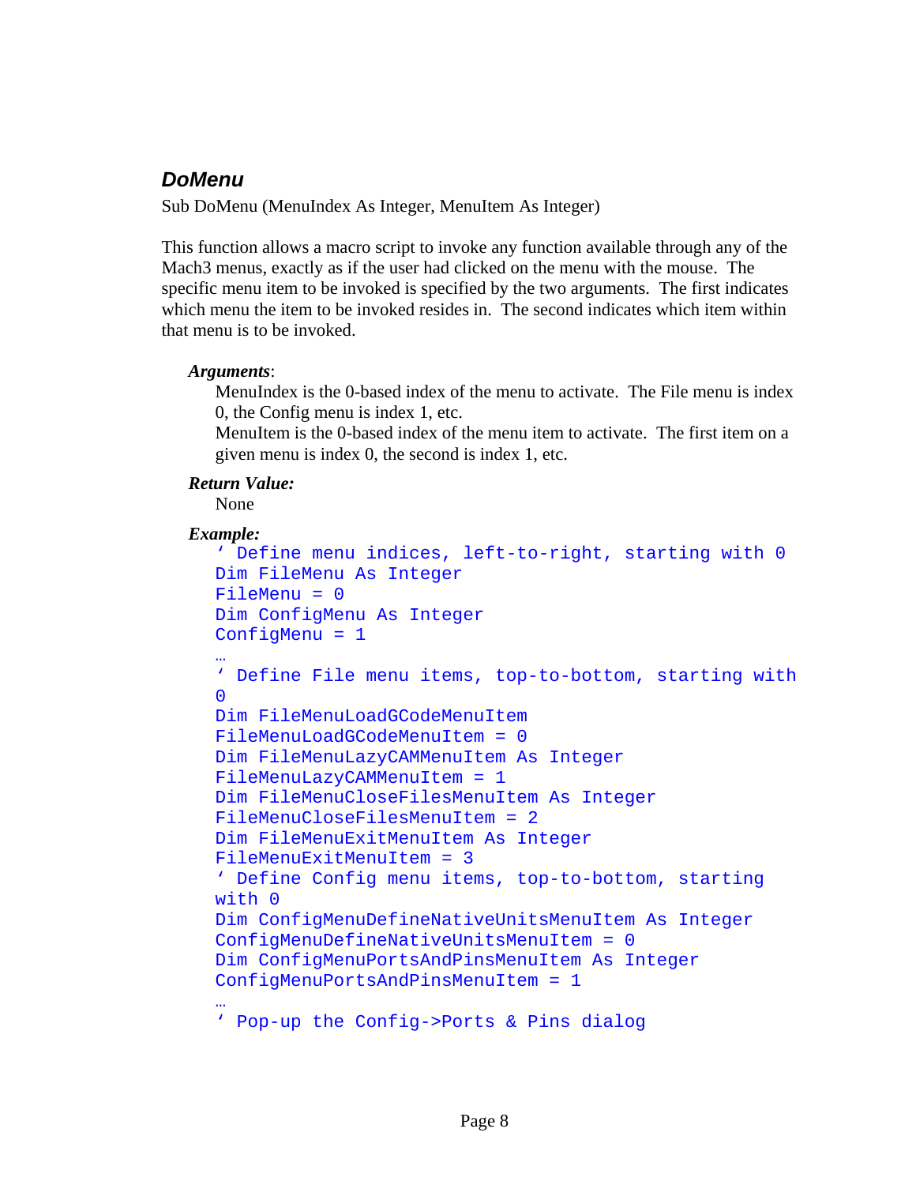## DoMenu

Sub DoMenu (MenuIndex As Integer, MenuItem As Integer)

This function allows a macro script to invoke any function available through any of the Mach3 menus, exactly as if the user had clicked on the menu with the mouse. The specific menu item to be invoked is specified by the two arguments. The first indicates which menu the item to be invoked resides in. The second indicates which item within that menu is to be invoked.

***Arguments***:

MenuIndex is the 0-based index of the menu to activate. The File menu is index 0, the Config menu is index 1, etc.
MenuItem is the 0-based index of the menu item to activate. The first item on a given menu is index 0, the second is index 1, etc.

***Return Value:***

None

***Example:***

```
' Define menu indices, left-to-right, starting with 0
Dim FileMenu As Integer
FileMenu = 0
Dim ConfigMenu As Integer
ConfigMenu = 1
…
' Define File menu items, top-to-bottom, starting with
0
Dim FileMenuLoadGCodeMenuItem
FileMenuLoadGCodeMenuItem = 0
Dim FileMenuLazyCAMMenuItem As Integer
FileMenuLazyCAMMenuItem = 1
Dim FileMenuCloseFilesMenuItem As Integer
FileMenuCloseFilesMenuItem = 2
Dim FileMenuExitMenuItem As Integer
FileMenuExitMenuItem = 3
' Define Config menu items, top-to-bottom, starting
with 0
Dim ConfigMenuDefineNativeUnitsMenuItem As Integer
ConfigMenuDefineNativeUnitsMenuItem = 0
Dim ConfigMenuPortsAndPinsMenuItem As Integer
ConfigMenuPortsAndPinsMenuItem = 1
…
' Pop-up the Config->Ports & Pins dialog
```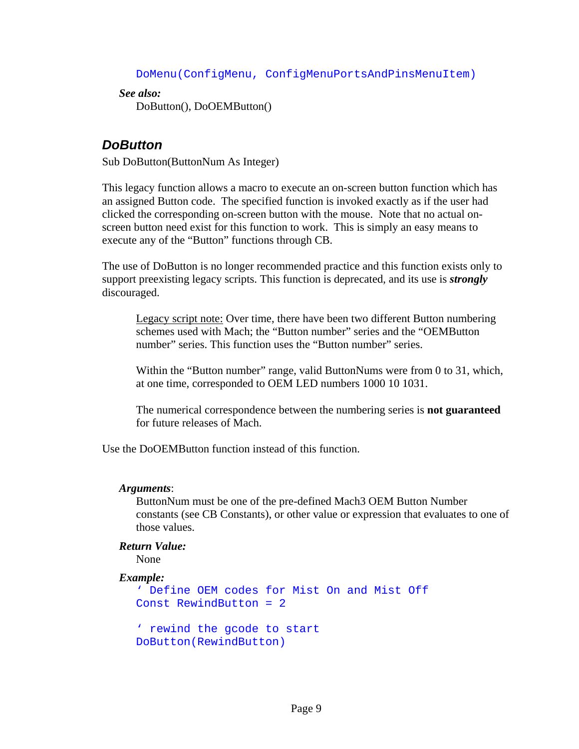```
DoMenu(ConfigMenu, ConfigMenuPortsAndPinsMenuItem)
```

***See also:***

DoButton(), DoOEMButton()

## *DoButton*

Sub DoButton(ButtonNum As Integer)

This legacy function allows a macro to execute an on-screen button function which has an assigned Button code. The specified function is invoked exactly as if the user had clicked the corresponding on-screen button with the mouse. Note that no actual on-screen button need exist for this function to work. This is simply an easy means to execute any of the “Button” functions through CB.

The use of DoButton is no longer recommended practice and this function exists only to support preexisting legacy scripts. This function is deprecated, and its use is ***strongly*** discouraged.

> Legacy script note: Over time, there have been two different Button numbering schemes used with Mach; the “Button number” series and the “OEMButton number” series. This function uses the “Button number” series.
>
> Within the “Button number” range, valid ButtonNums were from 0 to 31, which, at one time, corresponded to OEM LED numbers 1000 10 1031.
>
> The numerical correspondence between the numbering series is **not guaranteed** for future releases of Mach.

Use the DoOEMButton function instead of this function.

***Arguments***:

ButtonNum must be one of the pre-defined Mach3 OEM Button Number constants (see CB Constants), or other value or expression that evaluates to one of those values.

***Return Value:***

None

***Example:***

```
‘ Define OEM codes for Mist On and Mist Off
Const RewindButton = 2

‘ rewind the gcode to start
DoButton(RewindButton)
```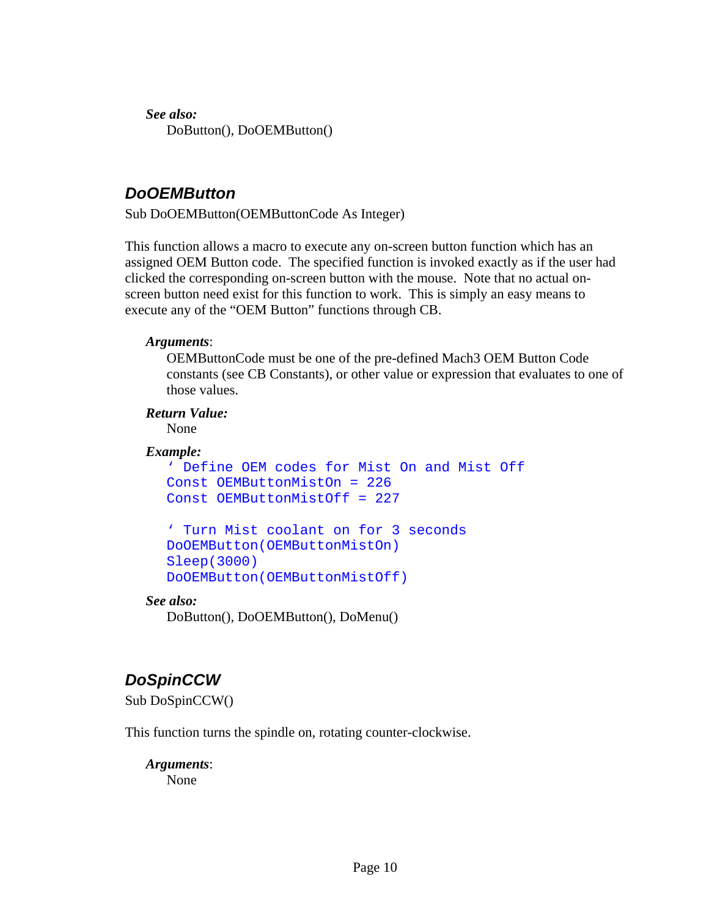***See also:***

DoButton(), DoOEMButton()

## *DoOEMButton*

Sub DoOEMButton(OEMButtonCode As Integer)

This function allows a macro to execute any on-screen button function which has an assigned OEM Button code. The specified function is invoked exactly as if the user had clicked the corresponding on-screen button with the mouse. Note that no actual on-screen button need exist for this function to work. This is simply an easy means to execute any of the "OEM Button" functions through CB.

***Arguments***:

OEMButtonCode must be one of the pre-defined Mach3 OEM Button Code constants (see CB Constants), or other value or expression that evaluates to one of those values.

***Return Value:***

None

***Example:***

```
' Define OEM codes for Mist On and Mist Off
Const OEMButtonMistOn = 226
Const OEMButtonMistOff = 227

' Turn Mist coolant on for 3 seconds
DoOEMButton(OEMButtonMistOn)
Sleep(3000)
DoOEMButton(OEMButtonMistOff)
```

***See also:***

DoButton(), DoOEMButton(), DoMenu()

## *DoSpinCCW*

Sub DoSpinCCW()

This function turns the spindle on, rotating counter-clockwise.

***Arguments***:

None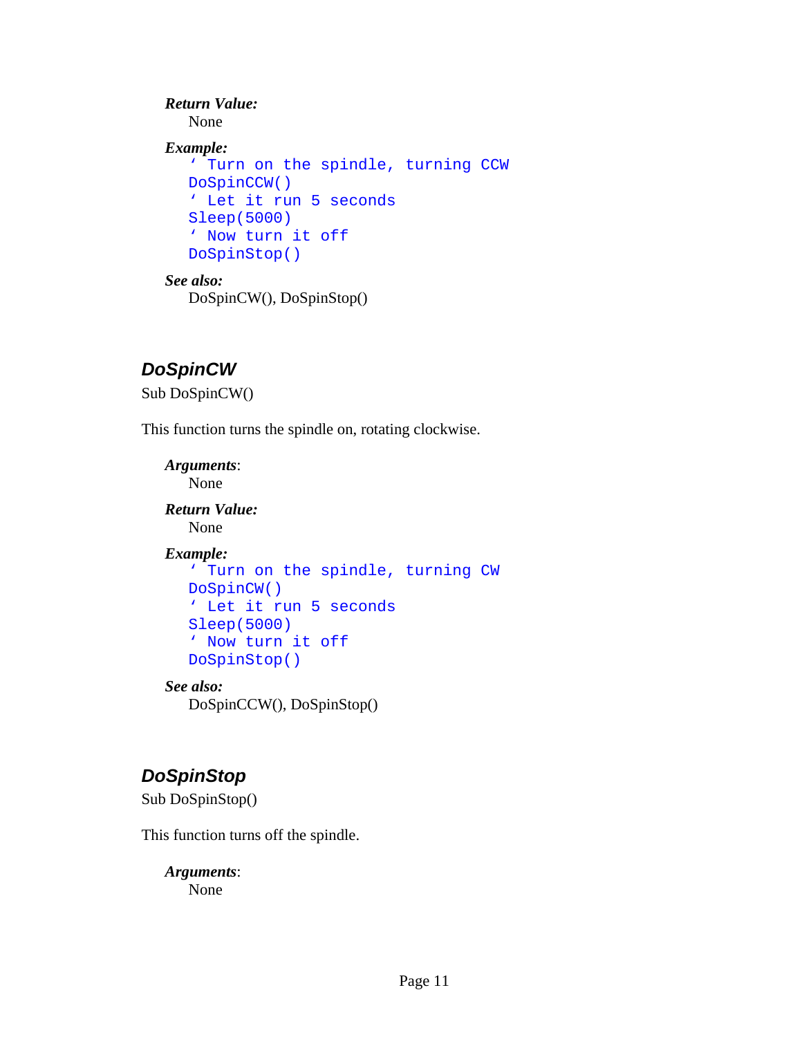***Return Value:***
None

***Example:***

```
' Turn on the spindle, turning CCW
DoSpinCCW()
' Let it run 5 seconds
Sleep(5000)
' Now turn it off
DoSpinStop()
```

***See also:***
DoSpinCW(), DoSpinStop()

## DoSpinCW

Sub DoSpinCW()

This function turns the spindle on, rotating clockwise.

***Arguments***:
None

***Return Value:***
None

***Example:***

```
' Turn on the spindle, turning CW
DoSpinCW()
' Let it run 5 seconds
Sleep(5000)
' Now turn it off
DoSpinStop()
```

***See also:***
DoSpinCCW(), DoSpinStop()

## DoSpinStop

Sub DoSpinStop()

This function turns off the spindle.

***Arguments***:
None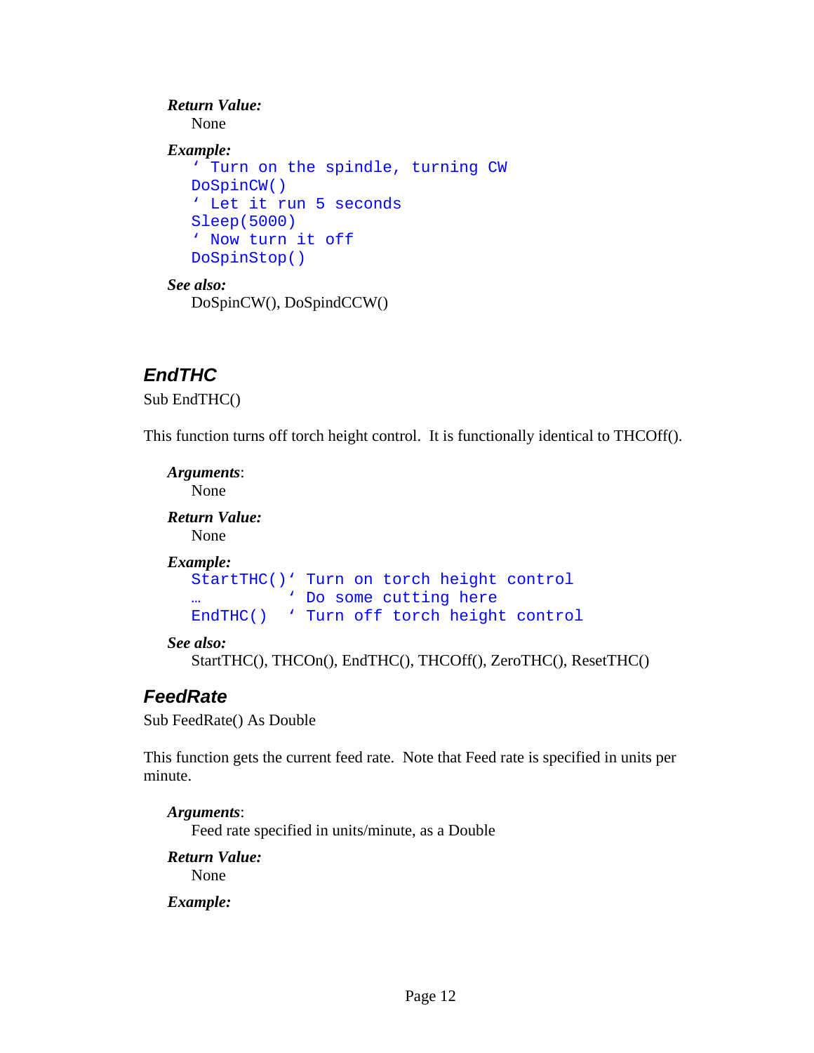***Return Value:***
None

***Example:***

```
' Turn on the spindle, turning CW
DoSpinCW()
' Let it run 5 seconds
Sleep(5000)
' Now turn it off
DoSpinStop()
```

***See also:***
DoSpinCW(), DoSpindCCW()

## *EndTHC*

Sub EndTHC()

This function turns off torch height control. It is functionally identical to THCOff().

***Arguments***:
None

***Return Value:***
None

***Example:***

```
StartTHC()' Turn on torch height control
…          ' Do some cutting here
EndTHC()   ' Turn off torch height control
```

***See also:***
StartTHC(), THCOn(), EndTHC(), THCOff(), ZeroTHC(), ResetTHC()

## *FeedRate*

Sub FeedRate() As Double

This function gets the current feed rate. Note that Feed rate is specified in units per minute.

***Arguments***:
Feed rate specified in units/minute, as a Double

***Return Value:***
None

***Example:***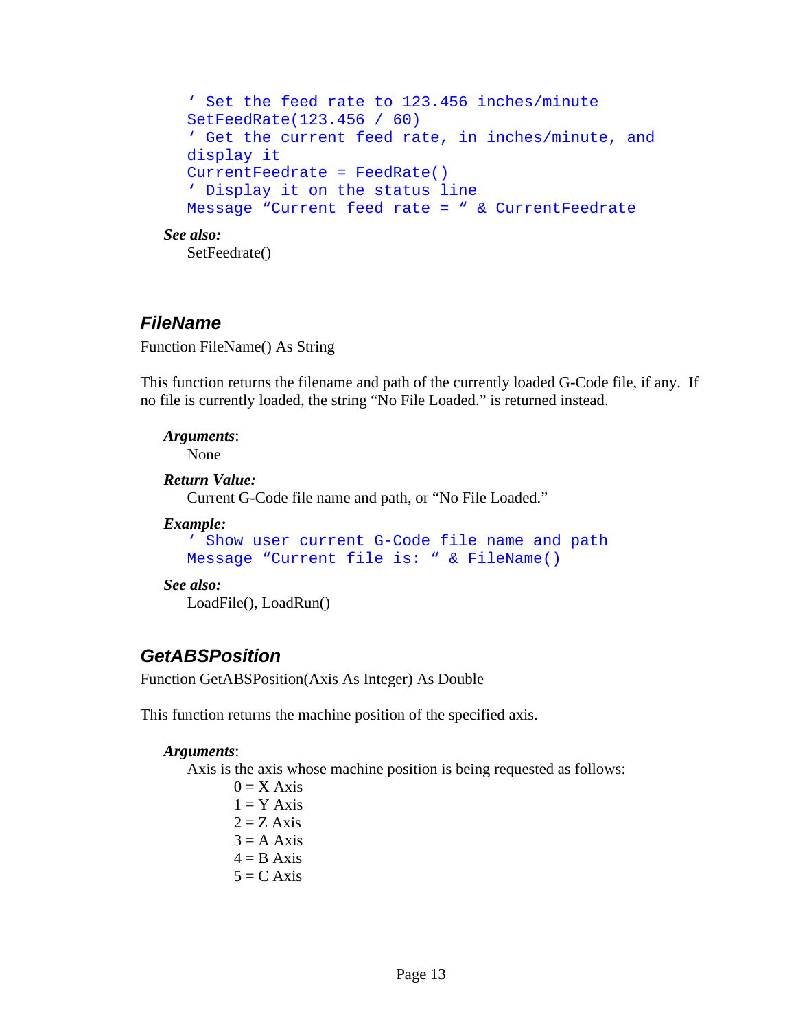```
' Set the feed rate to 123.456 inches/minute
SetFeedRate(123.456 / 60)
' Get the current feed rate, in inches/minute, and
display it
CurrentFeedrate = FeedRate()
' Display it on the status line
Message "Current feed rate = " & CurrentFeedrate
```

***See also:***

SetFeedrate()

## FileName

Function FileName() As String

This function returns the filename and path of the currently loaded G-Code file, if any. If no file is currently loaded, the string "No File Loaded." is returned instead.

***Arguments***:

None

***Return Value:***

Current G-Code file name and path, or "No File Loaded."

***Example:***

```
' Show user current G-Code file name and path
Message "Current file is: " & FileName()
```

***See also:***

LoadFile(), LoadRun()

## GetABSPosition

Function GetABSPosition(Axis As Integer) As Double

This function returns the machine position of the specified axis.

***Arguments***:

Axis is the axis whose machine position is being requested as follows:

0 = X Axis
1 = Y Axis
2 = Z Axis
3 = A Axis
4 = B Axis
5 = C Axis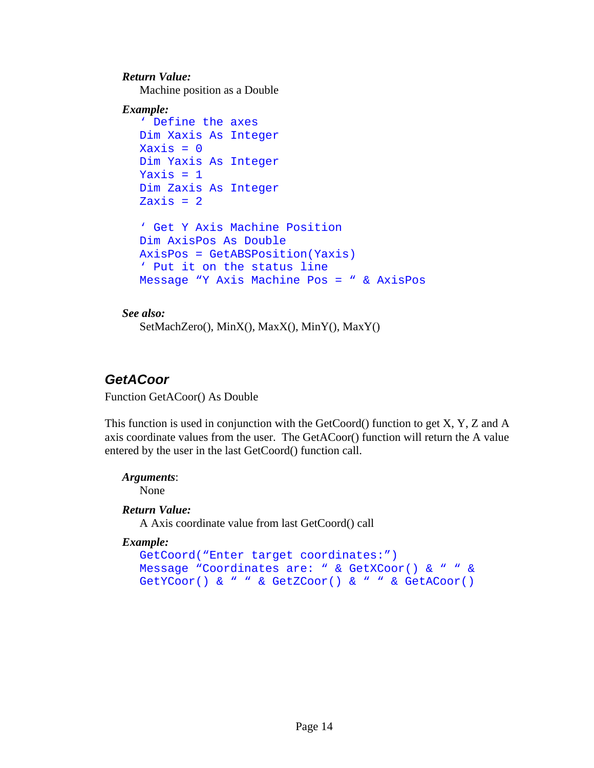***Return Value:***

Machine position as a Double

***Example:***

```
' Define the axes
Dim Xaxis As Integer
Xaxis = 0
Dim Yaxis As Integer
Yaxis = 1
Dim Zaxis As Integer
Zaxis = 2

' Get Y Axis Machine Position
Dim AxisPos As Double
AxisPos = GetABSPosition(Yaxis)
' Put it on the status line
Message "Y Axis Machine Pos = " & AxisPos
```

***See also:***

SetMachZero(), MinX(), MaxX(), MinY(), MaxY()

## GetACoor

Function GetACoor() As Double

This function is used in conjunction with the GetCoord() function to get X, Y, Z and A axis coordinate values from the user. The GetACoor() function will return the A value entered by the user in the last GetCoord() function call.

***Arguments***:

None

***Return Value:***

A Axis coordinate value from last GetCoord() call

***Example:***

```
GetCoord("Enter target coordinates:")
Message "Coordinates are: " & GetXCoor() & " " &
GetYCoor() & " " & GetZCoor() & " " & GetACoor()
```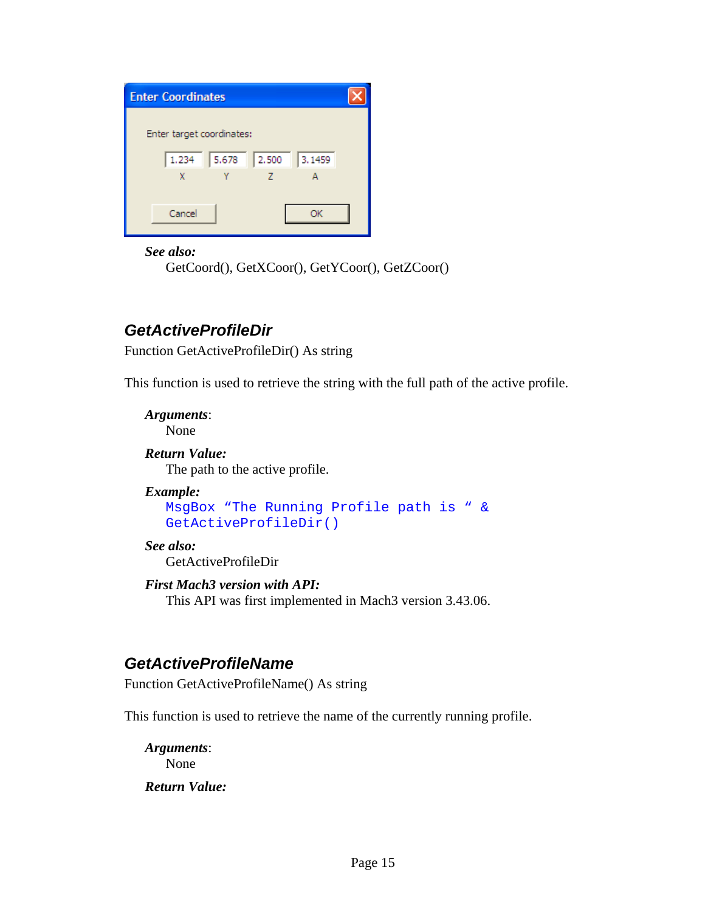See also:
GetCoord(), GetXCoor(), GetYCoor(), GetZCoor()

## GetActiveProfileDir

Function GetActiveProfileDir() As string

This function is used to retrieve the string with the full path of the active profile.

***Arguments***:
None

***Return Value:***
The path to the active profile.

***Example:***
```
MsgBox “The Running Profile path is “ &
GetActiveProfileDir()
```

***See also:***
GetActiveProfileDir

***First Mach3 version with API:***
This API was first implemented in Mach3 version 3.43.06.

## GetActiveProfileName

Function GetActiveProfileName() As string

This function is used to retrieve the name of the currently running profile.

***Arguments***:
None

***Return Value:***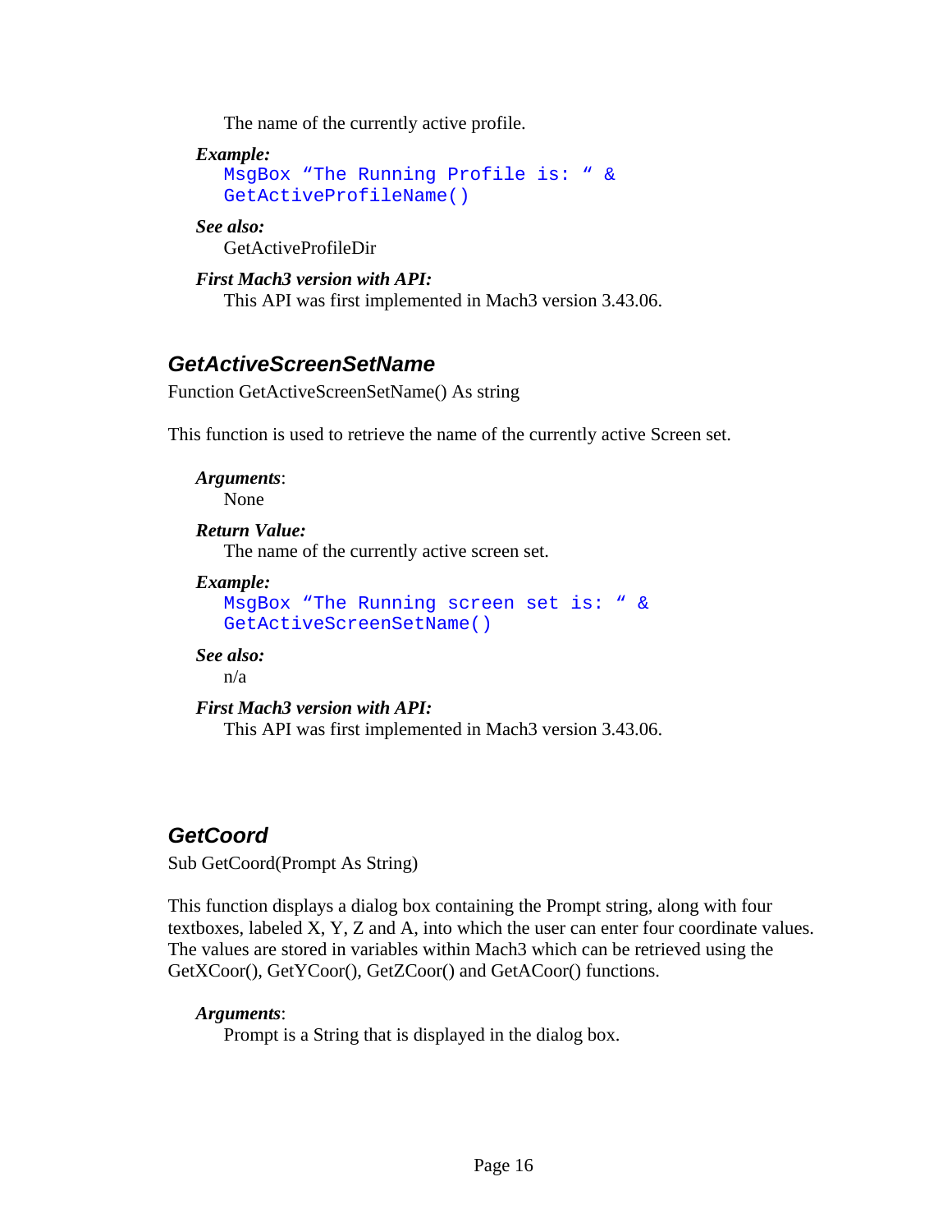The name of the currently active profile.

***Example:***

```
MsgBox "The Running Profile is: " &
GetActiveProfileName()
```

***See also:***

GetActiveProfileDir

***First Mach3 version with API:***

This API was first implemented in Mach3 version 3.43.06.

## GetActiveScreenSetName

Function GetActiveScreenSetName() As string

This function is used to retrieve the name of the currently active Screen set.

***Arguments***:

None

***Return Value:***

The name of the currently active screen set.

***Example:***

```
MsgBox "The Running screen set is: " &
GetActiveScreenSetName()
```

***See also:***

n/a

***First Mach3 version with API:***

This API was first implemented in Mach3 version 3.43.06.

## GetCoord

Sub GetCoord(Prompt As String)

This function displays a dialog box containing the Prompt string, along with four textboxes, labeled X, Y, Z and A, into which the user can enter four coordinate values. The values are stored in variables within Mach3 which can be retrieved using the GetXCoor(), GetYCoor(), GetZCoor() and GetACoor() functions.

***Arguments***:

Prompt is a String that is displayed in the dialog box.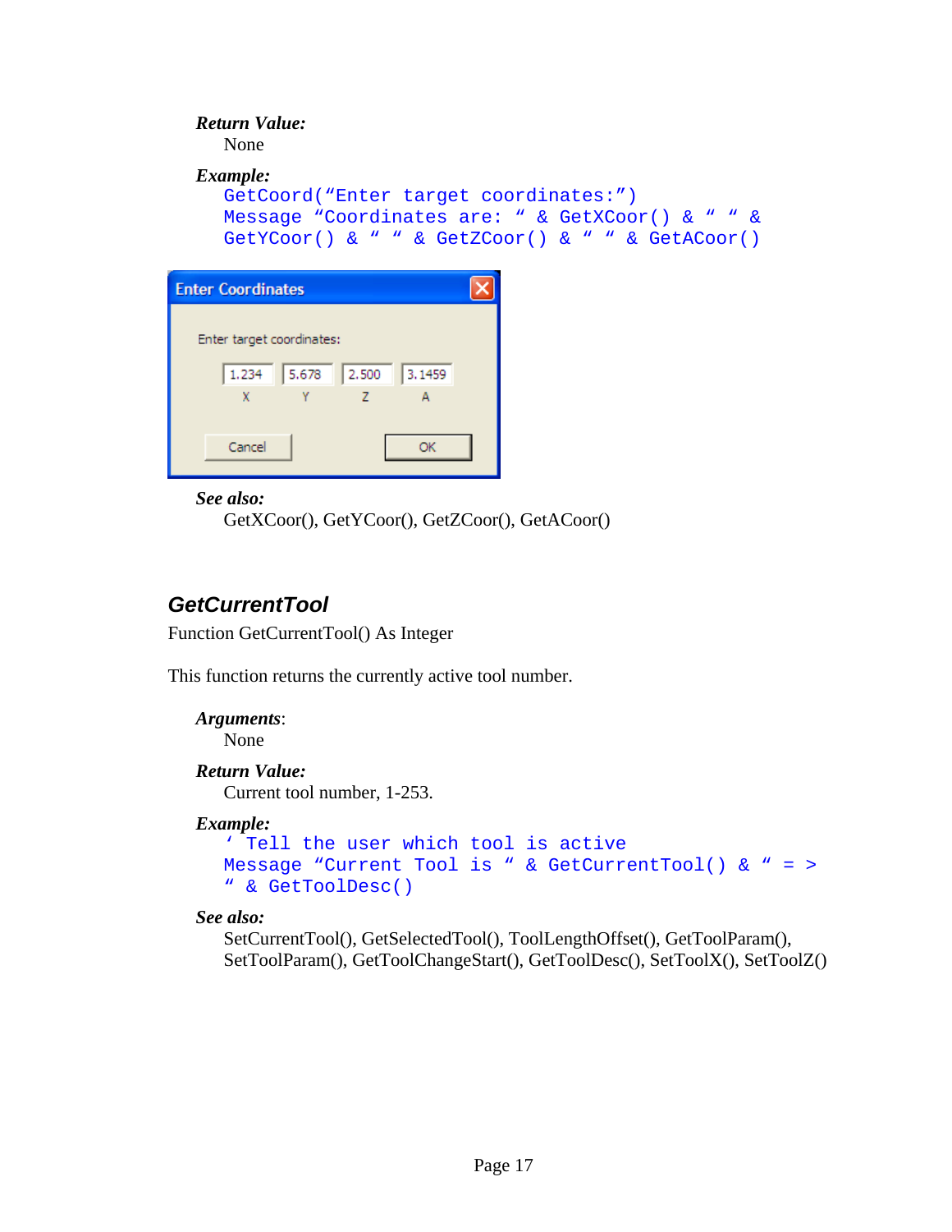***Return Value:***

None

***Example:***

```
GetCoord("Enter target coordinates:")
Message "Coordinates are: " & GetXCoor() & " " &
GetYCoor() & " " & GetZCoor() & " " & GetACoor()
```

***See also:***

GetXCoor(), GetYCoor(), GetZCoor(), GetACoor()

## *GetCurrentTool*

Function GetCurrentTool() As Integer

This function returns the currently active tool number.

***Arguments***:

None

***Return Value:***

Current tool number, 1-253.

***Example:***

```
' Tell the user which tool is active
Message "Current Tool is " & GetCurrentTool() & " = >
" & GetToolDesc()
```

***See also:***

SetCurrentTool(), GetSelectedTool(), ToolLengthOffset(), GetToolParam(), SetToolParam(), GetToolChangeStart(), GetToolDesc(), SetToolX(), SetToolZ()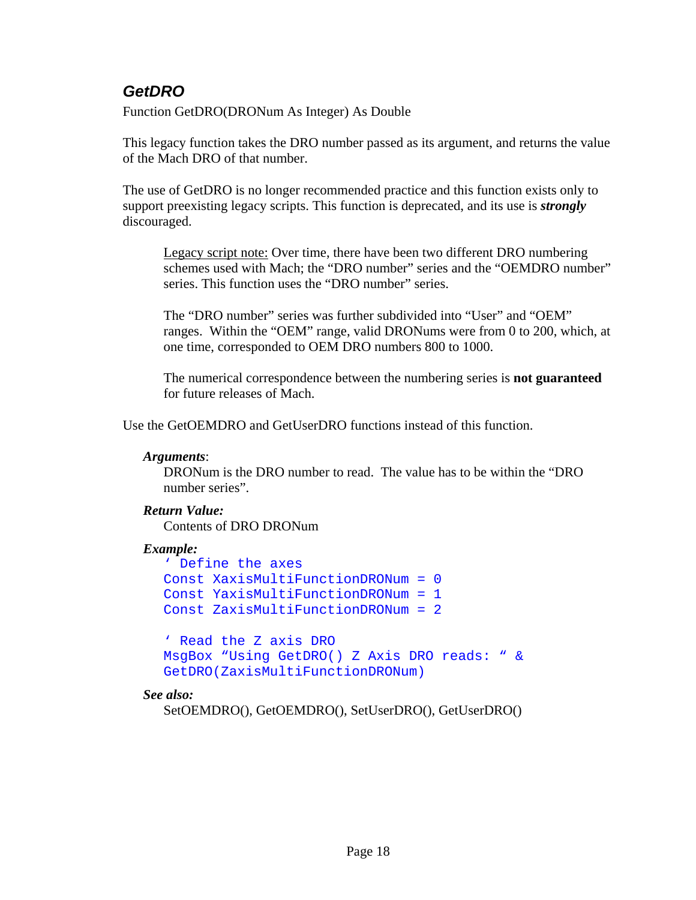### *GetDRO*

Function GetDRO(DRONum As Integer) As Double

This legacy function takes the DRO number passed as its argument, and returns the value of the Mach DRO of that number.

The use of GetDRO is no longer recommended practice and this function exists only to support preexisting legacy scripts. This function is deprecated, and its use is ***strongly*** discouraged.

> Legacy script note: Over time, there have been two different DRO numbering schemes used with Mach; the "DRO number" series and the "OEMDRO number" series. This function uses the "DRO number" series.
>
> The "DRO number" series was further subdivided into "User" and "OEM" ranges. Within the "OEM" range, valid DRONums were from 0 to 200, which, at one time, corresponded to OEM DRO numbers 800 to 1000.
>
> The numerical correspondence between the numbering series is **not guaranteed** for future releases of Mach.

Use the GetOEMDRO and GetUserDRO functions instead of this function.

***Arguments***:

DRONum is the DRO number to read. The value has to be within the "DRO number series".

***Return Value:***

Contents of DRO DRONum

***Example:***

```
' Define the axes
Const XaxisMultiFunctionDRONum = 0
Const YaxisMultiFunctionDRONum = 1
Const ZaxisMultiFunctionDRONum = 2

' Read the Z axis DRO
MsgBox "Using GetDRO() Z Axis DRO reads: " &
GetDRO(ZaxisMultiFunctionDRONum)
```

***See also:***

SetOEMDRO(), GetOEMDRO(), SetUserDRO(), GetUserDRO()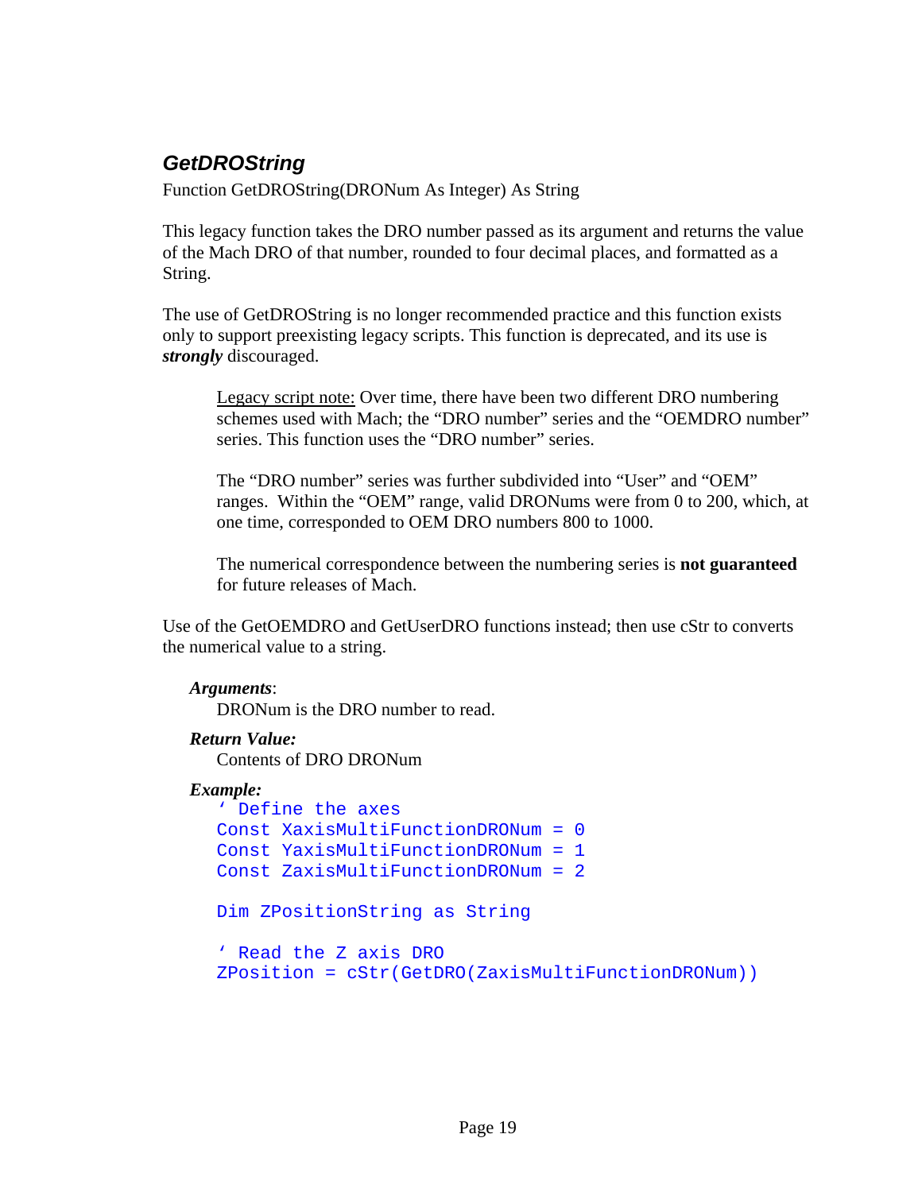### *GetDROString*

Function GetDROString(DRONum As Integer) As String

This legacy function takes the DRO number passed as its argument and returns the value of the Mach DRO of that number, rounded to four decimal places, and formatted as a String.

The use of GetDROString is no longer recommended practice and this function exists only to support preexisting legacy scripts. This function is deprecated, and its use is ***strongly*** discouraged.

> Legacy script note: Over time, there have been two different DRO numbering schemes used with Mach; the "DRO number" series and the "OEMDRO number" series. This function uses the "DRO number" series.
>
> The "DRO number" series was further subdivided into "User" and "OEM" ranges. Within the "OEM" range, valid DRONums were from 0 to 200, which, at one time, corresponded to OEM DRO numbers 800 to 1000.
>
> The numerical correspondence between the numbering series is **not guaranteed** for future releases of Mach.

Use of the GetOEMDRO and GetUserDRO functions instead; then use cStr to converts the numerical value to a string.

***Arguments***:

DRONum is the DRO number to read.

***Return Value:***

Contents of DRO DRONum

***Example:***

```
' Define the axes
Const XaxisMultiFunctionDRONum = 0
Const YaxisMultiFunctionDRONum = 1
Const ZaxisMultiFunctionDRONum = 2

Dim ZPositionString as String

' Read the Z axis DRO
ZPosition = cStr(GetDRO(ZaxisMultiFunctionDRONum))
```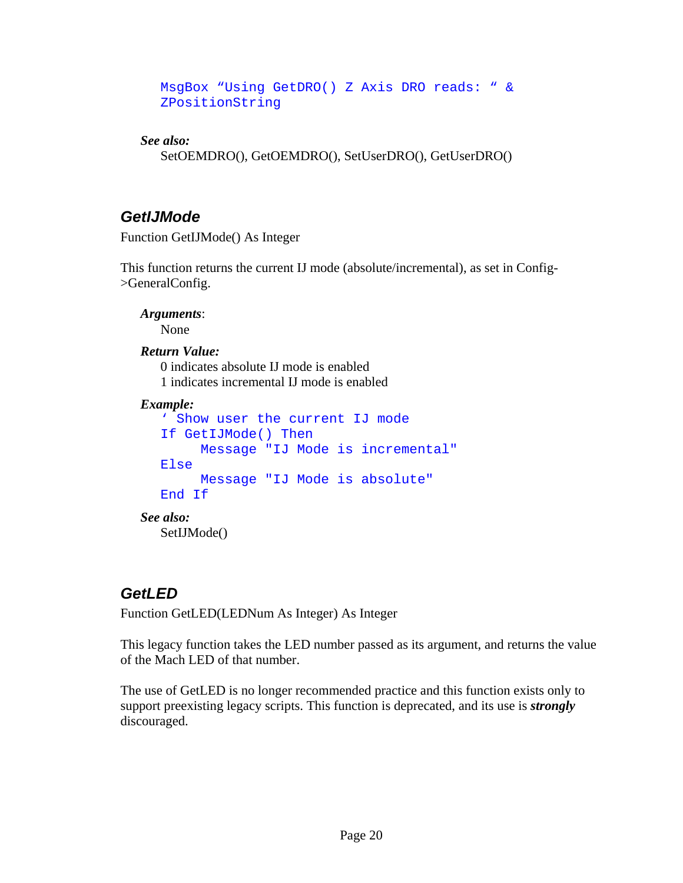```
MsgBox “Using GetDRO() Z Axis DRO reads: “ &
ZPositionString
```

***See also:***

SetOEMDRO(), GetOEMDRO(), SetUserDRO(), GetUserDRO()

## GetIJMode

Function GetIJMode() As Integer

This function returns the current IJ mode (absolute/incremental), as set in Config->GeneralConfig.

***Arguments***:

None

***Return Value:***

0 indicates absolute IJ mode is enabled
1 indicates incremental IJ mode is enabled

***Example:***

```
‘ Show user the current IJ mode
If GetIJMode() Then
     Message "IJ Mode is incremental"
Else
     Message "IJ Mode is absolute"
End If
```

***See also:***

SetIJMode()

## GetLED

Function GetLED(LEDNum As Integer) As Integer

This legacy function takes the LED number passed as its argument, and returns the value of the Mach LED of that number.

The use of GetLED is no longer recommended practice and this function exists only to support preexisting legacy scripts. This function is deprecated, and its use is ***strongly*** discouraged.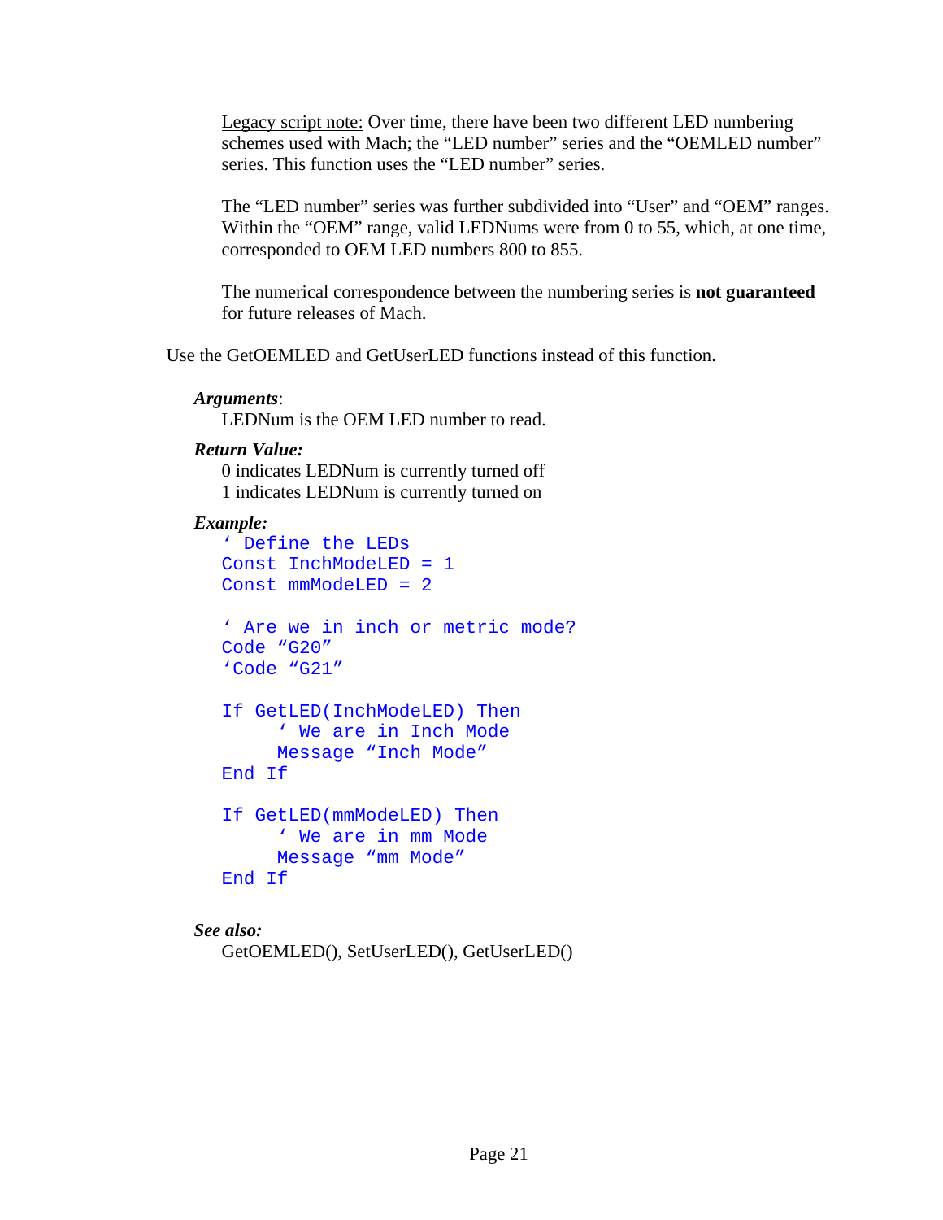<u>Legacy script note:</u> Over time, there have been two different LED numbering schemes used with Mach; the "LED number" series and the "OEMLED number" series. This function uses the "LED number" series.

The "LED number" series was further subdivided into "User" and "OEM" ranges. Within the "OEM" range, valid LEDNums were from 0 to 55, which, at one time, corresponded to OEM LED numbers 800 to 855.

The numerical correspondence between the numbering series is **not guaranteed** for future releases of Mach.

Use the GetOEMLED and GetUserLED functions instead of this function.

***Arguments***:

LEDNum is the OEM LED number to read.

***Return Value:***

0 indicates LEDNum is currently turned off
1 indicates LEDNum is currently turned on

***Example:***

```
' Define the LEDs
Const InchModeLED = 1
Const mmModeLED = 2

' Are we in inch or metric mode?
Code "G20"
'Code "G21"

If GetLED(InchModeLED) Then
     ' We are in Inch Mode
     Message "Inch Mode"
End If

If GetLED(mmModeLED) Then
     ' We are in mm Mode
     Message "mm Mode"
End If
```

***See also:***

GetOEMLED(), SetUserLED(), GetUserLED()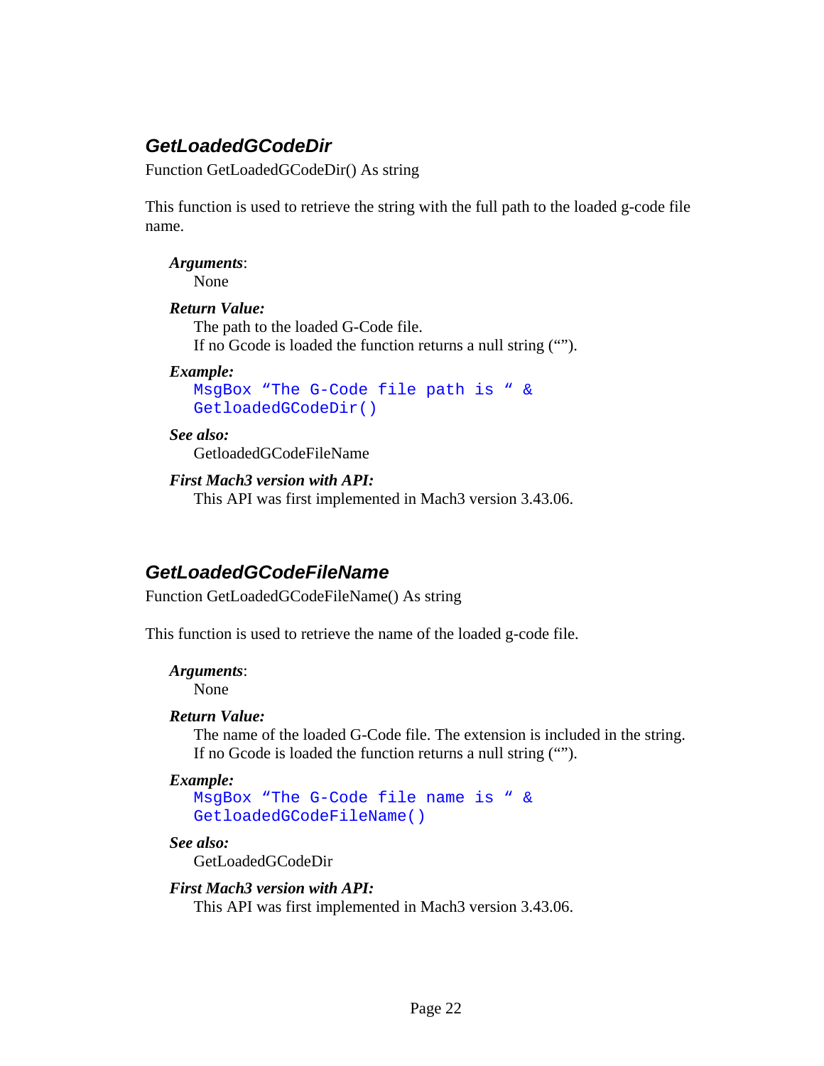### *GetLoadedGCodeDir*

Function GetLoadedGCodeDir() As string

This function is used to retrieve the string with the full path to the loaded g-code file name.

***Arguments***:

None

***Return Value:***

The path to the loaded G-Code file.
If no Gcode is loaded the function returns a null string (“”).

***Example:***

```
MsgBox “The G-Code file path is “ &
GetloadedGCodeDir()
```

***See also:***

GetloadedGCodeFileName

***First Mach3 version with API:***

This API was first implemented in Mach3 version 3.43.06.

### *GetLoadedGCodeFileName*

Function GetLoadedGCodeFileName() As string

This function is used to retrieve the name of the loaded g-code file.

***Arguments***:

None

***Return Value:***

The name of the loaded G-Code file. The extension is included in the string.
If no Gcode is loaded the function returns a null string (“”).

***Example:***

```
MsgBox “The G-Code file name is “ &
GetloadedGCodeFileName()
```

***See also:***

GetLoadedGCodeDir

***First Mach3 version with API:***

This API was first implemented in Mach3 version 3.43.06.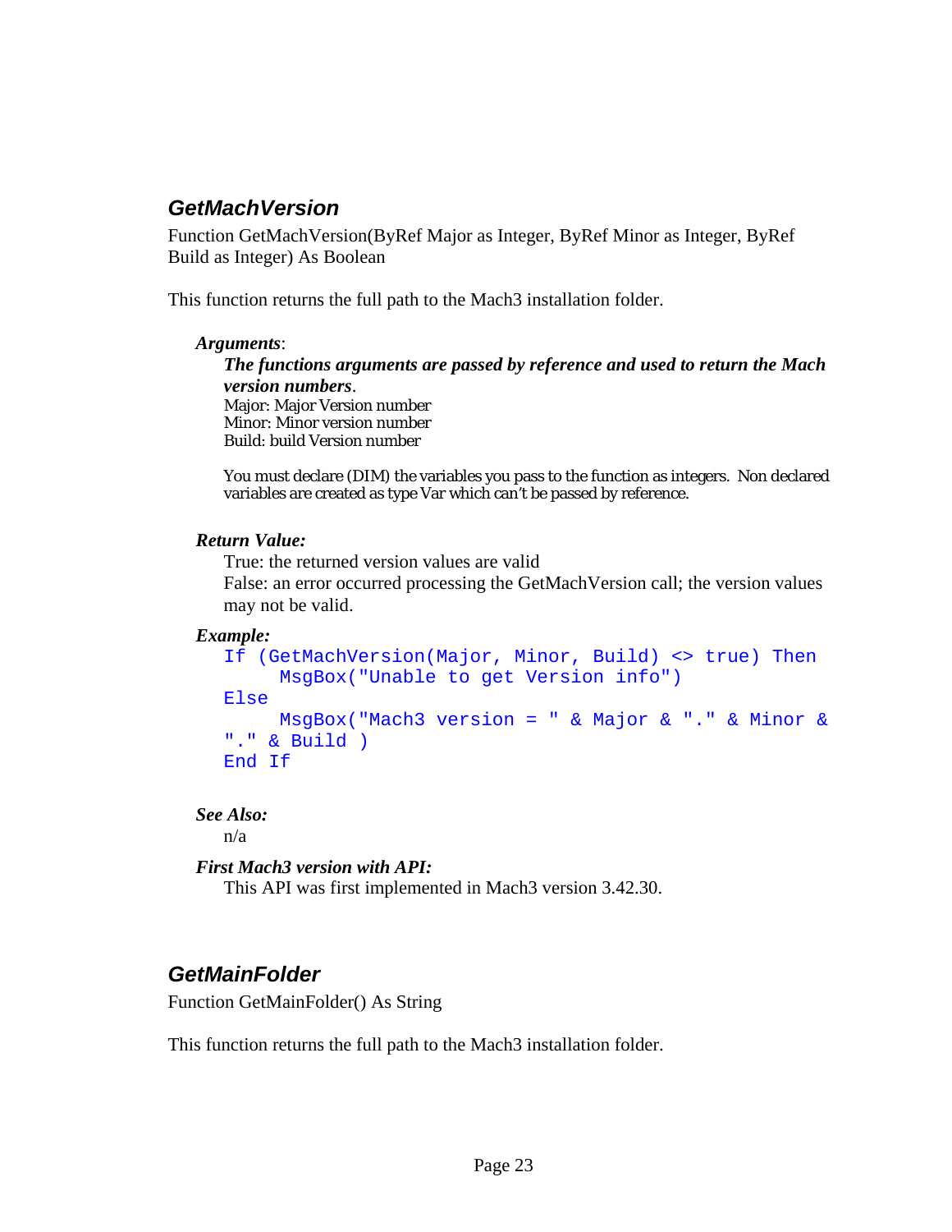### GetMachVersion

Function GetMachVersion(ByRef Major as Integer, ByRef Minor as Integer, ByRef Build as Integer) As Boolean

This function returns the full path to the Mach3 installation folder.

***Arguments***:

***The functions arguments are passed by reference and used to return the Mach version numbers***.
Major: Major Version number
Minor: Minor version number
Build: build Version number

You must declare (DIM) the variables you pass to the function as integers. Non declared variables are created as type Var which can't be passed by reference.

***Return Value:***

True: the returned version values are valid
False: an error occurred processing the GetMachVersion call; the version values may not be valid.

***Example:***

```
If (GetMachVersion(Major, Minor, Build) <> true) Then
     MsgBox("Unable to get Version info")
Else
     MsgBox("Mach3 version = " & Major & "." & Minor &
"." & Build )
End If
```

***See Also:***

n/a

***First Mach3 version with API:***

This API was first implemented in Mach3 version 3.42.30.

### GetMainFolder

Function GetMainFolder() As String

This function returns the full path to the Mach3 installation folder.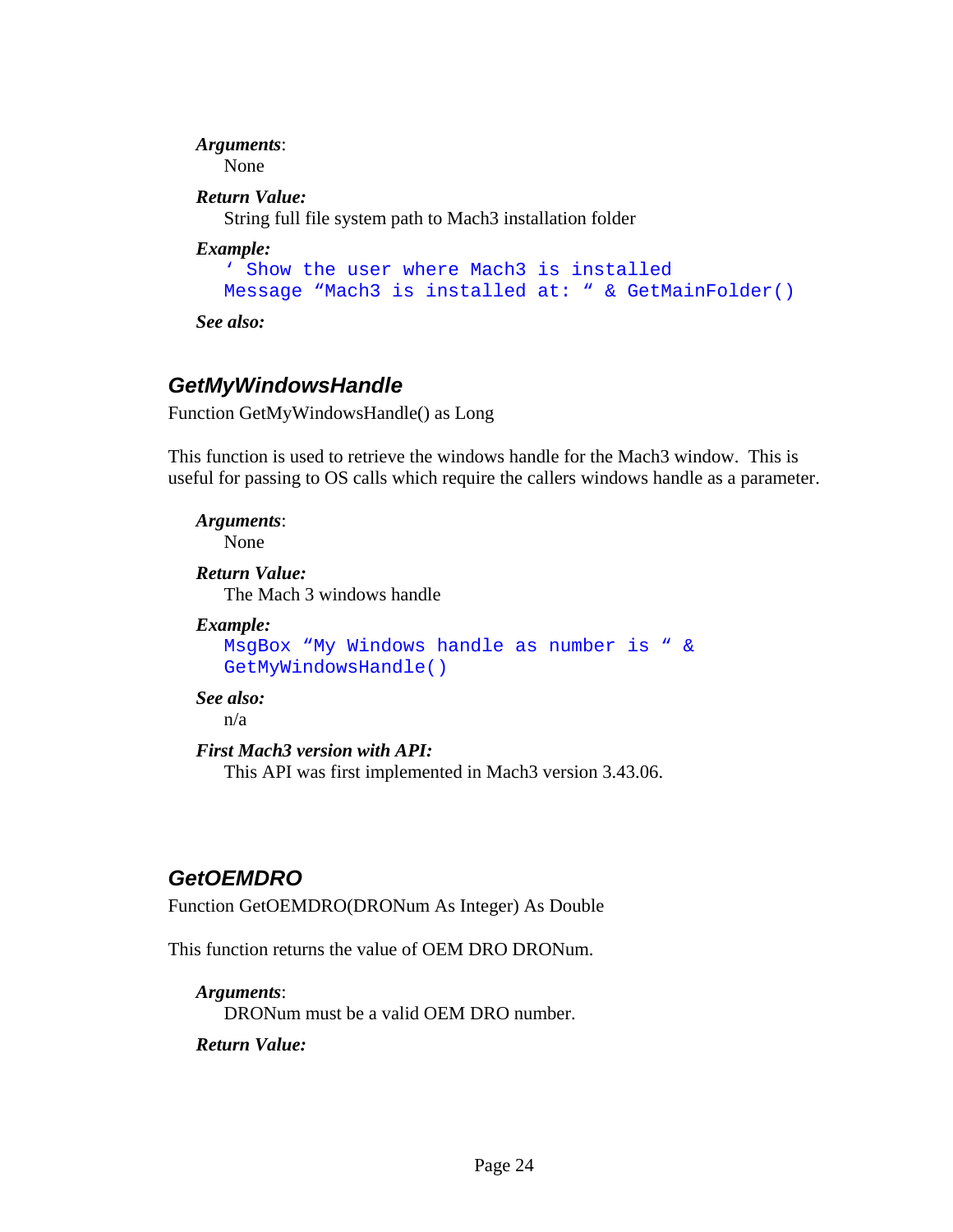***Arguments***:
None

***Return Value:***
String full file system path to Mach3 installation folder

***Example:***
```
' Show the user where Mach3 is installed
Message "Mach3 is installed at: " & GetMainFolder()
```

***See also:***

## GetMyWindowsHandle

Function GetMyWindowsHandle() as Long

This function is used to retrieve the windows handle for the Mach3 window. This is useful for passing to OS calls which require the callers windows handle as a parameter.

***Arguments***:
None

***Return Value:***
The Mach 3 windows handle

***Example:***
```
MsgBox "My Windows handle as number is " &
GetMyWindowsHandle()
```

***See also:***
n/a

***First Mach3 version with API:***
This API was first implemented in Mach3 version 3.43.06.

## GetOEMDRO

Function GetOEMDRO(DRONum As Integer) As Double

This function returns the value of OEM DRO DRONum.

***Arguments***:
DRONum must be a valid OEM DRO number.

***Return Value:***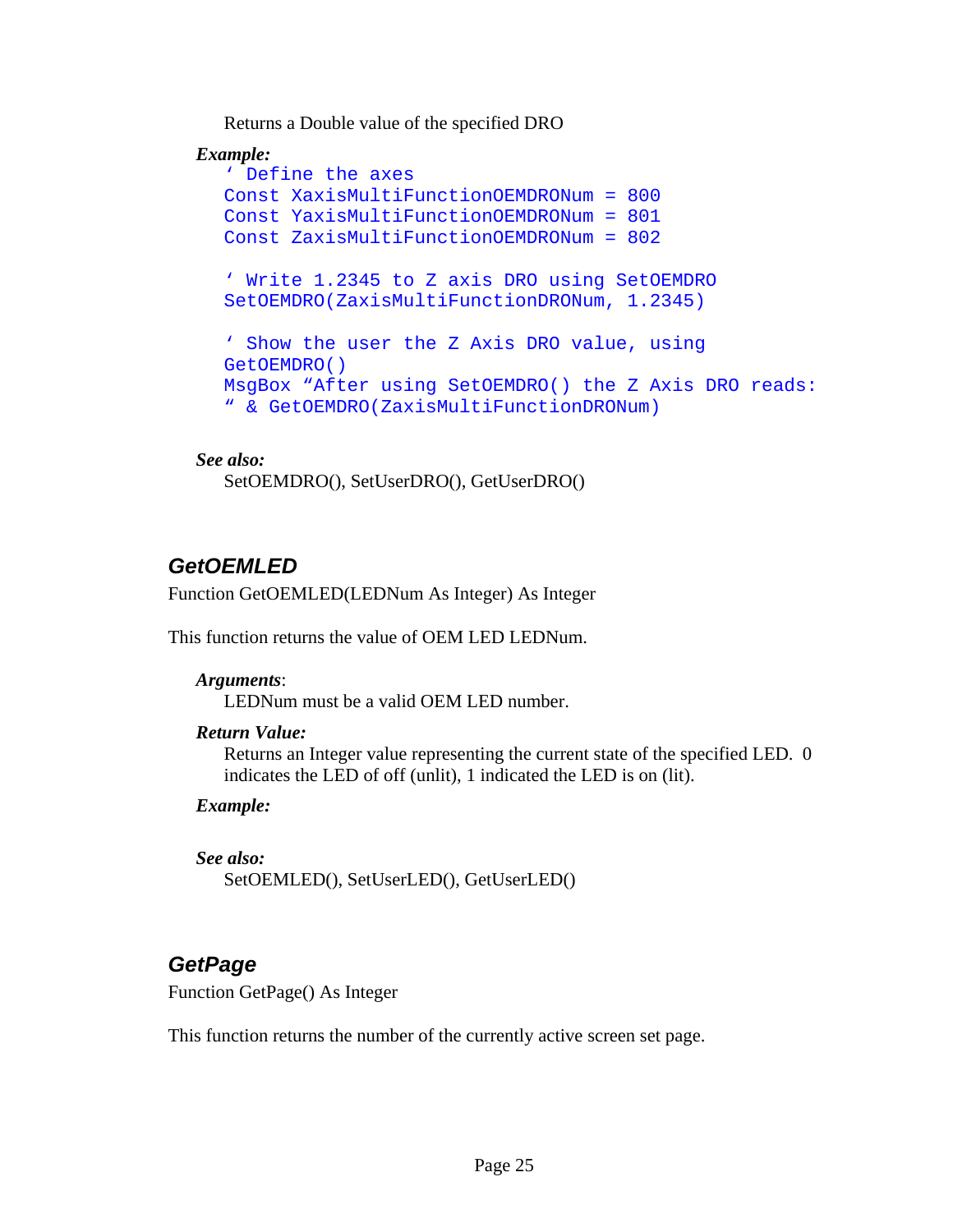Returns a Double value of the specified DRO

***Example:***

```
‘ Define the axes
Const XaxisMultiFunctionOEMDRONum = 800
Const YaxisMultiFunctionOEMDRONum = 801
Const ZaxisMultiFunctionOEMDRONum = 802

‘ Write 1.2345 to Z axis DRO using SetOEMDRO
SetOEMDRO(ZaxisMultiFunctionDRONum, 1.2345)

‘ Show the user the Z Axis DRO value, using
GetOEMDRO()
MsgBox “After using SetOEMDRO() the Z Axis DRO reads:
“ & GetOEMDRO(ZaxisMultiFunctionDRONum)
```

***See also:***

SetOEMDRO(), SetUserDRO(), GetUserDRO()

## GetOEMLED

Function GetOEMLED(LEDNum As Integer) As Integer

This function returns the value of OEM LED LEDNum.

***Arguments***:

LEDNum must be a valid OEM LED number.

***Return Value:***

Returns an Integer value representing the current state of the specified LED. 0 indicates the LED of off (unlit), 1 indicated the LED is on (lit).

***Example:***

***See also:***

SetOEMLED(), SetUserLED(), GetUserLED()

## GetPage

Function GetPage() As Integer

This function returns the number of the currently active screen set page.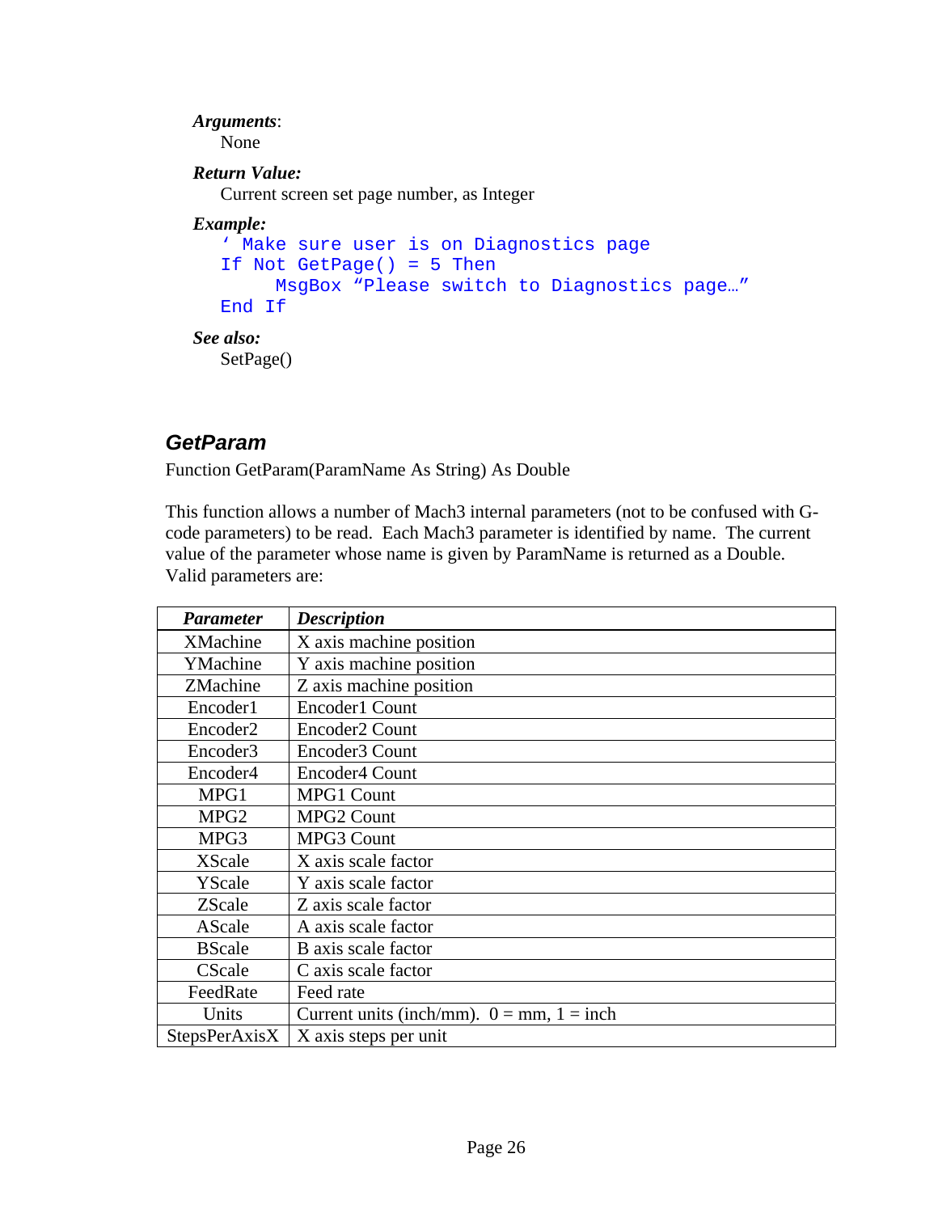***Arguments***:

None

***Return Value:***

Current screen set page number, as Integer

***Example:***

```
' Make sure user is on Diagnostics page
If Not GetPage() = 5 Then
     MsgBox "Please switch to Diagnostics page…"
End If
```

***See also:***

SetPage()

### *GetParam*

Function GetParam(ParamName As String) As Double

This function allows a number of Mach3 internal parameters (not to be confused with G-code parameters) to be read. Each Mach3 parameter is identified by name. The current value of the parameter whose name is given by ParamName is returned as a Double. Valid parameters are:

| ***Parameter*** | ***Description*** |
|---|---|
| XMachine | X axis machine position |
| YMachine | Y axis machine position |
| ZMachine | Z axis machine position |
| Encoder1 | Encoder1 Count |
| Encoder2 | Encoder2 Count |
| Encoder3 | Encoder3 Count |
| Encoder4 | Encoder4 Count |
| MPG1 | MPG1 Count |
| MPG2 | MPG2 Count |
| MPG3 | MPG3 Count |
| XScale | X axis scale factor |
| YScale | Y axis scale factor |
| ZScale | Z axis scale factor |
| AScale | A axis scale factor |
| BScale | B axis scale factor |
| CScale | C axis scale factor |
| FeedRate | Feed rate |
| Units | Current units (inch/mm). 0 = mm, 1 = inch |
| StepsPerAxisX | X axis steps per unit |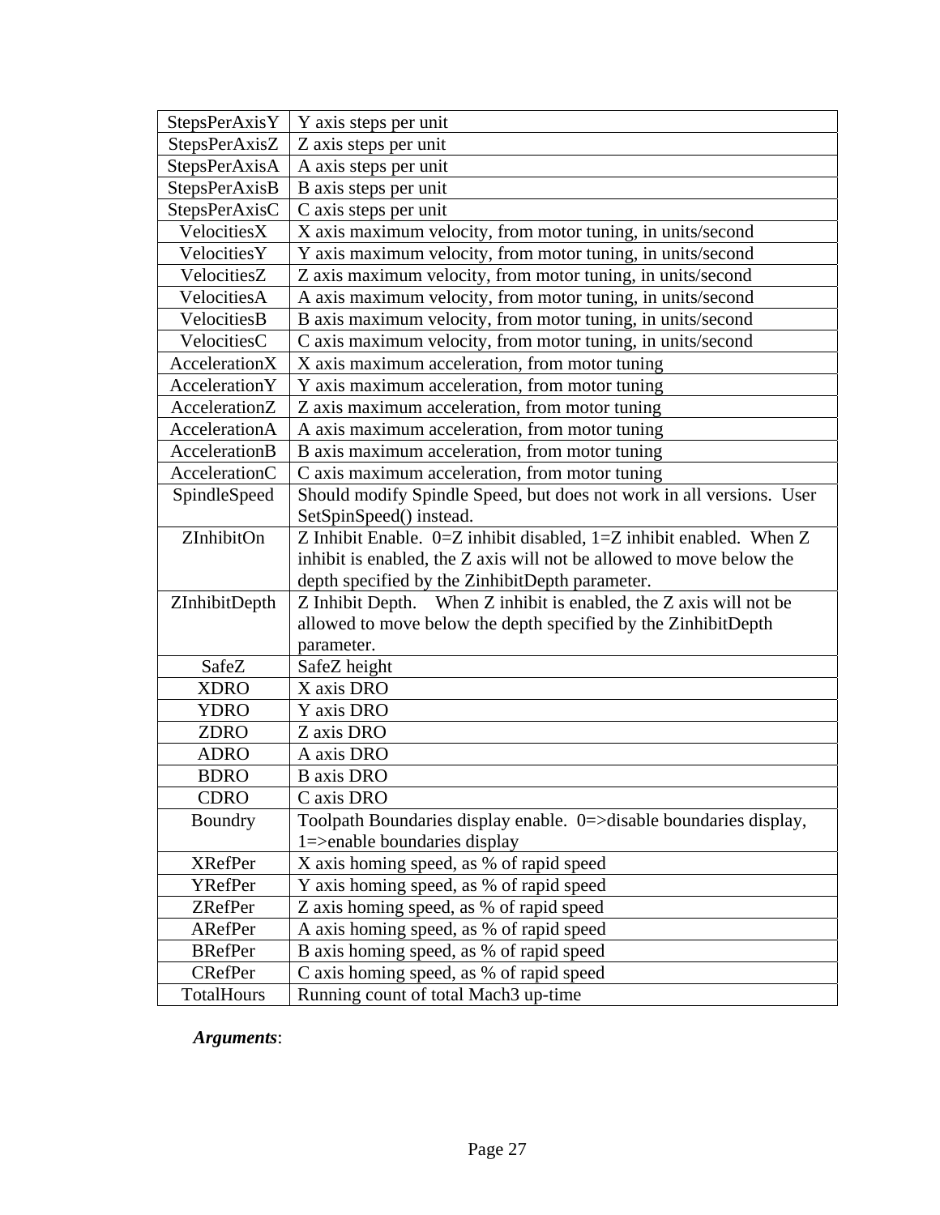| | |
|---|---|
| StepsPerAxisY | Y axis steps per unit |
| StepsPerAxisZ | Z axis steps per unit |
| StepsPerAxisA | A axis steps per unit |
| StepsPerAxisB | B axis steps per unit |
| StepsPerAxisC | C axis steps per unit |
| VelocitiesX | X axis maximum velocity, from motor tuning, in units/second |
| VelocitiesY | Y axis maximum velocity, from motor tuning, in units/second |
| VelocitiesZ | Z axis maximum velocity, from motor tuning, in units/second |
| VelocitiesA | A axis maximum velocity, from motor tuning, in units/second |
| VelocitiesB | B axis maximum velocity, from motor tuning, in units/second |
| VelocitiesC | C axis maximum velocity, from motor tuning, in units/second |
| AccelerationX | X axis maximum acceleration, from motor tuning |
| AccelerationY | Y axis maximum acceleration, from motor tuning |
| AccelerationZ | Z axis maximum acceleration, from motor tuning |
| AccelerationA | A axis maximum acceleration, from motor tuning |
| AccelerationB | B axis maximum acceleration, from motor tuning |
| AccelerationC | C axis maximum acceleration, from motor tuning |
| SpindleSpeed | Should modify Spindle Speed, but does not work in all versions. User SetSpinSpeed() instead. |
| ZInhibitOn | Z Inhibit Enable. 0=Z inhibit disabled, 1=Z inhibit enabled. When Z inhibit is enabled, the Z axis will not be allowed to move below the depth specified by the ZinhibitDepth parameter. |
| ZInhibitDepth | Z Inhibit Depth. When Z inhibit is enabled, the Z axis will not be allowed to move below the depth specified by the ZinhibitDepth parameter. |
| SafeZ | SafeZ height |
| XDRO | X axis DRO |
| YDRO | Y axis DRO |
| ZDRO | Z axis DRO |
| ADRO | A axis DRO |
| BDRO | B axis DRO |
| CDRO | C axis DRO |
| Boundry | Toolpath Boundaries display enable. 0=>disable boundaries display, 1=>enable boundaries display |
| XRefPer | X axis homing speed, as % of rapid speed |
| YRefPer | Y axis homing speed, as % of rapid speed |
| ZRefPer | Z axis homing speed, as % of rapid speed |
| ARefPer | A axis homing speed, as % of rapid speed |
| BRefPer | B axis homing speed, as % of rapid speed |
| CRefPer | C axis homing speed, as % of rapid speed |
| TotalHours | Running count of total Mach3 up-time |

***Arguments***: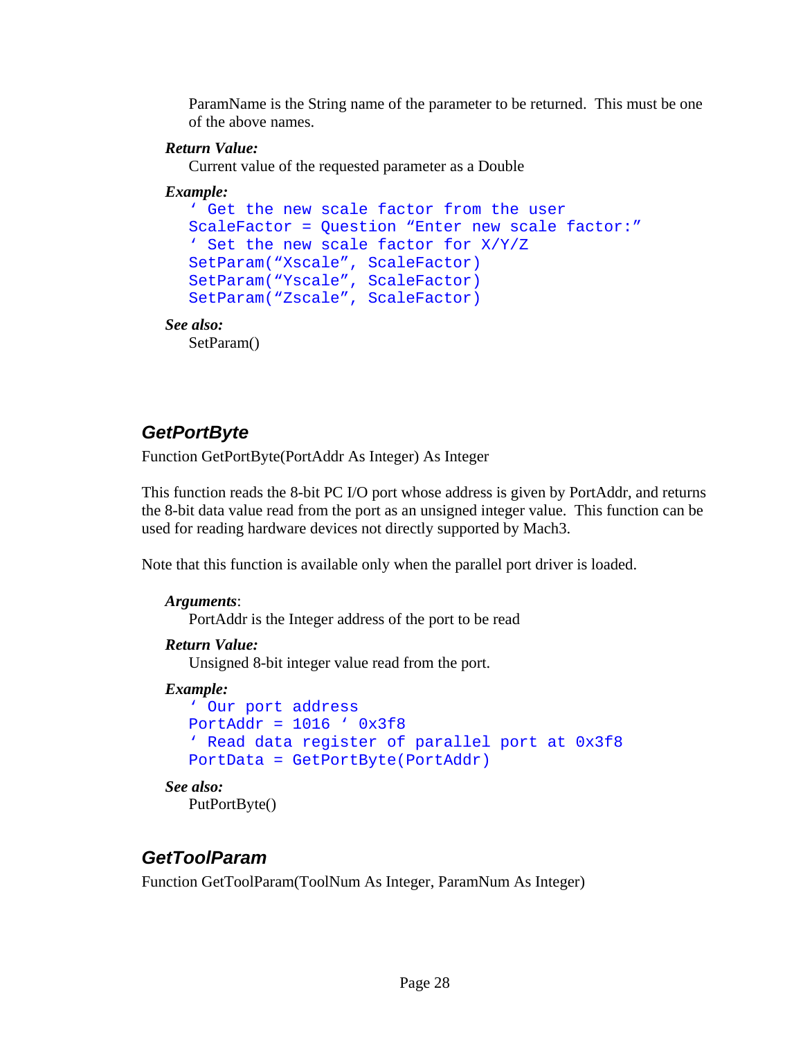ParamName is the String name of the parameter to be returned.  This must be one of the above names.

***Return Value:***

Current value of the requested parameter as a Double

***Example:***

```
' Get the new scale factor from the user
ScaleFactor = Question "Enter new scale factor:"
' Set the new scale factor for X/Y/Z
SetParam("Xscale", ScaleFactor)
SetParam("Yscale", ScaleFactor)
SetParam("Zscale", ScaleFactor)
```

***See also:***

SetParam()

## *GetPortByte*

Function GetPortByte(PortAddr As Integer) As Integer

This function reads the 8-bit PC I/O port whose address is given by PortAddr, and returns the 8-bit data value read from the port as an unsigned integer value.  This function can be used for reading hardware devices not directly supported by Mach3.

Note that this function is available only when the parallel port driver is loaded.

***Arguments***:

PortAddr is the Integer address of the port to be read

***Return Value:***

Unsigned 8-bit integer value read from the port.

***Example:***

```
' Our port address
PortAddr = 1016 ' 0x3f8
' Read data register of parallel port at 0x3f8
PortData = GetPortByte(PortAddr)
```

***See also:***

PutPortByte()

## *GetToolParam*

Function GetToolParam(ToolNum As Integer, ParamNum As Integer)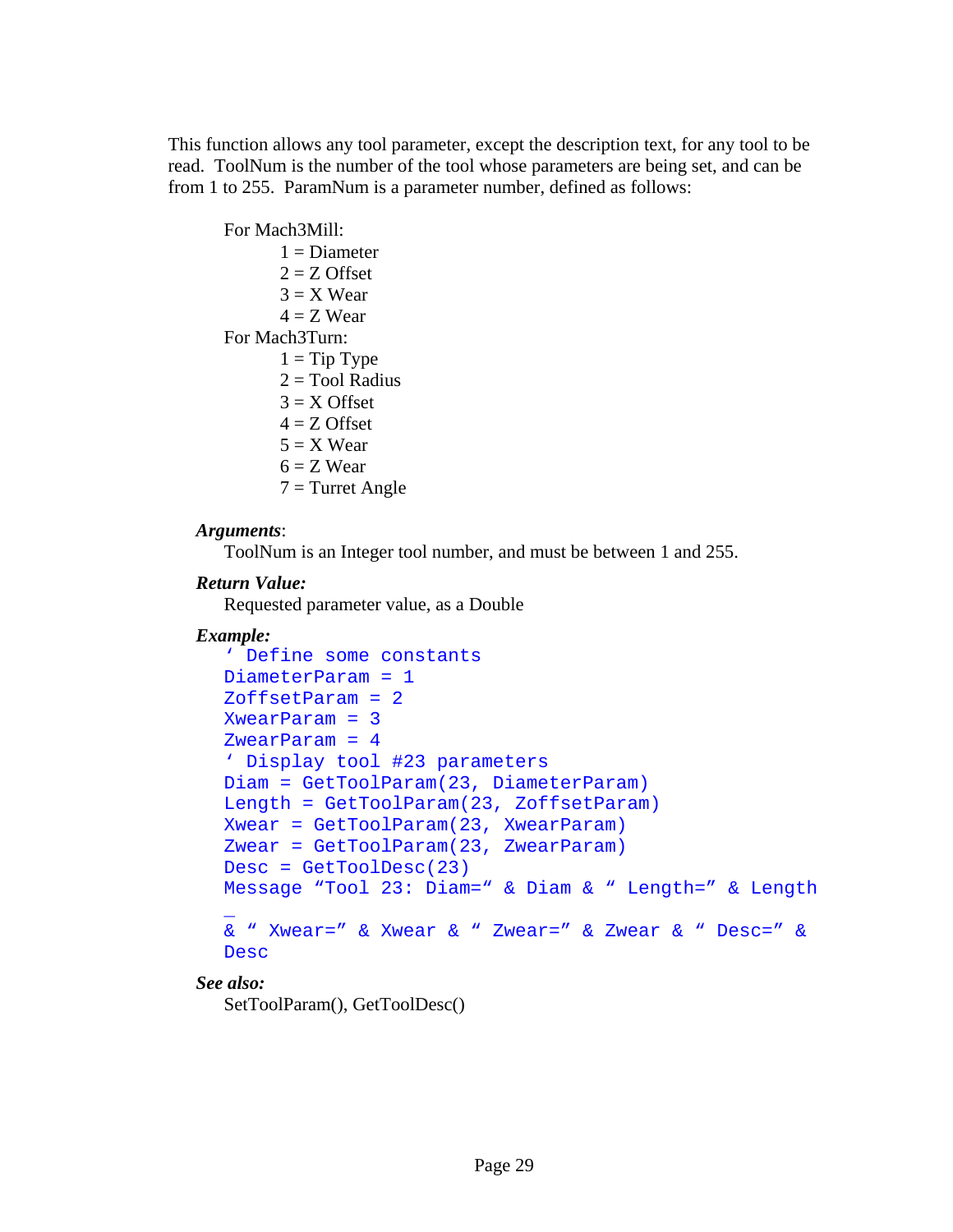This function allows any tool parameter, except the description text, for any tool to be read. ToolNum is the number of the tool whose parameters are being set, and can be from 1 to 255. ParamNum is a parameter number, defined as follows:

For Mach3Mill:
- 1 = Diameter
- 2 = Z Offset
- 3 = X Wear
- 4 = Z Wear

For Mach3Turn:
- 1 = Tip Type
- 2 = Tool Radius
- 3 = X Offset
- 4 = Z Offset
- 5 = X Wear
- 6 = Z Wear
- 7 = Turret Angle

***Arguments***:

ToolNum is an Integer tool number, and must be between 1 and 255.

***Return Value:***

Requested parameter value, as a Double

***Example:***

```
' Define some constants
DiameterParam = 1
ZoffsetParam = 2
XwearParam = 3
ZwearParam = 4
' Display tool #23 parameters
Diam = GetToolParam(23, DiameterParam)
Length = GetToolParam(23, ZoffsetParam)
Xwear = GetToolParam(23, XwearParam)
Zwear = GetToolParam(23, ZwearParam)
Desc = GetToolDesc(23)
Message "Tool 23: Diam=" & Diam & " Length=" & Length _
& " Xwear=" & Xwear & " Zwear=" & Zwear & " Desc=" & Desc
```

***See also:***

SetToolParam(), GetToolDesc()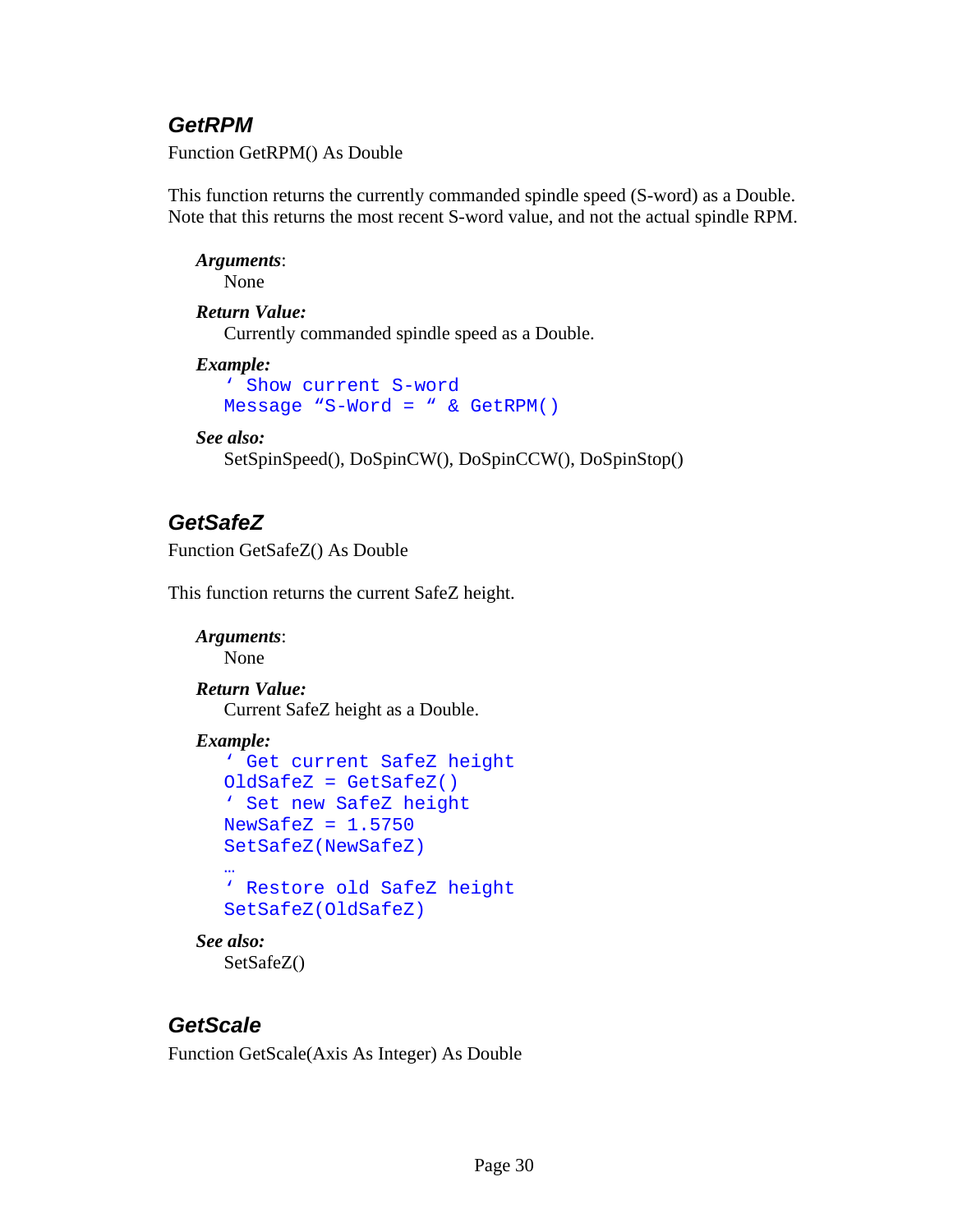## GetRPM

Function GetRPM() As Double

This function returns the currently commanded spindle speed (S-word) as a Double. Note that this returns the most recent S-word value, and not the actual spindle RPM.

***Arguments***:
None

***Return Value:***
Currently commanded spindle speed as a Double.

***Example:***
```
' Show current S-word
Message "S-Word = " & GetRPM()
```

***See also:***
SetSpinSpeed(), DoSpinCW(), DoSpinCCW(), DoSpinStop()

## GetSafeZ

Function GetSafeZ() As Double

This function returns the current SafeZ height.

***Arguments***:
None

***Return Value:***
Current SafeZ height as a Double.

***Example:***
```
' Get current SafeZ height
OldSafeZ = GetSafeZ()
' Set new SafeZ height
NewSafeZ = 1.5750
SetSafeZ(NewSafeZ)
…
' Restore old SafeZ height
SetSafeZ(OldSafeZ)
```

***See also:***
SetSafeZ()

## GetScale

Function GetScale(Axis As Integer) As Double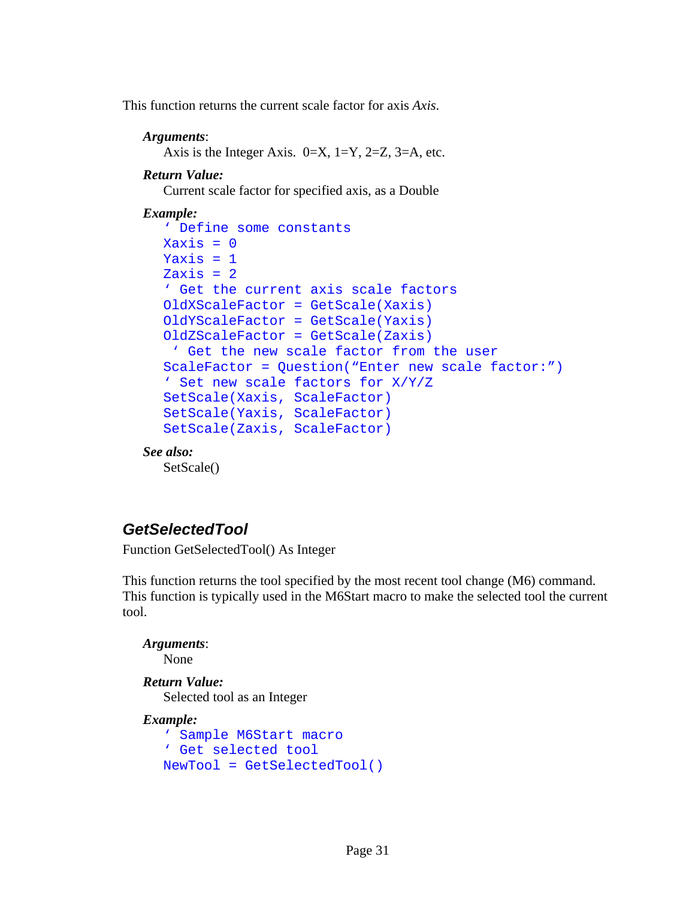This function returns the current scale factor for axis *Axis*.

***Arguments***:

Axis is the Integer Axis.  0=X, 1=Y, 2=Z, 3=A, etc.

***Return Value:***

Current scale factor for specified axis, as a Double

***Example:***

```
‘ Define some constants
Xaxis = 0
Yaxis = 1
Zaxis = 2
‘ Get the current axis scale factors
OldXScaleFactor = GetScale(Xaxis)
OldYScaleFactor = GetScale(Yaxis)
OldZScaleFactor = GetScale(Zaxis)
 ‘ Get the new scale factor from the user
ScaleFactor = Question(“Enter new scale factor:”)
‘ Set new scale factors for X/Y/Z
SetScale(Xaxis, ScaleFactor)
SetScale(Yaxis, ScaleFactor)
SetScale(Zaxis, ScaleFactor)
```

***See also:***

SetScale()

## *GetSelectedTool*

Function GetSelectedTool() As Integer

This function returns the tool specified by the most recent tool change (M6) command. This function is typically used in the M6Start macro to make the selected tool the current tool.

***Arguments***:

None

***Return Value:***

Selected tool as an Integer

***Example:***

```
‘ Sample M6Start macro
‘ Get selected tool
NewTool = GetSelectedTool()
```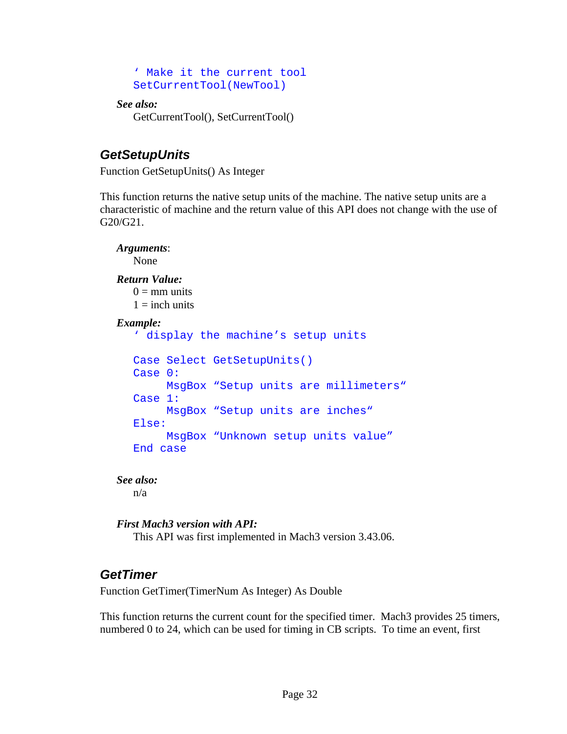```
' Make it the current tool
SetCurrentTool(NewTool)
```

***See also:***

GetCurrentTool(), SetCurrentTool()

## GetSetupUnits

Function GetSetupUnits() As Integer

This function returns the native setup units of the machine. The native setup units are a characteristic of machine and the return value of this API does not change with the use of G20/G21.

***Arguments***:

None

***Return Value:***

0 = mm units

1 = inch units

***Example:***

```
' display the machine's setup units

Case Select GetSetupUnits()
Case 0:
     MsgBox "Setup units are millimeters"
Case 1:
     MsgBox "Setup units are inches"
Else:
     MsgBox "Unknown setup units value"
End case
```

***See also:***

n/a

***First Mach3 version with API:***

This API was first implemented in Mach3 version 3.43.06.

## GetTimer

Function GetTimer(TimerNum As Integer) As Double

This function returns the current count for the specified timer. Mach3 provides 25 timers, numbered 0 to 24, which can be used for timing in CB scripts. To time an event, first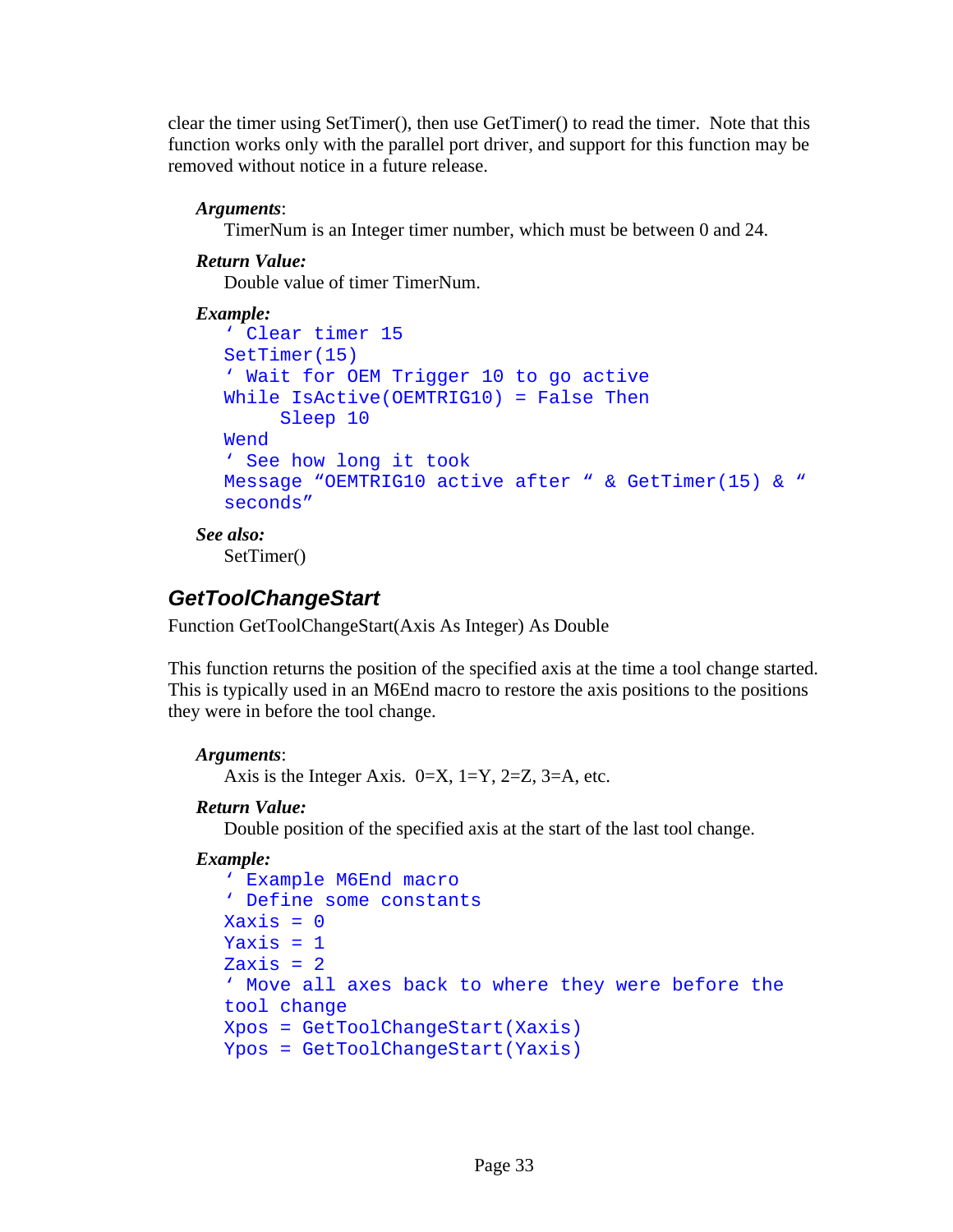clear the timer using SetTimer(), then use GetTimer() to read the timer. Note that this function works only with the parallel port driver, and support for this function may be removed without notice in a future release.

***Arguments***:
TimerNum is an Integer timer number, which must be between 0 and 24.

***Return Value:***
Double value of timer TimerNum.

***Example:***
```
' Clear timer 15
SetTimer(15)
' Wait for OEM Trigger 10 to go active
While IsActive(OEMTRIG10) = False Then
     Sleep 10
Wend
' See how long it took
Message "OEMTRIG10 active after " & GetTimer(15) & "
seconds"
```

***See also:***
SetTimer()

## GetToolChangeStart

Function GetToolChangeStart(Axis As Integer) As Double

This function returns the position of the specified axis at the time a tool change started. This is typically used in an M6End macro to restore the axis positions to the positions they were in before the tool change.

***Arguments***:
Axis is the Integer Axis. 0=X, 1=Y, 2=Z, 3=A, etc.

***Return Value:***
Double position of the specified axis at the start of the last tool change.

***Example:***
```
' Example M6End macro
' Define some constants
Xaxis = 0
Yaxis = 1
Zaxis = 2
' Move all axes back to where they were before the
tool change
Xpos = GetToolChangeStart(Xaxis)
Ypos = GetToolChangeStart(Yaxis)
```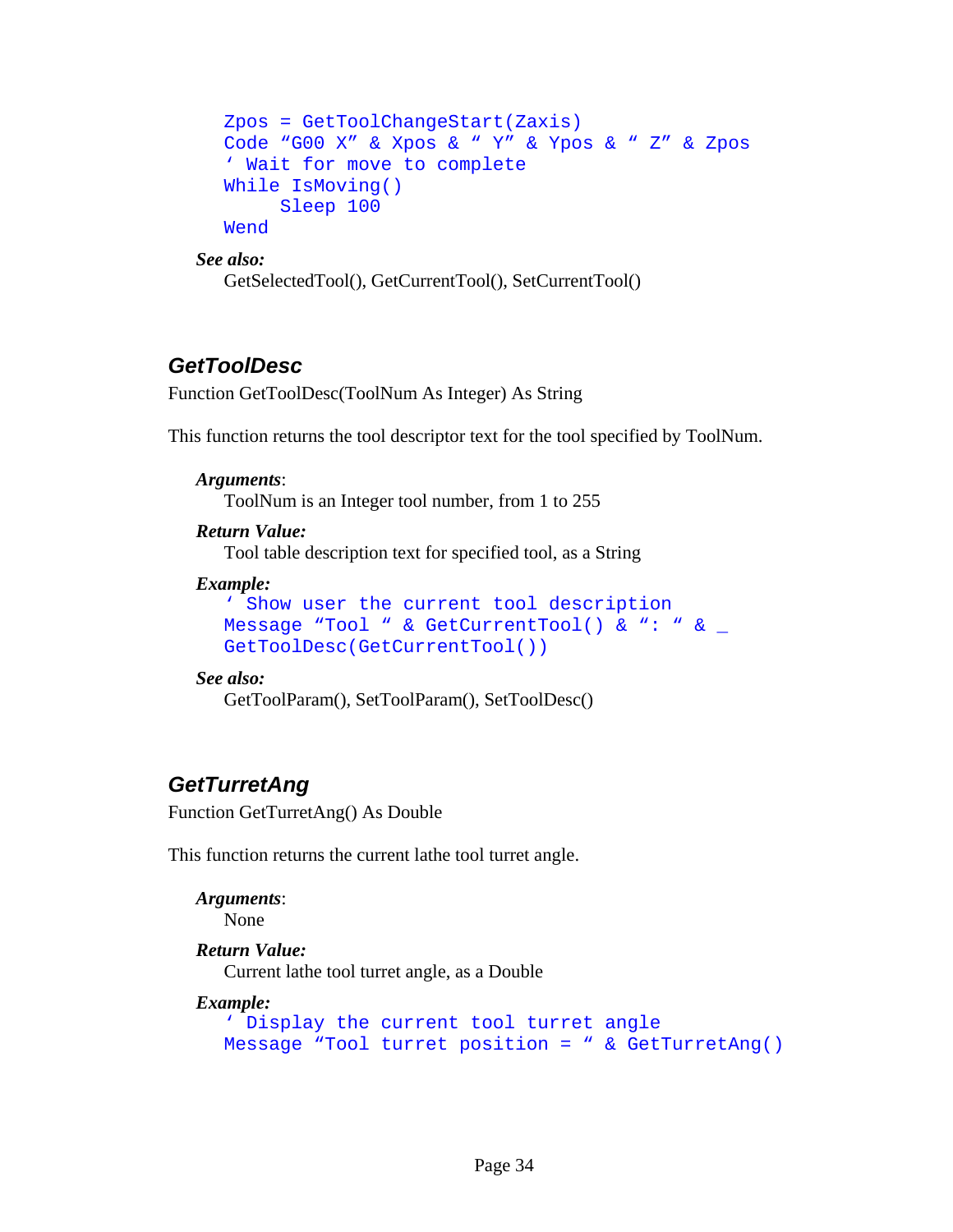```
Zpos = GetToolChangeStart(Zaxis)
Code "G00 X" & Xpos & " Y" & Ypos & " Z" & Zpos
' Wait for move to complete
While IsMoving()
     Sleep 100
Wend
```

***See also:***

GetSelectedTool(), GetCurrentTool(), SetCurrentTool()

## *GetToolDesc*

Function GetToolDesc(ToolNum As Integer) As String

This function returns the tool descriptor text for the tool specified by ToolNum.

***Arguments***:

ToolNum is an Integer tool number, from 1 to 255

***Return Value:***

Tool table description text for specified tool, as a String

***Example:***

```
' Show user the current tool description
Message "Tool " & GetCurrentTool() & ": " & _
GetToolDesc(GetCurrentTool())
```

***See also:***

GetToolParam(), SetToolParam(), SetToolDesc()

## *GetTurretAng*

Function GetTurretAng() As Double

This function returns the current lathe tool turret angle.

***Arguments***:

None

***Return Value:***

Current lathe tool turret angle, as a Double

***Example:***

```
' Display the current tool turret angle
Message "Tool turret position = " & GetTurretAng()
```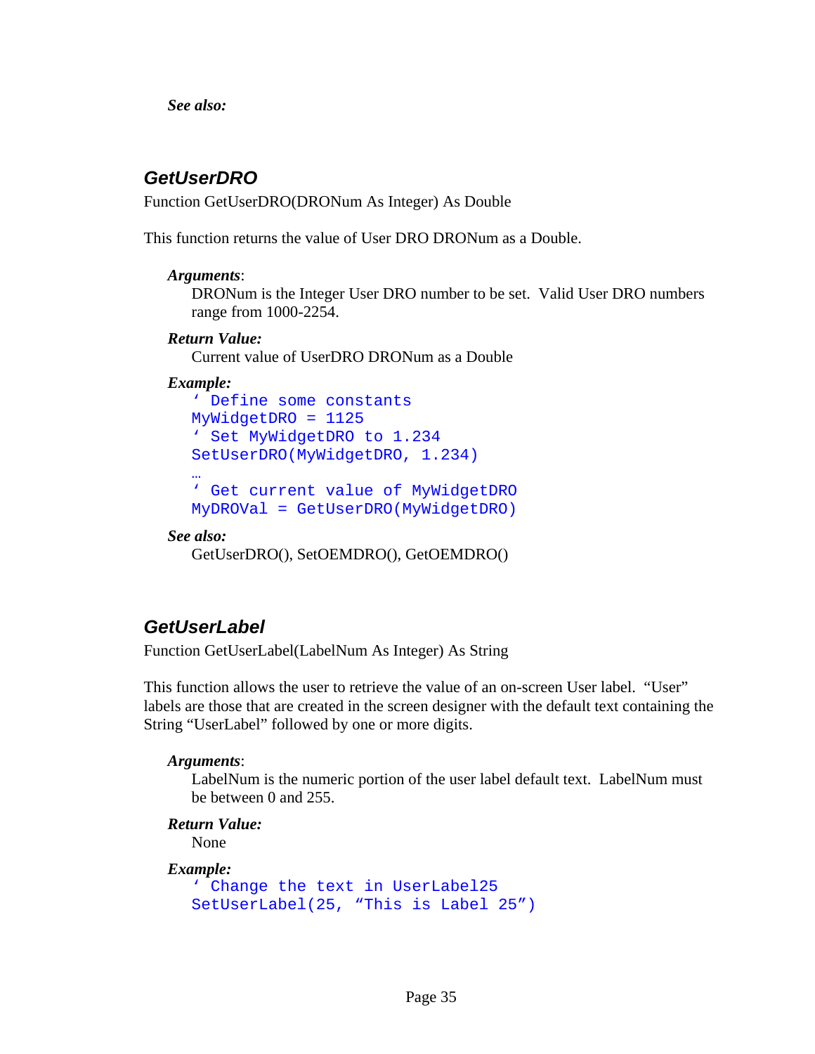***See also:***

## GetUserDRO

Function GetUserDRO(DRONum As Integer) As Double

This function returns the value of User DRO DRONum as a Double.

***Arguments***:

DRONum is the Integer User DRO number to be set.  Valid User DRO numbers range from 1000-2254.

***Return Value:***

Current value of UserDRO DRONum as a Double

***Example:***

```
' Define some constants
MyWidgetDRO = 1125
' Set MyWidgetDRO to 1.234
SetUserDRO(MyWidgetDRO, 1.234)
…
' Get current value of MyWidgetDRO
MyDROVal = GetUserDRO(MyWidgetDRO)
```

***See also:***

GetUserDRO(), SetOEMDRO(), GetOEMDRO()

## GetUserLabel

Function GetUserLabel(LabelNum As Integer) As String

This function allows the user to retrieve the value of an on-screen User label.  "User" labels are those that are created in the screen designer with the default text containing the String "UserLabel" followed by one or more digits.

***Arguments***:

LabelNum is the numeric portion of the user label default text.  LabelNum must be between 0 and 255.

***Return Value:***

None

***Example:***

```
' Change the text in UserLabel25
SetUserLabel(25, "This is Label 25")
```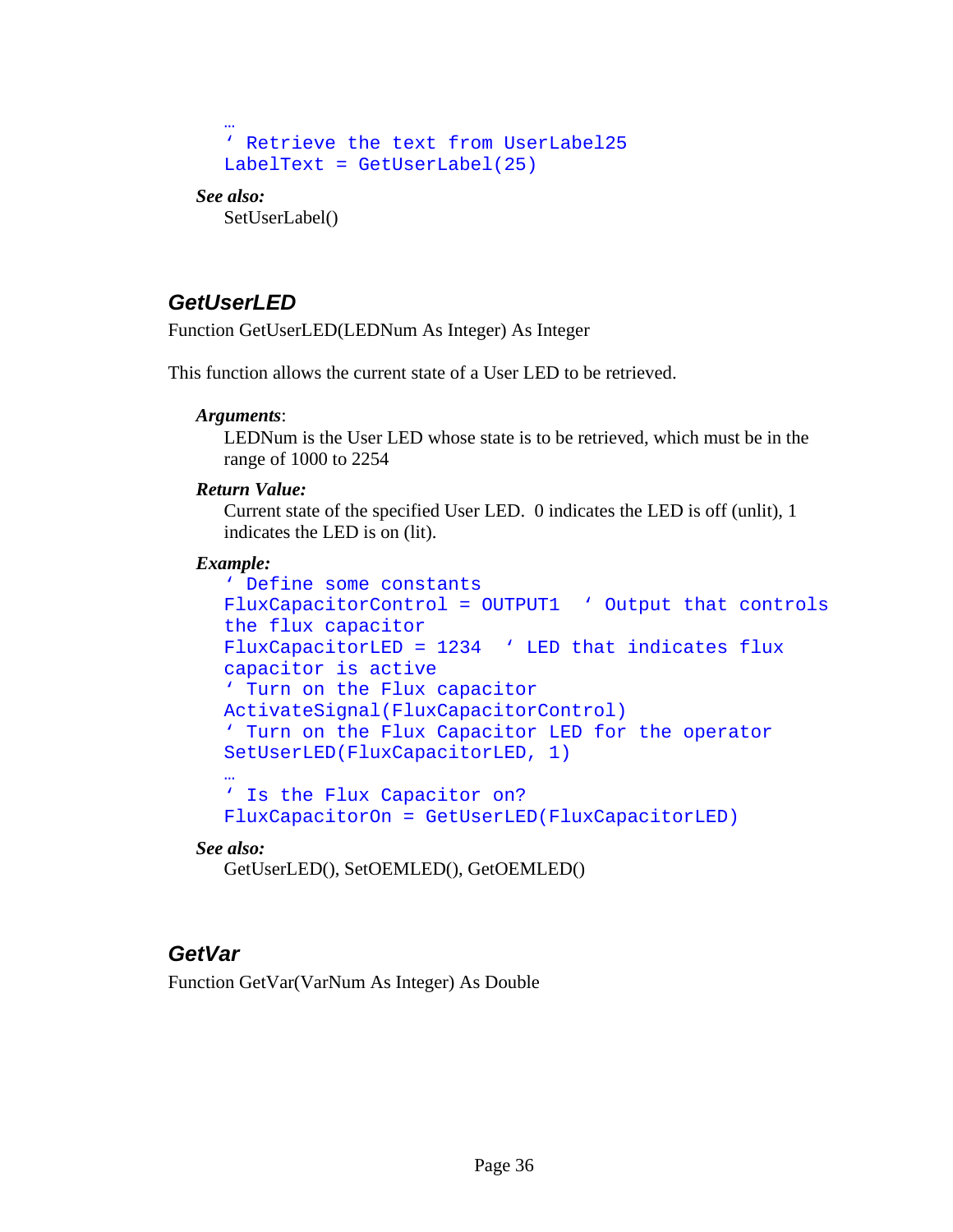```
…
' Retrieve the text from UserLabel25
LabelText = GetUserLabel(25)
```

***See also:***

SetUserLabel()

## GetUserLED

Function GetUserLED(LEDNum As Integer) As Integer

This function allows the current state of a User LED to be retrieved.

***Arguments***:

LEDNum is the User LED whose state is to be retrieved, which must be in the range of 1000 to 2254

***Return Value:***

Current state of the specified User LED. 0 indicates the LED is off (unlit), 1 indicates the LED is on (lit).

***Example:***

```
' Define some constants
FluxCapacitorControl = OUTPUT1  ' Output that controls
the flux capacitor
FluxCapacitorLED = 1234  ' LED that indicates flux
capacitor is active
' Turn on the Flux capacitor
ActivateSignal(FluxCapacitorControl)
' Turn on the Flux Capacitor LED for the operator
SetUserLED(FluxCapacitorLED, 1)
…
' Is the Flux Capacitor on?
FluxCapacitorOn = GetUserLED(FluxCapacitorLED)
```

***See also:***

GetUserLED(), SetOEMLED(), GetOEMLED()

## GetVar

Function GetVar(VarNum As Integer) As Double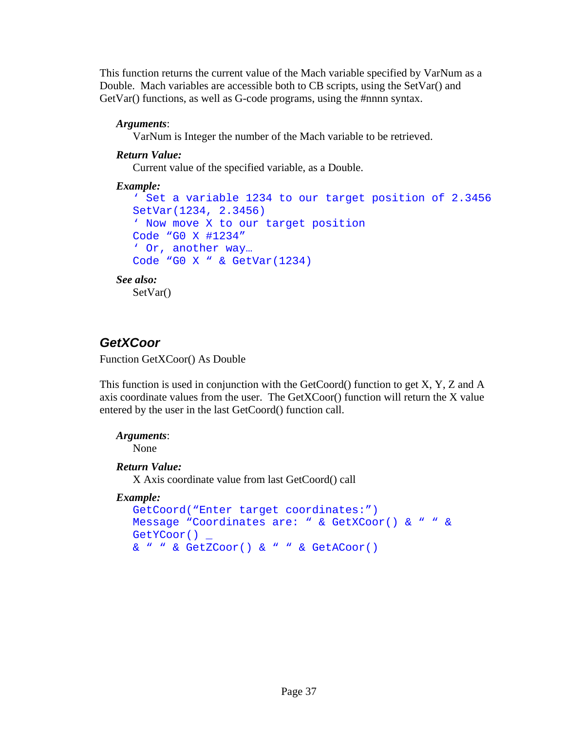This function returns the current value of the Mach variable specified by VarNum as a Double. Mach variables are accessible both to CB scripts, using the SetVar() and GetVar() functions, as well as G-code programs, using the #nnnn syntax.

***Arguments***:
VarNum is Integer the number of the Mach variable to be retrieved.

***Return Value:***
Current value of the specified variable, as a Double.

***Example:***
```
' Set a variable 1234 to our target position of 2.3456
SetVar(1234, 2.3456)
' Now move X to our target position
Code "G0 X #1234"
' Or, another way…
Code "G0 X " & GetVar(1234)
```

***See also:***
SetVar()

## GetXCoor

Function GetXCoor() As Double

This function is used in conjunction with the GetCoord() function to get X, Y, Z and A axis coordinate values from the user. The GetXCoor() function will return the X value entered by the user in the last GetCoord() function call.

***Arguments***:
None

***Return Value:***
X Axis coordinate value from last GetCoord() call

***Example:***
```
GetCoord("Enter target coordinates:")
Message "Coordinates are: " & GetXCoor() & " " &
GetYCoor() _
& " " & GetZCoor() & " " & GetACoor()
```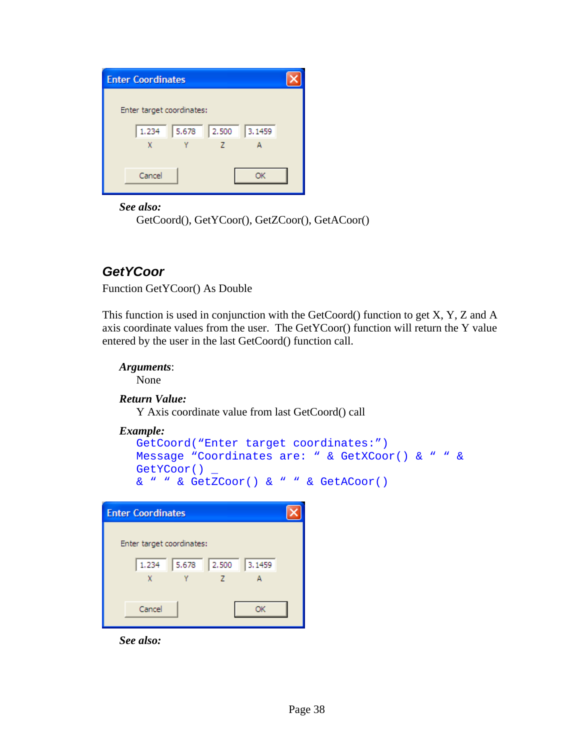Enter Coordinates

Enter target coordinates:

1.234 5.678 2.500 3.1459

X Y Z A

Cancel OK

***See also:***

GetCoord(), GetYCoor(), GetZCoor(), GetACoor()

## GetYCoor

Function GetYCoor() As Double

This function is used in conjunction with the GetCoord() function to get X, Y, Z and A axis coordinate values from the user. The GetYCoor() function will return the Y value entered by the user in the last GetCoord() function call.

***Arguments***:

None

***Return Value:***

Y Axis coordinate value from last GetCoord() call

***Example:***

```
GetCoord("Enter target coordinates:")
Message "Coordinates are: " & GetXCoor() & " " &
GetYCoor() _
& " " & GetZCoor() & " " & GetACoor()
```

Enter Coordinates

Enter target coordinates:

1.234 5.678 2.500 3.1459

X Y Z A

Cancel OK

***See also:***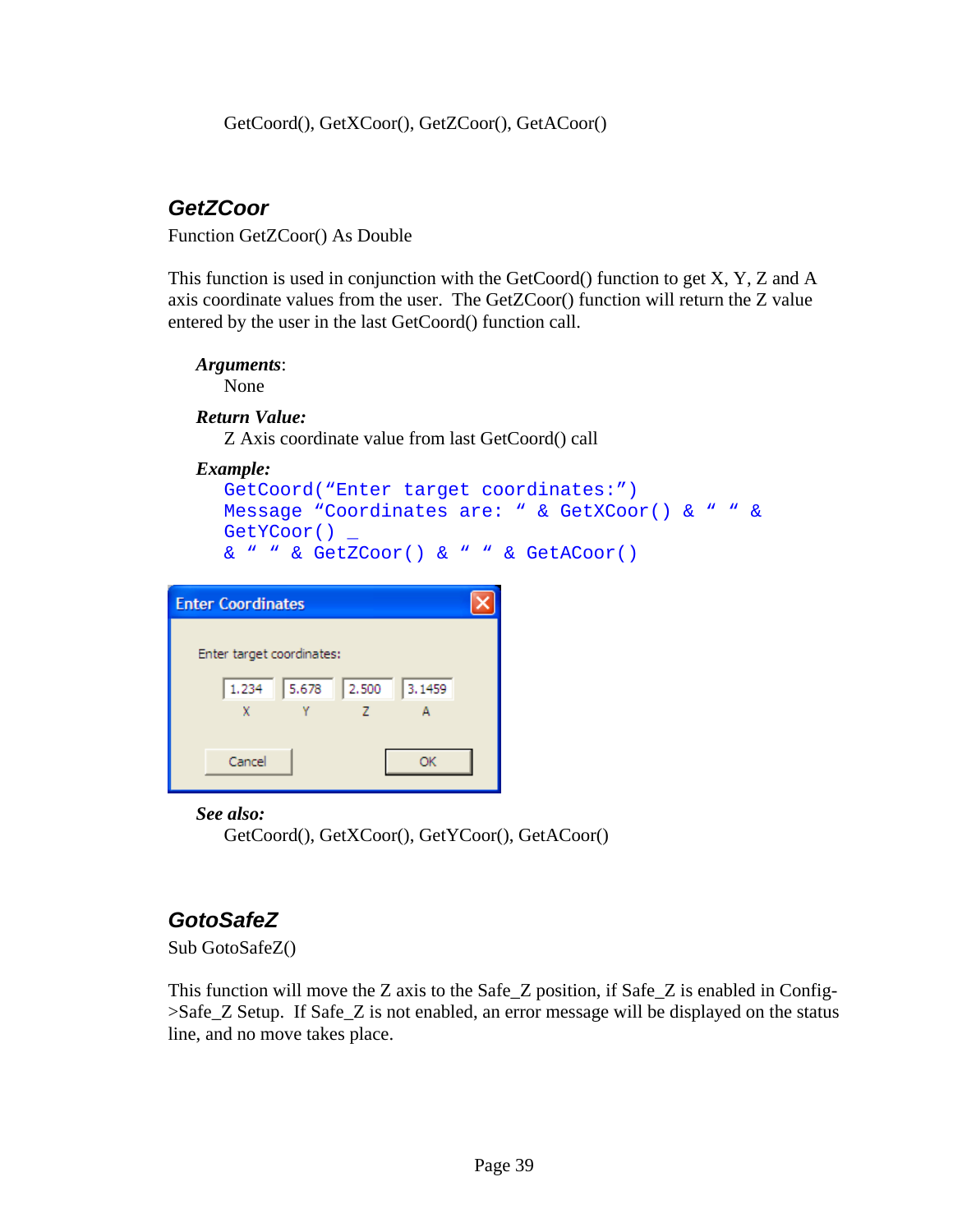GetCoord(), GetXCoor(), GetZCoor(), GetACoor()

## GetZCoor

Function GetZCoor() As Double

This function is used in conjunction with the GetCoord() function to get X, Y, Z and A axis coordinate values from the user. The GetZCoor() function will return the Z value entered by the user in the last GetCoord() function call.

***Arguments***:
None

***Return Value:***
Z Axis coordinate value from last GetCoord() call

***Example:***

```
GetCoord(“Enter target coordinates:”)
Message “Coordinates are: “ & GetXCoor() & “ “ & GetYCoor() _
& “ “ & GetZCoor() & “ “ & GetACoor()
```

***See also:***
GetCoord(), GetXCoor(), GetYCoor(), GetACoor()

## GotoSafeZ

Sub GotoSafeZ()

This function will move the Z axis to the Safe_Z position, if Safe_Z is enabled in Config->Safe_Z Setup. If Safe_Z is not enabled, an error message will be displayed on the status line, and no move takes place.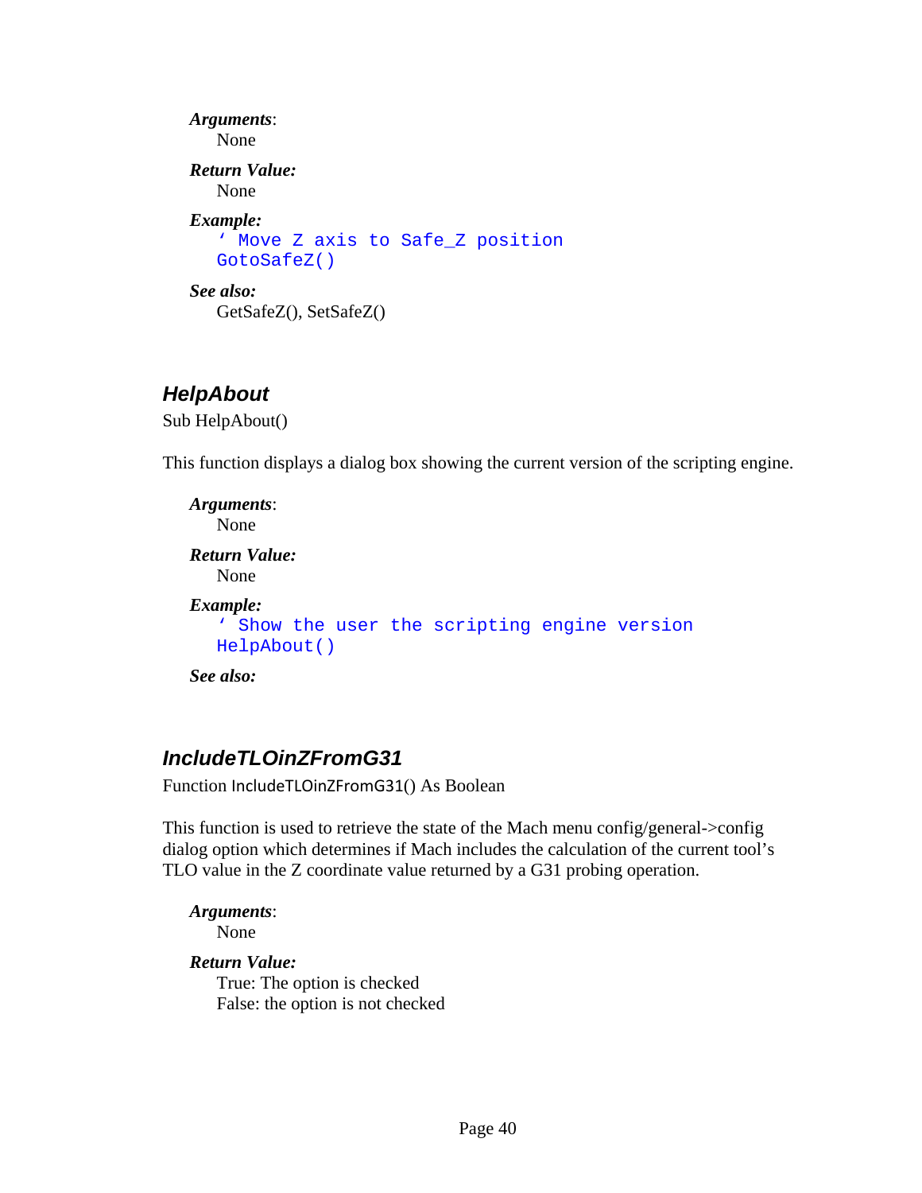***Arguments***:

None

***Return Value:***

None

***Example:***

```
' Move Z axis to Safe_Z position
GotoSafeZ()
```

***See also:***

GetSafeZ(), SetSafeZ()

## *HelpAbout*

Sub HelpAbout()

This function displays a dialog box showing the current version of the scripting engine.

***Arguments***:

None

***Return Value:***

None

***Example:***

```
' Show the user the scripting engine version
HelpAbout()
```

***See also:***

## *IncludeTLOinZFromG31*

Function IncludeTLOinZFromG31() As Boolean

This function is used to retrieve the state of the Mach menu config/general->config dialog option which determines if Mach includes the calculation of the current tool's TLO value in the Z coordinate value returned by a G31 probing operation.

***Arguments***:

None

***Return Value:***

True: The option is checked
False: the option is not checked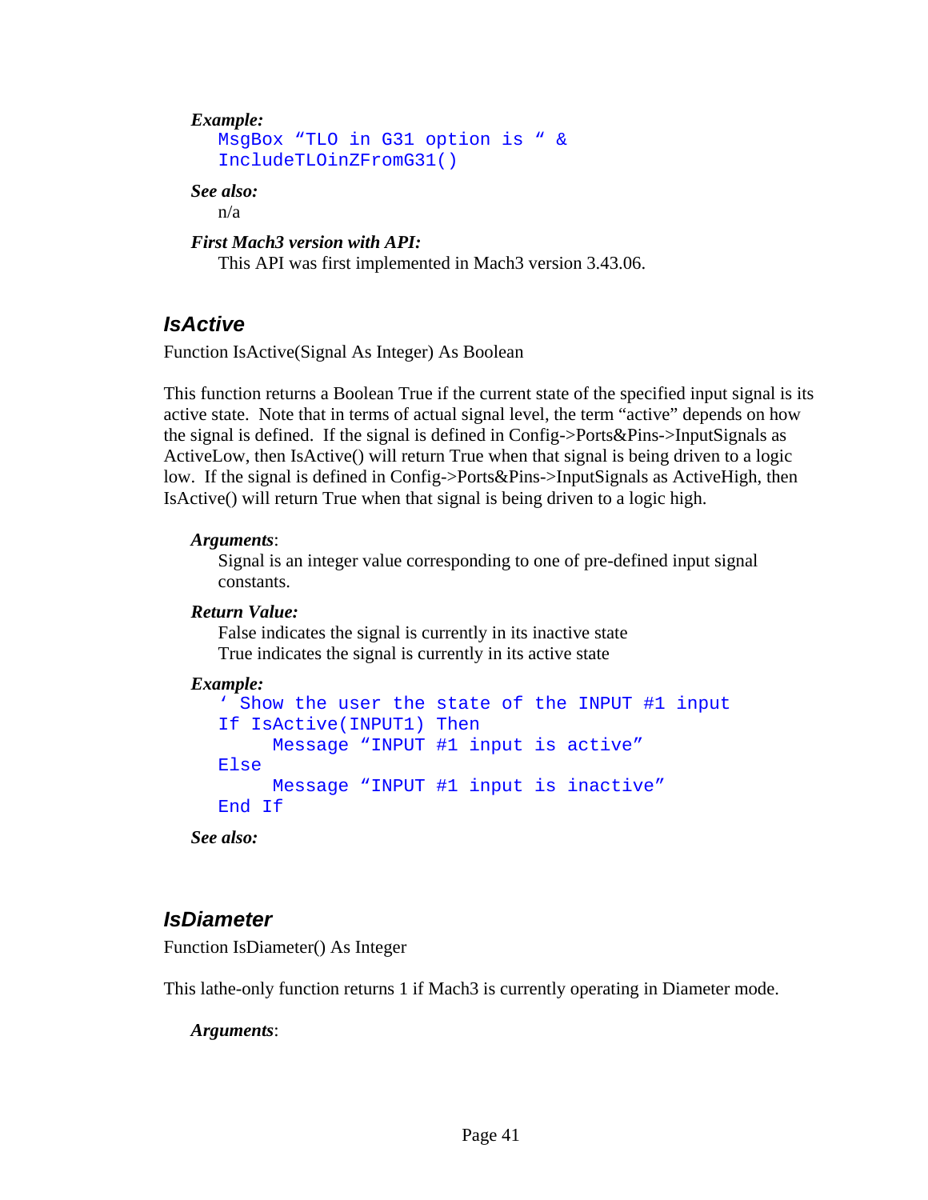***Example:***

```
MsgBox “TLO in G31 option is “ &
IncludeTLOinZFromG31()
```

***See also:***

n/a

***First Mach3 version with API:***

This API was first implemented in Mach3 version 3.43.06.

## *IsActive*

Function IsActive(Signal As Integer) As Boolean

This function returns a Boolean True if the current state of the specified input signal is its active state. Note that in terms of actual signal level, the term “active” depends on how the signal is defined. If the signal is defined in Config->Ports&Pins->InputSignals as ActiveLow, then IsActive() will return True when that signal is being driven to a logic low. If the signal is defined in Config->Ports&Pins->InputSignals as ActiveHigh, then IsActive() will return True when that signal is being driven to a logic high.

***Arguments***:

Signal is an integer value corresponding to one of pre-defined input signal constants.

***Return Value:***

False indicates the signal is currently in its inactive state
True indicates the signal is currently in its active state

***Example:***

```
‘ Show the user the state of the INPUT #1 input
If IsActive(INPUT1) Then
     Message “INPUT #1 input is active”
Else
     Message “INPUT #1 input is inactive”
End If
```

***See also:***

## *IsDiameter*

Function IsDiameter() As Integer

This lathe-only function returns 1 if Mach3 is currently operating in Diameter mode.

***Arguments***: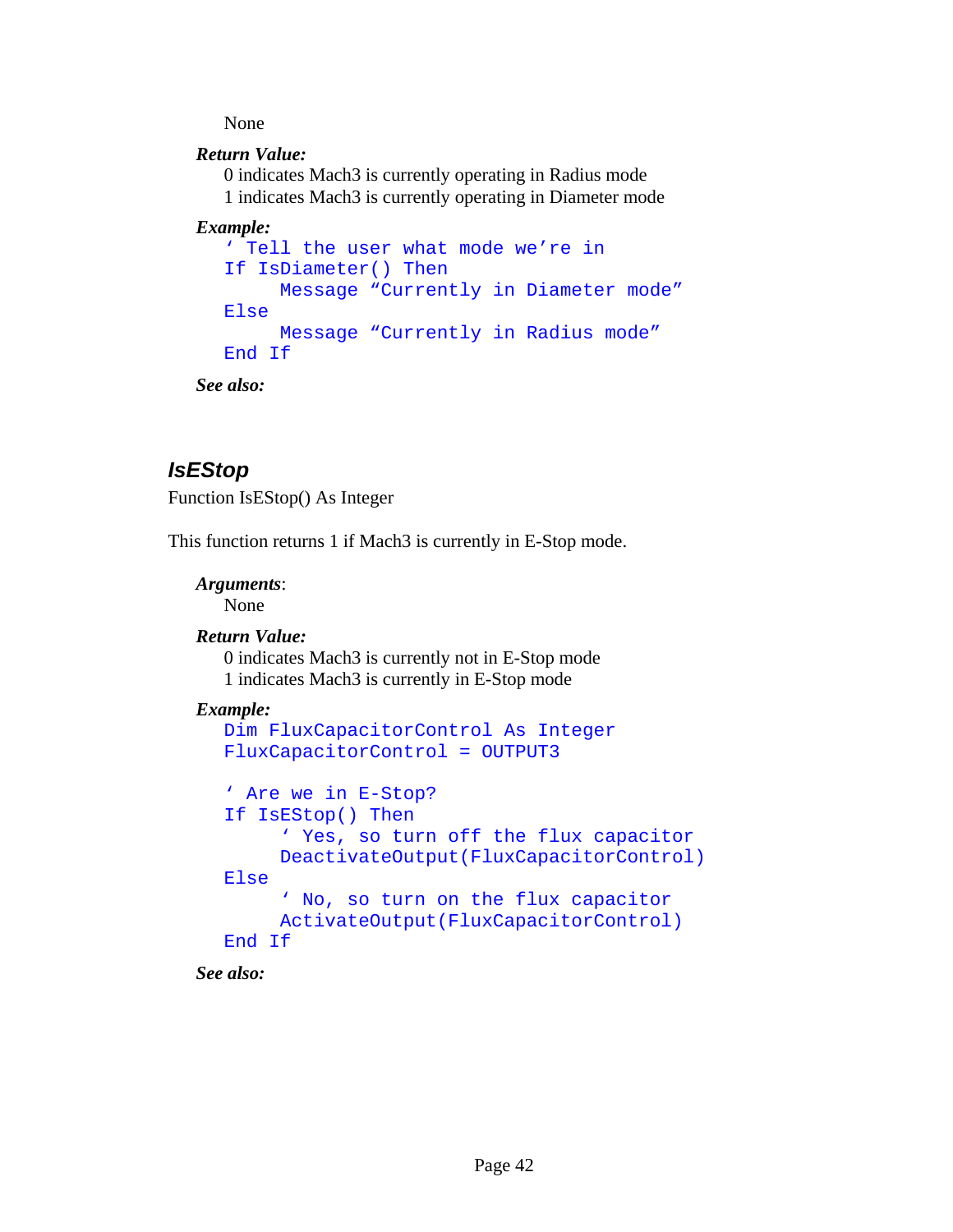None

***Return Value:***

0 indicates Mach3 is currently operating in Radius mode
1 indicates Mach3 is currently operating in Diameter mode

***Example:***

```
' Tell the user what mode we're in
If IsDiameter() Then
     Message "Currently in Diameter mode"
Else
     Message "Currently in Radius mode"
End If
```

***See also:***

## IsEStop

Function IsEStop() As Integer

This function returns 1 if Mach3 is currently in E-Stop mode.

***Arguments***:

None

***Return Value:***

0 indicates Mach3 is currently not in E-Stop mode
1 indicates Mach3 is currently in E-Stop mode

***Example:***

```
Dim FluxCapacitorControl As Integer
FluxCapacitorControl = OUTPUT3

' Are we in E-Stop?
If IsEStop() Then
     ' Yes, so turn off the flux capacitor
     DeactivateOutput(FluxCapacitorControl)
Else
     ' No, so turn on the flux capacitor
     ActivateOutput(FluxCapacitorControl)
End If
```

***See also:***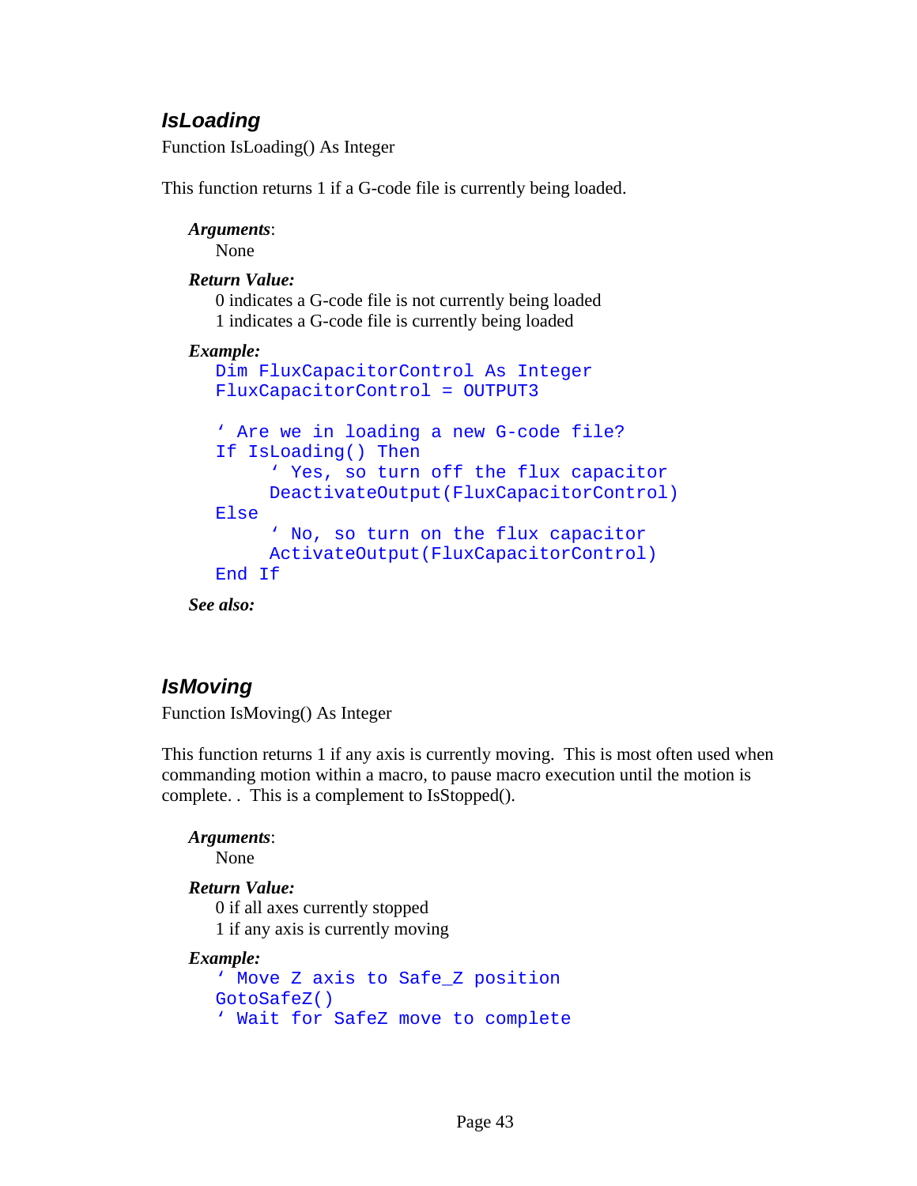### *IsLoading*

Function IsLoading() As Integer

This function returns 1 if a G-code file is currently being loaded.

***Arguments***:
None

***Return Value:***
0 indicates a G-code file is not currently being loaded
1 indicates a G-code file is currently being loaded

***Example:***

```
Dim FluxCapacitorControl As Integer
FluxCapacitorControl = OUTPUT3

' Are we in loading a new G-code file?
If IsLoading() Then
     ' Yes, so turn off the flux capacitor
     DeactivateOutput(FluxCapacitorControl)
Else
     ' No, so turn on the flux capacitor
     ActivateOutput(FluxCapacitorControl)
End If
```

***See also:***

### *IsMoving*

Function IsMoving() As Integer

This function returns 1 if any axis is currently moving. This is most often used when commanding motion within a macro, to pause macro execution until the motion is complete. . This is a complement to IsStopped().

***Arguments***:
None

***Return Value:***
0 if all axes currently stopped
1 if any axis is currently moving

***Example:***

```
' Move Z axis to Safe_Z position
GotoSafeZ()
' Wait for SafeZ move to complete
```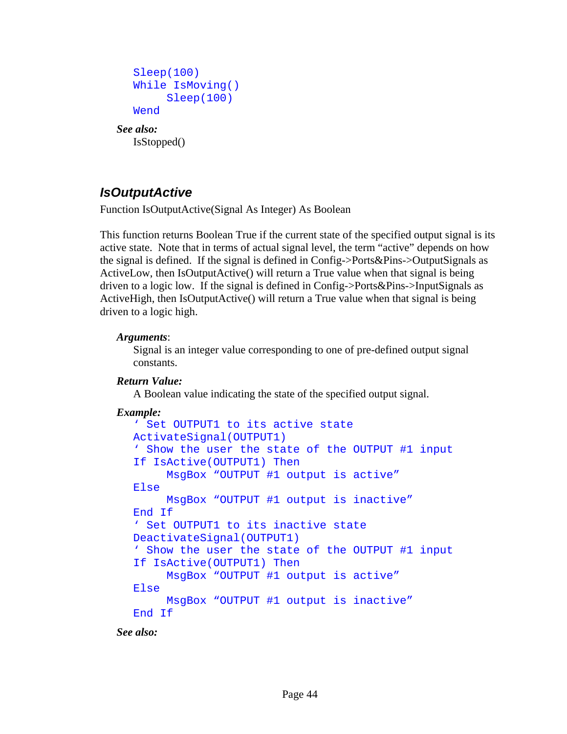```
Sleep(100)
While IsMoving()
     Sleep(100)
Wend
```

***See also:***

IsStopped()

## *IsOutputActive*

Function IsOutputActive(Signal As Integer) As Boolean

This function returns Boolean True if the current state of the specified output signal is its active state. Note that in terms of actual signal level, the term "active" depends on how the signal is defined. If the signal is defined in Config->Ports&Pins->OutputSignals as ActiveLow, then IsOutputActive() will return a True value when that signal is being driven to a logic low. If the signal is defined in Config->Ports&Pins->InputSignals as ActiveHigh, then IsOutputActive() will return a True value when that signal is being driven to a logic high.

***Arguments***:

Signal is an integer value corresponding to one of pre-defined output signal constants.

***Return Value:***

A Boolean value indicating the state of the specified output signal.

***Example:***

```
' Set OUTPUT1 to its active state
ActivateSignal(OUTPUT1)
' Show the user the state of the OUTPUT #1 input
If IsActive(OUTPUT1) Then
     MsgBox "OUTPUT #1 output is active"
Else
     MsgBox "OUTPUT #1 output is inactive"
End If
' Set OUTPUT1 to its inactive state
DeactivateSignal(OUTPUT1)
' Show the user the state of the OUTPUT #1 input
If IsActive(OUTPUT1) Then
     MsgBox "OUTPUT #1 output is active"
Else
     MsgBox "OUTPUT #1 output is inactive"
End If
```

***See also:***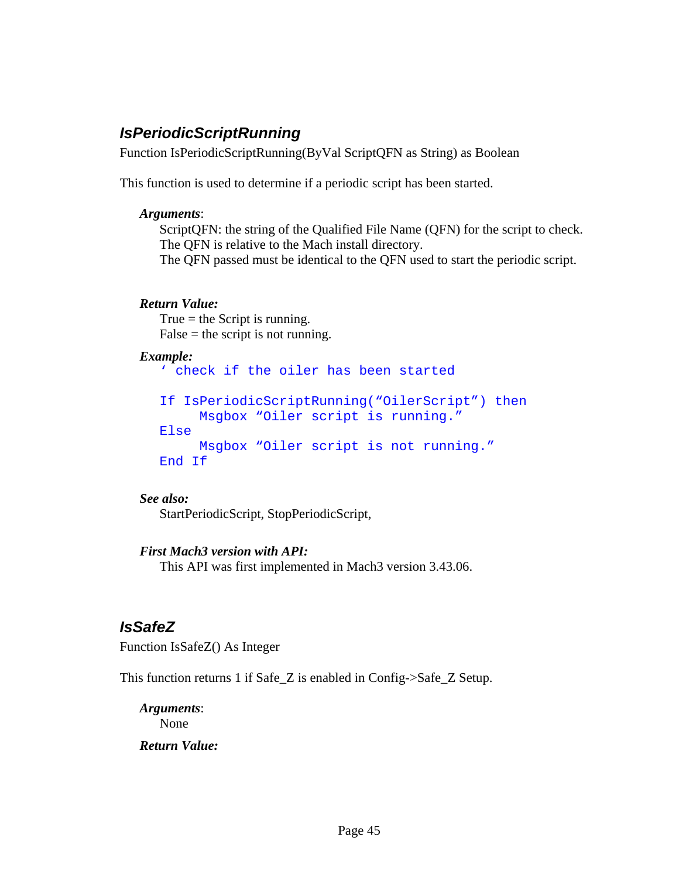## *IsPeriodicScriptRunning*

Function IsPeriodicScriptRunning(ByVal ScriptQFN as String) as Boolean

This function is used to determine if a periodic script has been started.

***Arguments***:

ScriptQFN: the string of the Qualified File Name (QFN) for the script to check.
The QFN is relative to the Mach install directory.
The QFN passed must be identical to the QFN used to start the periodic script.

***Return Value:***

True = the Script is running.
False = the script is not running.

***Example:***

```
' check if the oiler has been started

If IsPeriodicScriptRunning("OilerScript") then
     Msgbox "Oiler script is running."
Else
     Msgbox "Oiler script is not running."
End If
```

***See also:***

StartPeriodicScript, StopPeriodicScript,

***First Mach3 version with API:***

This API was first implemented in Mach3 version 3.43.06.

## *IsSafeZ*

Function IsSafeZ() As Integer

This function returns 1 if Safe_Z is enabled in Config->Safe_Z Setup.

***Arguments***:

None

***Return Value:***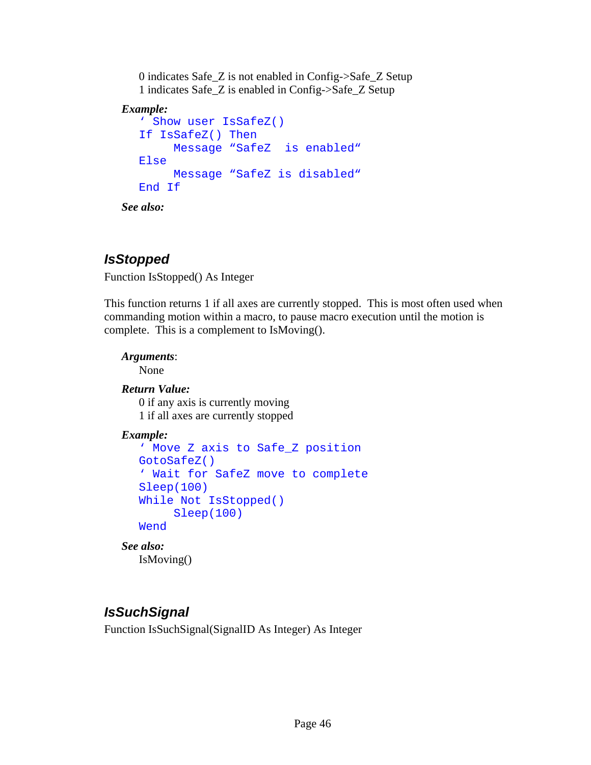0 indicates Safe_Z is not enabled in Config->Safe_Z Setup
1 indicates Safe_Z is enabled in Config->Safe_Z Setup

***Example:***

```
' Show user IsSafeZ()
If IsSafeZ() Then
     Message "SafeZ  is enabled"
Else
     Message "SafeZ is disabled"
End If
```

***See also:***

## *IsStopped*

Function IsStopped() As Integer

This function returns 1 if all axes are currently stopped. This is most often used when commanding motion within a macro, to pause macro execution until the motion is complete. This is a complement to IsMoving().

***Arguments***:
None

***Return Value:***
0 if any axis is currently moving
1 if all axes are currently stopped

***Example:***

```
' Move Z axis to Safe_Z position
GotoSafeZ()
' Wait for SafeZ move to complete
Sleep(100)
While Not IsStopped()
     Sleep(100)
Wend
```

***See also:***
IsMoving()

## *IsSuchSignal*

Function IsSuchSignal(SignalID As Integer) As Integer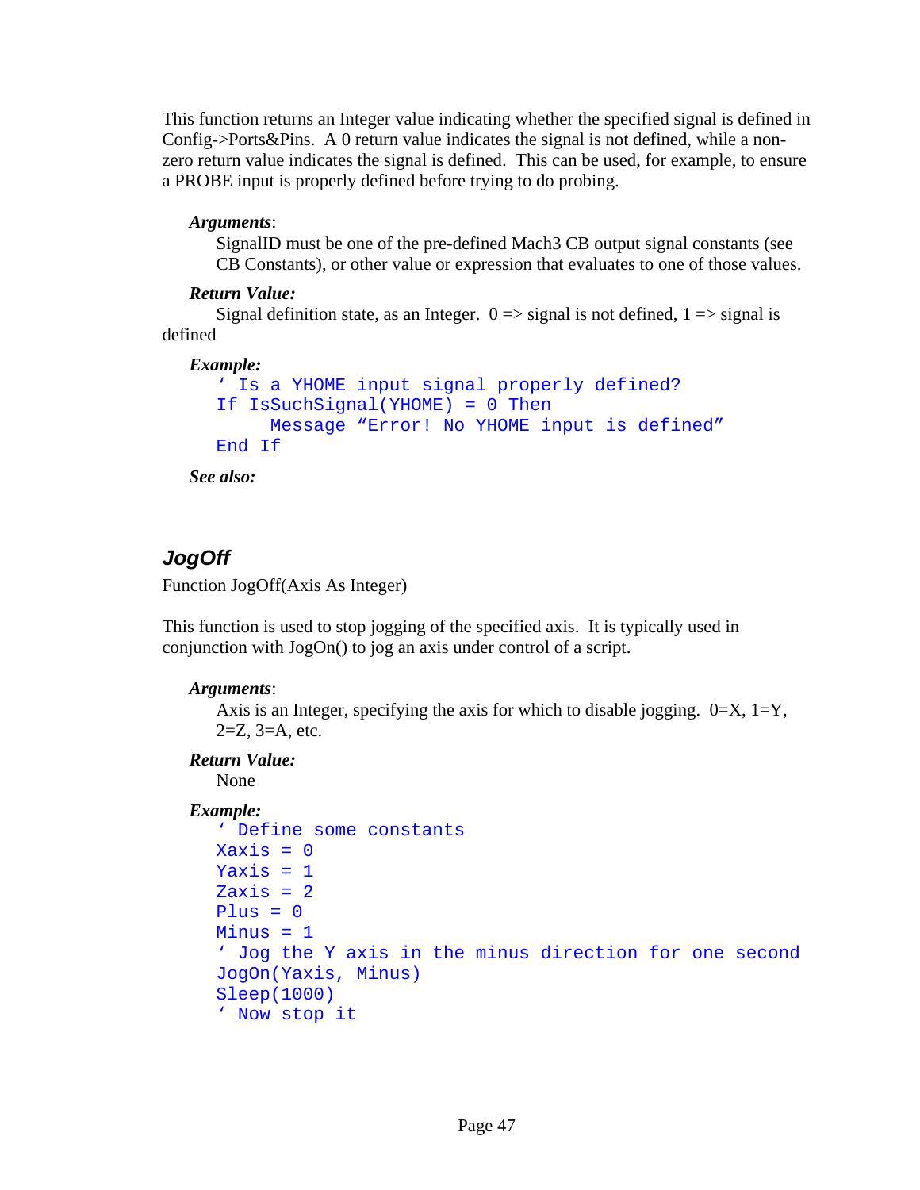This function returns an Integer value indicating whether the specified signal is defined in Config->Ports&Pins. A 0 return value indicates the signal is not defined, while a non-zero return value indicates the signal is defined. This can be used, for example, to ensure a PROBE input is properly defined before trying to do probing.

***Arguments***:

SignalID must be one of the pre-defined Mach3 CB output signal constants (see CB Constants), or other value or expression that evaluates to one of those values.

***Return Value:***

Signal definition state, as an Integer. 0 => signal is not defined, 1 => signal is defined

***Example:***

```
' Is a YHOME input signal properly defined?
If IsSuchSignal(YHOME) = 0 Then
     Message "Error! No YHOME input is defined"
End If
```

***See also:***

## *JogOff*

Function JogOff(Axis As Integer)

This function is used to stop jogging of the specified axis. It is typically used in conjunction with JogOn() to jog an axis under control of a script.

***Arguments***:

Axis is an Integer, specifying the axis for which to disable jogging. 0=X, 1=Y, 2=Z, 3=A, etc.

***Return Value:***

None

***Example:***

```
' Define some constants
Xaxis = 0
Yaxis = 1
Zaxis = 2
Plus = 0
Minus = 1
' Jog the Y axis in the minus direction for one second
JogOn(Yaxis, Minus)
Sleep(1000)
' Now stop it
```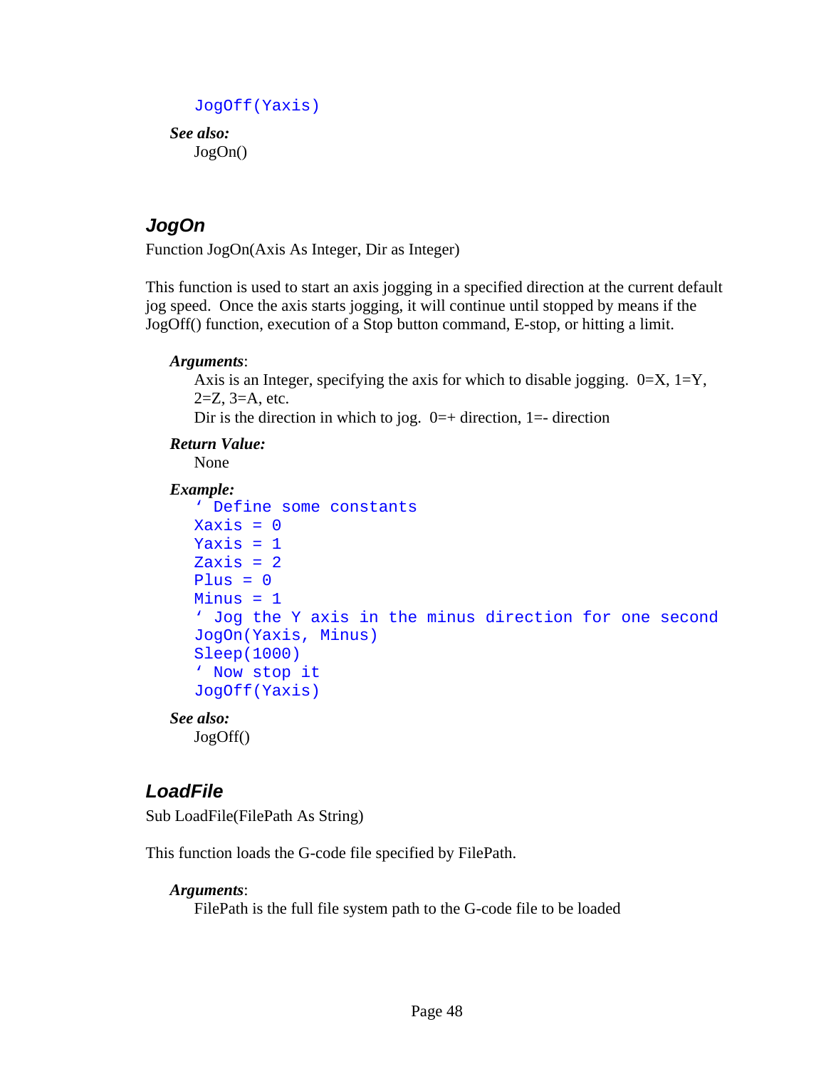```
JogOff(Yaxis)
```

***See also:***

JogOn()

## *JogOn*

Function JogOn(Axis As Integer, Dir as Integer)

This function is used to start an axis jogging in a specified direction at the current default jog speed. Once the axis starts jogging, it will continue until stopped by means if the JogOff() function, execution of a Stop button command, E-stop, or hitting a limit.

***Arguments***:

Axis is an Integer, specifying the axis for which to disable jogging. 0=X, 1=Y, 2=Z, 3=A, etc.

Dir is the direction in which to jog. 0=+ direction, 1=- direction

***Return Value:***

None

***Example:***

```
' Define some constants
Xaxis = 0
Yaxis = 1
Zaxis = 2
Plus = 0
Minus = 1
' Jog the Y axis in the minus direction for one second
JogOn(Yaxis, Minus)
Sleep(1000)
' Now stop it
JogOff(Yaxis)
```

***See also:***

JogOff()

## *LoadFile*

Sub LoadFile(FilePath As String)

This function loads the G-code file specified by FilePath.

***Arguments***:

FilePath is the full file system path to the G-code file to be loaded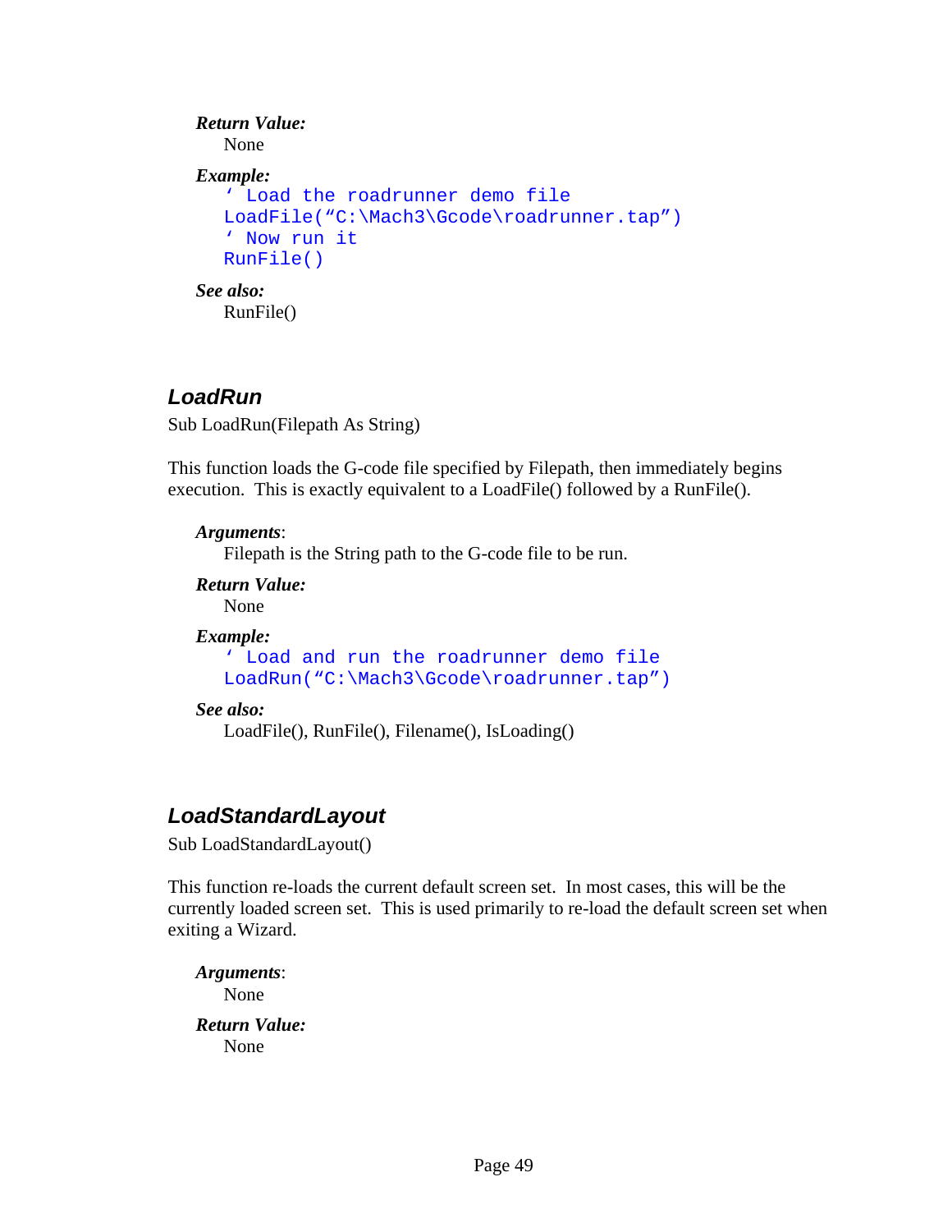***Return Value:***

None

***Example:***

```
' Load the roadrunner demo file
LoadFile("C:\Mach3\Gcode\roadrunner.tap")
' Now run it
RunFile()
```

***See also:***

RunFile()

## *LoadRun*

Sub LoadRun(Filepath As String)

This function loads the G-code file specified by Filepath, then immediately begins execution. This is exactly equivalent to a LoadFile() followed by a RunFile().

***Arguments***:

Filepath is the String path to the G-code file to be run.

***Return Value:***

None

***Example:***

```
' Load and run the roadrunner demo file
LoadRun("C:\Mach3\Gcode\roadrunner.tap")
```

***See also:***

LoadFile(), RunFile(), Filename(), IsLoading()

## *LoadStandardLayout*

Sub LoadStandardLayout()

This function re-loads the current default screen set. In most cases, this will be the currently loaded screen set. This is used primarily to re-load the default screen set when exiting a Wizard.

***Arguments***:

None

***Return Value:***

None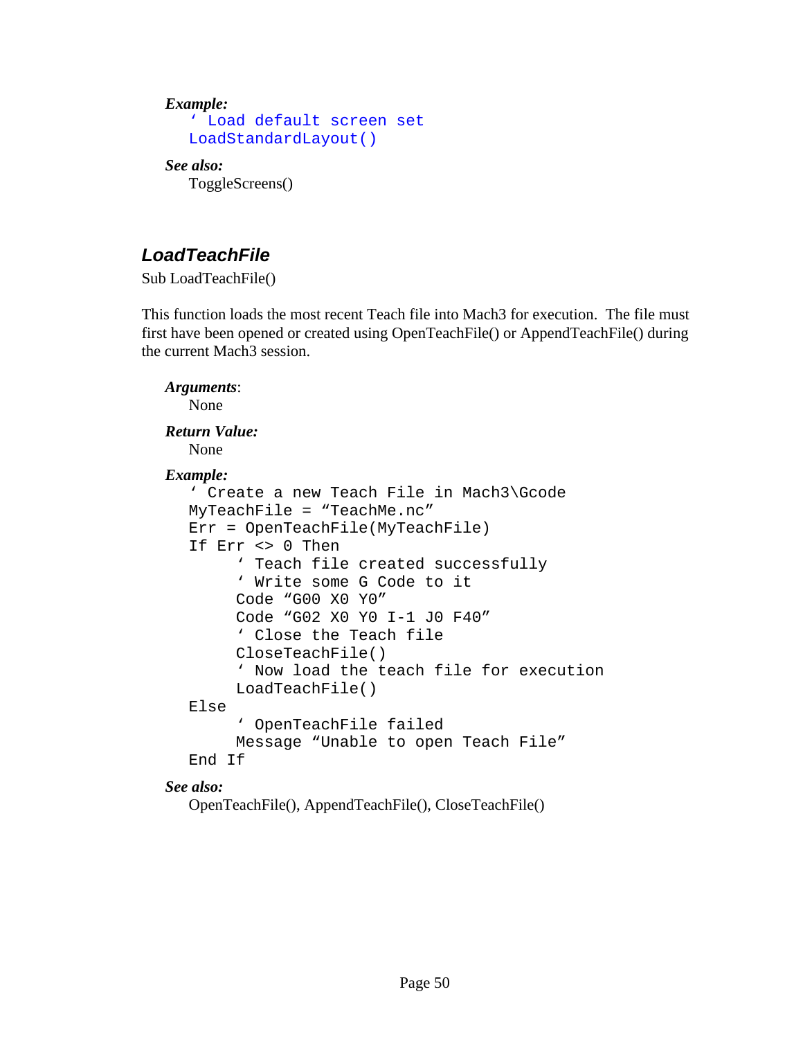***Example:***

```
' Load default screen set
LoadStandardLayout()
```

***See also:***

ToggleScreens()

## ***LoadTeachFile***

Sub LoadTeachFile()

This function loads the most recent Teach file into Mach3 for execution. The file must first have been opened or created using OpenTeachFile() or AppendTeachFile() during the current Mach3 session.

***Arguments***:

None

***Return Value:***

None

***Example:***

```
' Create a new Teach File in Mach3\Gcode
MyTeachFile = "TeachMe.nc"
Err = OpenTeachFile(MyTeachFile)
If Err <> 0 Then
     ' Teach file created successfully
     ' Write some G Code to it
     Code "G00 X0 Y0"
     Code "G02 X0 Y0 I-1 J0 F40"
     ' Close the Teach file
     CloseTeachFile()
     ' Now load the teach file for execution
     LoadTeachFile()
Else
     ' OpenTeachFile failed
     Message "Unable to open Teach File"
End If
```

***See also:***

OpenTeachFile(), AppendTeachFile(), CloseTeachFile()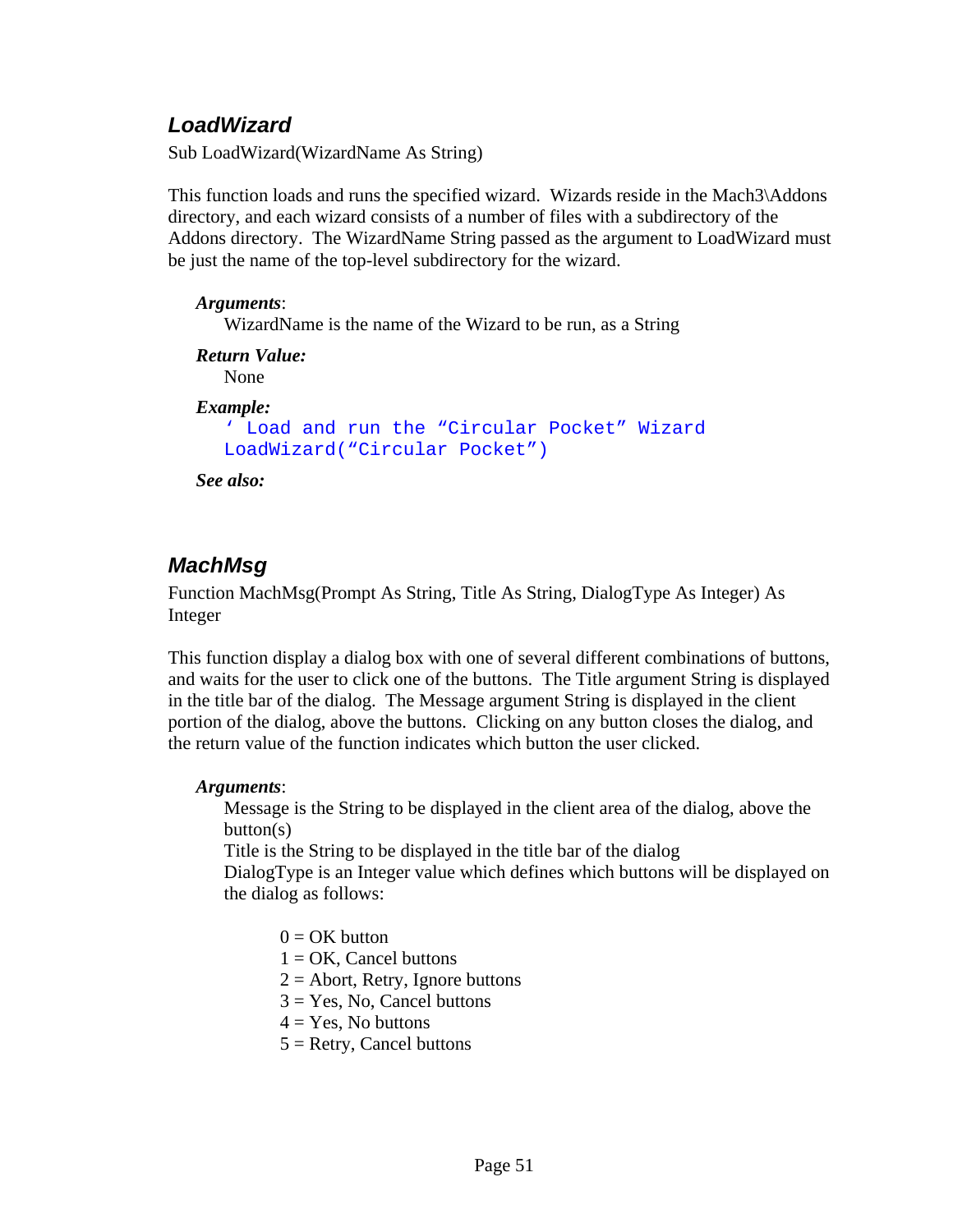### *LoadWizard*

Sub LoadWizard(WizardName As String)

This function loads and runs the specified wizard. Wizards reside in the Mach3\Addons directory, and each wizard consists of a number of files with a subdirectory of the Addons directory. The WizardName String passed as the argument to LoadWizard must be just the name of the top-level subdirectory for the wizard.

***Arguments***:

WizardName is the name of the Wizard to be run, as a String

***Return Value:***

None

***Example:***

```
' Load and run the "Circular Pocket" Wizard
LoadWizard("Circular Pocket")
```

***See also:***

### *MachMsg*

Function MachMsg(Prompt As String, Title As String, DialogType As Integer) As Integer

This function display a dialog box with one of several different combinations of buttons, and waits for the user to click one of the buttons. The Title argument String is displayed in the title bar of the dialog. The Message argument String is displayed in the client portion of the dialog, above the buttons. Clicking on any button closes the dialog, and the return value of the function indicates which button the user clicked.

***Arguments***:

Message is the String to be displayed in the client area of the dialog, above the button(s)
Title is the String to be displayed in the title bar of the dialog
DialogType is an Integer value which defines which buttons will be displayed on the dialog as follows:

0 = OK button
1 = OK, Cancel buttons
2 = Abort, Retry, Ignore buttons
3 = Yes, No, Cancel buttons
4 = Yes, No buttons
5 = Retry, Cancel buttons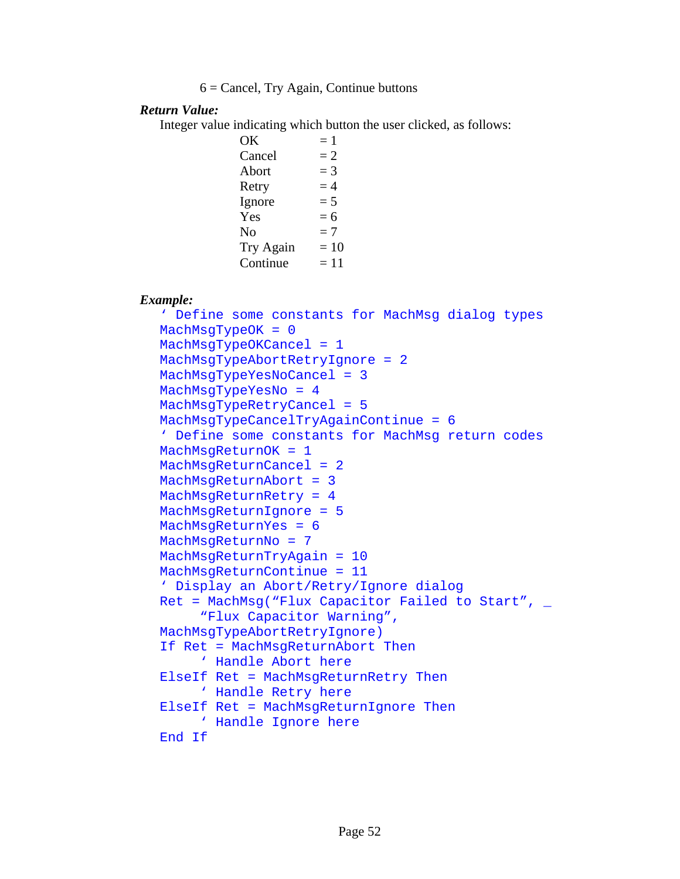6 = Cancel, Try Again, Continue buttons

***Return Value:***

Integer value indicating which button the user clicked, as follows:

| | |
|---|---|
| OK | = 1 |
| Cancel | = 2 |
| Abort | = 3 |
| Retry | = 4 |
| Ignore | = 5 |
| Yes | = 6 |
| No | = 7 |
| Try Again | = 10 |
| Continue | = 11 |

***Example:***

```
' Define some constants for MachMsg dialog types
MachMsgTypeOK = 0
MachMsgTypeOKCancel = 1
MachMsgTypeAbortRetryIgnore = 2
MachMsgTypeYesNoCancel = 3
MachMsgTypeYesNo = 4
MachMsgTypeRetryCancel = 5
MachMsgTypeCancelTryAgainContinue = 6
' Define some constants for MachMsg return codes
MachMsgReturnOK = 1
MachMsgReturnCancel = 2
MachMsgReturnAbort = 3
MachMsgReturnRetry = 4
MachMsgReturnIgnore = 5
MachMsgReturnYes = 6
MachMsgReturnNo = 7
MachMsgReturnTryAgain = 10
MachMsgReturnContinue = 11
' Display an Abort/Retry/Ignore dialog
Ret = MachMsg("Flux Capacitor Failed to Start", _
     "Flux Capacitor Warning",
MachMsgTypeAbortRetryIgnore)
If Ret = MachMsgReturnAbort Then
     ' Handle Abort here
ElseIf Ret = MachMsgReturnRetry Then
     ' Handle Retry here
ElseIf Ret = MachMsgReturnIgnore Then
     ' Handle Ignore here
End If
```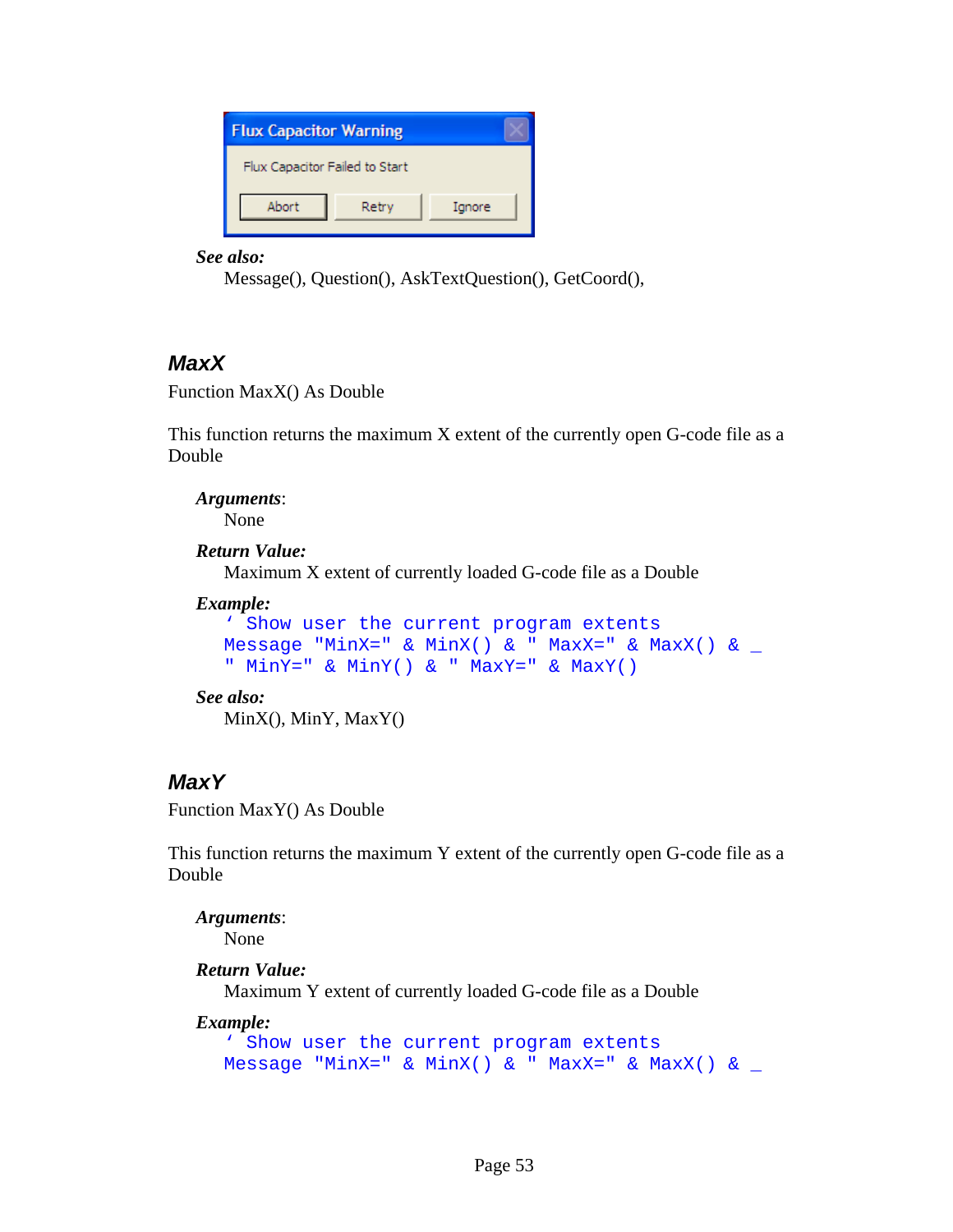See also:
    Message(), Question(), AskTextQuestion(), GetCoord(),

### MaxX

Function MaxX() As Double

This function returns the maximum X extent of the currently open G-code file as a Double

***Arguments***:
    None

***Return Value:***
    Maximum X extent of currently loaded G-code file as a Double

***Example:***

```
' Show user the current program extents
Message "MinX=" & MinX() & " MaxX=" & MaxX() & _
" MinY=" & MinY() & " MaxY=" & MaxY()
```

***See also:***
    MinX(), MinY, MaxY()

### MaxY

Function MaxY() As Double

This function returns the maximum Y extent of the currently open G-code file as a Double

***Arguments***:
    None

***Return Value:***
    Maximum Y extent of currently loaded G-code file as a Double

***Example:***

```
' Show user the current program extents
Message "MinX=" & MinX() & " MaxX=" & MaxX() & _
```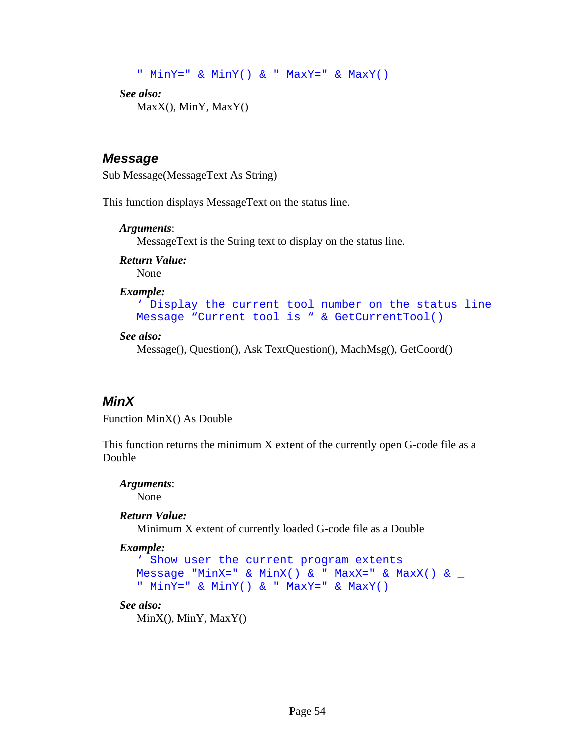```
" MinY=" & MinY() & " MaxY=" & MaxY()
```

***See also:***
MaxX(), MinY, MaxY()

## *Message*

Sub Message(MessageText As String)

This function displays MessageText on the status line.

***Arguments***:
MessageText is the String text to display on the status line.

***Return Value:***
None

***Example:***
```
‘ Display the current tool number on the status line
Message “Current tool is “ & GetCurrentTool()
```

***See also:***
Message(), Question(), Ask TextQuestion(), MachMsg(), GetCoord()

## *MinX*

Function MinX() As Double

This function returns the minimum X extent of the currently open G-code file as a Double

***Arguments***:
None

***Return Value:***
Minimum X extent of currently loaded G-code file as a Double

***Example:***
```
‘ Show user the current program extents
Message "MinX=" & MinX() & " MaxX=" & MaxX() & _
" MinY=" & MinY() & " MaxY=" & MaxY()
```

***See also:***
MinX(), MinY, MaxY()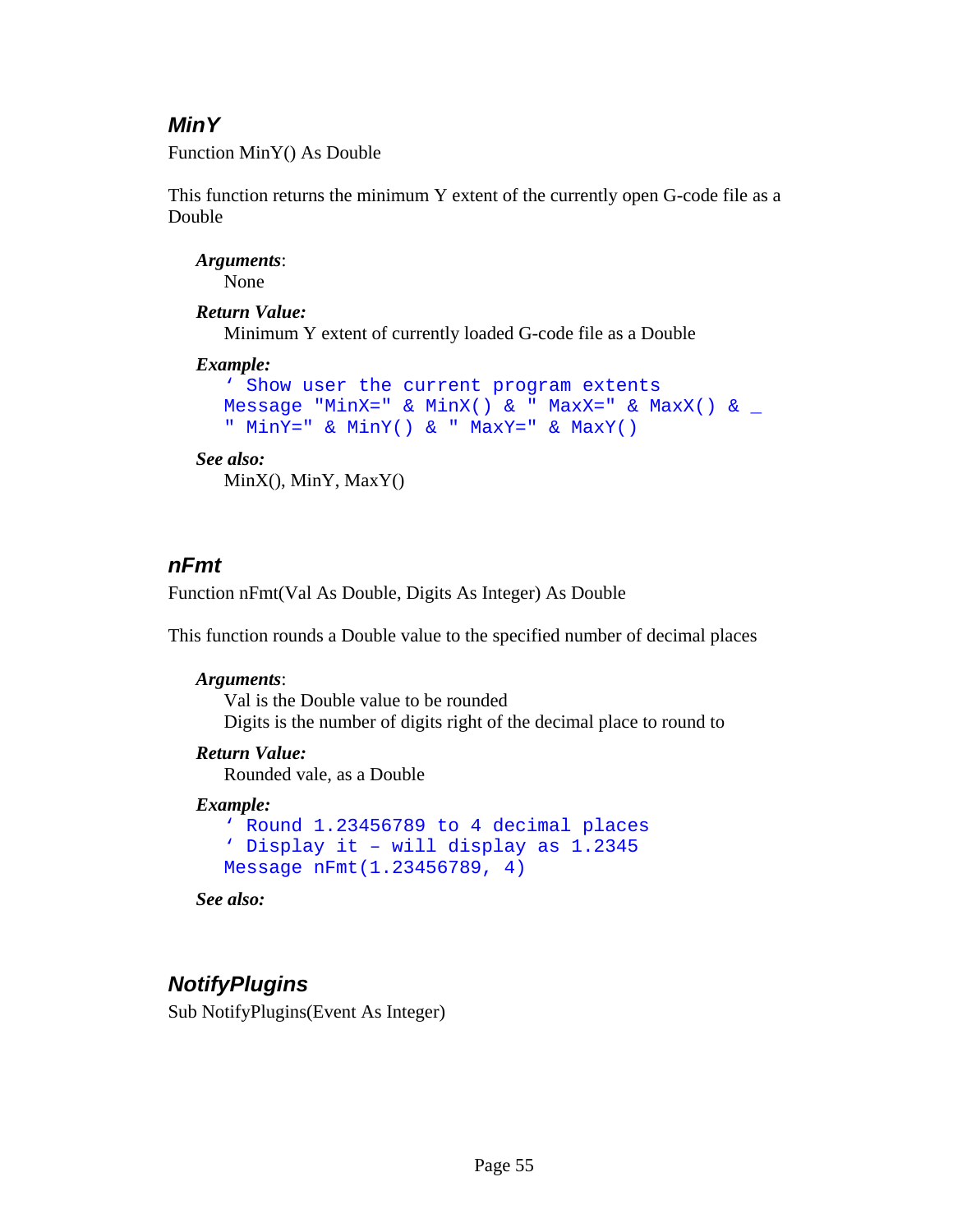### *MinY*

Function MinY() As Double

This function returns the minimum Y extent of the currently open G-code file as a Double

***Arguments***:

None

***Return Value:***

Minimum Y extent of currently loaded G-code file as a Double

***Example:***

```
' Show user the current program extents
Message "MinX=" & MinX() & " MaxX=" & MaxX() & _
" MinY=" & MinY() & " MaxY=" & MaxY()
```

***See also:***

MinX(), MinY, MaxY()

### *nFmt*

Function nFmt(Val As Double, Digits As Integer) As Double

This function rounds a Double value to the specified number of decimal places

***Arguments***:

Val is the Double value to be rounded

Digits is the number of digits right of the decimal place to round to

***Return Value:***

Rounded vale, as a Double

***Example:***

```
' Round 1.23456789 to 4 decimal places
' Display it – will display as 1.2345
Message nFmt(1.23456789, 4)
```

***See also:***

### *NotifyPlugins*

Sub NotifyPlugins(Event As Integer)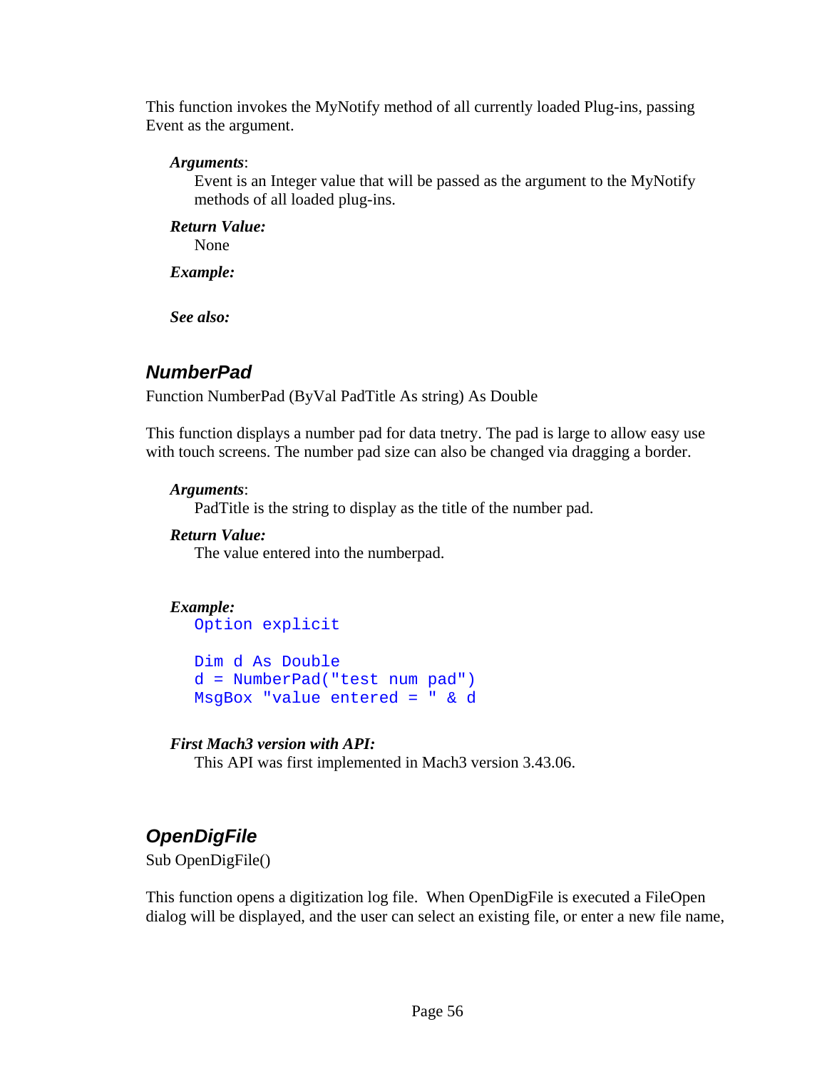This function invokes the MyNotify method of all currently loaded Plug-ins, passing Event as the argument.

***Arguments***:

Event is an Integer value that will be passed as the argument to the MyNotify methods of all loaded plug-ins.

***Return Value:***

None

***Example:***

***See also:***

## NumberPad

Function NumberPad (ByVal PadTitle As string) As Double

This function displays a number pad for data tnetry. The pad is large to allow easy use with touch screens. The number pad size can also be changed via dragging a border.

***Arguments***:

PadTitle is the string to display as the title of the number pad.

***Return Value:***

The value entered into the numberpad.

***Example:***

```
Option explicit

Dim d As Double
d = NumberPad("test num pad")
MsgBox "value entered = " & d
```

***First Mach3 version with API:***

This API was first implemented in Mach3 version 3.43.06.

## OpenDigFile

Sub OpenDigFile()

This function opens a digitization log file. When OpenDigFile is executed a FileOpen dialog will be displayed, and the user can select an existing file, or enter a new file name,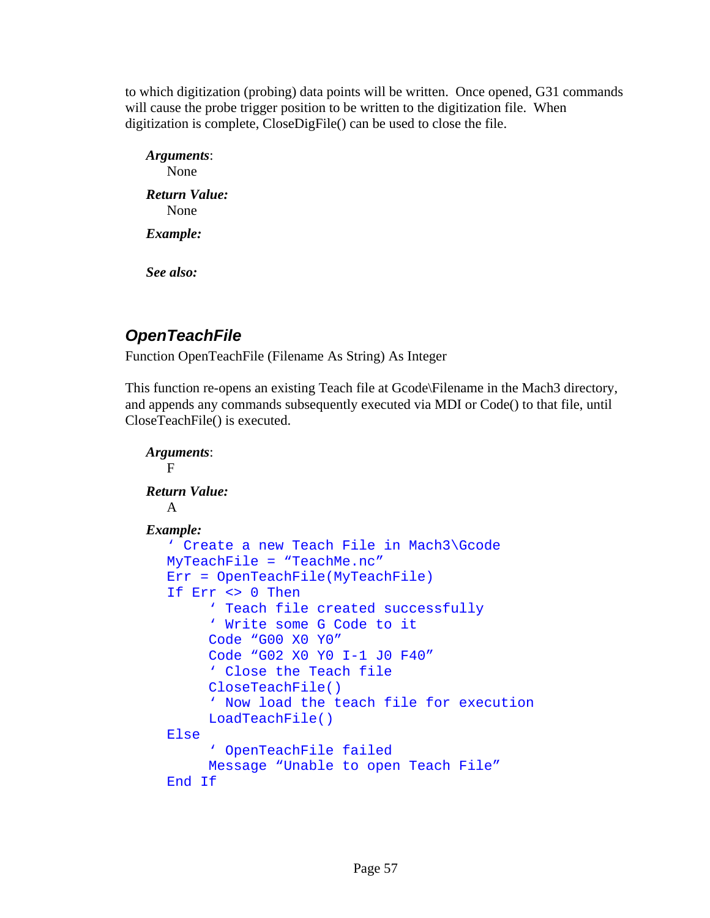to which digitization (probing) data points will be written. Once opened, G31 commands will cause the probe trigger position to be written to the digitization file. When digitization is complete, CloseDigFile() can be used to close the file.

***Arguments***:

None

***Return Value:***

None

***Example:***

***See also:***

## *OpenTeachFile*

Function OpenTeachFile (Filename As String) As Integer

This function re-opens an existing Teach file at Gcode\Filename in the Mach3 directory, and appends any commands subsequently executed via MDI or Code() to that file, until CloseTeachFile() is executed.

***Arguments***:

F

***Return Value:***

A

***Example:***

```
‘ Create a new Teach File in Mach3\Gcode
MyTeachFile = “TeachMe.nc”
Err = OpenTeachFile(MyTeachFile)
If Err <> 0 Then
     ‘ Teach file created successfully
     ‘ Write some G Code to it
     Code “G00 X0 Y0”
     Code “G02 X0 Y0 I-1 J0 F40”
     ‘ Close the Teach file
     CloseTeachFile()
     ‘ Now load the teach file for execution
     LoadTeachFile()
Else
     ‘ OpenTeachFile failed
     Message “Unable to open Teach File”
End If
```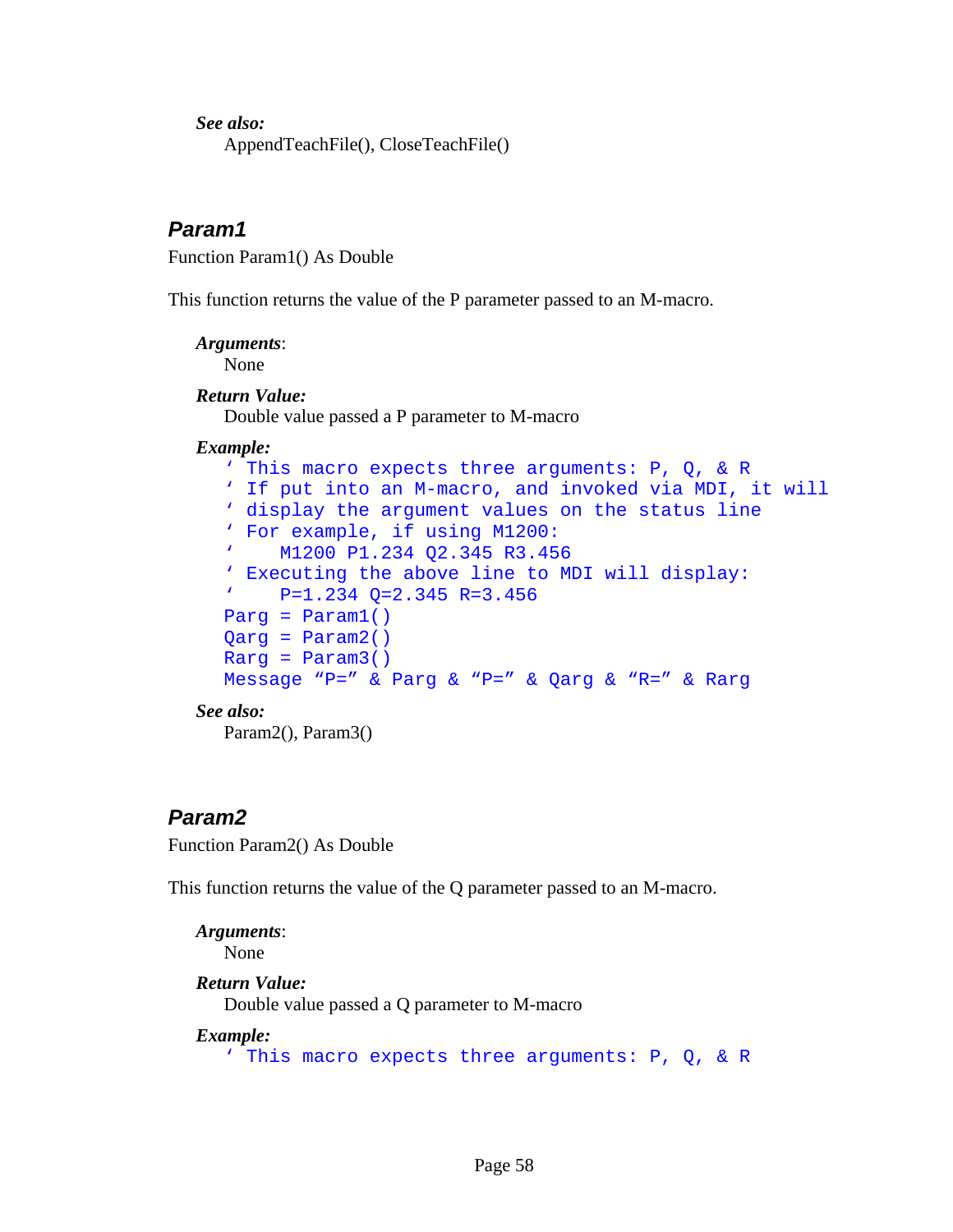***See also:***
AppendTeachFile(), CloseTeachFile()

## *Param1*

Function Param1() As Double

This function returns the value of the P parameter passed to an M-macro.

***Arguments***:
None

***Return Value:***
Double value passed a P parameter to M-macro

***Example:***

```
‘ This macro expects three arguments: P, Q, & R
‘ If put into an M-macro, and invoked via MDI, it will
‘ display the argument values on the status line
‘ For example, if using M1200:
‘    M1200 P1.234 Q2.345 R3.456
‘ Executing the above line to MDI will display:
‘    P=1.234 Q=2.345 R=3.456
Parg = Param1()
Qarg = Param2()
Rarg = Param3()
Message “P=” & Parg & “P=” & Qarg & “R=” & Rarg
```

***See also:***
Param2(), Param3()

## *Param2*

Function Param2() As Double

This function returns the value of the Q parameter passed to an M-macro.

***Arguments***:
None

***Return Value:***
Double value passed a Q parameter to M-macro

***Example:***

```
‘ This macro expects three arguments: P, Q, & R
```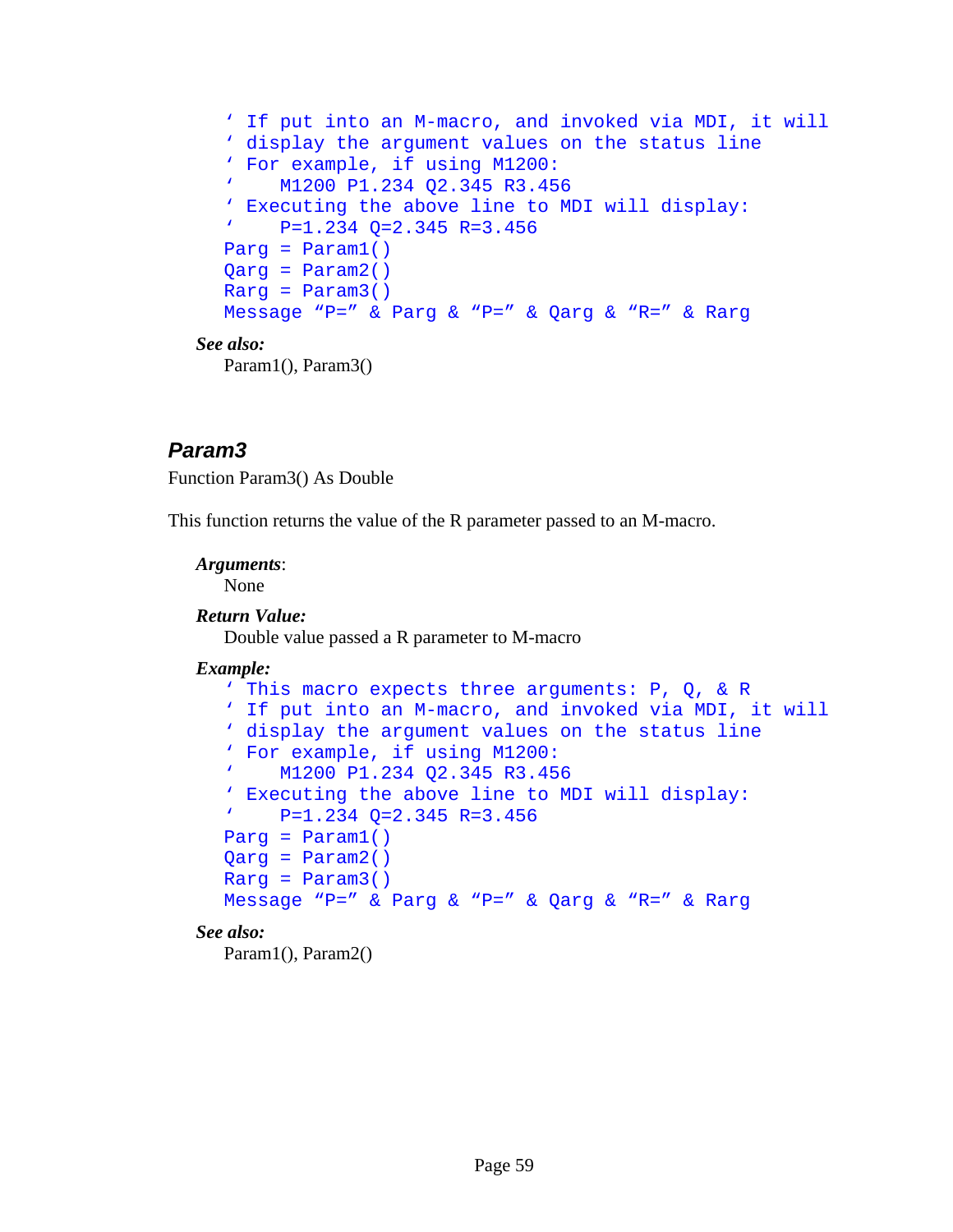```
' If put into an M-macro, and invoked via MDI, it will
' display the argument values on the status line
' For example, if using M1200:
'    M1200 P1.234 Q2.345 R3.456
' Executing the above line to MDI will display:
'    P=1.234 Q=2.345 R=3.456
Parg = Param1()
Qarg = Param2()
Rarg = Param3()
Message "P=" & Parg & "P=" & Qarg & "R=" & Rarg
```

***See also:***

Param1(), Param3()

## *Param3*

Function Param3() As Double

This function returns the value of the R parameter passed to an M-macro.

***Arguments***:

None

***Return Value:***

Double value passed a R parameter to M-macro

***Example:***

```
' This macro expects three arguments: P, Q, & R
' If put into an M-macro, and invoked via MDI, it will
' display the argument values on the status line
' For example, if using M1200:
'    M1200 P1.234 Q2.345 R3.456
' Executing the above line to MDI will display:
'    P=1.234 Q=2.345 R=3.456
Parg = Param1()
Qarg = Param2()
Rarg = Param3()
Message "P=" & Parg & "P=" & Qarg & "R=" & Rarg
```

***See also:***

Param1(), Param2()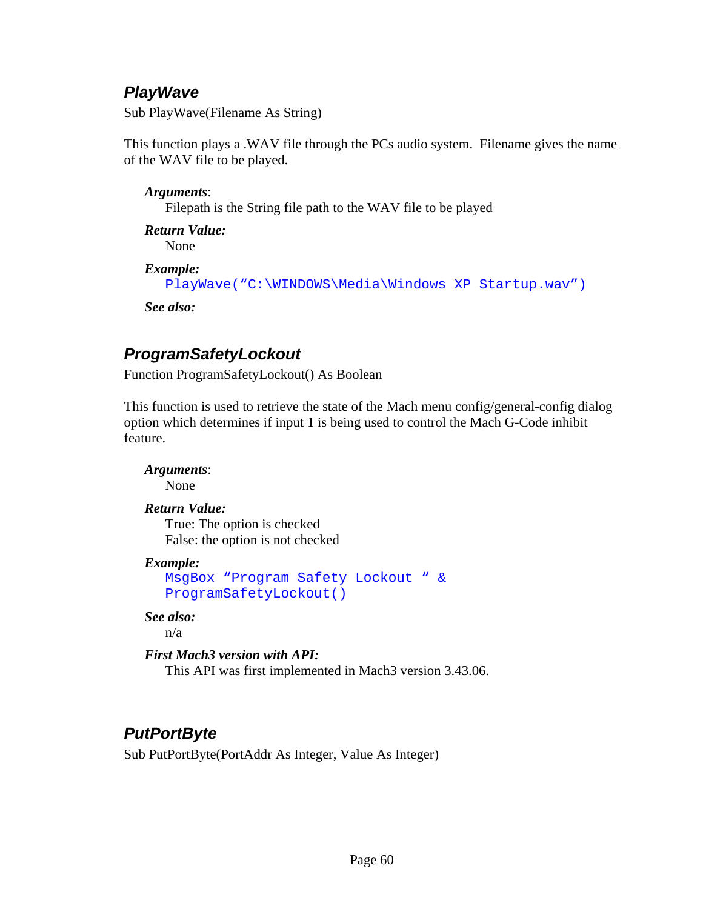## *PlayWave*

Sub PlayWave(Filename As String)

This function plays a .WAV file through the PCs audio system.  Filename gives the name of the WAV file to be played.

***Arguments***:
Filepath is the String file path to the WAV file to be played

***Return Value:***
None

***Example:***
```
PlayWave(“C:\WINDOWS\Media\Windows XP Startup.wav”)
```

***See also:***

## *ProgramSafetyLockout*

Function ProgramSafetyLockout() As Boolean

This function is used to retrieve the state of the Mach menu config/general-config dialog option which determines if input 1 is being used to control the Mach G-Code inhibit feature.

***Arguments***:
None

***Return Value:***
True: The option is checked
False: the option is not checked

***Example:***
```
MsgBox “Program Safety Lockout “ &
ProgramSafetyLockout()
```

***See also:***
n/a

***First Mach3 version with API:***
This API was first implemented in Mach3 version 3.43.06.

## *PutPortByte*

Sub PutPortByte(PortAddr As Integer, Value As Integer)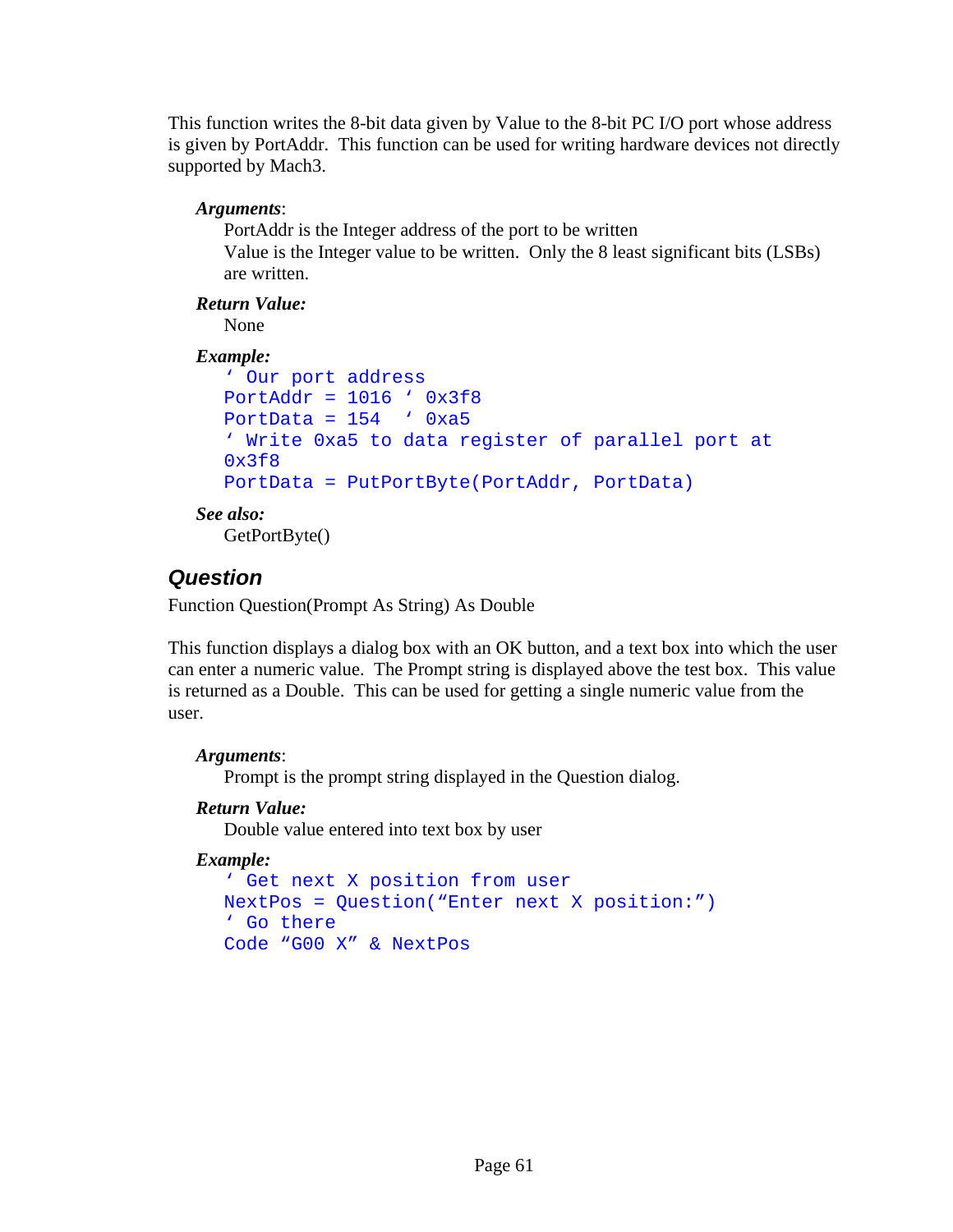This function writes the 8-bit data given by Value to the 8-bit PC I/O port whose address is given by PortAddr. This function can be used for writing hardware devices not directly supported by Mach3.

***Arguments***:

PortAddr is the Integer address of the port to be written
Value is the Integer value to be written. Only the 8 least significant bits (LSBs) are written.

***Return Value:***

None

***Example:***

```
' Our port address
PortAddr = 1016 ' 0x3f8
PortData = 154  ' 0xa5
' Write 0xa5 to data register of parallel port at
0x3f8
PortData = PutPortByte(PortAddr, PortData)
```

***See also:***

GetPortByte()

## Question

Function Question(Prompt As String) As Double

This function displays a dialog box with an OK button, and a text box into which the user can enter a numeric value. The Prompt string is displayed above the test box. This value is returned as a Double. This can be used for getting a single numeric value from the user.

***Arguments***:

Prompt is the prompt string displayed in the Question dialog.

***Return Value:***

Double value entered into text box by user

***Example:***

```
' Get next X position from user
NextPos = Question("Enter next X position:")
' Go there
Code "G00 X" & NextPos
```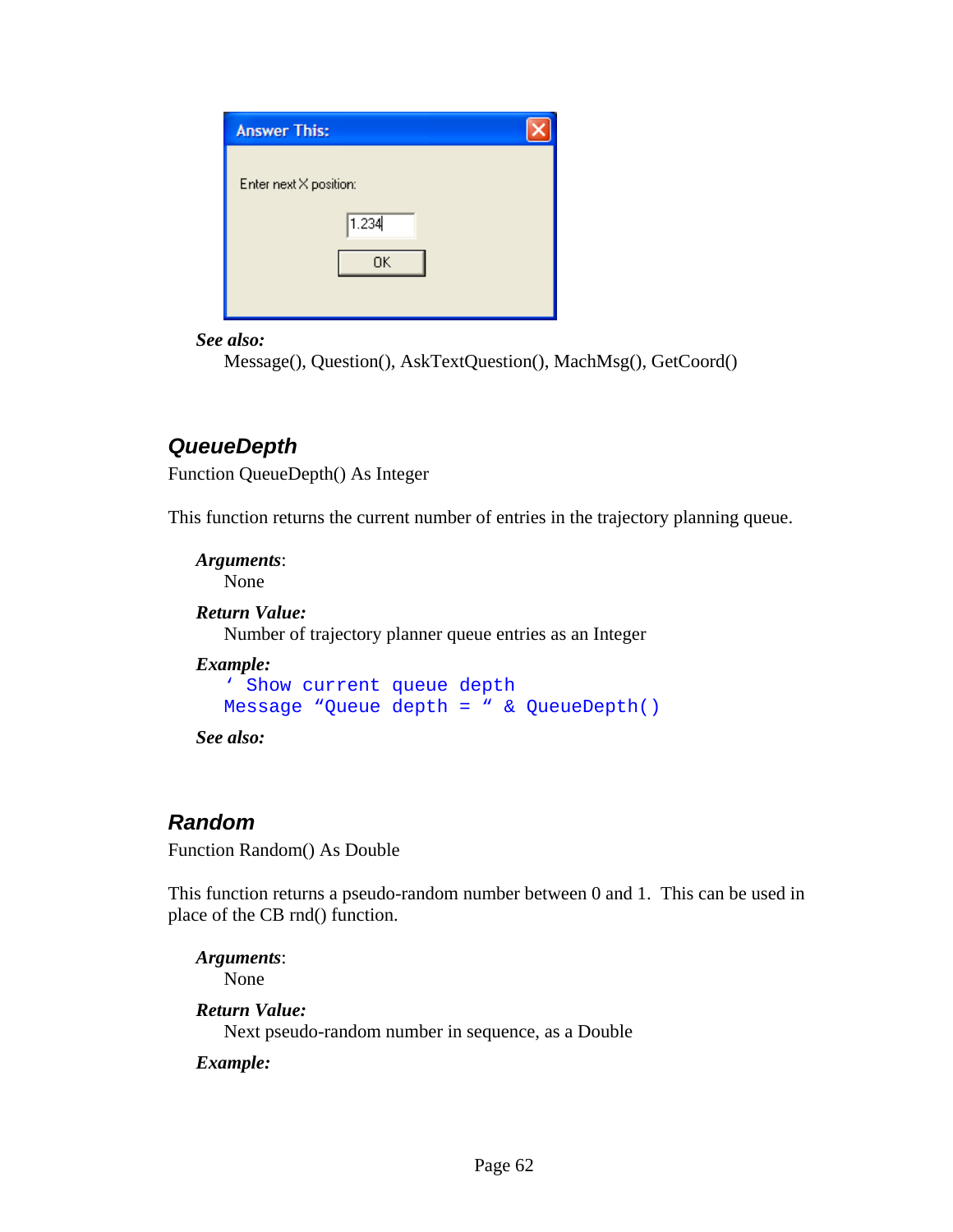*See also:*

Message(), Question(), AskTextQuestion(), MachMsg(), GetCoord()

## QueueDepth

Function QueueDepth() As Integer

This function returns the current number of entries in the trajectory planning queue.

***Arguments***:

None

***Return Value:***

Number of trajectory planner queue entries as an Integer

***Example:***

```
' Show current queue depth
Message "Queue depth = " & QueueDepth()
```

***See also:***

## Random

Function Random() As Double

This function returns a pseudo-random number between 0 and 1. This can be used in place of the CB rnd() function.

***Arguments***:

None

***Return Value:***

Next pseudo-random number in sequence, as a Double

***Example:***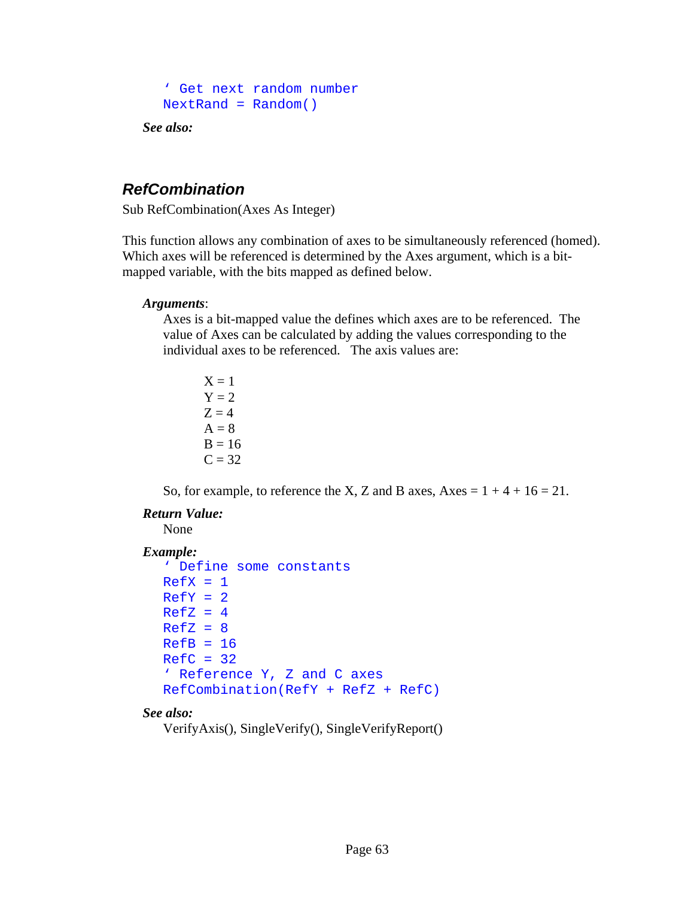```
' Get next random number
NextRand = Random()
```

***See also:***

## *RefCombination*

Sub RefCombination(Axes As Integer)

This function allows any combination of axes to be simultaneously referenced (homed). Which axes will be referenced is determined by the Axes argument, which is a bit-mapped variable, with the bits mapped as defined below.

***Arguments***:

Axes is a bit-mapped value the defines which axes are to be referenced. The value of Axes can be calculated by adding the values corresponding to the individual axes to be referenced. The axis values are:

X = 1
Y = 2
Z = 4
A = 8
B = 16
C = 32

So, for example, to reference the X, Z and B axes, Axes = 1 + 4 + 16 = 21.

***Return Value:***

None

***Example:***

```
' Define some constants
RefX = 1
RefY = 2
RefZ = 4
RefZ = 8
RefB = 16
RefC = 32
' Reference Y, Z and C axes
RefCombination(RefY + RefZ + RefC)
```

***See also:***

VerifyAxis(), SingleVerify(), SingleVerifyReport()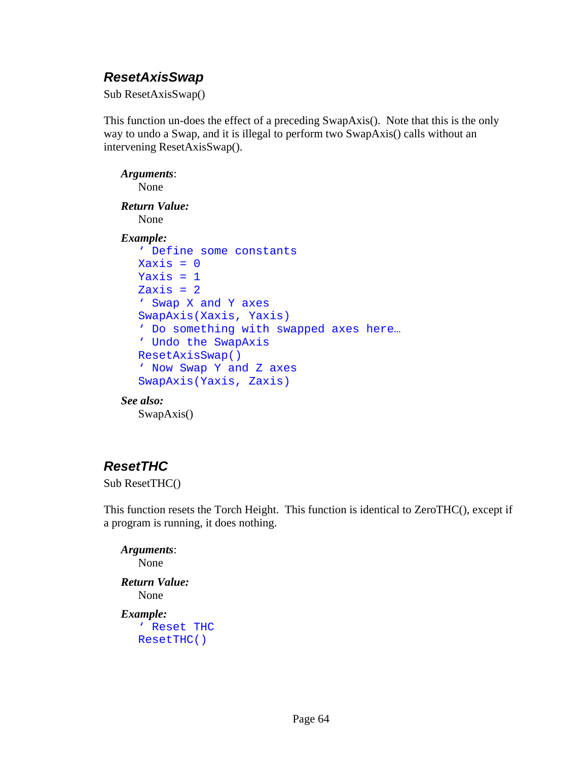### *ResetAxisSwap*

Sub ResetAxisSwap()

This function un-does the effect of a preceding SwapAxis(). Note that this is the only way to undo a Swap, and it is illegal to perform two SwapAxis() calls without an intervening ResetAxisSwap().

***Arguments***:
None

***Return Value:***
None

***Example:***
```
' Define some constants
Xaxis = 0
Yaxis = 1
Zaxis = 2
' Swap X and Y axes
SwapAxis(Xaxis, Yaxis)
' Do something with swapped axes here…
' Undo the SwapAxis
ResetAxisSwap()
' Now Swap Y and Z axes
SwapAxis(Yaxis, Zaxis)
```

***See also:***
SwapAxis()

### *ResetTHC*

Sub ResetTHC()

This function resets the Torch Height. This function is identical to ZeroTHC(), except if a program is running, it does nothing.

***Arguments***:
None

***Return Value:***
None

***Example:***
```
' Reset THC
ResetTHC()
```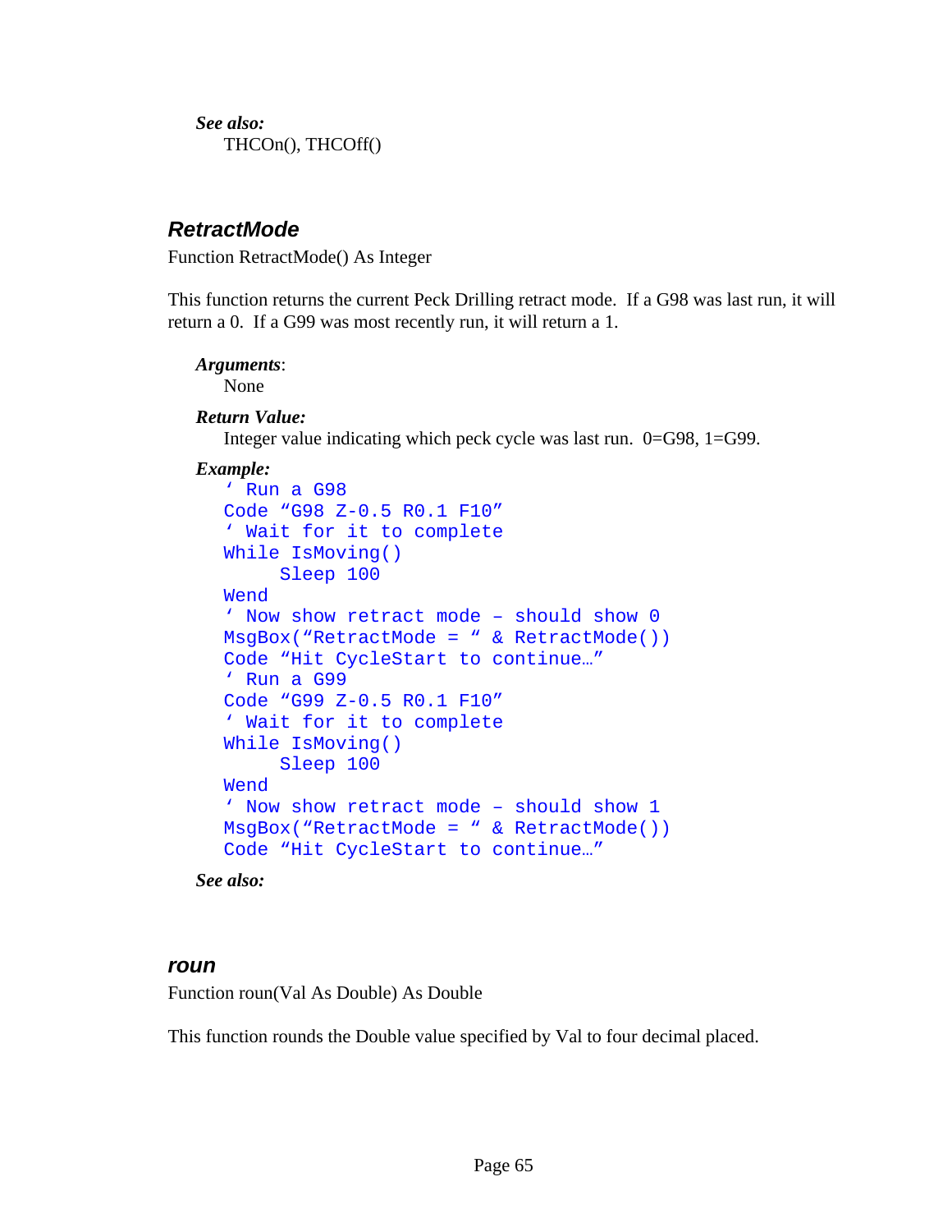***See also:***
THCOn(), THCOff()

## RetractMode

Function RetractMode() As Integer

This function returns the current Peck Drilling retract mode. If a G98 was last run, it will return a 0. If a G99 was most recently run, it will return a 1.

***Arguments***:
None

***Return Value:***
Integer value indicating which peck cycle was last run. 0=G98, 1=G99.

***Example:***

```
' Run a G98
Code "G98 Z-0.5 R0.1 F10"
' Wait for it to complete
While IsMoving()
     Sleep 100
Wend
' Now show retract mode – should show 0
MsgBox("RetractMode = " & RetractMode())
Code "Hit CycleStart to continue…"
' Run a G99
Code "G99 Z-0.5 R0.1 F10"
' Wait for it to complete
While IsMoving()
     Sleep 100
Wend
' Now show retract mode – should show 1
MsgBox("RetractMode = " & RetractMode())
Code "Hit CycleStart to continue…"
```

***See also:***

## roun

Function roun(Val As Double) As Double

This function rounds the Double value specified by Val to four decimal placed.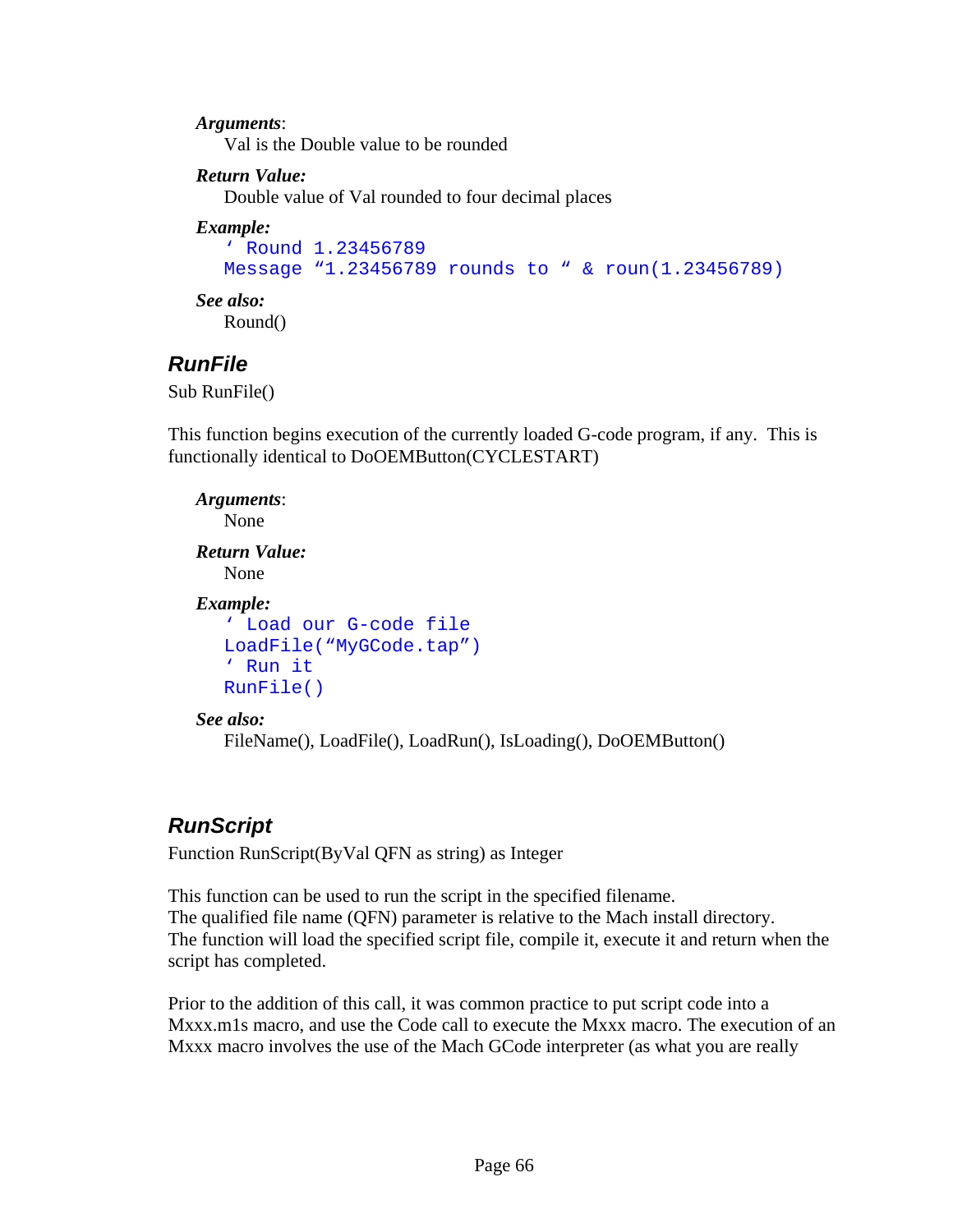***Arguments***:

Val is the Double value to be rounded

***Return Value:***

Double value of Val rounded to four decimal places

***Example:***

```
‘ Round 1.23456789
Message “1.23456789 rounds to “ & roun(1.23456789)
```

***See also:***

Round()

## *RunFile*

Sub RunFile()

This function begins execution of the currently loaded G-code program, if any.  This is functionally identical to DoOEMButton(CYCLESTART)

***Arguments***:

None

***Return Value:***

None

***Example:***

```
‘ Load our G-code file
LoadFile(“MyGCode.tap”)
‘ Run it
RunFile()
```

***See also:***

FileName(), LoadFile(), LoadRun(), IsLoading(), DoOEMButton()

## *RunScript*

Function RunScript(ByVal QFN as string) as Integer

This function can be used to run the script in the specified filename.
The qualified file name (QFN) parameter is relative to the Mach install directory.
The function will load the specified script file, compile it, execute it and return when the script has completed.

Prior to the addition of this call, it was common practice to put script code into a Mxxx.m1s macro, and use the Code call to execute the Mxxx macro. The execution of an Mxxx macro involves the use of the Mach GCode interpreter (as what you are really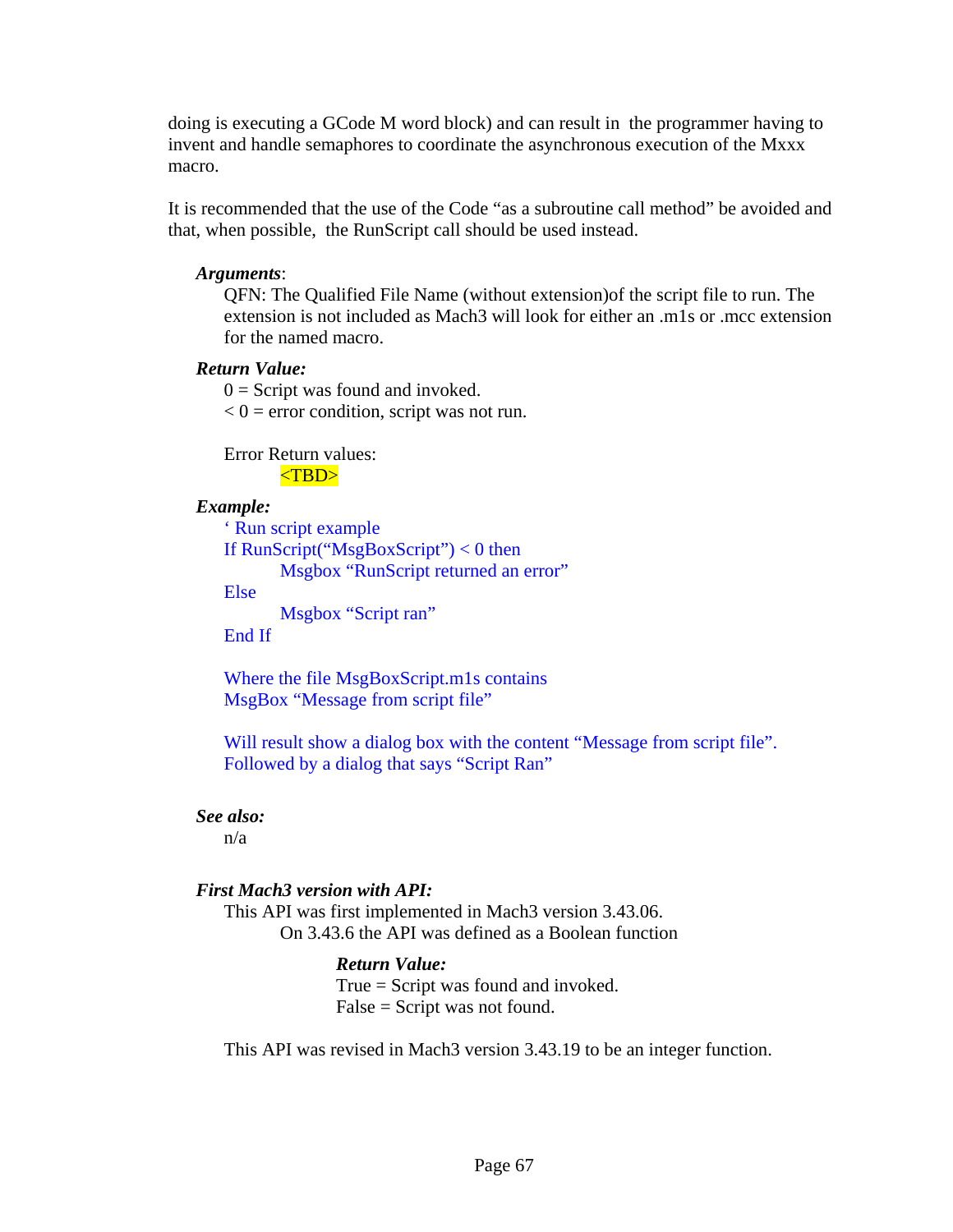doing is executing a GCode M word block) and can result in the programmer having to invent and handle semaphores to coordinate the asynchronous execution of the Mxxx macro.

It is recommended that the use of the Code "as a subroutine call method" be avoided and that, when possible, the RunScript call should be used instead.

***Arguments***:

QFN: The Qualified File Name (without extension)of the script file to run. The extension is not included as Mach3 will look for either an .m1s or .mcc extension for the named macro.

***Return Value:***

0 = Script was found and invoked.
< 0 = error condition, script was not run.

Error Return values:

<TBD>

***Example:***

```
' Run script example
If RunScript("MsgBoxScript") < 0 then
        Msgbox "RunScript returned an error"
Else
        Msgbox "Script ran"
End If

Where the file MsgBoxScript.m1s contains
MsgBox "Message from script file"

Will result show a dialog box with the content "Message from script file".
Followed by a dialog that says "Script Ran"
```

***See also:***

n/a

***First Mach3 version with API:***

This API was first implemented in Mach3 version 3.43.06.

On 3.43.6 the API was defined as a Boolean function

***Return Value:***

True = Script was found and invoked.
False = Script was not found.

This API was revised in Mach3 version 3.43.19 to be an integer function.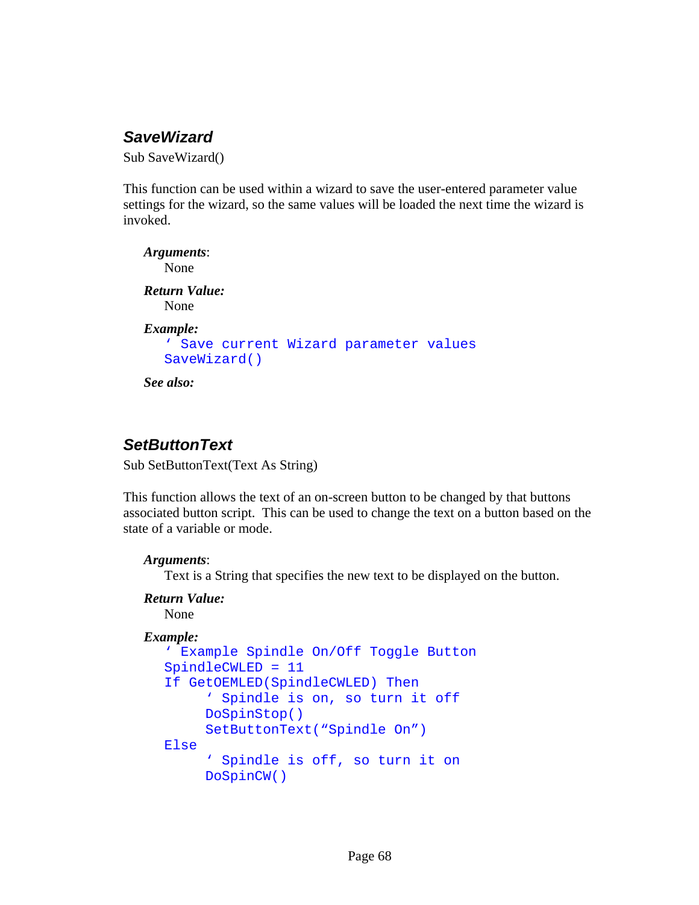### SaveWizard

Sub SaveWizard()

This function can be used within a wizard to save the user-entered parameter value settings for the wizard, so the same values will be loaded the next time the wizard is invoked.

***Arguments***:
None

***Return Value:***
None

***Example:***
```
' Save current Wizard parameter values
SaveWizard()
```

***See also:***

### SetButtonText

Sub SetButtonText(Text As String)

This function allows the text of an on-screen button to be changed by that buttons associated button script.  This can be used to change the text on a button based on the state of a variable or mode.

***Arguments***:
Text is a String that specifies the new text to be displayed on the button.

***Return Value:***
None

***Example:***
```
' Example Spindle On/Off Toggle Button
SpindleCWLED = 11
If GetOEMLED(SpindleCWLED) Then
     ' Spindle is on, so turn it off
     DoSpinStop()
     SetButtonText("Spindle On")
Else
     ' Spindle is off, so turn it on
     DoSpinCW()
```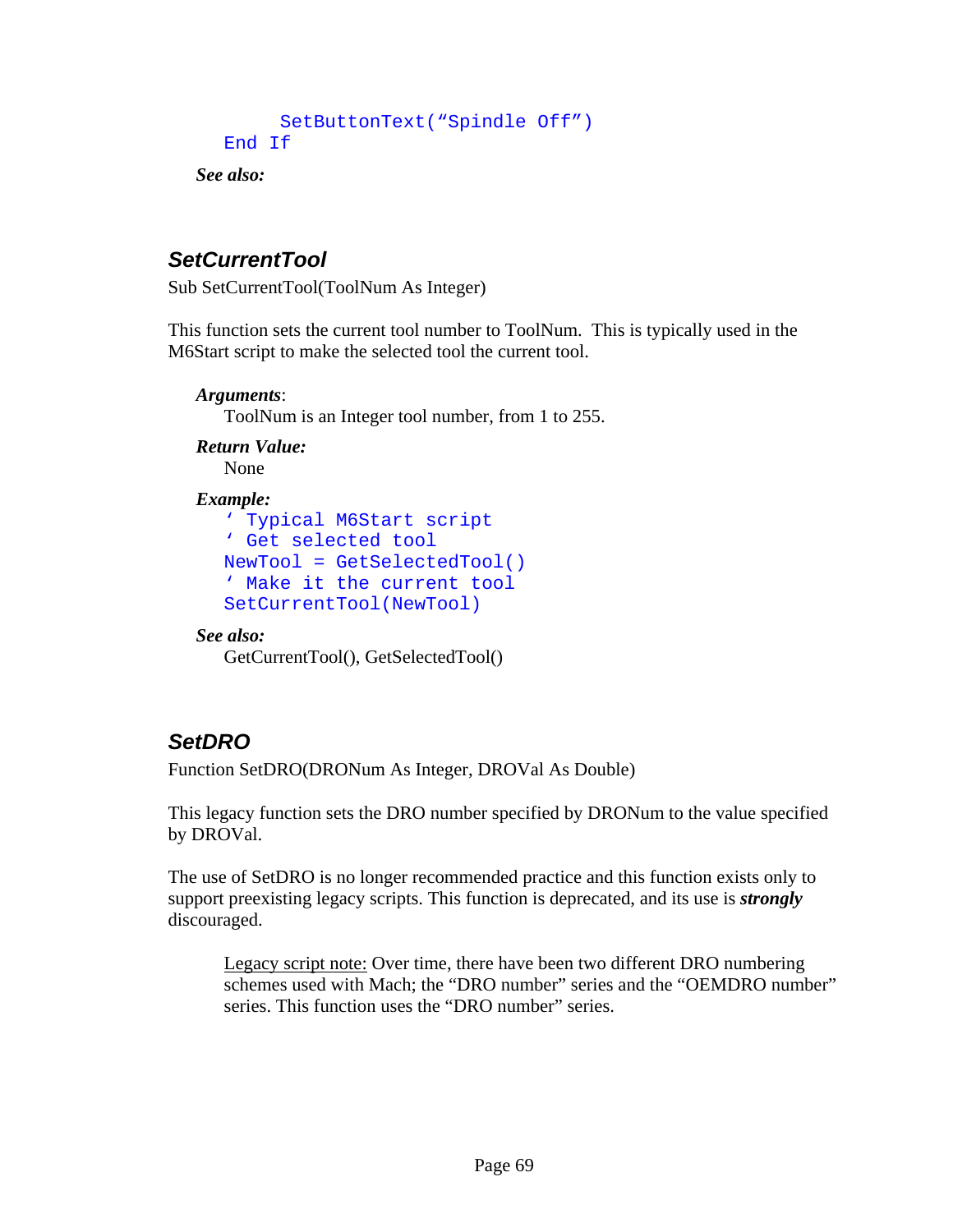```
    SetButtonText(“Spindle Off”)
End If
```

***See also:***

### *SetCurrentTool*

Sub SetCurrentTool(ToolNum As Integer)

This function sets the current tool number to ToolNum. This is typically used in the M6Start script to make the selected tool the current tool.

***Arguments***:

ToolNum is an Integer tool number, from 1 to 255.

***Return Value:***

None

***Example:***

```
‘ Typical M6Start script
‘ Get selected tool
NewTool = GetSelectedTool()
‘ Make it the current tool
SetCurrentTool(NewTool)
```

***See also:***

GetCurrentTool(), GetSelectedTool()

### *SetDRO*

Function SetDRO(DRONum As Integer, DROVal As Double)

This legacy function sets the DRO number specified by DRONum to the value specified by DROVal.

The use of SetDRO is no longer recommended practice and this function exists only to support preexisting legacy scripts. This function is deprecated, and its use is ***strongly*** discouraged.

> Legacy script note: Over time, there have been two different DRO numbering schemes used with Mach; the “DRO number” series and the “OEMDRO number” series. This function uses the “DRO number” series.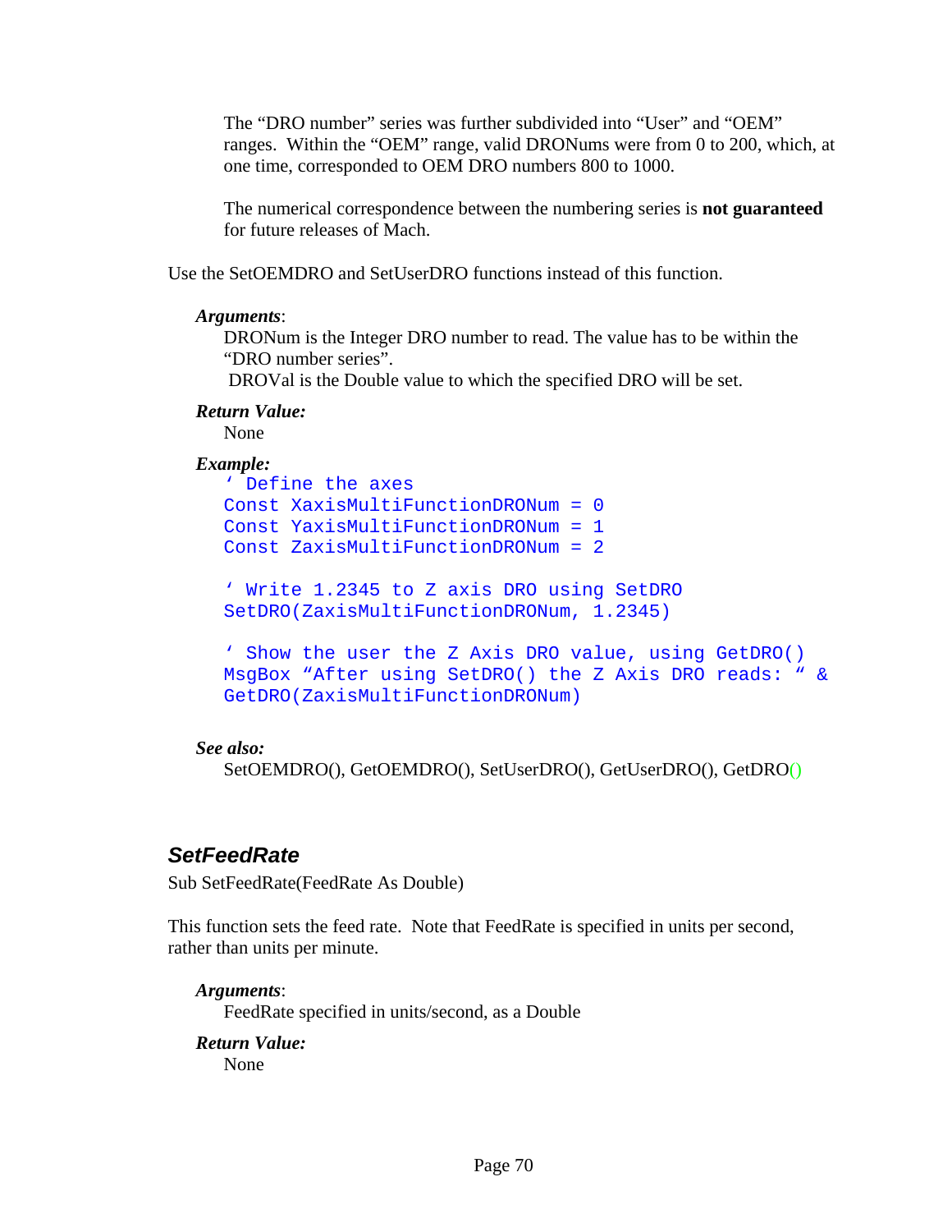The "DRO number" series was further subdivided into "User" and "OEM" ranges. Within the "OEM" range, valid DRONums were from 0 to 200, which, at one time, corresponded to OEM DRO numbers 800 to 1000.

The numerical correspondence between the numbering series is **not guaranteed** for future releases of Mach.

Use the SetOEMDRO and SetUserDRO functions instead of this function.

***Arguments***:

DRONum is the Integer DRO number to read. The value has to be within the "DRO number series".

DROVal is the Double value to which the specified DRO will be set.

***Return Value:***

None

***Example:***

```
' Define the axes
Const XaxisMultiFunctionDRONum = 0
Const YaxisMultiFunctionDRONum = 1
Const ZaxisMultiFunctionDRONum = 2

' Write 1.2345 to Z axis DRO using SetDRO
SetDRO(ZaxisMultiFunctionDRONum, 1.2345)

' Show the user the Z Axis DRO value, using GetDRO()
MsgBox "After using SetDRO() the Z Axis DRO reads: " &
GetDRO(ZaxisMultiFunctionDRONum)
```

***See also:***

SetOEMDRO(), GetOEMDRO(), SetUserDRO(), GetUserDRO(), GetDRO()

## SetFeedRate

Sub SetFeedRate(FeedRate As Double)

This function sets the feed rate. Note that FeedRate is specified in units per second, rather than units per minute.

***Arguments***:

FeedRate specified in units/second, as a Double

***Return Value:***

None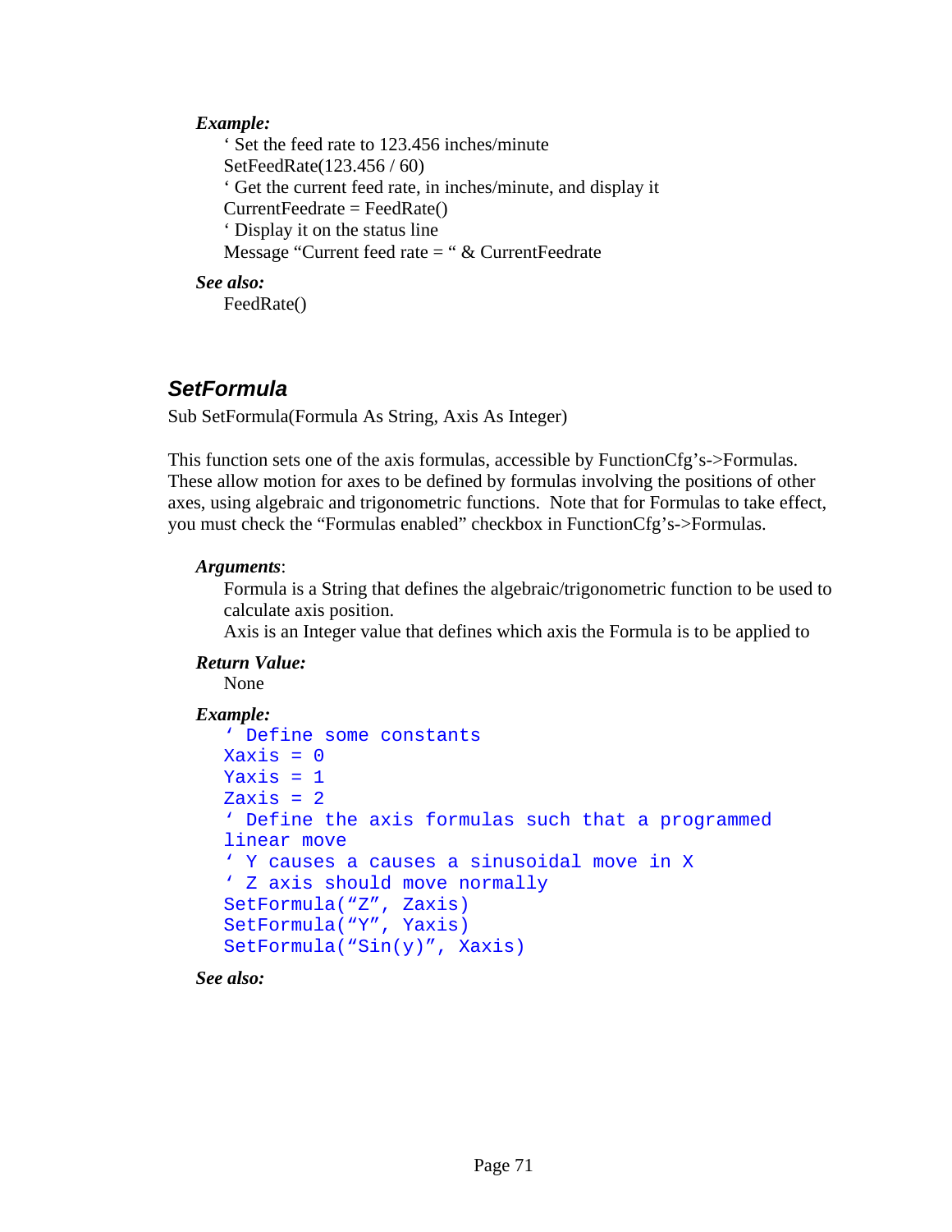***Example:***

```
' Set the feed rate to 123.456 inches/minute
SetFeedRate(123.456 / 60)
' Get the current feed rate, in inches/minute, and display it
CurrentFeedrate = FeedRate()
' Display it on the status line
Message "Current feed rate = " & CurrentFeedrate
```

***See also:***

FeedRate()

## *SetFormula*

Sub SetFormula(Formula As String, Axis As Integer)

This function sets one of the axis formulas, accessible by FunctionCfg's->Formulas. These allow motion for axes to be defined by formulas involving the positions of other axes, using algebraic and trigonometric functions. Note that for Formulas to take effect, you must check the "Formulas enabled" checkbox in FunctionCfg's->Formulas.

***Arguments***:

Formula is a String that defines the algebraic/trigonometric function to be used to calculate axis position.

Axis is an Integer value that defines which axis the Formula is to be applied to

***Return Value:***

None

***Example:***

```
' Define some constants
Xaxis = 0
Yaxis = 1
Zaxis = 2
' Define the axis formulas such that a programmed
linear move
' Y causes a causes a sinusoidal move in X
' Z axis should move normally
SetFormula("Z", Zaxis)
SetFormula("Y", Yaxis)
SetFormula("Sin(y)", Xaxis)
```

***See also:***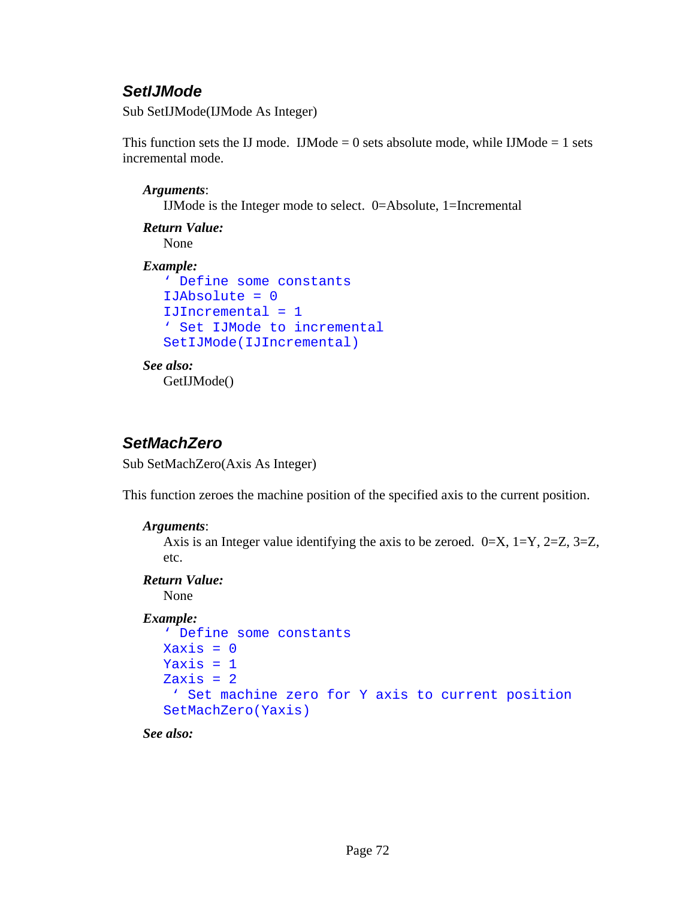### *SetIJMode*

Sub SetIJMode(IJMode As Integer)

This function sets the IJ mode.  IJMode = 0 sets absolute mode, while IJMode = 1 sets incremental mode.

***Arguments***:

IJMode is the Integer mode to select.  0=Absolute, 1=Incremental

***Return Value:***

None

***Example:***

```
' Define some constants
IJAbsolute = 0
IJIncremental = 1
' Set IJMode to incremental
SetIJMode(IJIncremental)
```

***See also:***

GetIJMode()

### *SetMachZero*

Sub SetMachZero(Axis As Integer)

This function zeroes the machine position of the specified axis to the current position.

***Arguments***:

Axis is an Integer value identifying the axis to be zeroed.  0=X, 1=Y, 2=Z, 3=Z, etc.

***Return Value:***

None

***Example:***

```
' Define some constants
Xaxis = 0
Yaxis = 1
Zaxis = 2
 ' Set machine zero for Y axis to current position
SetMachZero(Yaxis)
```

***See also:***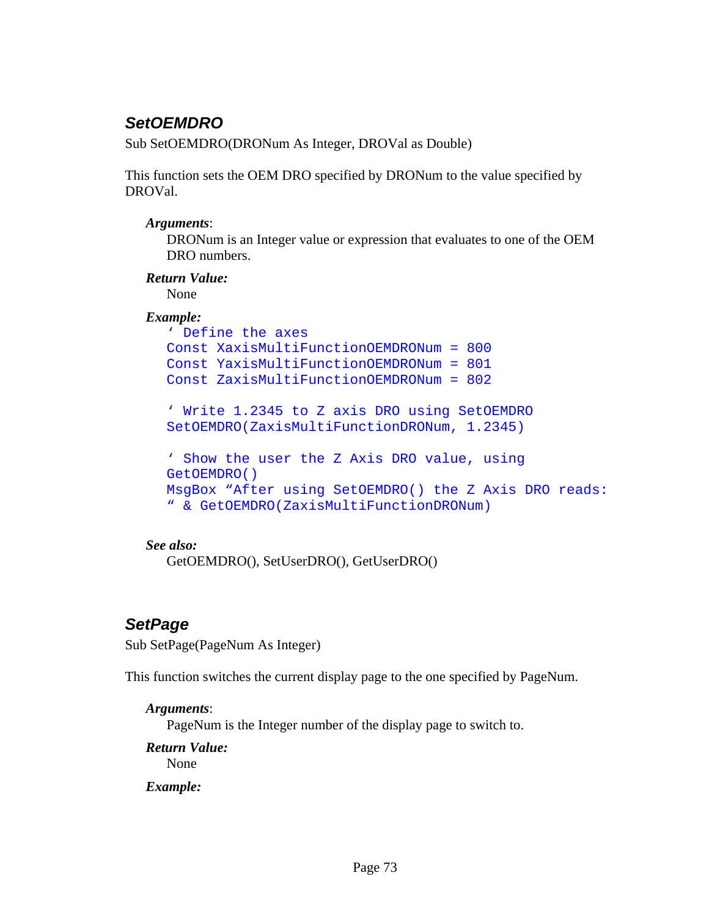## SetOEMDRO

Sub SetOEMDRO(DRONum As Integer, DROVal as Double)

This function sets the OEM DRO specified by DRONum to the value specified by DROVal.

***Arguments***:

DRONum is an Integer value or expression that evaluates to one of the OEM DRO numbers.

***Return Value:***

None

***Example:***

```
' Define the axes
Const XaxisMultiFunctionOEMDRONum = 800
Const YaxisMultiFunctionOEMDRONum = 801
Const ZaxisMultiFunctionOEMDRONum = 802

' Write 1.2345 to Z axis DRO using SetOEMDRO
SetOEMDRO(ZaxisMultiFunctionDRONum, 1.2345)

' Show the user the Z Axis DRO value, using
GetOEMDRO()
MsgBox "After using SetOEMDRO() the Z Axis DRO reads:
" & GetOEMDRO(ZaxisMultiFunctionDRONum)
```

***See also:***

GetOEMDRO(), SetUserDRO(), GetUserDRO()

## SetPage

Sub SetPage(PageNum As Integer)

This function switches the current display page to the one specified by PageNum.

***Arguments***:

PageNum is the Integer number of the display page to switch to.

***Return Value:***

None

***Example:***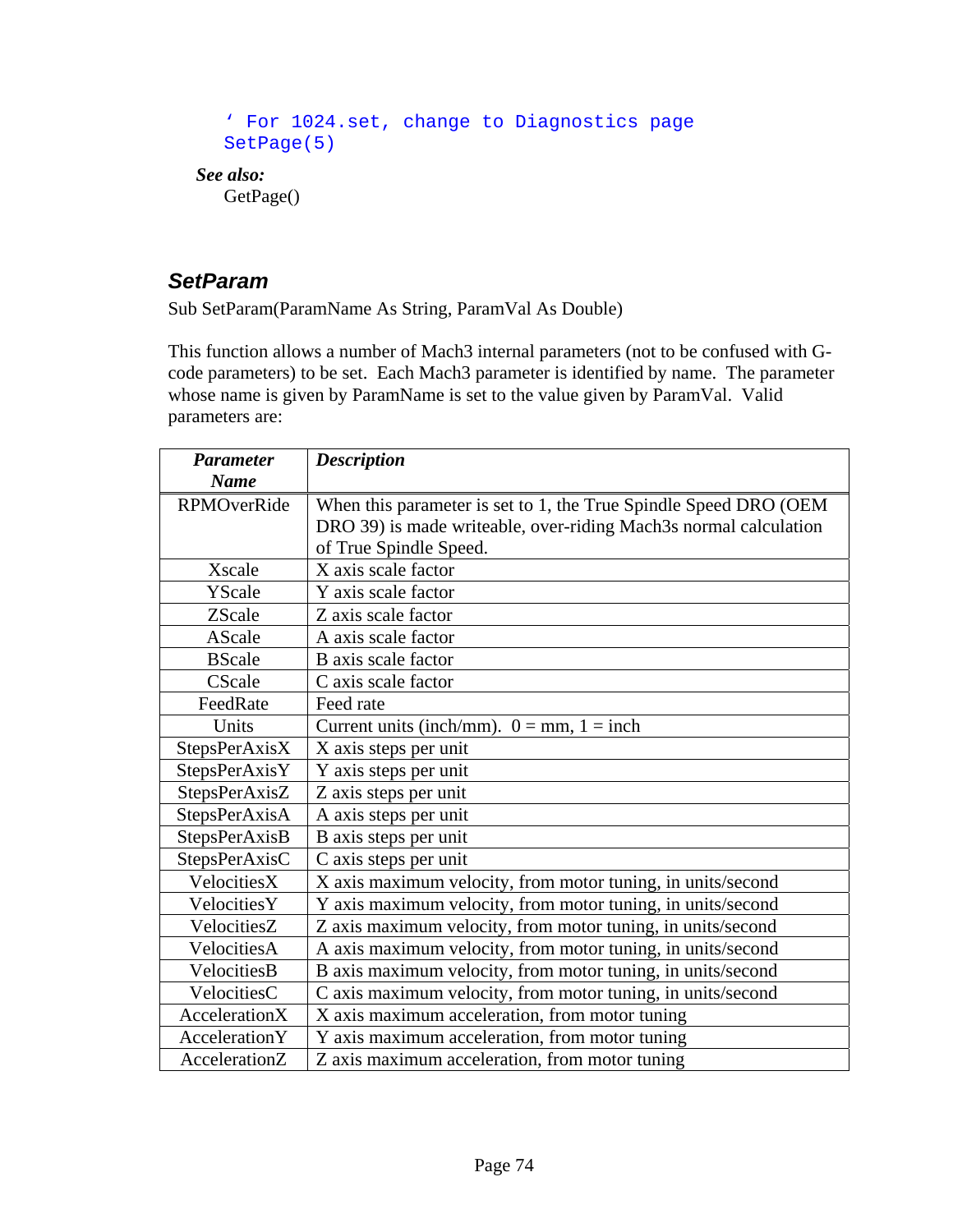```
' For 1024.set, change to Diagnostics page
SetPage(5)
```

***See also:***

GetPage()

### *SetParam*

Sub SetParam(ParamName As String, ParamVal As Double)

This function allows a number of Mach3 internal parameters (not to be confused with G-code parameters) to be set. Each Mach3 parameter is identified by name. The parameter whose name is given by ParamName is set to the value given by ParamVal. Valid parameters are:

| ***Parameter Name*** | ***Description*** |
|---|---|
| RPMOverRide | When this parameter is set to 1, the True Spindle Speed DRO (OEM DRO 39) is made writeable, over-riding Mach3s normal calculation of True Spindle Speed. |
| Xscale | X axis scale factor |
| YScale | Y axis scale factor |
| ZScale | Z axis scale factor |
| AScale | A axis scale factor |
| BScale | B axis scale factor |
| CScale | C axis scale factor |
| FeedRate | Feed rate |
| Units | Current units (inch/mm). 0 = mm, 1 = inch |
| StepsPerAxisX | X axis steps per unit |
| StepsPerAxisY | Y axis steps per unit |
| StepsPerAxisZ | Z axis steps per unit |
| StepsPerAxisA | A axis steps per unit |
| StepsPerAxisB | B axis steps per unit |
| StepsPerAxisC | C axis steps per unit |
| VelocitiesX | X axis maximum velocity, from motor tuning, in units/second |
| VelocitiesY | Y axis maximum velocity, from motor tuning, in units/second |
| VelocitiesZ | Z axis maximum velocity, from motor tuning, in units/second |
| VelocitiesA | A axis maximum velocity, from motor tuning, in units/second |
| VelocitiesB | B axis maximum velocity, from motor tuning, in units/second |
| VelocitiesC | C axis maximum velocity, from motor tuning, in units/second |
| AccelerationX | X axis maximum acceleration, from motor tuning |
| AccelerationY | Y axis maximum acceleration, from motor tuning |
| AccelerationZ | Z axis maximum acceleration, from motor tuning |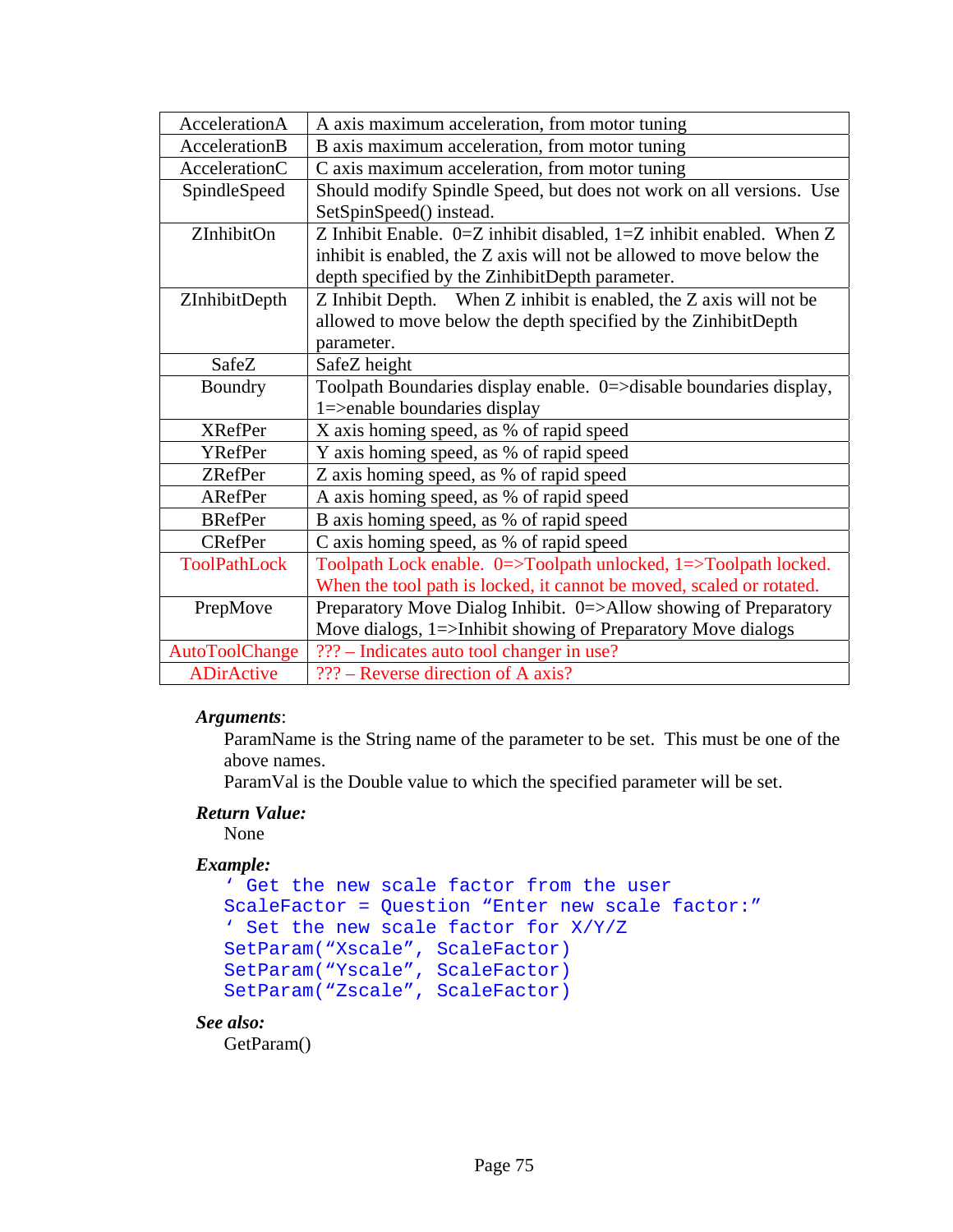| | |
|---|---|
| AccelerationA | A axis maximum acceleration, from motor tuning |
| AccelerationB | B axis maximum acceleration, from motor tuning |
| AccelerationC | C axis maximum acceleration, from motor tuning |
| SpindleSpeed | Should modify Spindle Speed, but does not work on all versions. Use SetSpinSpeed() instead. |
| ZInhibitOn | Z Inhibit Enable. 0=Z inhibit disabled, 1=Z inhibit enabled. When Z inhibit is enabled, the Z axis will not be allowed to move below the depth specified by the ZinhibitDepth parameter. |
| ZInhibitDepth | Z Inhibit Depth. When Z inhibit is enabled, the Z axis will not be allowed to move below the depth specified by the ZinhibitDepth parameter. |
| SafeZ | SafeZ height |
| Boundry | Toolpath Boundaries display enable. 0=>disable boundaries display, 1=>enable boundaries display |
| XRefPer | X axis homing speed, as % of rapid speed |
| YRefPer | Y axis homing speed, as % of rapid speed |
| ZRefPer | Z axis homing speed, as % of rapid speed |
| ARefPer | A axis homing speed, as % of rapid speed |
| BRefPer | B axis homing speed, as % of rapid speed |
| CRefPer | C axis homing speed, as % of rapid speed |
| ToolPathLock | Toolpath Lock enable. 0=>Toolpath unlocked, 1=>Toolpath locked. When the tool path is locked, it cannot be moved, scaled or rotated. |
| PrepMove | Preparatory Move Dialog Inhibit. 0=>Allow showing of Preparatory Move dialogs, 1=>Inhibit showing of Preparatory Move dialogs |
| AutoToolChange | ??? – Indicates auto tool changer in use? |
| ADirActive | ??? – Reverse direction of A axis? |

***Arguments***:

ParamName is the String name of the parameter to be set. This must be one of the above names.

ParamVal is the Double value to which the specified parameter will be set.

***Return Value:***

None

***Example:***

```
' Get the new scale factor from the user
ScaleFactor = Question "Enter new scale factor:"
' Set the new scale factor for X/Y/Z
SetParam("Xscale", ScaleFactor)
SetParam("Yscale", ScaleFactor)
SetParam("Zscale", ScaleFactor)
```

***See also:***

GetParam()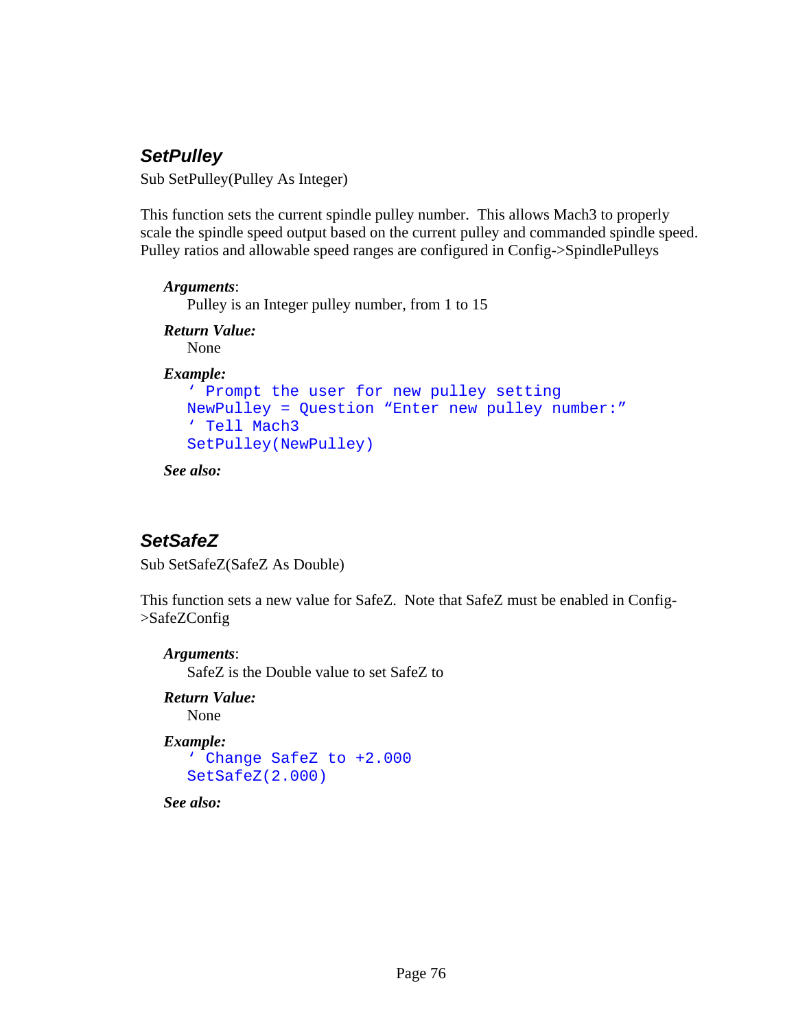### *SetPulley*

Sub SetPulley(Pulley As Integer)

This function sets the current spindle pulley number. This allows Mach3 to properly scale the spindle speed output based on the current pulley and commanded spindle speed. Pulley ratios and allowable speed ranges are configured in Config->SpindlePulleys

***Arguments***:

Pulley is an Integer pulley number, from 1 to 15

***Return Value:***

None

***Example:***

```
' Prompt the user for new pulley setting
NewPulley = Question "Enter new pulley number:"
' Tell Mach3
SetPulley(NewPulley)
```

***See also:***

### *SetSafeZ*

Sub SetSafeZ(SafeZ As Double)

This function sets a new value for SafeZ. Note that SafeZ must be enabled in Config->SafeZConfig

***Arguments***:

SafeZ is the Double value to set SafeZ to

***Return Value:***

None

***Example:***

```
' Change SafeZ to +2.000
SetSafeZ(2.000)
```

***See also:***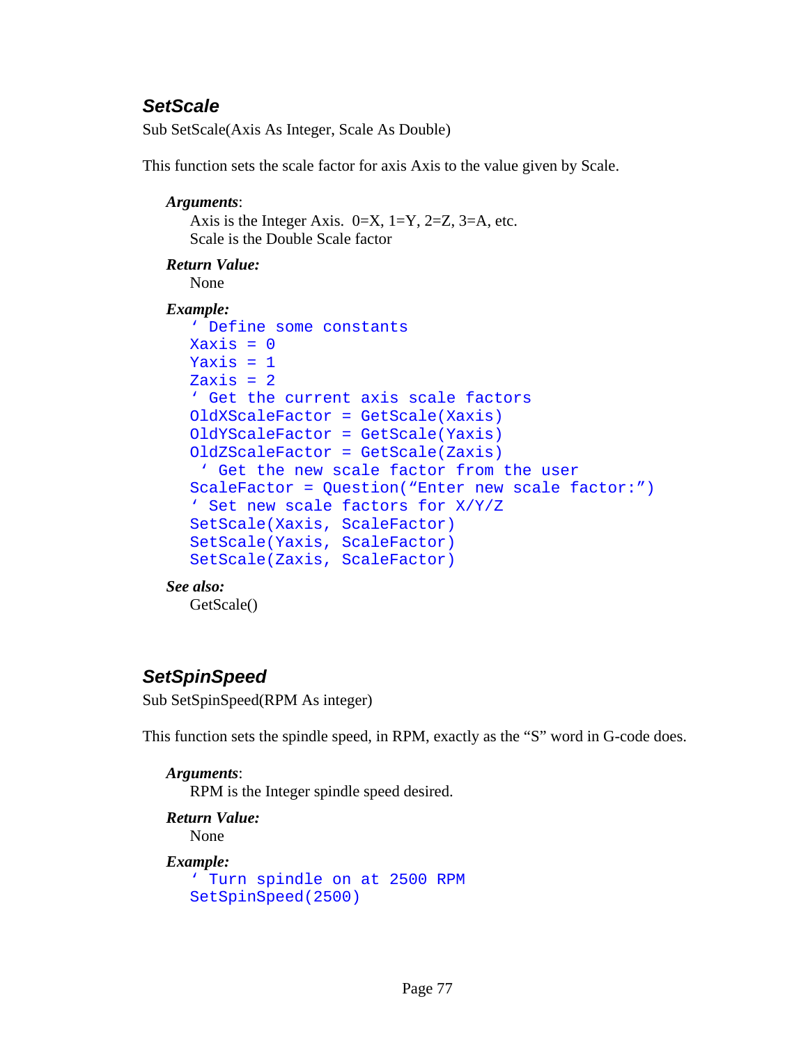## *SetScale*

Sub SetScale(Axis As Integer, Scale As Double)

This function sets the scale factor for axis Axis to the value given by Scale.

***Arguments***:

Axis is the Integer Axis.  0=X, 1=Y, 2=Z, 3=A, etc.
Scale is the Double Scale factor

***Return Value:***

None

***Example:***

```
' Define some constants
Xaxis = 0
Yaxis = 1
Zaxis = 2
' Get the current axis scale factors
OldXScaleFactor = GetScale(Xaxis)
OldYScaleFactor = GetScale(Yaxis)
OldZScaleFactor = GetScale(Zaxis)
 ' Get the new scale factor from the user
ScaleFactor = Question("Enter new scale factor:")
' Set new scale factors for X/Y/Z
SetScale(Xaxis, ScaleFactor)
SetScale(Yaxis, ScaleFactor)
SetScale(Zaxis, ScaleFactor)
```

***See also:***

GetScale()

## *SetSpinSpeed*

Sub SetSpinSpeed(RPM As integer)

This function sets the spindle speed, in RPM, exactly as the "S" word in G-code does.

***Arguments***:

RPM is the Integer spindle speed desired.

***Return Value:***

None

***Example:***

```
' Turn spindle on at 2500 RPM
SetSpinSpeed(2500)
```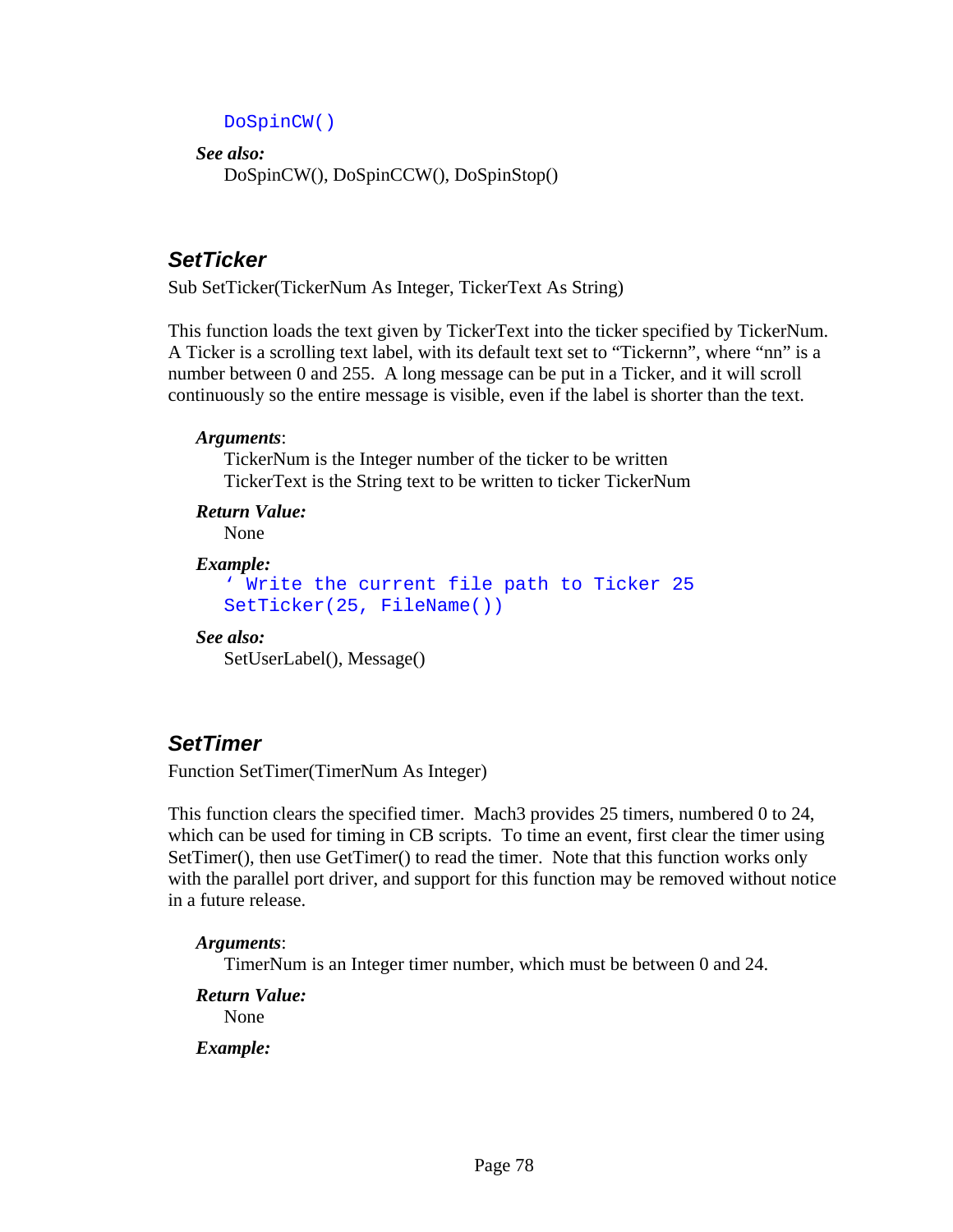```
DoSpinCW()
```

***See also:***
DoSpinCW(), DoSpinCCW(), DoSpinStop()

### SetTicker

Sub SetTicker(TickerNum As Integer, TickerText As String)

This function loads the text given by TickerText into the ticker specified by TickerNum. A Ticker is a scrolling text label, with its default text set to “Tickernn”, where “nn” is a number between 0 and 255. A long message can be put in a Ticker, and it will scroll continuously so the entire message is visible, even if the label is shorter than the text.

***Arguments***:
TickerNum is the Integer number of the ticker to be written
TickerText is the String text to be written to ticker TickerNum

***Return Value:***
None

***Example:***

```
‘ Write the current file path to Ticker 25
SetTicker(25, FileName())
```

***See also:***
SetUserLabel(), Message()

### SetTimer

Function SetTimer(TimerNum As Integer)

This function clears the specified timer. Mach3 provides 25 timers, numbered 0 to 24, which can be used for timing in CB scripts. To time an event, first clear the timer using SetTimer(), then use GetTimer() to read the timer. Note that this function works only with the parallel port driver, and support for this function may be removed without notice in a future release.

***Arguments***:
TimerNum is an Integer timer number, which must be between 0 and 24.

***Return Value:***
None

***Example:***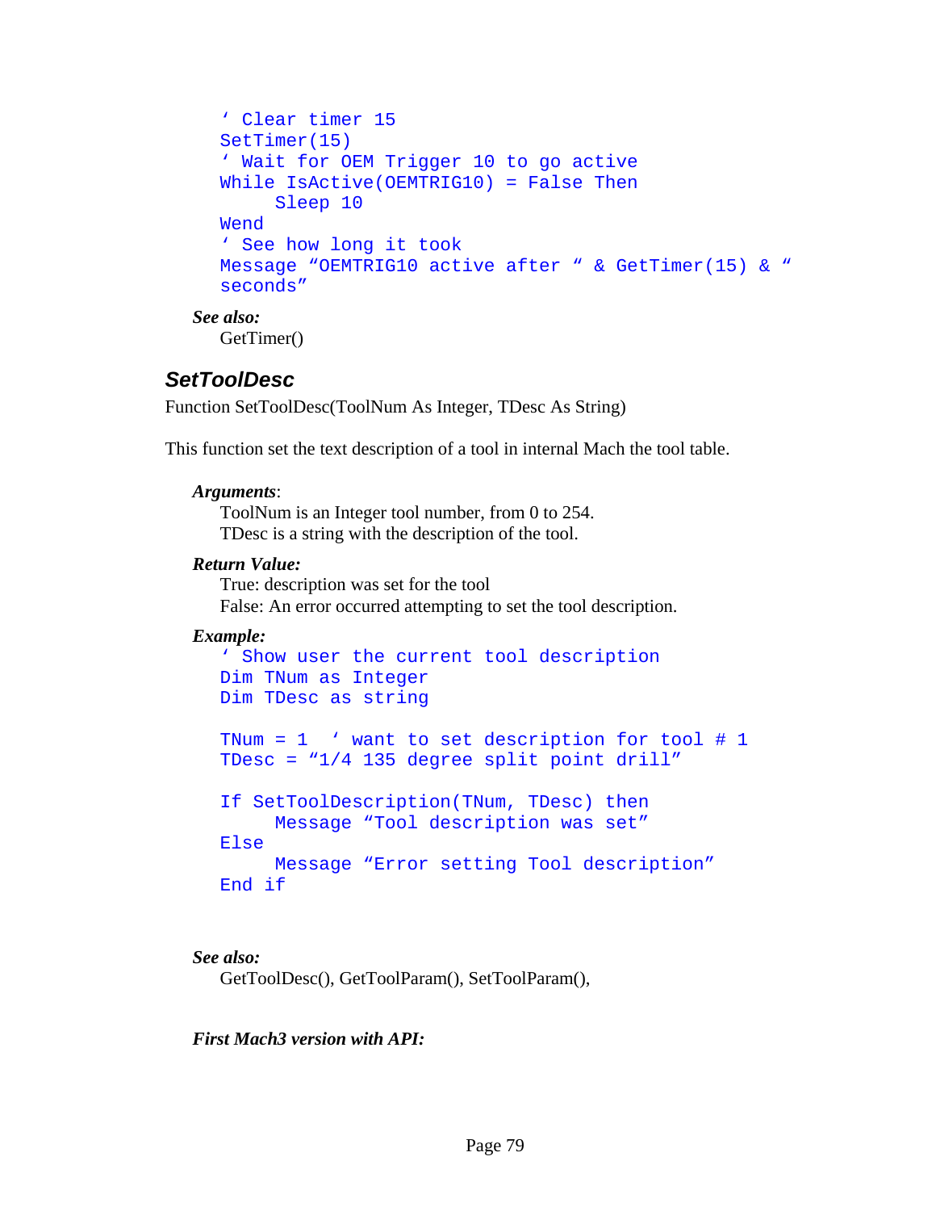```
' Clear timer 15
SetTimer(15)
' Wait for OEM Trigger 10 to go active
While IsActive(OEMTRIG10) = False Then
     Sleep 10
Wend
' See how long it took
Message "OEMTRIG10 active after " & GetTimer(15) & "
seconds"
```

***See also:***

GetTimer()

## SetToolDesc

Function SetToolDesc(ToolNum As Integer, TDesc As String)

This function set the text description of a tool in internal Mach the tool table.

***Arguments***:

ToolNum is an Integer tool number, from 0 to 254.
TDesc is a string with the description of the tool.

***Return Value:***

True: description was set for the tool
False: An error occurred attempting to set the tool description.

***Example:***

```
' Show user the current tool description
Dim TNum as Integer
Dim TDesc as string

TNum = 1  ' want to set description for tool # 1
TDesc = "1/4 135 degree split point drill"

If SetToolDescription(TNum, TDesc) then
     Message "Tool description was set"
Else
     Message "Error setting Tool description"
End if
```

***See also:***

GetToolDesc(), GetToolParam(), SetToolParam(),

***First Mach3 version with API:***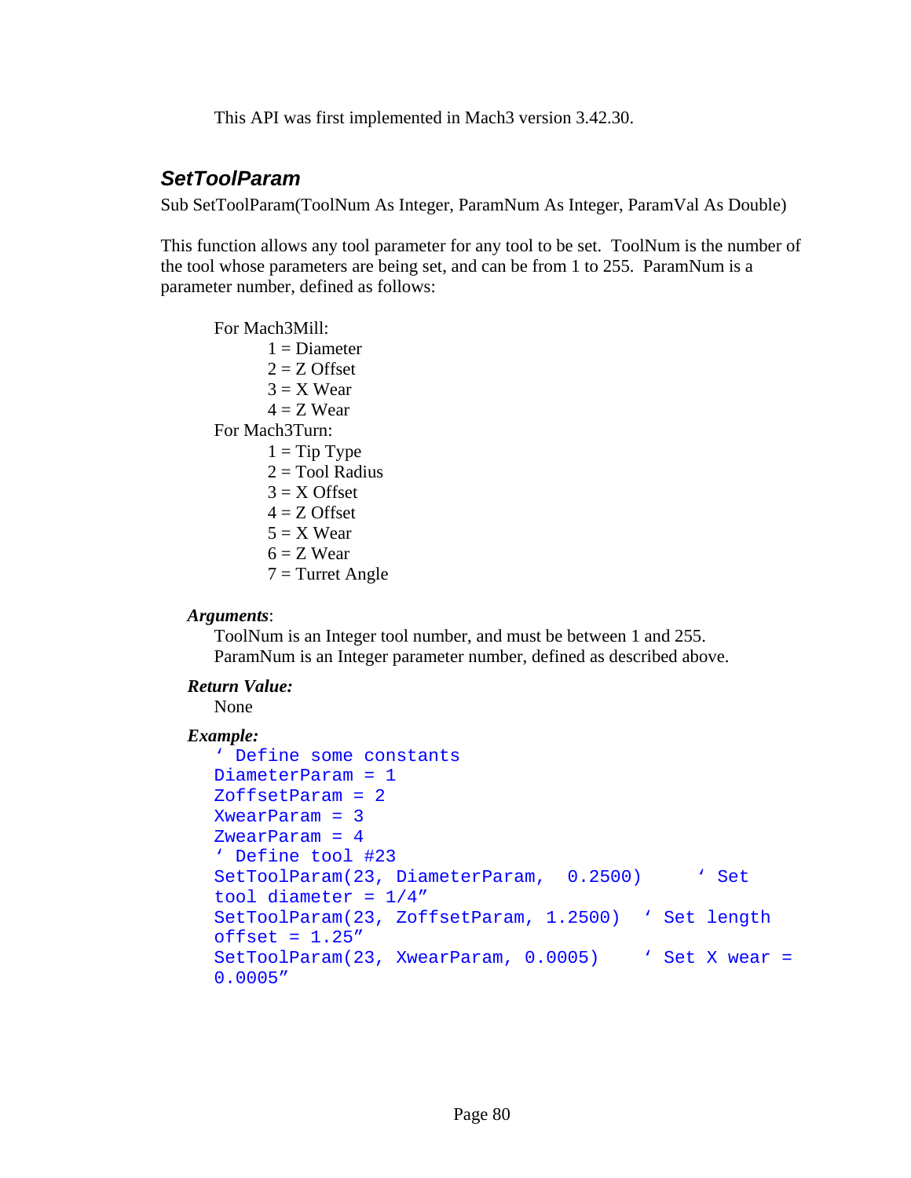This API was first implemented in Mach3 version 3.42.30.

## *SetToolParam*

Sub SetToolParam(ToolNum As Integer, ParamNum As Integer, ParamVal As Double)

This function allows any tool parameter for any tool to be set. ToolNum is the number of the tool whose parameters are being set, and can be from 1 to 255. ParamNum is a parameter number, defined as follows:

For Mach3Mill:
- 1 = Diameter
- 2 = Z Offset
- 3 = X Wear
- 4 = Z Wear

For Mach3Turn:
- 1 = Tip Type
- 2 = Tool Radius
- 3 = X Offset
- 4 = Z Offset
- 5 = X Wear
- 6 = Z Wear
- 7 = Turret Angle

***Arguments***:

ToolNum is an Integer tool number, and must be between 1 and 255.
ParamNum is an Integer parameter number, defined as described above.

***Return Value:***

None

***Example:***

```
' Define some constants
DiameterParam = 1
ZoffsetParam = 2
XwearParam = 3
ZwearParam = 4
' Define tool #23
SetToolParam(23, DiameterParam,  0.2500)     ' Set tool diameter = 1/4"
SetToolParam(23, ZoffsetParam, 1.2500)  ' Set length offset = 1.25"
SetToolParam(23, XwearParam, 0.0005)    ' Set X wear = 0.0005"
```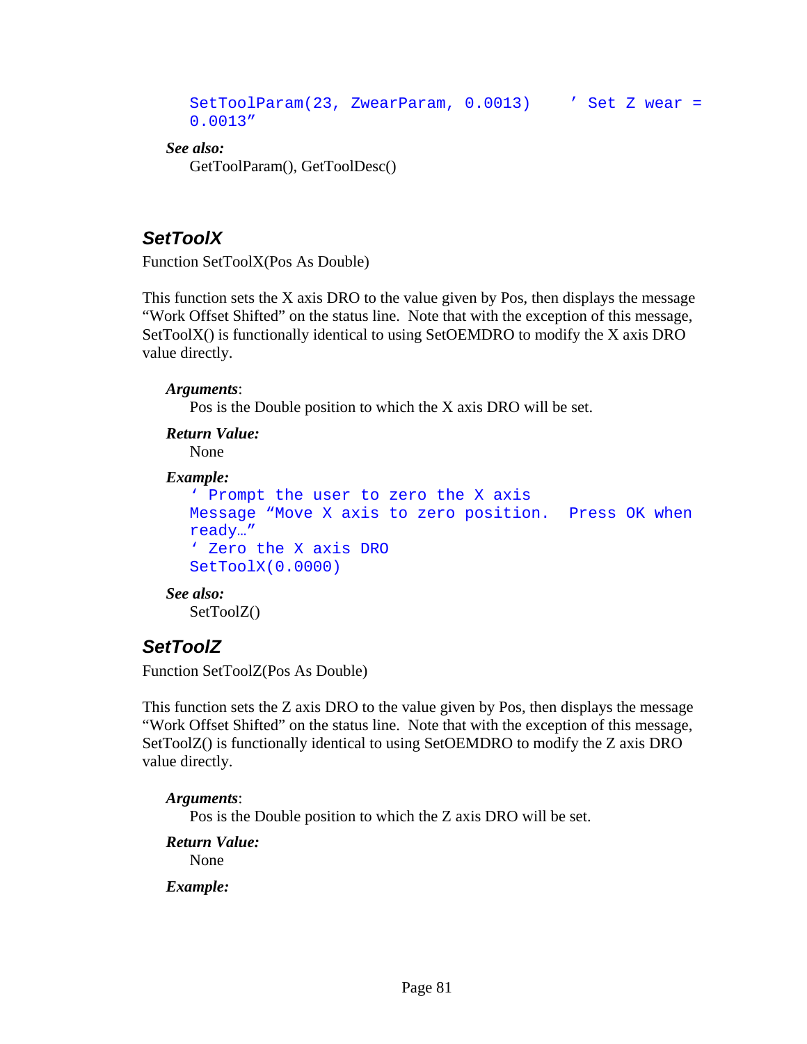```
SetToolParam(23, ZwearParam, 0.0013)    ' Set Z wear = 0.0013"
```

***See also:***

GetToolParam(), GetToolDesc()

## SetToolX

Function SetToolX(Pos As Double)

This function sets the X axis DRO to the value given by Pos, then displays the message “Work Offset Shifted” on the status line. Note that with the exception of this message, SetToolX() is functionally identical to using SetOEMDRO to modify the X axis DRO value directly.

***Arguments***:

Pos is the Double position to which the X axis DRO will be set.

***Return Value:***

None

***Example:***

```
' Prompt the user to zero the X axis
Message "Move X axis to zero position.  Press OK when ready…"
' Zero the X axis DRO
SetToolX(0.0000)
```

***See also:***

SetToolZ()

## SetToolZ

Function SetToolZ(Pos As Double)

This function sets the Z axis DRO to the value given by Pos, then displays the message “Work Offset Shifted” on the status line. Note that with the exception of this message, SetToolZ() is functionally identical to using SetOEMDRO to modify the Z axis DRO value directly.

***Arguments***:

Pos is the Double position to which the Z axis DRO will be set.

***Return Value:***

None

***Example:***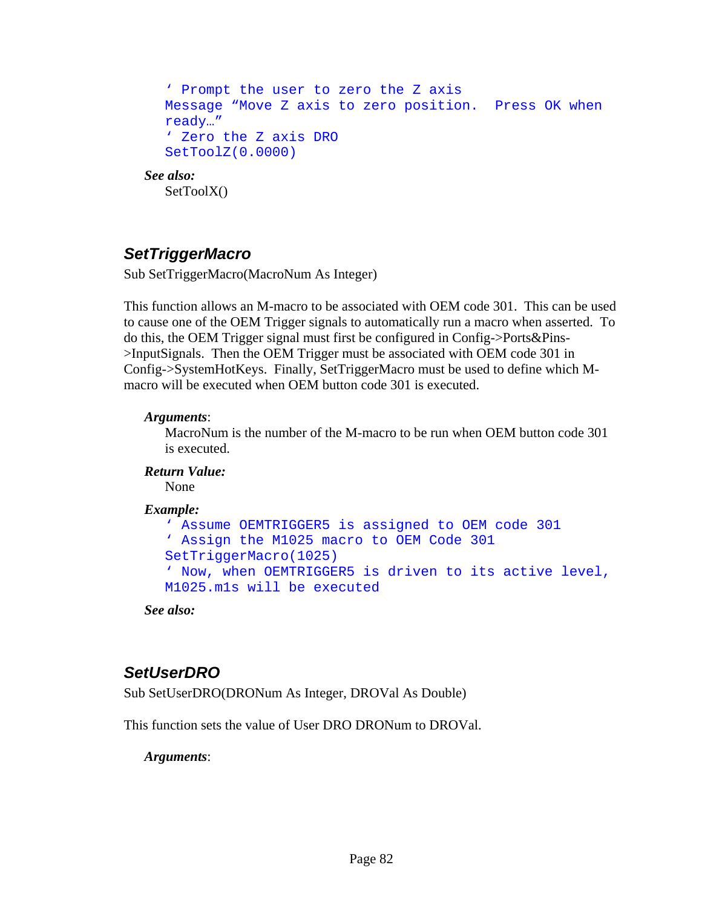```
' Prompt the user to zero the Z axis
Message "Move Z axis to zero position.  Press OK when ready…"
' Zero the Z axis DRO
SetToolZ(0.0000)
```

***See also:***

SetToolX()

## SetTriggerMacro

Sub SetTriggerMacro(MacroNum As Integer)

This function allows an M-macro to be associated with OEM code 301. This can be used to cause one of the OEM Trigger signals to automatically run a macro when asserted. To do this, the OEM Trigger signal must first be configured in Config->Ports&Pins->InputSignals. Then the OEM Trigger must be associated with OEM code 301 in Config->SystemHotKeys. Finally, SetTriggerMacro must be used to define which M-macro will be executed when OEM button code 301 is executed.

***Arguments***:

MacroNum is the number of the M-macro to be run when OEM button code 301 is executed.

***Return Value:***

None

***Example:***

```
' Assume OEMTRIGGER5 is assigned to OEM code 301
' Assign the M1025 macro to OEM Code 301
SetTriggerMacro(1025)
' Now, when OEMTRIGGER5 is driven to its active level,
M1025.m1s will be executed
```

***See also:***

## SetUserDRO

Sub SetUserDRO(DRONum As Integer, DROVal As Double)

This function sets the value of User DRO DRONum to DROVal.

***Arguments***: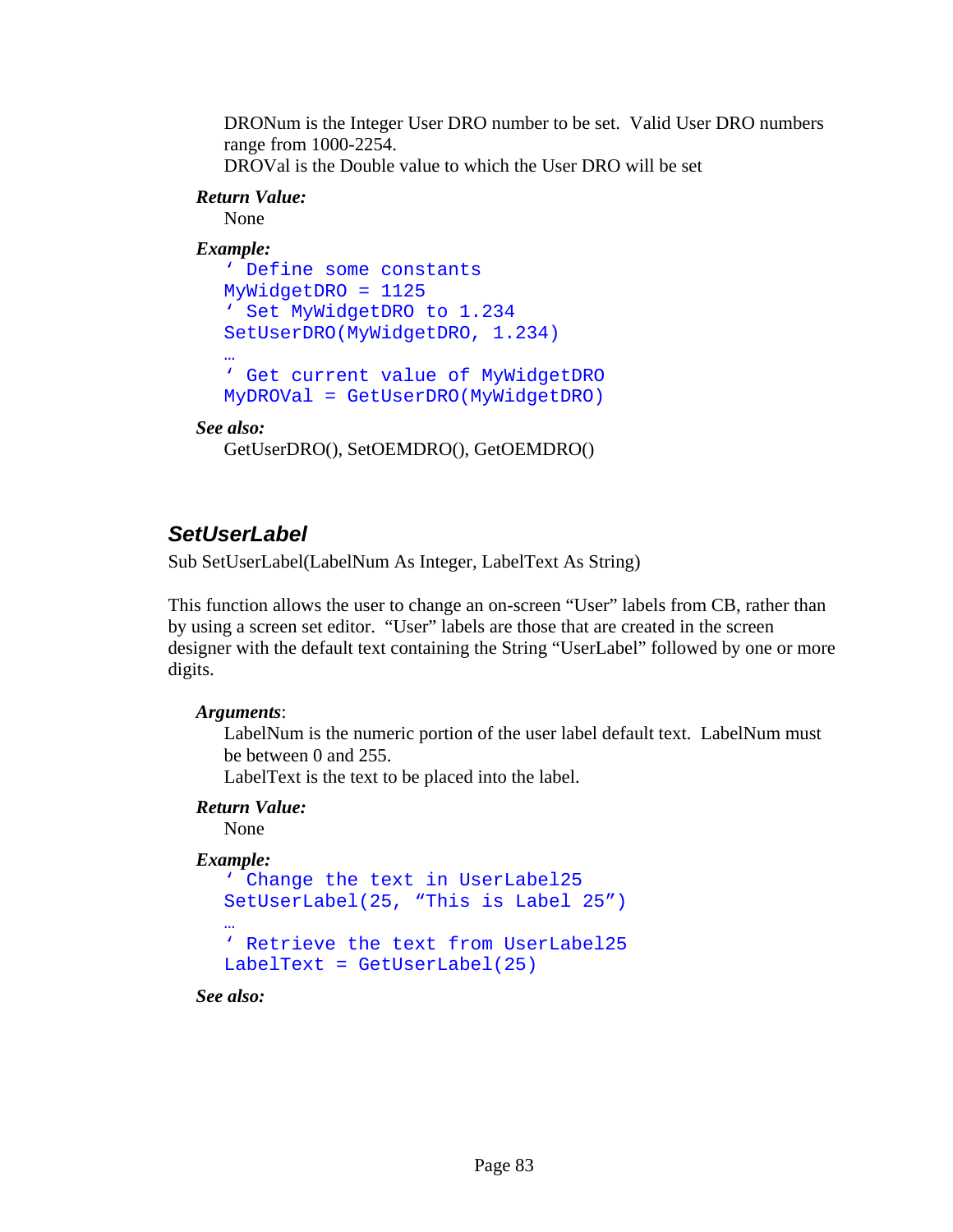DRONum is the Integer User DRO number to be set. Valid User DRO numbers range from 1000-2254.
DROVal is the Double value to which the User DRO will be set

***Return Value:***
None

***Example:***
```
' Define some constants
MyWidgetDRO = 1125
' Set MyWidgetDRO to 1.234
SetUserDRO(MyWidgetDRO, 1.234)
…
' Get current value of MyWidgetDRO
MyDROVal = GetUserDRO(MyWidgetDRO)
```

***See also:***
GetUserDRO(), SetOEMDRO(), GetOEMDRO()

## SetUserLabel

Sub SetUserLabel(LabelNum As Integer, LabelText As String)

This function allows the user to change an on-screen "User" labels from CB, rather than by using a screen set editor. "User" labels are those that are created in the screen designer with the default text containing the String "UserLabel" followed by one or more digits.

***Arguments***:
LabelNum is the numeric portion of the user label default text. LabelNum must be between 0 and 255.
LabelText is the text to be placed into the label.

***Return Value:***
None

***Example:***
```
' Change the text in UserLabel25
SetUserLabel(25, "This is Label 25")
…
' Retrieve the text from UserLabel25
LabelText = GetUserLabel(25)
```

***See also:***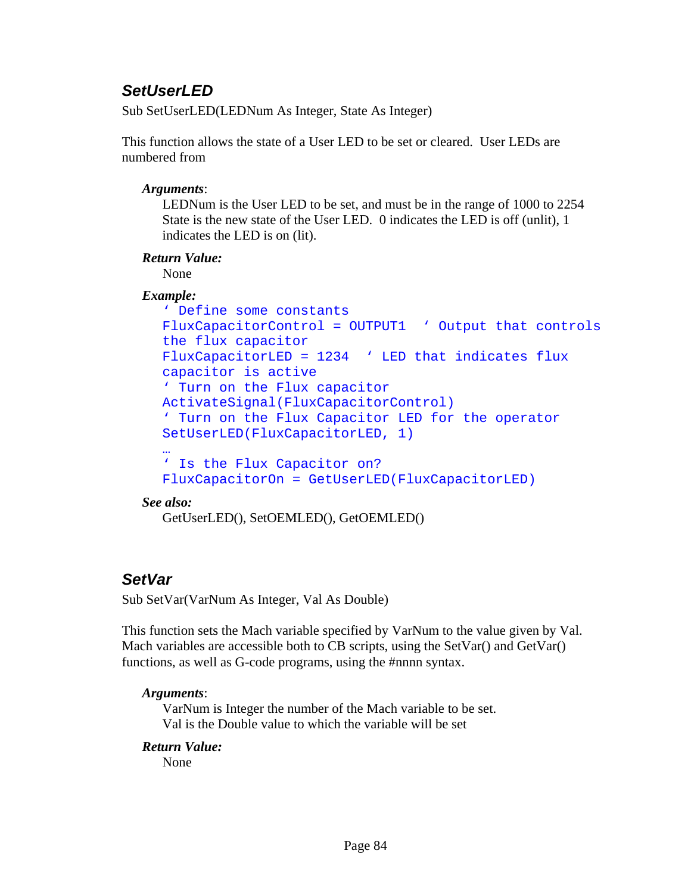## SetUserLED

Sub SetUserLED(LEDNum As Integer, State As Integer)

This function allows the state of a User LED to be set or cleared. User LEDs are numbered from

***Arguments***:

LEDNum is the User LED to be set, and must be in the range of 1000 to 2254
State is the new state of the User LED. 0 indicates the LED is off (unlit), 1 indicates the LED is on (lit).

***Return Value:***

None

***Example:***

```
' Define some constants
FluxCapacitorControl = OUTPUT1  ' Output that controls
the flux capacitor
FluxCapacitorLED = 1234  ' LED that indicates flux
capacitor is active
' Turn on the Flux capacitor
ActivateSignal(FluxCapacitorControl)
' Turn on the Flux Capacitor LED for the operator
SetUserLED(FluxCapacitorLED, 1)
…
' Is the Flux Capacitor on?
FluxCapacitorOn = GetUserLED(FluxCapacitorLED)
```

***See also:***

GetUserLED(), SetOEMLED(), GetOEMLED()

## SetVar

Sub SetVar(VarNum As Integer, Val As Double)

This function sets the Mach variable specified by VarNum to the value given by Val. Mach variables are accessible both to CB scripts, using the SetVar() and GetVar() functions, as well as G-code programs, using the #nnnn syntax.

***Arguments***:

VarNum is Integer the number of the Mach variable to be set.
Val is the Double value to which the variable will be set

***Return Value:***

None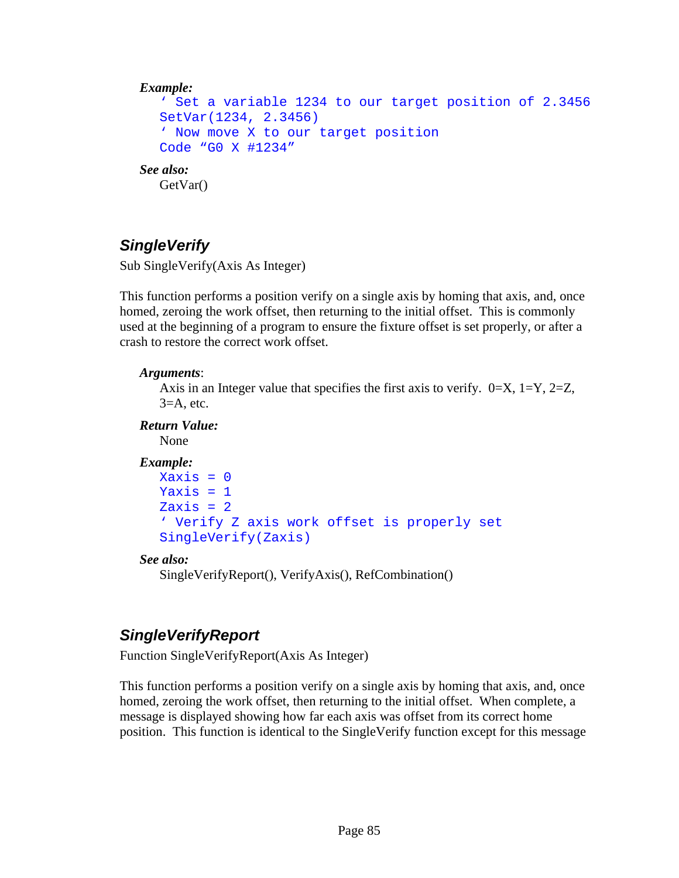***Example:***

```
' Set a variable 1234 to our target position of 2.3456
SetVar(1234, 2.3456)
' Now move X to our target position
Code "G0 X #1234"
```

***See also:***

GetVar()

## *SingleVerify*

Sub SingleVerify(Axis As Integer)

This function performs a position verify on a single axis by homing that axis, and, once homed, zeroing the work offset, then returning to the initial offset. This is commonly used at the beginning of a program to ensure the fixture offset is set properly, or after a crash to restore the correct work offset.

***Arguments***:

Axis in an Integer value that specifies the first axis to verify. 0=X, 1=Y, 2=Z, 3=A, etc.

***Return Value:***

None

***Example:***

```
Xaxis = 0
Yaxis = 1
Zaxis = 2
' Verify Z axis work offset is properly set
SingleVerify(Zaxis)
```

***See also:***

SingleVerifyReport(), VerifyAxis(), RefCombination()

## *SingleVerifyReport*

Function SingleVerifyReport(Axis As Integer)

This function performs a position verify on a single axis by homing that axis, and, once homed, zeroing the work offset, then returning to the initial offset. When complete, a message is displayed showing how far each axis was offset from its correct home position. This function is identical to the SingleVerify function except for this message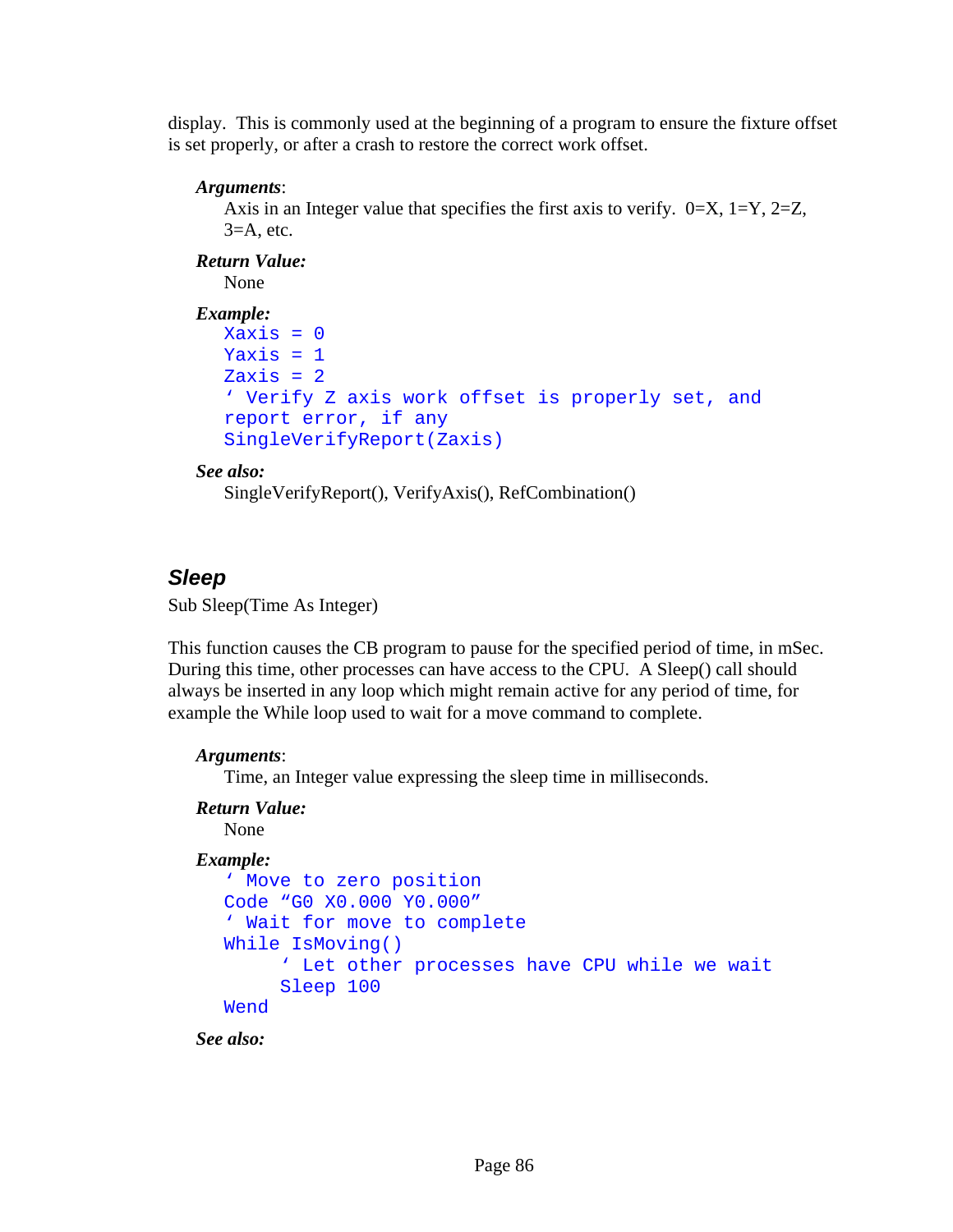display. This is commonly used at the beginning of a program to ensure the fixture offset is set properly, or after a crash to restore the correct work offset.

***Arguments***:

Axis in an Integer value that specifies the first axis to verify. 0=X, 1=Y, 2=Z, 3=A, etc.

***Return Value:***

None

***Example:***

```
Xaxis = 0
Yaxis = 1
Zaxis = 2
' Verify Z axis work offset is properly set, and
report error, if any
SingleVerifyReport(Zaxis)
```

***See also:***

SingleVerifyReport(), VerifyAxis(), RefCombination()

## Sleep

Sub Sleep(Time As Integer)

This function causes the CB program to pause for the specified period of time, in mSec. During this time, other processes can have access to the CPU. A Sleep() call should always be inserted in any loop which might remain active for any period of time, for example the While loop used to wait for a move command to complete.

***Arguments***:

Time, an Integer value expressing the sleep time in milliseconds.

***Return Value:***

None

***Example:***

```
' Move to zero position
Code "G0 X0.000 Y0.000"
' Wait for move to complete
While IsMoving()
     ' Let other processes have CPU while we wait
     Sleep 100
Wend
```

***See also:***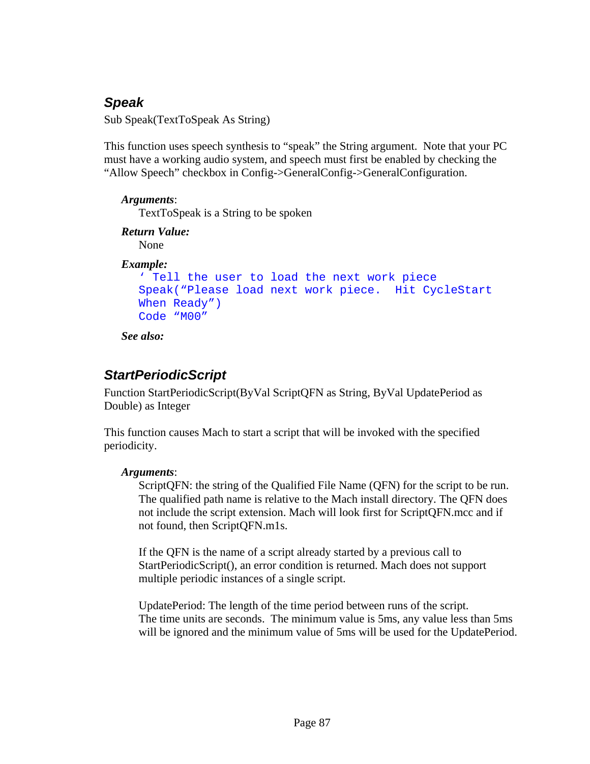### *Speak*

Sub Speak(TextToSpeak As String)

This function uses speech synthesis to "speak" the String argument. Note that your PC must have a working audio system, and speech must first be enabled by checking the "Allow Speech" checkbox in Config->GeneralConfig->GeneralConfiguration.

***Arguments***:
TextToSpeak is a String to be spoken

***Return Value:***
None

***Example:***

```
' Tell the user to load the next work piece
Speak("Please load next work piece.  Hit CycleStart
When Ready")
Code "M00"
```

***See also:***

### *StartPeriodicScript*

Function StartPeriodicScript(ByVal ScriptQFN as String, ByVal UpdatePeriod as Double) as Integer

This function causes Mach to start a script that will be invoked with the specified periodicity.

***Arguments***:
ScriptQFN: the string of the Qualified File Name (QFN) for the script to be run. The qualified path name is relative to the Mach install directory. The QFN does not include the script extension. Mach will look first for ScriptQFN.mcc and if not found, then ScriptQFN.m1s.

If the QFN is the name of a script already started by a previous call to StartPeriodicScript(), an error condition is returned. Mach does not support multiple periodic instances of a single script.

UpdatePeriod: The length of the time period between runs of the script. The time units are seconds. The minimum value is 5ms, any value less than 5ms will be ignored and the minimum value of 5ms will be used for the UpdatePeriod.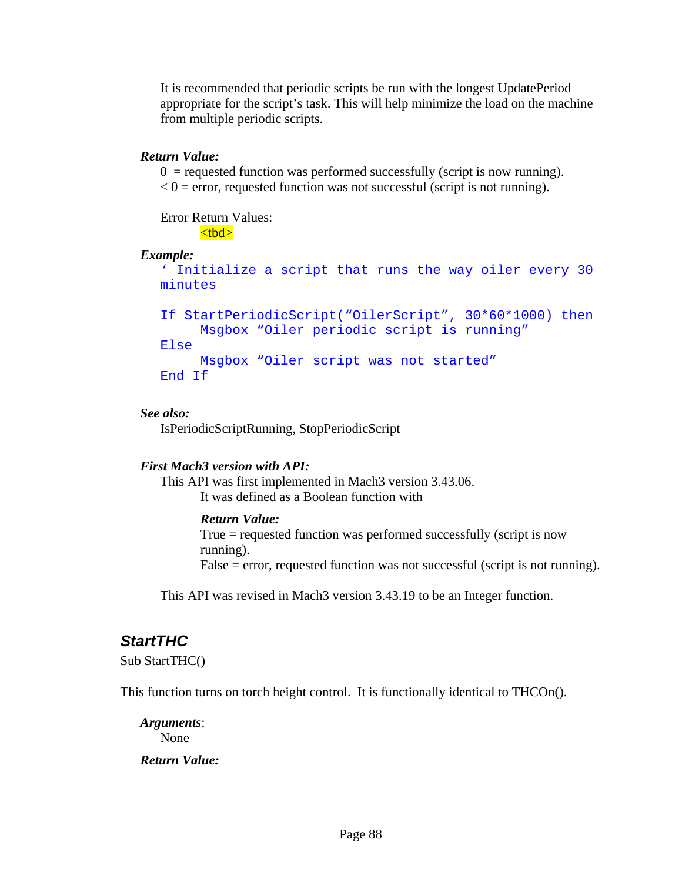It is recommended that periodic scripts be run with the longest UpdatePeriod appropriate for the script's task. This will help minimize the load on the machine from multiple periodic scripts.

***Return Value:***

0 = requested function was performed successfully (script is now running).
< 0 = error, requested function was not successful (script is not running).

Error Return Values:

<tbd>

***Example:***

```
' Initialize a script that runs the way oiler every 30
minutes

If StartPeriodicScript("OilerScript", 30*60*1000) then
     Msgbox "Oiler periodic script is running"
Else
     Msgbox "Oiler script was not started"
End If
```

***See also:***

IsPeriodicScriptRunning, StopPeriodicScript

***First Mach3 version with API:***

This API was first implemented in Mach3 version 3.43.06.

It was defined as a Boolean function with

***Return Value:***

True = requested function was performed successfully (script is now running).
False = error, requested function was not successful (script is not running).

This API was revised in Mach3 version 3.43.19 to be an Integer function.

## *StartTHC*

Sub StartTHC()

This function turns on torch height control. It is functionally identical to THCOn().

***Arguments***:

None

***Return Value:***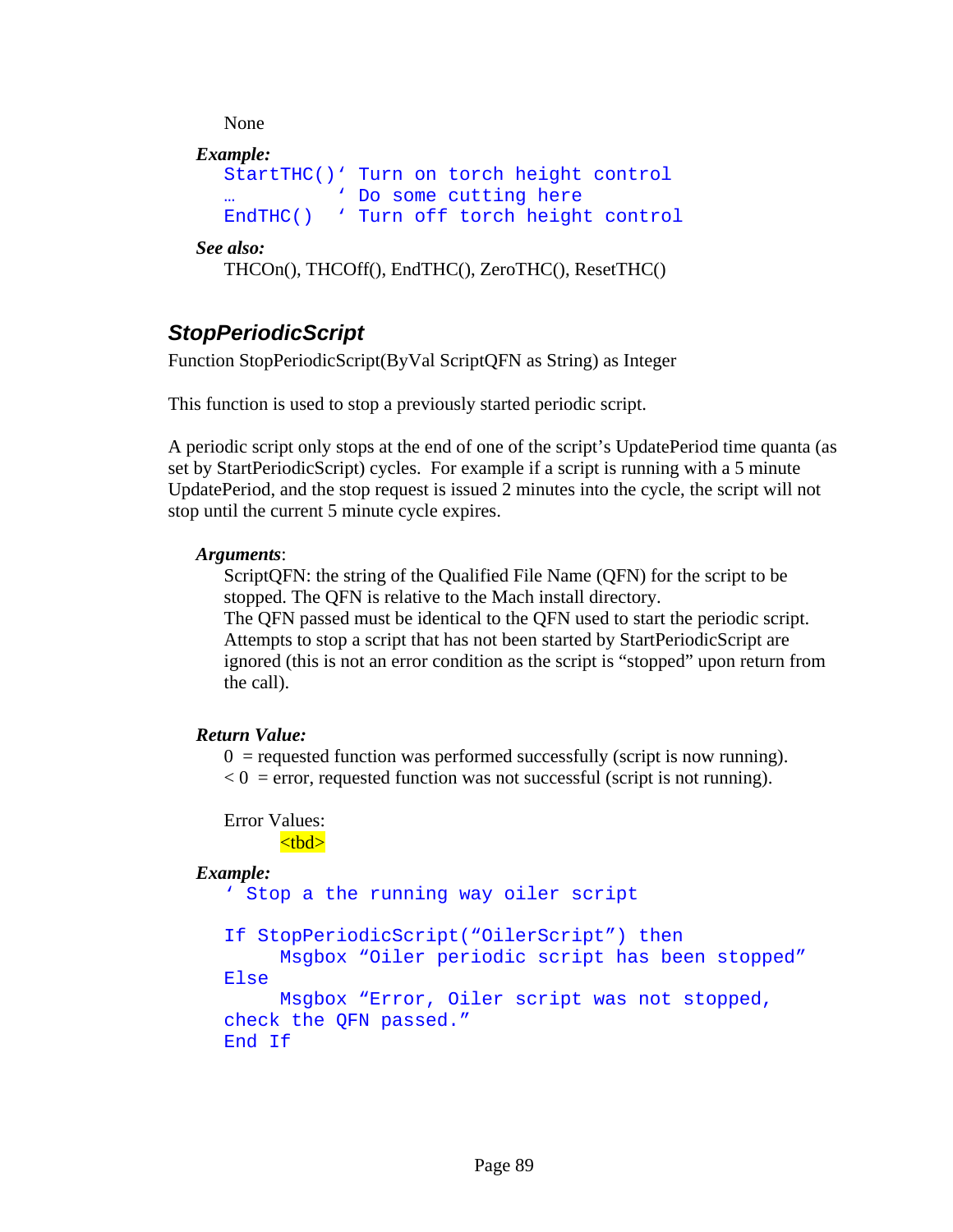None

***Example:***

```
StartTHC()‘ Turn on torch height control
…         ‘ Do some cutting here
EndTHC()  ‘ Turn off torch height control
```

***See also:***

THCOn(), THCOff(), EndTHC(), ZeroTHC(), ResetTHC()

### *StopPeriodicScript*

Function StopPeriodicScript(ByVal ScriptQFN as String) as Integer

This function is used to stop a previously started periodic script.

A periodic script only stops at the end of one of the script's UpdatePeriod time quanta (as set by StartPeriodicScript) cycles. For example if a script is running with a 5 minute UpdatePeriod, and the stop request is issued 2 minutes into the cycle, the script will not stop until the current 5 minute cycle expires.

***Arguments***:

ScriptQFN: the string of the Qualified File Name (QFN) for the script to be stopped. The QFN is relative to the Mach install directory.
The QFN passed must be identical to the QFN used to start the periodic script. Attempts to stop a script that has not been started by StartPeriodicScript are ignored (this is not an error condition as the script is "stopped" upon return from the call).

***Return Value:***

0 = requested function was performed successfully (script is now running).
< 0 = error, requested function was not successful (script is not running).

Error Values:

<tbd>

***Example:***

```
‘ Stop a the running way oiler script

If StopPeriodicScript(“OilerScript”) then
     Msgbox “Oiler periodic script has been stopped”
Else
     Msgbox “Error, Oiler script was not stopped,
check the QFN passed.”
End If
```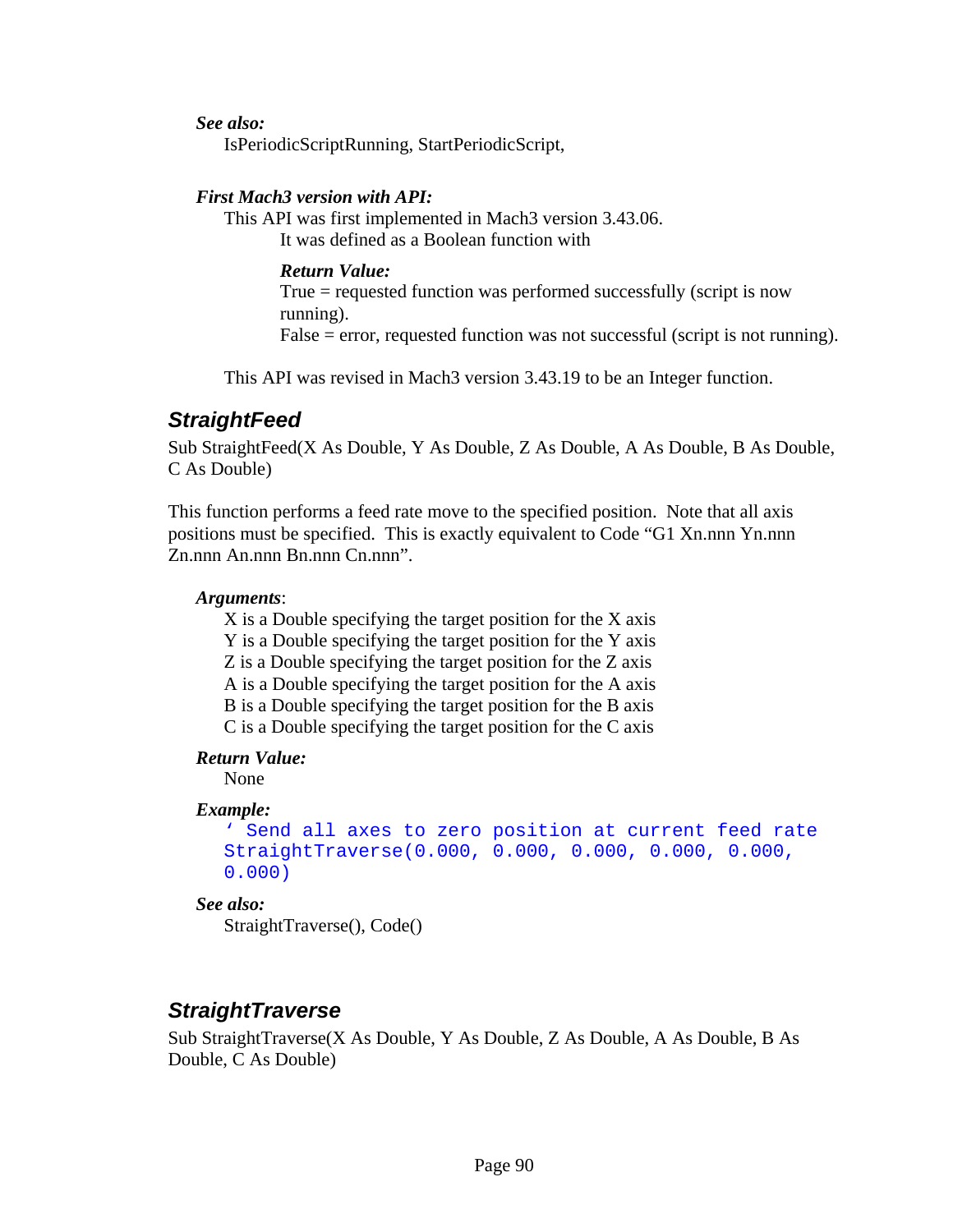***See also:***

IsPeriodicScriptRunning, StartPeriodicScript,

***First Mach3 version with API:***

This API was first implemented in Mach3 version 3.43.06.

It was defined as a Boolean function with

***Return Value:***

True = requested function was performed successfully (script is now running).

False = error, requested function was not successful (script is not running).

This API was revised in Mach3 version 3.43.19 to be an Integer function.

## StraightFeed

Sub StraightFeed(X As Double, Y As Double, Z As Double, A As Double, B As Double, C As Double)

This function performs a feed rate move to the specified position. Note that all axis positions must be specified. This is exactly equivalent to Code "G1 Xn.nnn Yn.nnn Zn.nnn An.nnn Bn.nnn Cn.nnn".

***Arguments***:

X is a Double specifying the target position for the X axis

Y is a Double specifying the target position for the Y axis

Z is a Double specifying the target position for the Z axis

A is a Double specifying the target position for the A axis

B is a Double specifying the target position for the B axis

C is a Double specifying the target position for the C axis

***Return Value:***

None

***Example:***

```
' Send all axes to zero position at current feed rate
StraightTraverse(0.000, 0.000, 0.000, 0.000, 0.000, 
0.000)
```

***See also:***

StraightTraverse(), Code()

## StraightTraverse

Sub StraightTraverse(X As Double, Y As Double, Z As Double, A As Double, B As Double, C As Double)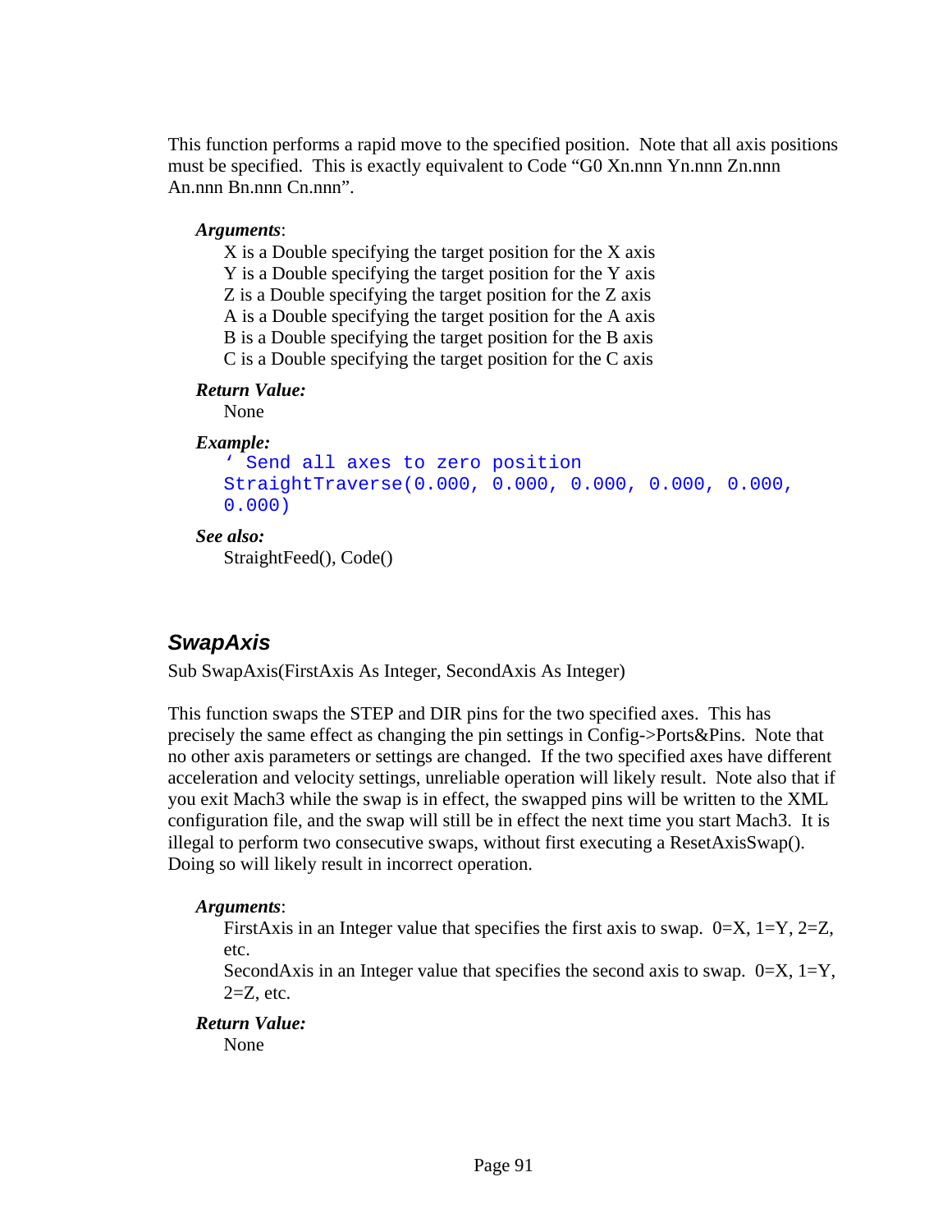This function performs a rapid move to the specified position. Note that all axis positions must be specified. This is exactly equivalent to Code "G0 Xn.nnn Yn.nnn Zn.nnn An.nnn Bn.nnn Cn.nnn".

***Arguments***:

X is a Double specifying the target position for the X axis
Y is a Double specifying the target position for the Y axis
Z is a Double specifying the target position for the Z axis
A is a Double specifying the target position for the A axis
B is a Double specifying the target position for the B axis
C is a Double specifying the target position for the C axis

***Return Value:***

None

***Example:***

```
' Send all axes to zero position
StraightTraverse(0.000, 0.000, 0.000, 0.000, 0.000,
0.000)
```

***See also:***

StraightFeed(), Code()

## *SwapAxis*

Sub SwapAxis(FirstAxis As Integer, SecondAxis As Integer)

This function swaps the STEP and DIR pins for the two specified axes. This has precisely the same effect as changing the pin settings in Config->Ports&Pins. Note that no other axis parameters or settings are changed. If the two specified axes have different acceleration and velocity settings, unreliable operation will likely result. Note also that if you exit Mach3 while the swap is in effect, the swapped pins will be written to the XML configuration file, and the swap will still be in effect the next time you start Mach3. It is illegal to perform two consecutive swaps, without first executing a ResetAxisSwap(). Doing so will likely result in incorrect operation.

***Arguments***:

FirstAxis in an Integer value that specifies the first axis to swap. 0=X, 1=Y, 2=Z, etc.
SecondAxis in an Integer value that specifies the second axis to swap. 0=X, 1=Y, 2=Z, etc.

***Return Value:***

None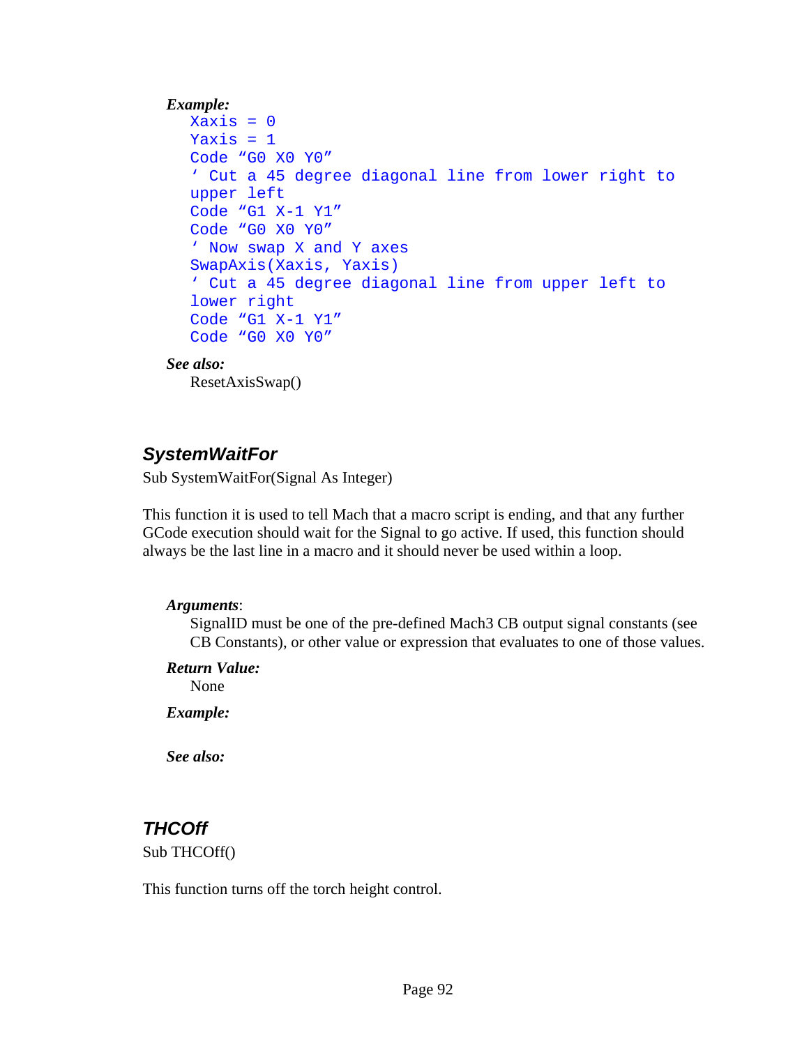***Example:***

```
Xaxis = 0
Yaxis = 1
Code “G0 X0 Y0”
‘ Cut a 45 degree diagonal line from lower right to
upper left
Code “G1 X-1 Y1”
Code “G0 X0 Y0”
‘ Now swap X and Y axes
SwapAxis(Xaxis, Yaxis)
‘ Cut a 45 degree diagonal line from upper left to
lower right
Code “G1 X-1 Y1”
Code “G0 X0 Y0”
```

***See also:***

ResetAxisSwap()

## SystemWaitFor

Sub SystemWaitFor(Signal As Integer)

This function it is used to tell Mach that a macro script is ending, and that any further GCode execution should wait for the Signal to go active. If used, this function should always be the last line in a macro and it should never be used within a loop.

***Arguments***:

SignalID must be one of the pre-defined Mach3 CB output signal constants (see CB Constants), or other value or expression that evaluates to one of those values.

***Return Value:***

None

***Example:***

***See also:***

## THCOff

Sub THCOff()

This function turns off the torch height control.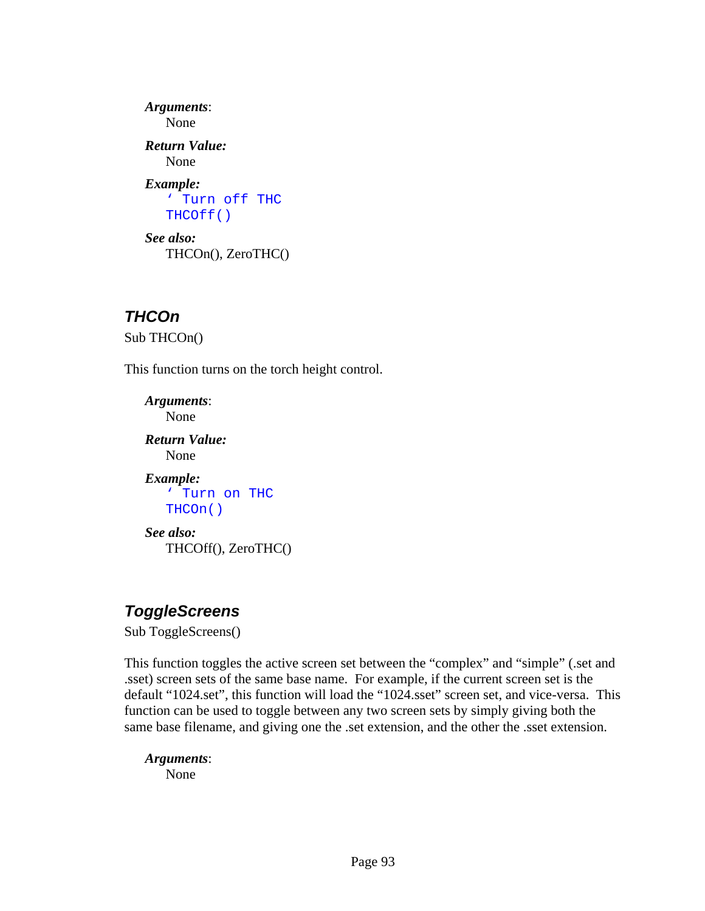***Arguments***:
None

***Return Value:***
None

***Example:***
```
' Turn off THC
THCOff()
```

***See also:***
THCOn(), ZeroTHC()

## *THCOn*

Sub THCOn()

This function turns on the torch height control.

***Arguments***:
None

***Return Value:***
None

***Example:***
```
' Turn on THC
THCOn()
```

***See also:***
THCOff(), ZeroTHC()

## *ToggleScreens*

Sub ToggleScreens()

This function toggles the active screen set between the "complex" and "simple" (.set and .sset) screen sets of the same base name. For example, if the current screen set is the default "1024.set", this function will load the "1024.sset" screen set, and vice-versa. This function can be used to toggle between any two screen sets by simply giving both the same base filename, and giving one the .set extension, and the other the .sset extension.

***Arguments***:
None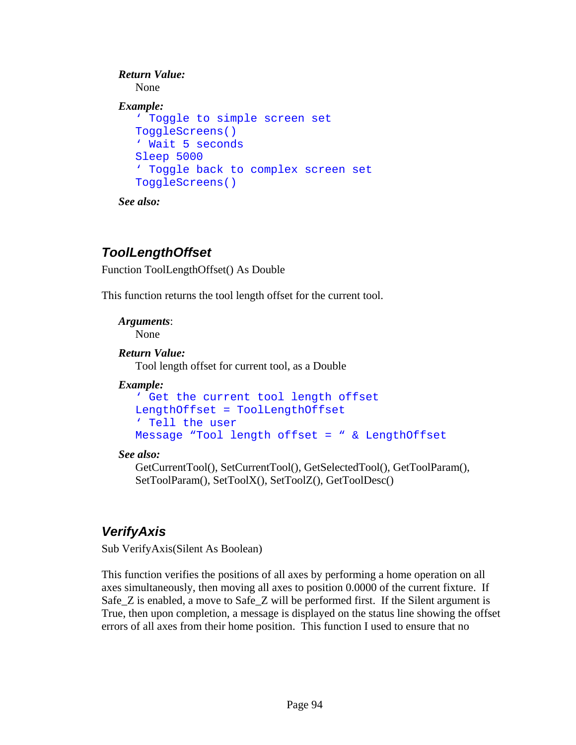***Return Value:***

None

***Example:***

```
' Toggle to simple screen set
ToggleScreens()
' Wait 5 seconds
Sleep 5000
' Toggle back to complex screen set
ToggleScreens()
```

***See also:***

## *ToolLengthOffset*

Function ToolLengthOffset() As Double

This function returns the tool length offset for the current tool.

***Arguments***:

None

***Return Value:***

Tool length offset for current tool, as a Double

***Example:***

```
' Get the current tool length offset
LengthOffset = ToolLengthOffset
' Tell the user
Message "Tool length offset = " & LengthOffset
```

***See also:***

GetCurrentTool(), SetCurrentTool(), GetSelectedTool(), GetToolParam(), SetToolParam(), SetToolX(), SetToolZ(), GetToolDesc()

## *VerifyAxis*

Sub VerifyAxis(Silent As Boolean)

This function verifies the positions of all axes by performing a home operation on all axes simultaneously, then moving all axes to position 0.0000 of the current fixture. If Safe_Z is enabled, a move to Safe_Z will be performed first. If the Silent argument is True, then upon completion, a message is displayed on the status line showing the offset errors of all axes from their home position. This function I used to ensure that no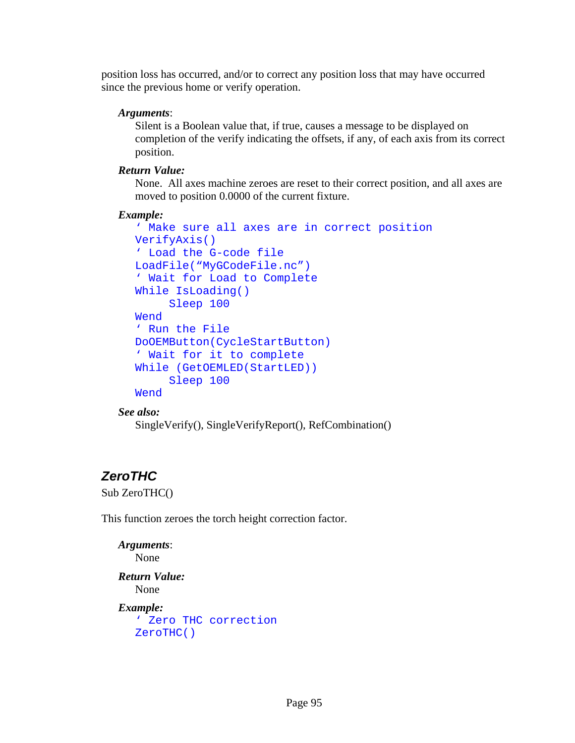position loss has occurred, and/or to correct any position loss that may have occurred since the previous home or verify operation.

***Arguments***:

Silent is a Boolean value that, if true, causes a message to be displayed on completion of the verify indicating the offsets, if any, of each axis from its correct position.

***Return Value:***

None.  All axes machine zeroes are reset to their correct position, and all axes are moved to position 0.0000 of the current fixture.

***Example:***

```
' Make sure all axes are in correct position
VerifyAxis()
' Load the G-code file
LoadFile("MyGCodeFile.nc")
' Wait for Load to Complete
While IsLoading()
     Sleep 100
Wend
' Run the File
DoOEMButton(CycleStartButton)
' Wait for it to complete
While (GetOEMLED(StartLED))
     Sleep 100
Wend
```

***See also:***

SingleVerify(), SingleVerifyReport(), RefCombination()

## ZeroTHC

Sub ZeroTHC()

This function zeroes the torch height correction factor.

***Arguments***:

None

***Return Value:***

None

***Example:***

```
' Zero THC correction
ZeroTHC()
```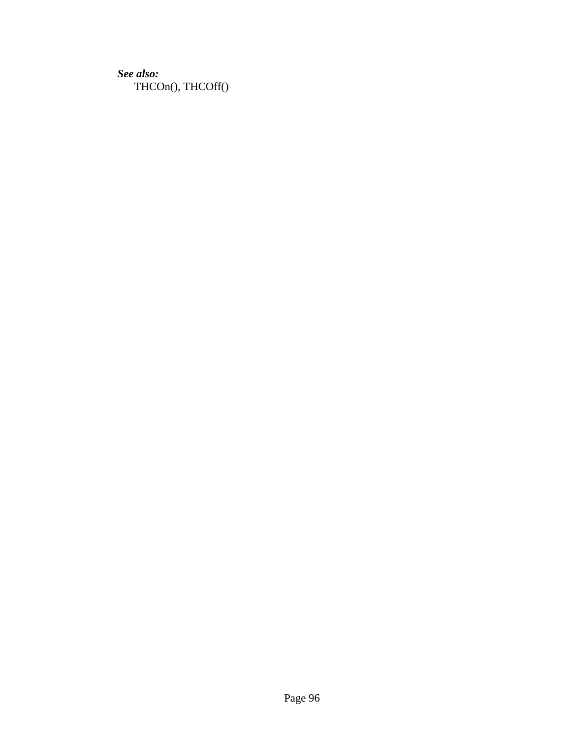***See also:***

THCOn(), THCOff()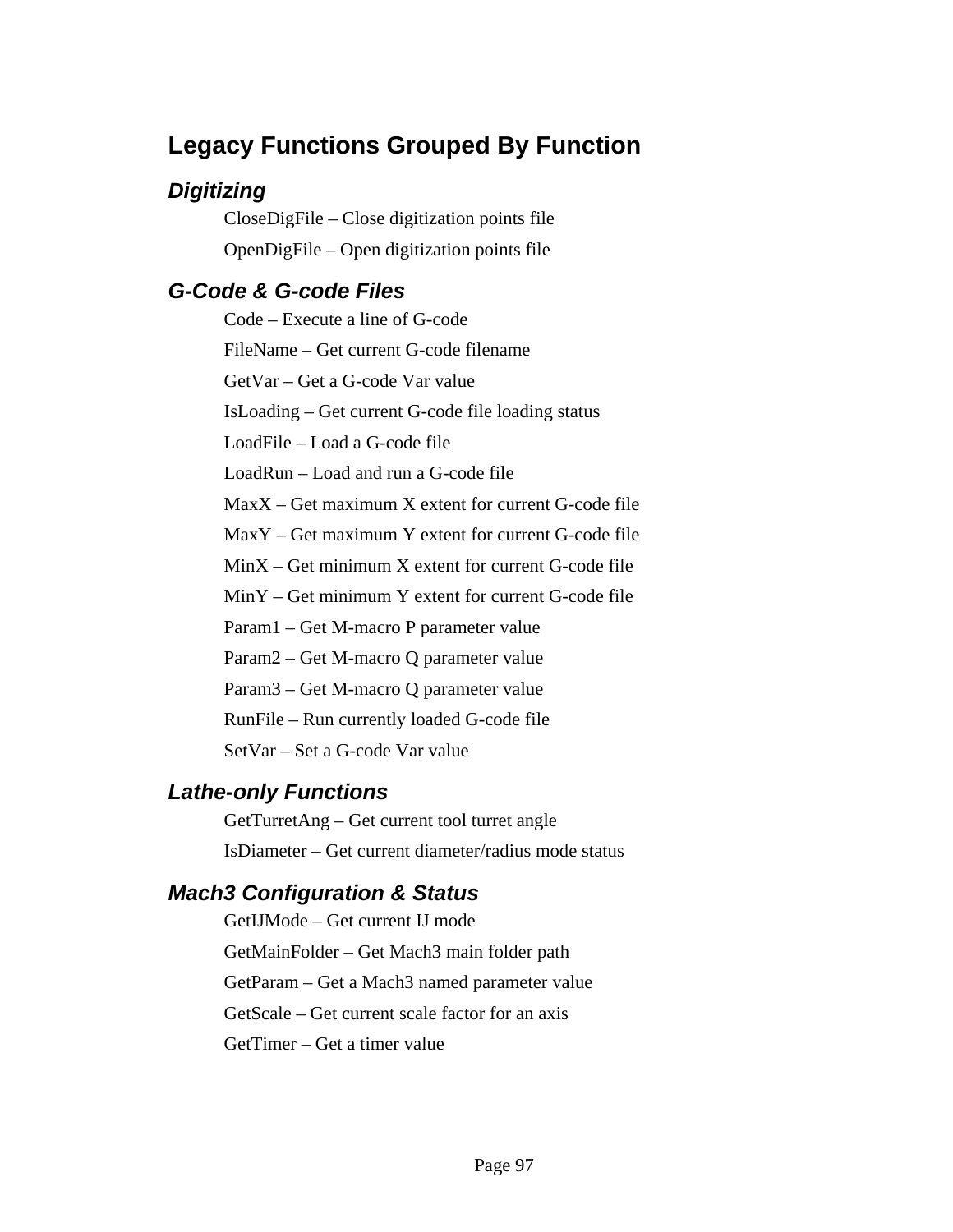## Legacy Functions Grouped By Function

### *Digitizing*

CloseDigFile – Close digitization points file

OpenDigFile – Open digitization points file

### *G-Code & G-code Files*

Code – Execute a line of G-code

FileName – Get current G-code filename

GetVar – Get a G-code Var value

IsLoading – Get current G-code file loading status

LoadFile – Load a G-code file

LoadRun – Load and run a G-code file

MaxX – Get maximum X extent for current G-code file

MaxY – Get maximum Y extent for current G-code file

MinX – Get minimum X extent for current G-code file

MinY – Get minimum Y extent for current G-code file

Param1 – Get M-macro P parameter value

Param2 – Get M-macro Q parameter value

Param3 – Get M-macro Q parameter value

RunFile – Run currently loaded G-code file

SetVar – Set a G-code Var value

### *Lathe-only Functions*

GetTurretAng – Get current tool turret angle

IsDiameter – Get current diameter/radius mode status

### *Mach3 Configuration & Status*

GetIJMode – Get current IJ mode

GetMainFolder – Get Mach3 main folder path

GetParam – Get a Mach3 named parameter value

GetScale – Get current scale factor for an axis

GetTimer – Get a timer value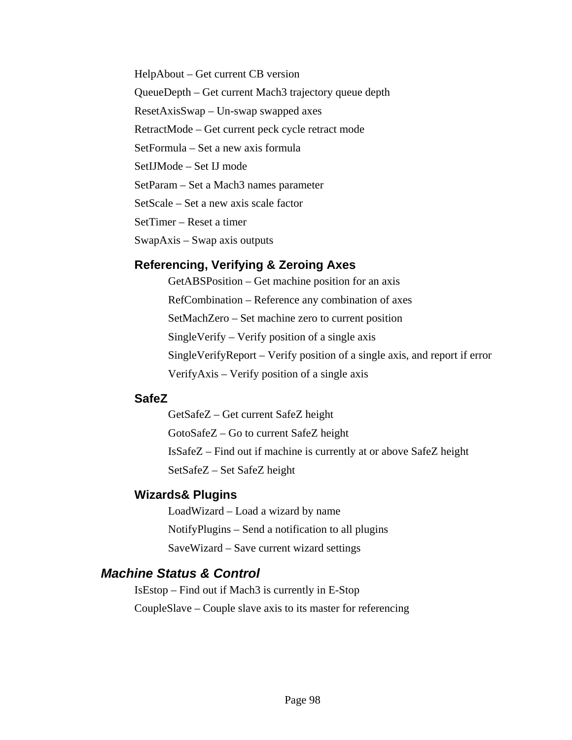HelpAbout – Get current CB version

QueueDepth – Get current Mach3 trajectory queue depth

ResetAxisSwap – Un-swap swapped axes

RetractMode – Get current peck cycle retract mode

SetFormula – Set a new axis formula

SetIJMode – Set IJ mode

SetParam – Set a Mach3 names parameter

SetScale – Set a new axis scale factor

SetTimer – Reset a timer

SwapAxis – Swap axis outputs

### Referencing, Verifying & Zeroing Axes

GetABSPosition – Get machine position for an axis

RefCombination – Reference any combination of axes

SetMachZero – Set machine zero to current position

SingleVerify – Verify position of a single axis

SingleVerifyReport – Verify position of a single axis, and report if error

VerifyAxis – Verify position of a single axis

### SafeZ

GetSafeZ – Get current SafeZ height

GotoSafeZ – Go to current SafeZ height

IsSafeZ – Find out if machine is currently at or above SafeZ height

SetSafeZ – Set SafeZ height

### Wizards& Plugins

LoadWizard – Load a wizard by name

NotifyPlugins – Send a notification to all plugins

SaveWizard – Save current wizard settings

## *Machine Status & Control*

IsEstop – Find out if Mach3 is currently in E-Stop

CoupleSlave – Couple slave axis to its master for referencing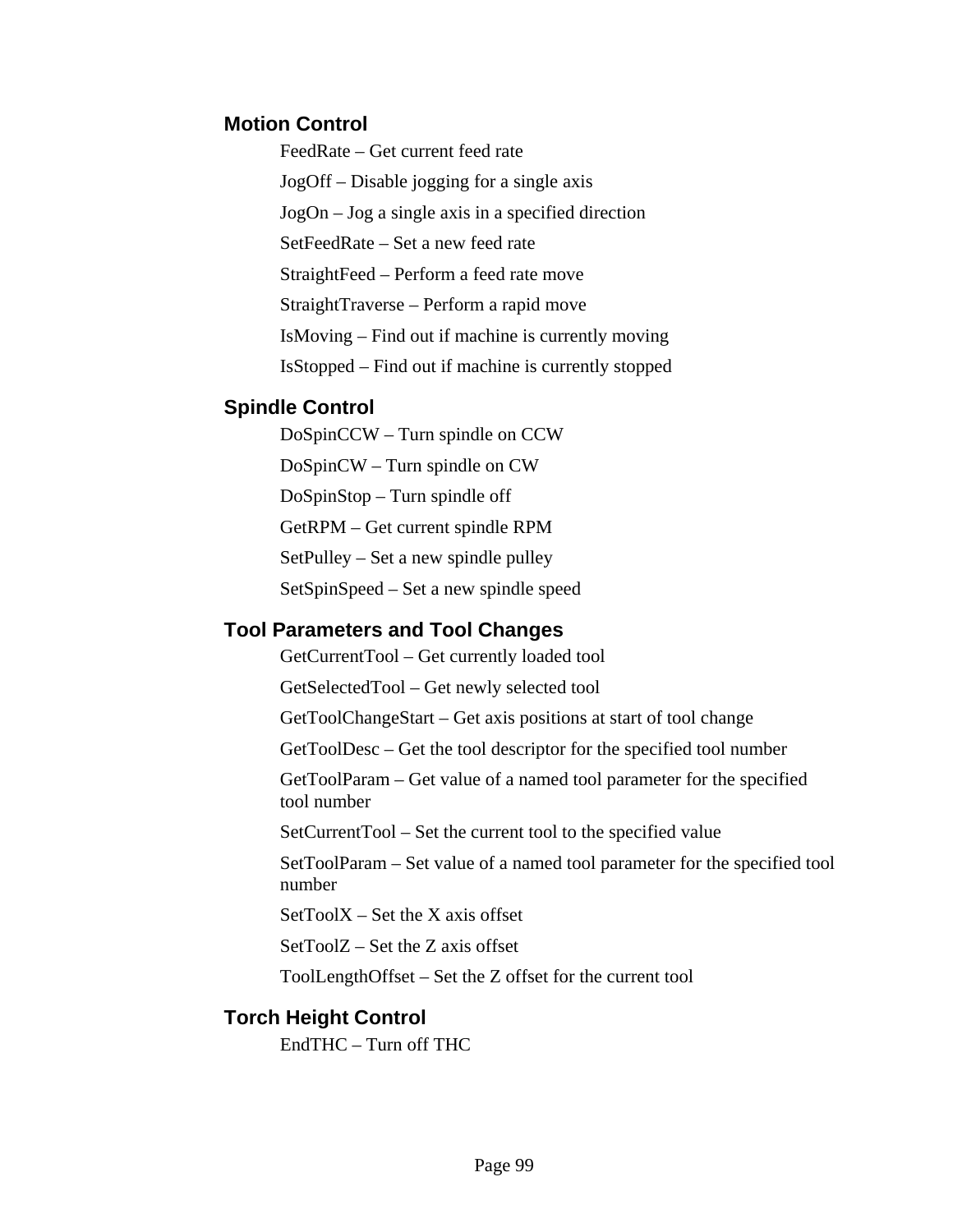### Motion Control

FeedRate – Get current feed rate

JogOff – Disable jogging for a single axis

JogOn – Jog a single axis in a specified direction

SetFeedRate – Set a new feed rate

StraightFeed – Perform a feed rate move

StraightTraverse – Perform a rapid move

IsMoving – Find out if machine is currently moving

IsStopped – Find out if machine is currently stopped

### Spindle Control

DoSpinCCW – Turn spindle on CCW

DoSpinCW – Turn spindle on CW

DoSpinStop – Turn spindle off

GetRPM – Get current spindle RPM

SetPulley – Set a new spindle pulley

SetSpinSpeed – Set a new spindle speed

### Tool Parameters and Tool Changes

GetCurrentTool – Get currently loaded tool

GetSelectedTool – Get newly selected tool

GetToolChangeStart – Get axis positions at start of tool change

GetToolDesc – Get the tool descriptor for the specified tool number

GetToolParam – Get value of a named tool parameter for the specified tool number

SetCurrentTool – Set the current tool to the specified value

SetToolParam – Set value of a named tool parameter for the specified tool number

SetToolX – Set the X axis offset

SetToolZ – Set the Z axis offset

ToolLengthOffset – Set the Z offset for the current tool

### Torch Height Control

EndTHC – Turn off THC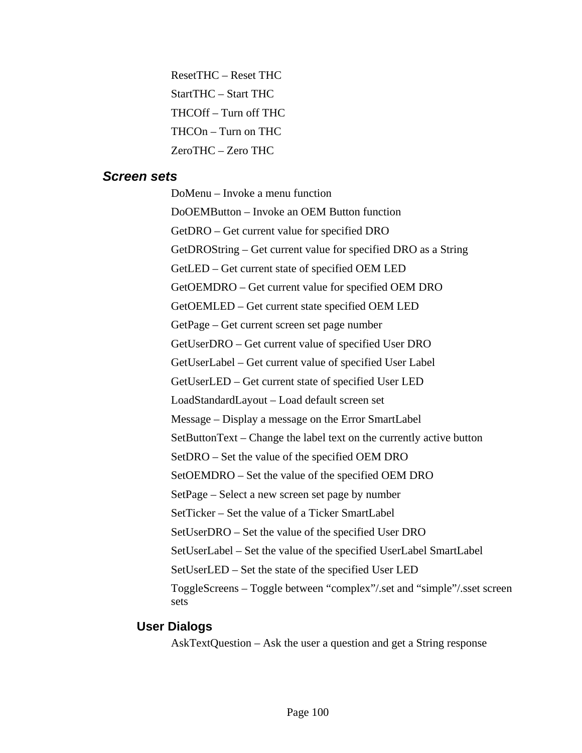ResetTHC – Reset THC

StartTHC – Start THC

THCOff – Turn off THC

THCOn – Turn on THC

ZeroTHC – Zero THC

### *Screen sets*

DoMenu – Invoke a menu function

DoOEMButton – Invoke an OEM Button function

GetDRO – Get current value for specified DRO

GetDROString – Get current value for specified DRO as a String

GetLED – Get current state of specified OEM LED

GetOEMDRO – Get current value for specified OEM DRO

GetOEMLED – Get current state specified OEM LED

GetPage – Get current screen set page number

GetUserDRO – Get current value of specified User DRO

GetUserLabel – Get current value of specified User Label

GetUserLED – Get current state of specified User LED

LoadStandardLayout – Load default screen set

Message – Display a message on the Error SmartLabel

SetButtonText – Change the label text on the currently active button

SetDRO – Set the value of the specified OEM DRO

SetOEMDRO – Set the value of the specified OEM DRO

SetPage – Select a new screen set page by number

SetTicker – Set the value of a Ticker SmartLabel

SetUserDRO – Set the value of the specified User DRO

SetUserLabel – Set the value of the specified UserLabel SmartLabel

SetUserLED – Set the state of the specified User LED

ToggleScreens – Toggle between “complex”/.set and “simple”/.sset screen sets

#### User Dialogs

AskTextQuestion – Ask the user a question and get a String response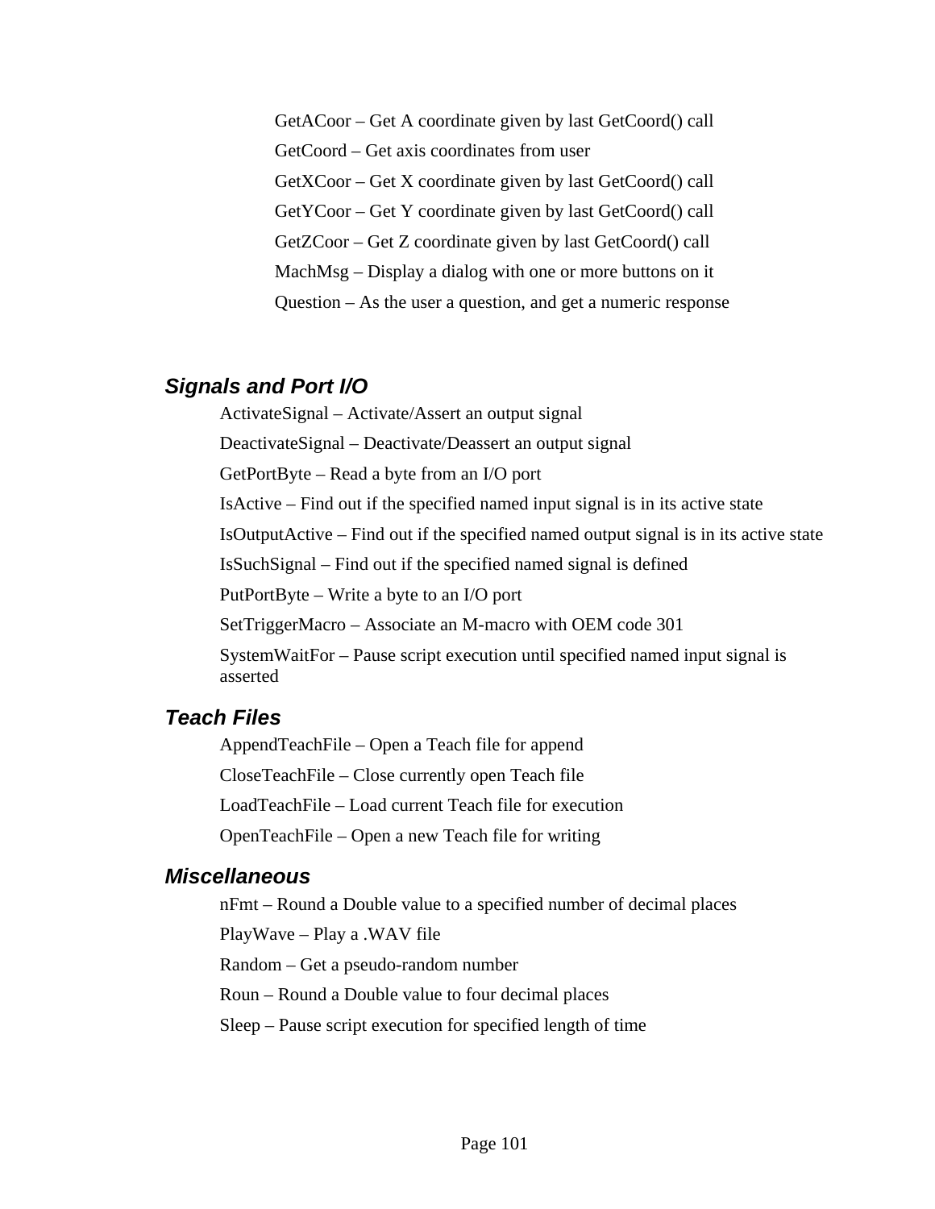GetACoor – Get A coordinate given by last GetCoord() call

GetCoord – Get axis coordinates from user

GetXCoor – Get X coordinate given by last GetCoord() call

GetYCoor – Get Y coordinate given by last GetCoord() call

GetZCoor – Get Z coordinate given by last GetCoord() call

MachMsg – Display a dialog with one or more buttons on it

Question – As the user a question, and get a numeric response

### *Signals and Port I/O*

ActivateSignal – Activate/Assert an output signal

DeactivateSignal – Deactivate/Deassert an output signal

GetPortByte – Read a byte from an I/O port

IsActive – Find out if the specified named input signal is in its active state

IsOutputActive – Find out if the specified named output signal is in its active state

IsSuchSignal – Find out if the specified named signal is defined

PutPortByte – Write a byte to an I/O port

SetTriggerMacro – Associate an M-macro with OEM code 301

SystemWaitFor – Pause script execution until specified named input signal is asserted

### *Teach Files*

AppendTeachFile – Open a Teach file for append

CloseTeachFile – Close currently open Teach file

LoadTeachFile – Load current Teach file for execution

OpenTeachFile – Open a new Teach file for writing

### *Miscellaneous*

nFmt – Round a Double value to a specified number of decimal places

PlayWave – Play a .WAV file

Random – Get a pseudo-random number

Roun – Round a Double value to four decimal places

Sleep – Pause script execution for specified length of time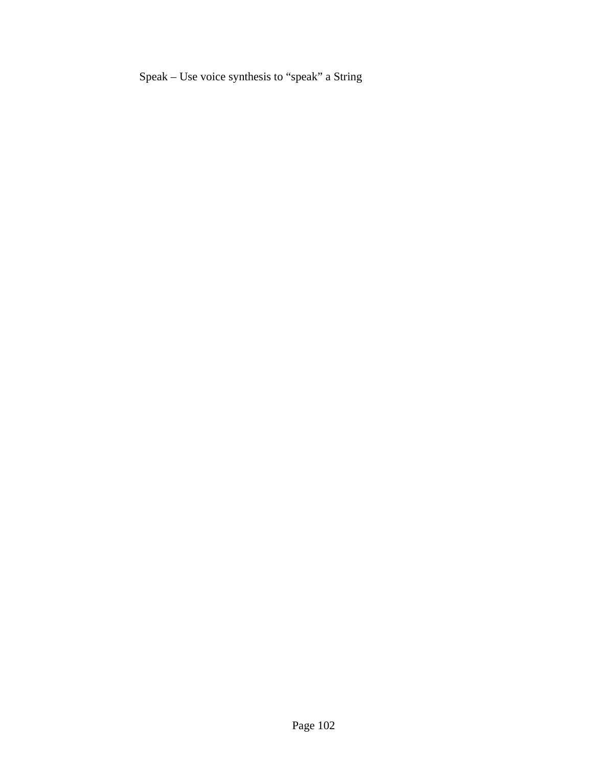Speak – Use voice synthesis to “speak” a String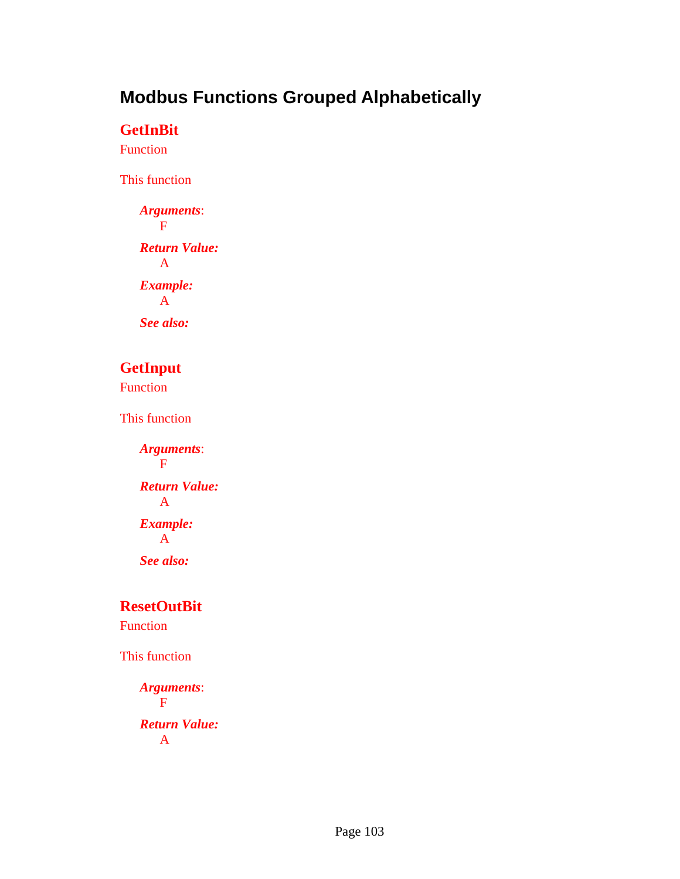# Modbus Functions Grouped Alphabetically

## GetInBit

Function

This function

***Arguments***:
F

***Return Value:***
A

***Example:***
A

***See also:***

## GetInput

Function

This function

***Arguments***:
F

***Return Value:***
A

***Example:***
A

***See also:***

## ResetOutBit

Function

This function

***Arguments***:
F

***Return Value:***
A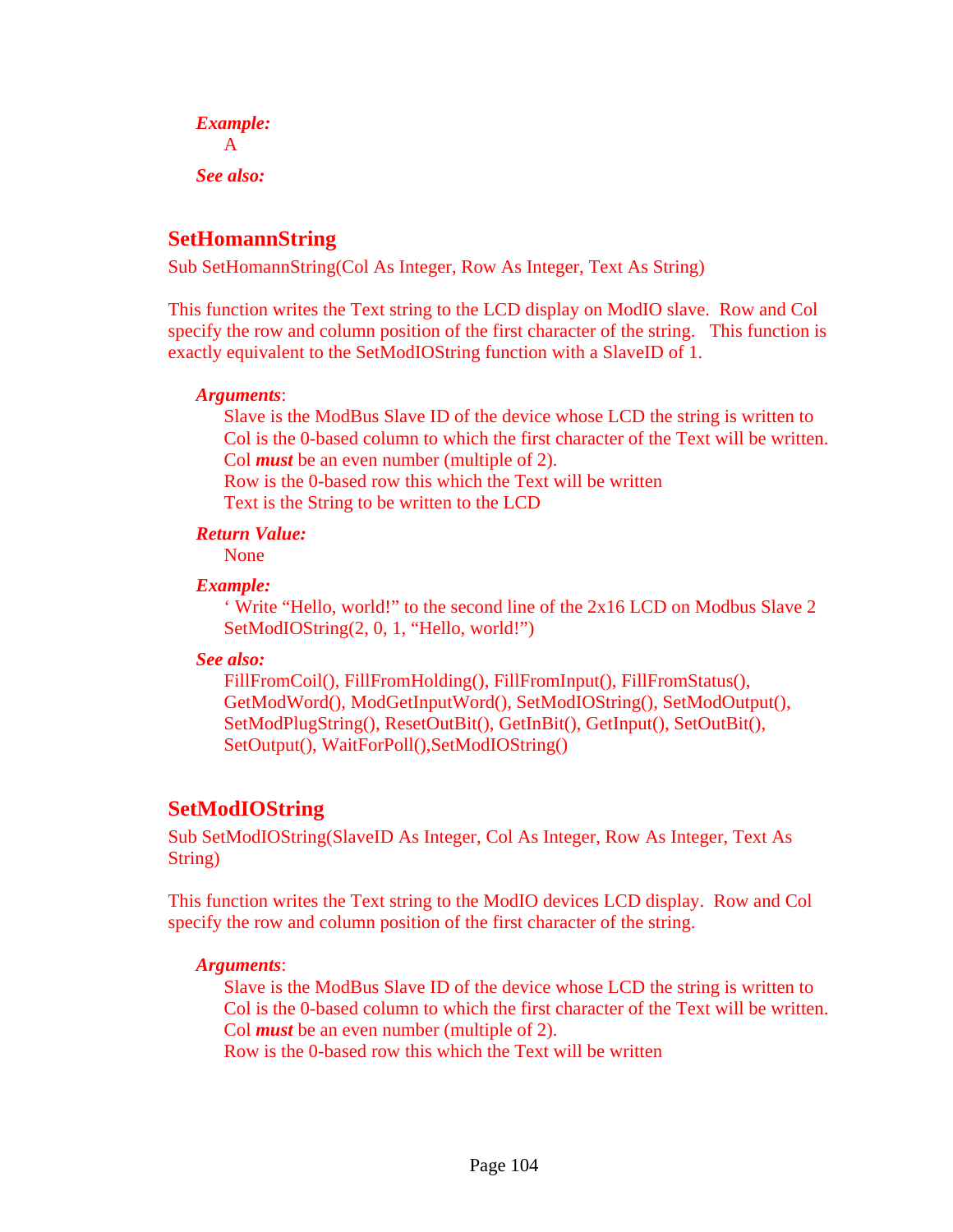*Example:*

A

*See also:*

## SetHomannString

Sub SetHomannString(Col As Integer, Row As Integer, Text As String)

This function writes the Text string to the LCD display on ModIO slave. Row and Col specify the row and column position of the first character of the string. This function is exactly equivalent to the SetModIOString function with a SlaveID of 1.

*Arguments*:

Slave is the ModBus Slave ID of the device whose LCD the string is written to
Col is the 0-based column to which the first character of the Text will be written.
Col ***must*** be an even number (multiple of 2).
Row is the 0-based row this which the Text will be written
Text is the String to be written to the LCD

*Return Value:*

None

*Example:*

```
' Write "Hello, world!" to the second line of the 2x16 LCD on Modbus Slave 2
SetModIOString(2, 0, 1, "Hello, world!")
```

*See also:*

FillFromCoil(), FillFromHolding(), FillFromInput(), FillFromStatus(), GetModWord(), ModGetInputWord(), SetModIOString(), SetModOutput(), SetModPlugString(), ResetOutBit(), GetInBit(), GetInput(), SetOutBit(), SetOutput(), WaitForPoll(),SetModIOString()

## SetModIOString

Sub SetModIOString(SlaveID As Integer, Col As Integer, Row As Integer, Text As String)

This function writes the Text string to the ModIO devices LCD display. Row and Col specify the row and column position of the first character of the string.

*Arguments*:

Slave is the ModBus Slave ID of the device whose LCD the string is written to
Col is the 0-based column to which the first character of the Text will be written.
Col ***must*** be an even number (multiple of 2).
Row is the 0-based row this which the Text will be written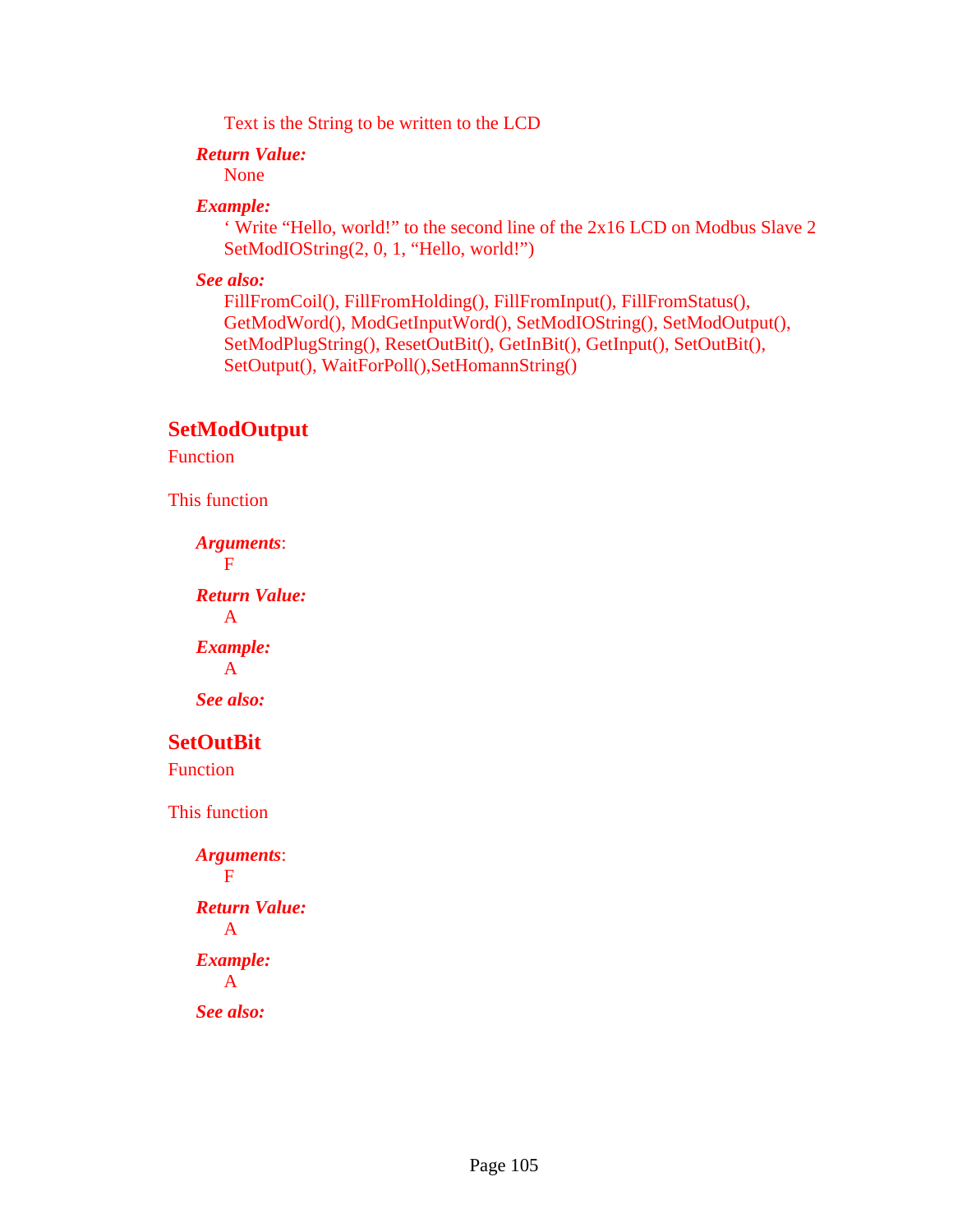Text is the String to be written to the LCD

***Return Value:***

None

***Example:***

‘ Write “Hello, world!” to the second line of the 2x16 LCD on Modbus Slave 2
SetModIOString(2, 0, 1, “Hello, world!”)

***See also:***

FillFromCoil(), FillFromHolding(), FillFromInput(), FillFromStatus(), GetModWord(), ModGetInputWord(), SetModIOString(), SetModOutput(), SetModPlugString(), ResetOutBit(), GetInBit(), GetInput(), SetOutBit(), SetOutput(), WaitForPoll(),SetHomannString()

## SetModOutput

Function

This function

***Arguments***:

F

***Return Value:***

A

***Example:***

A

***See also:***

## SetOutBit

Function

This function

***Arguments***:

F

***Return Value:***

A

***Example:***

A

***See also:***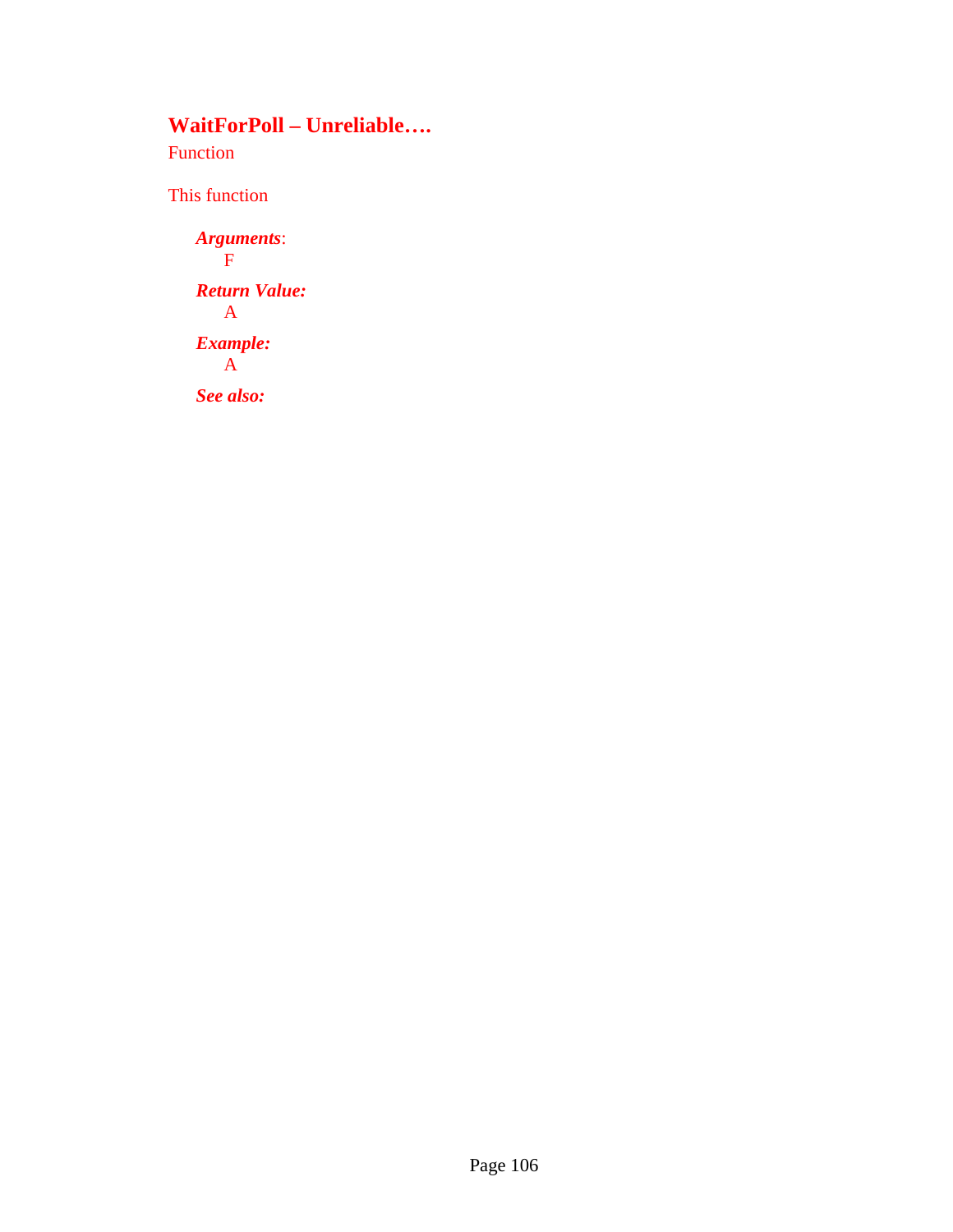## WaitForPoll – Unreliable….

Function

This function

*Arguments*:
F

***Return Value:***
A

***Example:***
A

***See also:***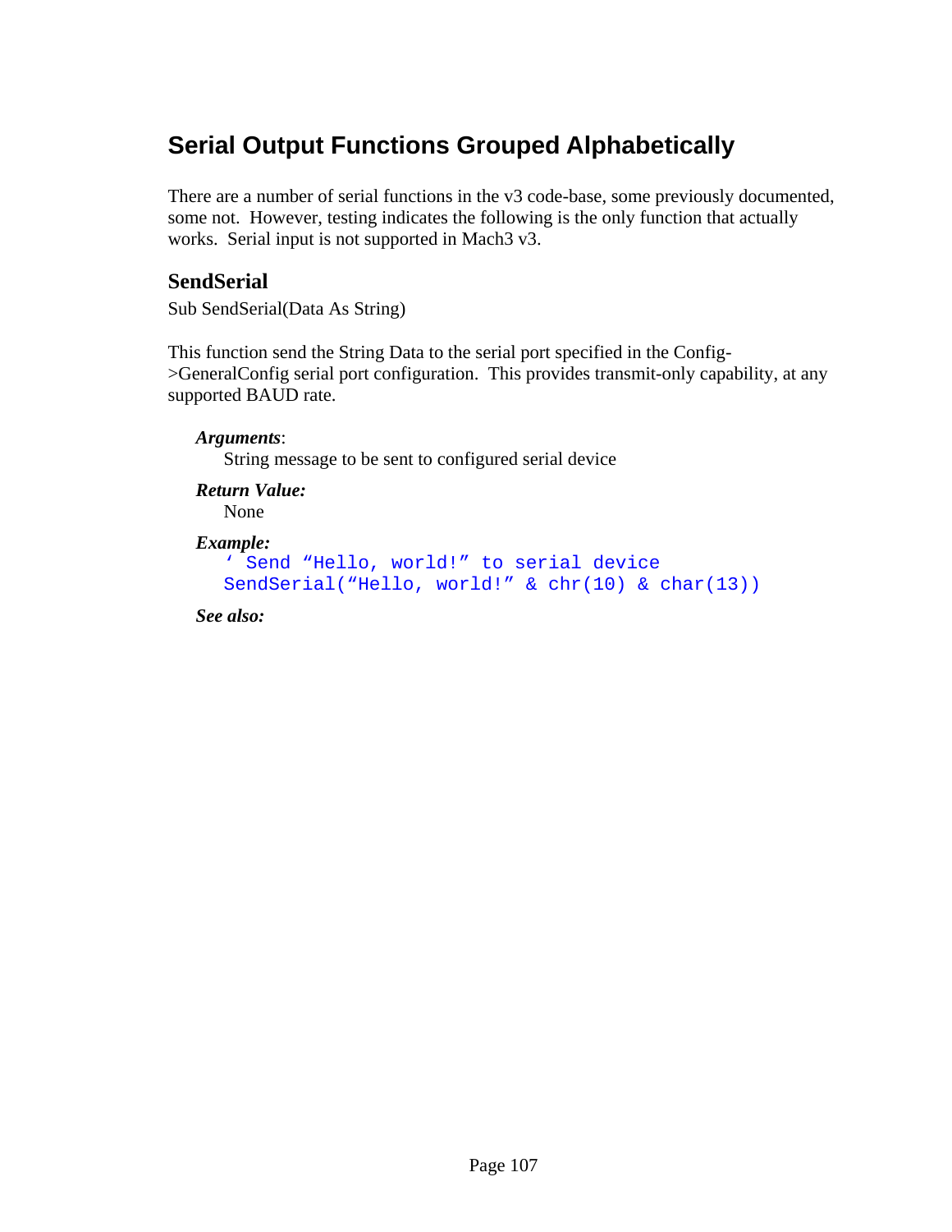## Serial Output Functions Grouped Alphabetically

There are a number of serial functions in the v3 code-base, some previously documented, some not. However, testing indicates the following is the only function that actually works. Serial input is not supported in Mach3 v3.

### SendSerial

Sub SendSerial(Data As String)

This function send the String Data to the serial port specified in the Config->GeneralConfig serial port configuration. This provides transmit-only capability, at any supported BAUD rate.

***Arguments***:
String message to be sent to configured serial device

***Return Value:***
None

***Example:***

```
' Send "Hello, world!" to serial device
SendSerial("Hello, world!" & chr(10) & char(13))
```

***See also:***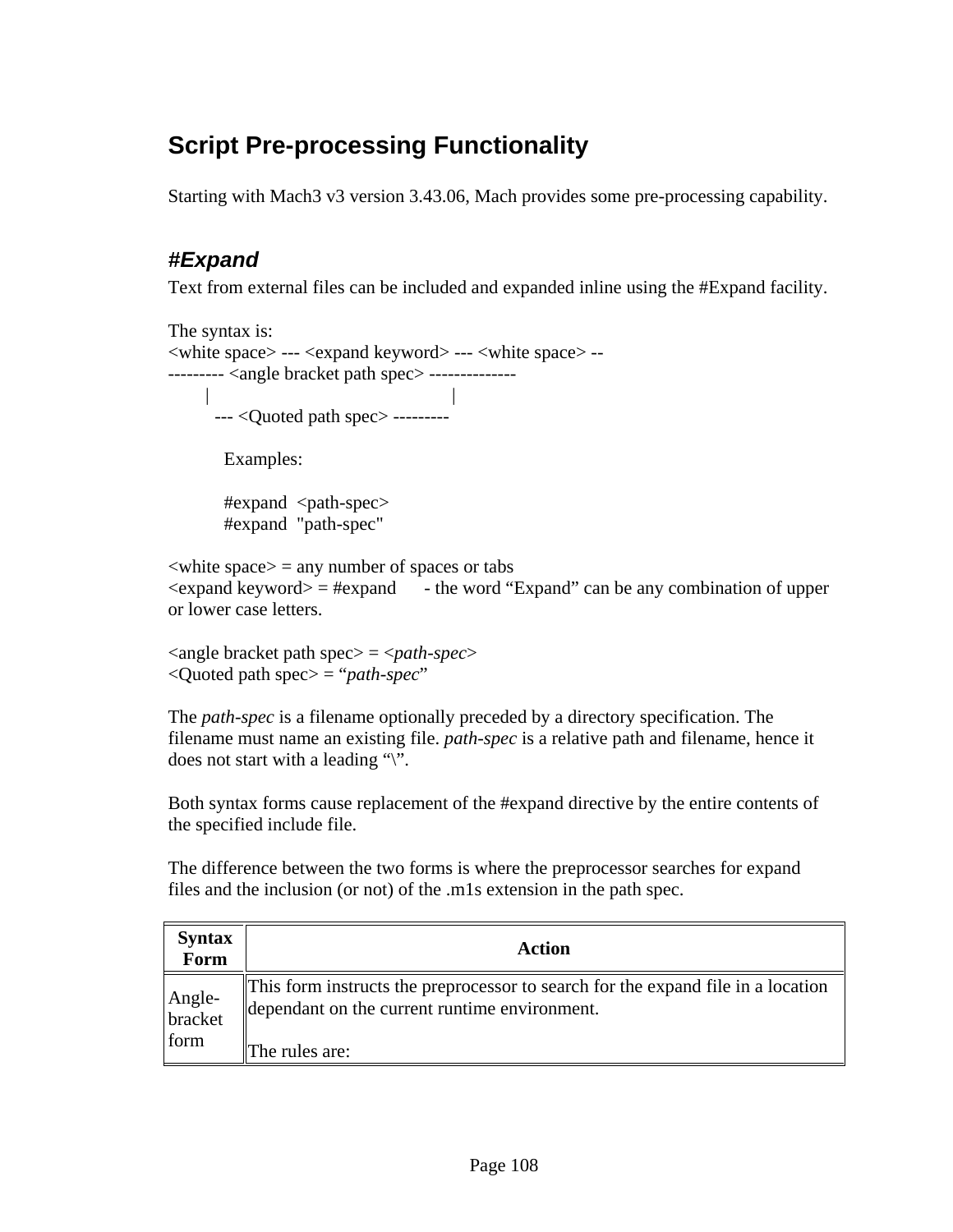## Script Pre-processing Functionality

Starting with Mach3 v3 version 3.43.06, Mach provides some pre-processing capability.

### #Expand

Text from external files can be included and expanded inline using the #Expand facility.

The syntax is:

```
<white space> --- <expand keyword> --- <white space> --
--------- <angle bracket path spec> -------------
       |                                        |
         --- <Quoted path spec> ---------
```

Examples:

```
#expand  <path-spec>
#expand  "path-spec"
```

<white space> = any number of spaces or tabs
<expand keyword> = #expand   - the word "Expand" can be any combination of upper or lower case letters.

<angle bracket path spec> = <*path-spec*>
<Quoted path spec> = "*path-spec*"

The *path-spec* is a filename optionally preceded by a directory specification. The filename must name an existing file. *path-spec* is a relative path and filename, hence it does not start with a leading "\".

Both syntax forms cause replacement of the #expand directive by the entire contents of the specified include file.

The difference between the two forms is where the preprocessor searches for expand files and the inclusion (or not) of the .m1s extension in the path spec.

| Syntax Form | Action |
| --- | --- |
| Angle-bracket form | This form instructs the preprocessor to search for the expand file in a location dependant on the current runtime environment.<br><br>The rules are: |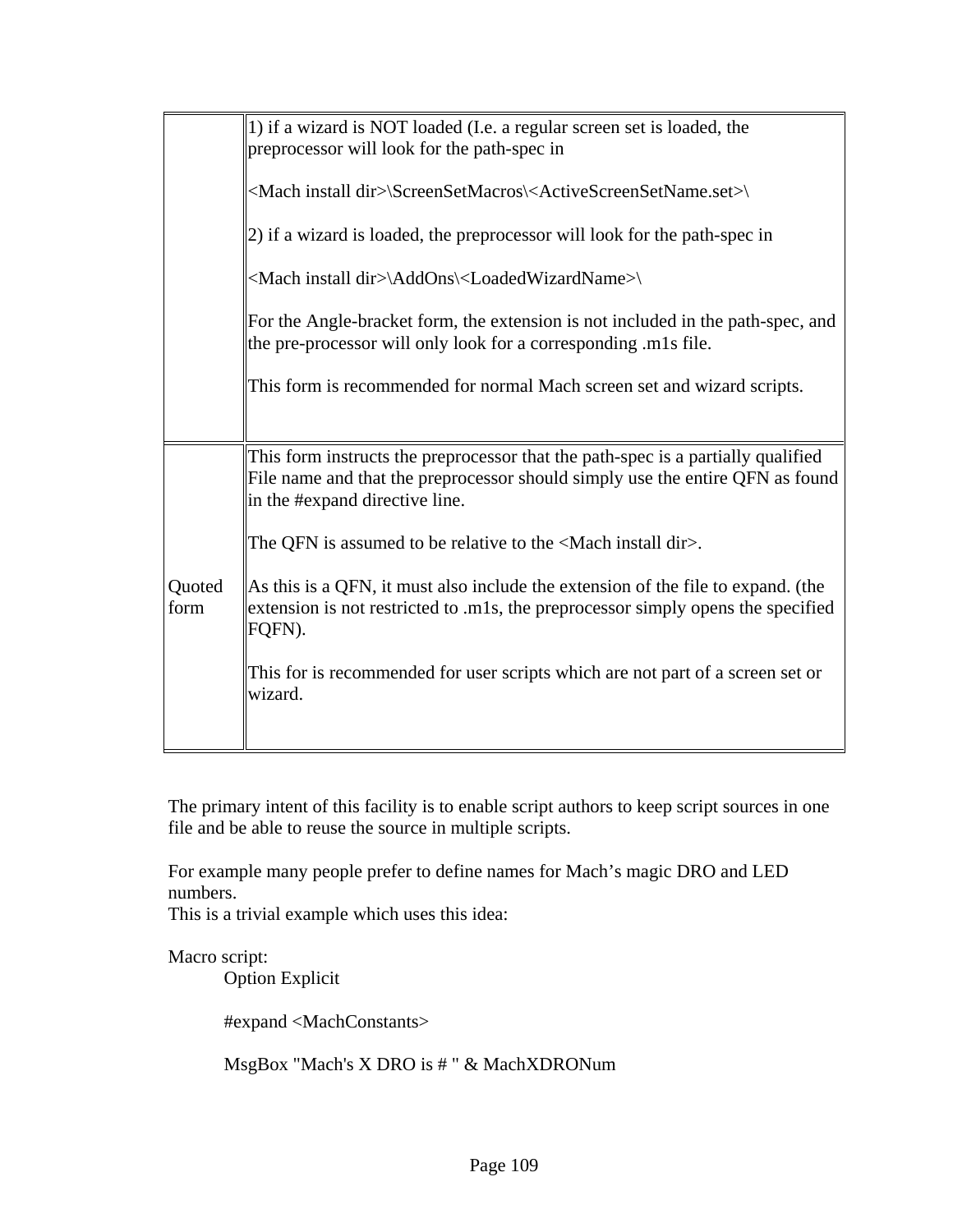| | |
|---|---|
| | 1) if a wizard is NOT loaded (I.e. a regular screen set is loaded, the preprocessor will look for the path-spec in<br><br><Mach install dir>\ScreenSetMacros\<ActiveScreenSetName.set>\<br><br>2) if a wizard is loaded, the preprocessor will look for the path-spec in<br><br><Mach install dir>\AddOns\<LoadedWizardName>\<br><br>For the Angle-bracket form, the extension is not included in the path-spec, and the pre-processor will only look for a corresponding .m1s file.<br><br>This form is recommended for normal Mach screen set and wizard scripts. |
| Quoted form | This form instructs the preprocessor that the path-spec is a partially qualified File name and that the preprocessor should simply use the entire QFN as found in the #expand directive line.<br><br>The QFN is assumed to be relative to the <Mach install dir>.<br><br>As this is a QFN, it must also include the extension of the file to expand. (the extension is not restricted to .m1s, the preprocessor simply opens the specified FQFN).<br><br>This for is recommended for user scripts which are not part of a screen set or wizard. |

The primary intent of this facility is to enable script authors to keep script sources in one file and be able to reuse the source in multiple scripts.

For example many people prefer to define names for Mach's magic DRO and LED numbers.
This is a trivial example which uses this idea:

Macro script:

```
Option Explicit

#expand <MachConstants>

MsgBox "Mach's X DRO is # " & MachXDRONum
```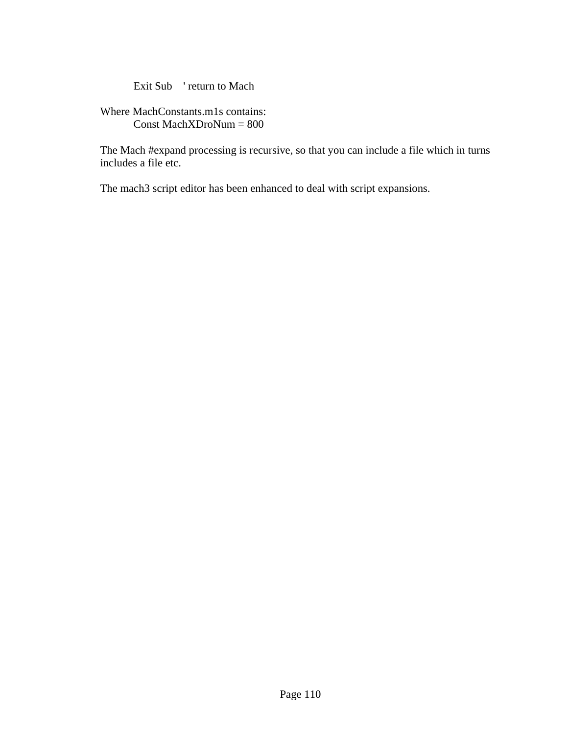```
    Exit Sub    ' return to Mach
```

Where MachConstants.m1s contains:

```
    Const MachXDroNum = 800
```

The Mach #expand processing is recursive, so that you can include a file which in turns includes a file etc.

The mach3 script editor has been enhanced to deal with script expansions.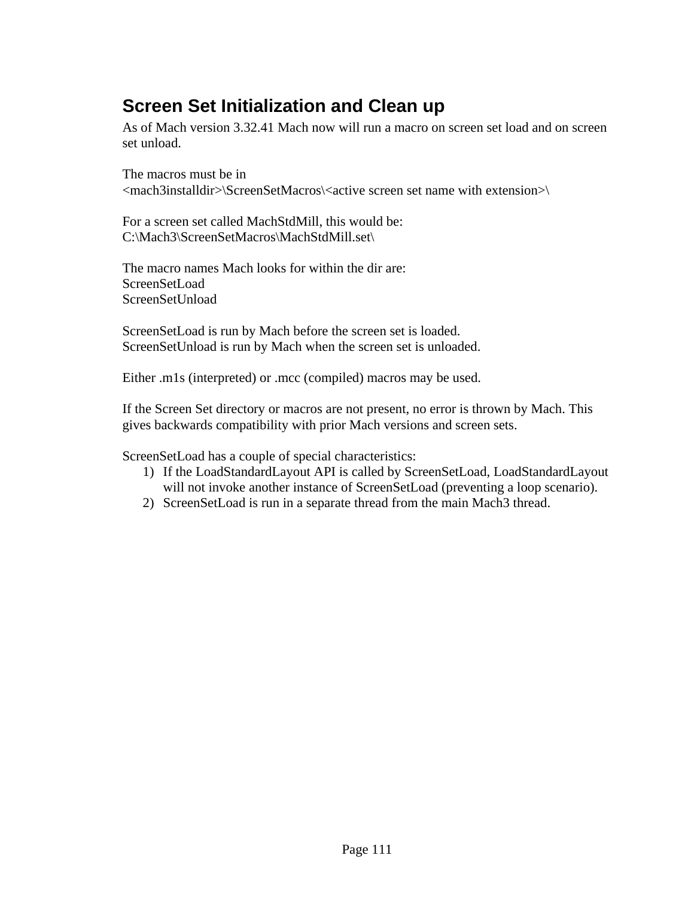## Screen Set Initialization and Clean up

As of Mach version 3.32.41 Mach now will run a macro on screen set load and on screen set unload.

The macros must be in
<mach3installdir>\ScreenSetMacros\<active screen set name with extension>\

For a screen set called MachStdMill, this would be:
C:\Mach3\ScreenSetMacros\MachStdMill.set\

The macro names Mach looks for within the dir are:
ScreenSetLoad
ScreenSetUnload

ScreenSetLoad is run by Mach before the screen set is loaded.
ScreenSetUnload is run by Mach when the screen set is unloaded.

Either .m1s (interpreted) or .mcc (compiled) macros may be used.

If the Screen Set directory or macros are not present, no error is thrown by Mach. This gives backwards compatibility with prior Mach versions and screen sets.

ScreenSetLoad has a couple of special characteristics:

1) If the LoadStandardLayout API is called by ScreenSetLoad, LoadStandardLayout will not invoke another instance of ScreenSetLoad (preventing a loop scenario).
2) ScreenSetLoad is run in a separate thread from the main Mach3 thread.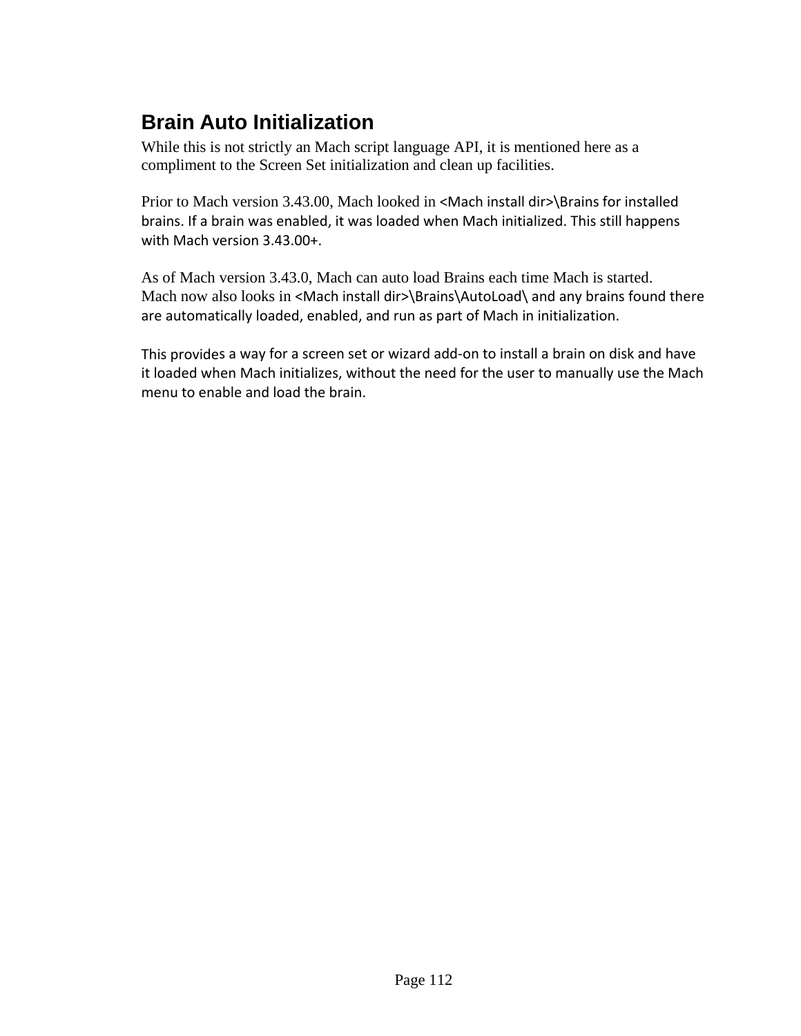## Brain Auto Initialization

While this is not strictly an Mach script language API, it is mentioned here as a compliment to the Screen Set initialization and clean up facilities.

Prior to Mach version 3.43.00, Mach looked in <Mach install dir>\Brains for installed brains. If a brain was enabled, it was loaded when Mach initialized. This still happens with Mach version 3.43.00+.

As of Mach version 3.43.0, Mach can auto load Brains each time Mach is started. Mach now also looks in <Mach install dir>\Brains\AutoLoad\ and any brains found there are automatically loaded, enabled, and run as part of Mach in initialization.

This provides a way for a screen set or wizard add-on to install a brain on disk and have it loaded when Mach initializes, without the need for the user to manually use the Mach menu to enable and load the brain.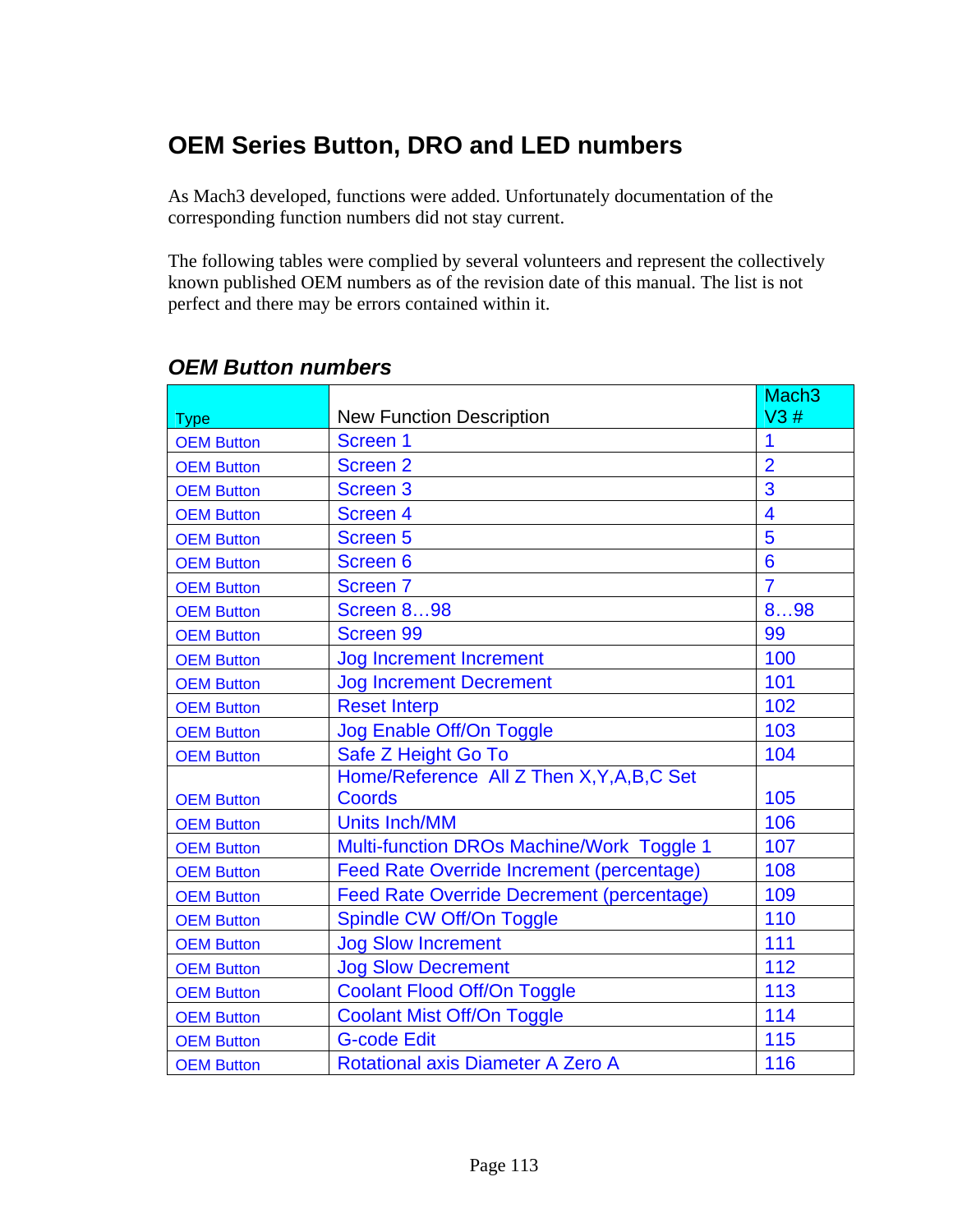# OEM Series Button, DRO and LED numbers

As Mach3 developed, functions were added. Unfortunately documentation of the corresponding function numbers did not stay current.

The following tables were complied by several volunteers and represent the collectively known published OEM numbers as of the revision date of this manual. The list is not perfect and there may be errors contained within it.

## *OEM Button numbers*

| Type | New Function Description | Mach3 V3 # |
|---|---|---|
| OEM Button | Screen 1 | 1 |
| OEM Button | Screen 2 | 2 |
| OEM Button | Screen 3 | 3 |
| OEM Button | Screen 4 | 4 |
| OEM Button | Screen 5 | 5 |
| OEM Button | Screen 6 | 6 |
| OEM Button | Screen 7 | 7 |
| OEM Button | Screen 8…98 | 8…98 |
| OEM Button | Screen 99 | 99 |
| OEM Button | Jog Increment Increment | 100 |
| OEM Button | Jog Increment Decrement | 101 |
| OEM Button | Reset Interp | 102 |
| OEM Button | Jog Enable Off/On Toggle | 103 |
| OEM Button | Safe Z Height Go To | 104 |
| OEM Button | Home/Reference All Z Then X,Y,A,B,C Set Coords | 105 |
| OEM Button | Units Inch/MM | 106 |
| OEM Button | Multi-function DROs Machine/Work Toggle 1 | 107 |
| OEM Button | Feed Rate Override Increment (percentage) | 108 |
| OEM Button | Feed Rate Override Decrement (percentage) | 109 |
| OEM Button | Spindle CW Off/On Toggle | 110 |
| OEM Button | Jog Slow Increment | 111 |
| OEM Button | Jog Slow Decrement | 112 |
| OEM Button | Coolant Flood Off/On Toggle | 113 |
| OEM Button | Coolant Mist Off/On Toggle | 114 |
| OEM Button | G-code Edit | 115 |
| OEM Button | Rotational axis Diameter A Zero A | 116 |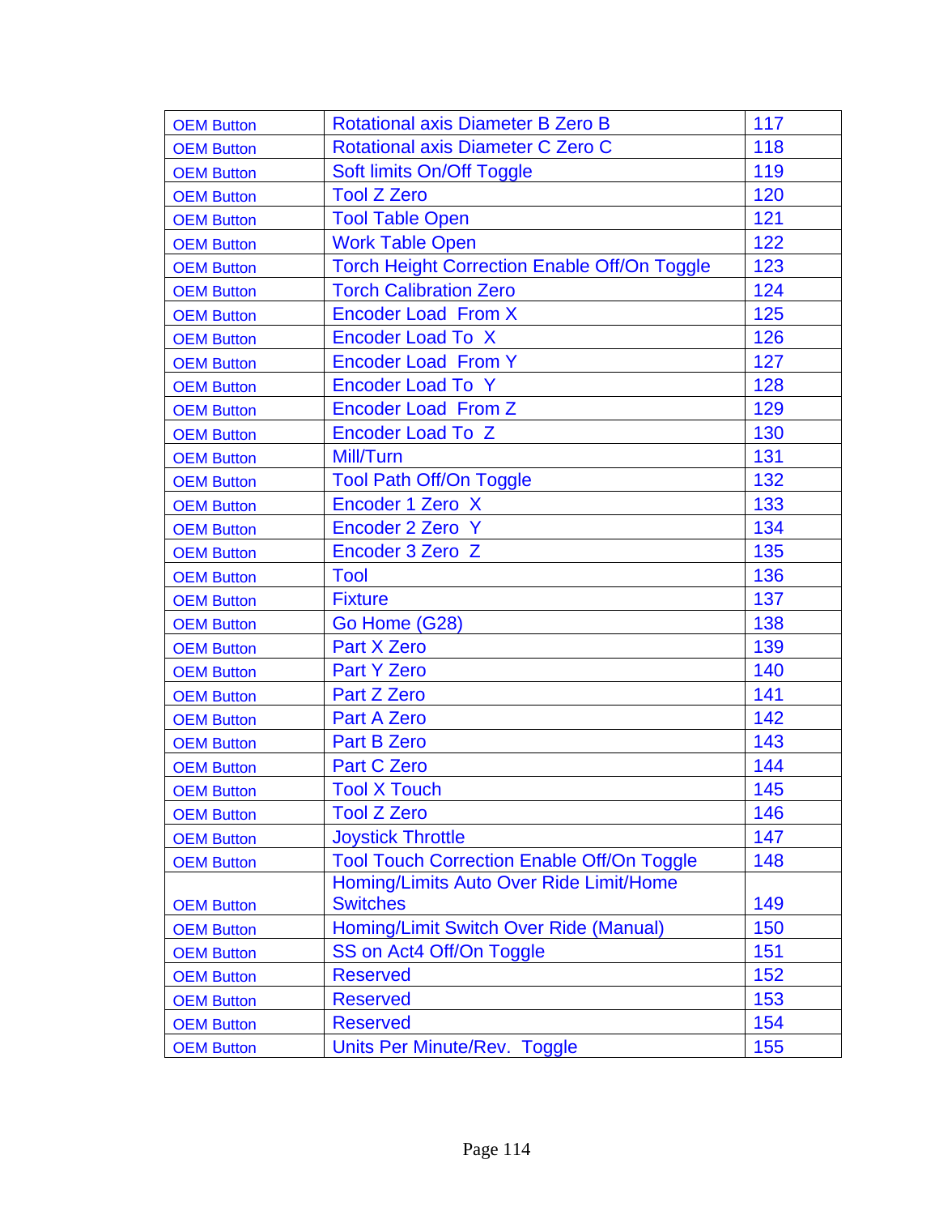| OEM Button | Rotational axis Diameter B Zero B | 117 |
|---|---|---|
| OEM Button | Rotational axis Diameter C Zero C | 118 |
| OEM Button | Soft limits On/Off Toggle | 119 |
| OEM Button | Tool Z Zero | 120 |
| OEM Button | Tool Table Open | 121 |
| OEM Button | Work Table Open | 122 |
| OEM Button | Torch Height Correction Enable Off/On Toggle | 123 |
| OEM Button | Torch Calibration Zero | 124 |
| OEM Button | Encoder Load From X | 125 |
| OEM Button | Encoder Load To X | 126 |
| OEM Button | Encoder Load From Y | 127 |
| OEM Button | Encoder Load To Y | 128 |
| OEM Button | Encoder Load From Z | 129 |
| OEM Button | Encoder Load To Z | 130 |
| OEM Button | Mill/Turn | 131 |
| OEM Button | Tool Path Off/On Toggle | 132 |
| OEM Button | Encoder 1 Zero X | 133 |
| OEM Button | Encoder 2 Zero Y | 134 |
| OEM Button | Encoder 3 Zero Z | 135 |
| OEM Button | Tool | 136 |
| OEM Button | Fixture | 137 |
| OEM Button | Go Home (G28) | 138 |
| OEM Button | Part X Zero | 139 |
| OEM Button | Part Y Zero | 140 |
| OEM Button | Part Z Zero | 141 |
| OEM Button | Part A Zero | 142 |
| OEM Button | Part B Zero | 143 |
| OEM Button | Part C Zero | 144 |
| OEM Button | Tool X Touch | 145 |
| OEM Button | Tool Z Zero | 146 |
| OEM Button | Joystick Throttle | 147 |
| OEM Button | Tool Touch Correction Enable Off/On Toggle | 148 |
| OEM Button | Homing/Limits Auto Over Ride Limit/Home Switches | 149 |
| OEM Button | Homing/Limit Switch Over Ride (Manual) | 150 |
| OEM Button | SS on Act4 Off/On Toggle | 151 |
| OEM Button | Reserved | 152 |
| OEM Button | Reserved | 153 |
| OEM Button | Reserved | 154 |
| OEM Button | Units Per Minute/Rev. Toggle | 155 |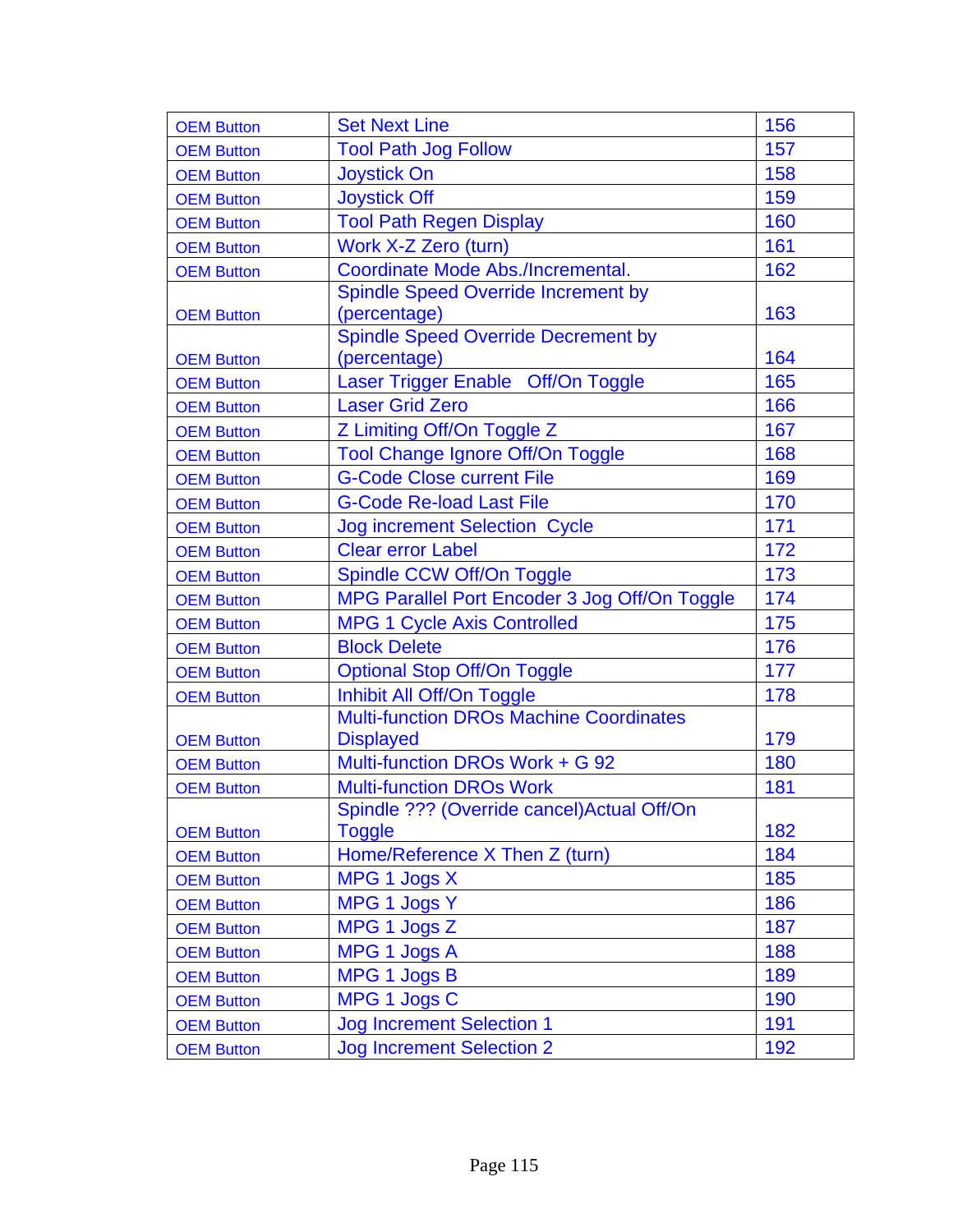| OEM Button | Set Next Line | 156 |
|---|---|---|
| OEM Button | Tool Path Jog Follow | 157 |
| OEM Button | Joystick On | 158 |
| OEM Button | Joystick Off | 159 |
| OEM Button | Tool Path Regen Display | 160 |
| OEM Button | Work X-Z Zero (turn) | 161 |
| OEM Button | Coordinate Mode Abs./Incremental. | 162 |
| OEM Button | Spindle Speed Override Increment by (percentage) | 163 |
| OEM Button | Spindle Speed Override Decrement by (percentage) | 164 |
| OEM Button | Laser Trigger Enable Off/On Toggle | 165 |
| OEM Button | Laser Grid Zero | 166 |
| OEM Button | Z Limiting Off/On Toggle Z | 167 |
| OEM Button | Tool Change Ignore Off/On Toggle | 168 |
| OEM Button | G-Code Close current File | 169 |
| OEM Button | G-Code Re-load Last File | 170 |
| OEM Button | Jog increment Selection Cycle | 171 |
| OEM Button | Clear error Label | 172 |
| OEM Button | Spindle CCW Off/On Toggle | 173 |
| OEM Button | MPG Parallel Port Encoder 3 Jog Off/On Toggle | 174 |
| OEM Button | MPG 1 Cycle Axis Controlled | 175 |
| OEM Button | Block Delete | 176 |
| OEM Button | Optional Stop Off/On Toggle | 177 |
| OEM Button | Inhibit All Off/On Toggle | 178 |
| OEM Button | Multi-function DROs Machine Coordinates Displayed | 179 |
| OEM Button | Multi-function DROs Work + G 92 | 180 |
| OEM Button | Multi-function DROs Work | 181 |
| OEM Button | Spindle ??? (Override cancel)Actual Off/On Toggle | 182 |
| OEM Button | Home/Reference X Then Z (turn) | 184 |
| OEM Button | MPG 1 Jogs X | 185 |
| OEM Button | MPG 1 Jogs Y | 186 |
| OEM Button | MPG 1 Jogs Z | 187 |
| OEM Button | MPG 1 Jogs A | 188 |
| OEM Button | MPG 1 Jogs B | 189 |
| OEM Button | MPG 1 Jogs C | 190 |
| OEM Button | Jog Increment Selection 1 | 191 |
| OEM Button | Jog Increment Selection 2 | 192 |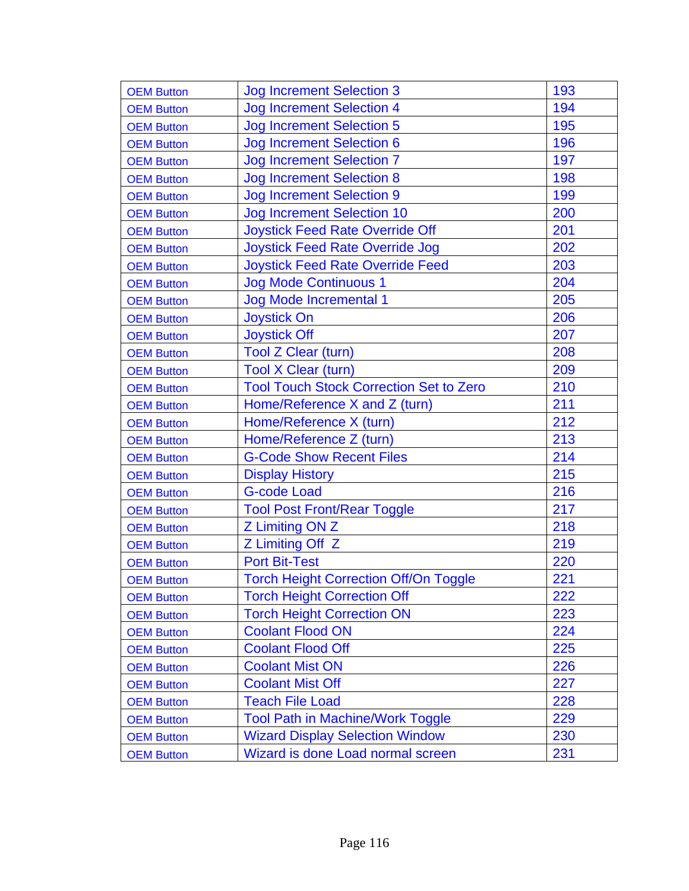| OEM Button | Jog Increment Selection 3 | 193 |
|---|---|---|
| OEM Button | Jog Increment Selection 4 | 194 |
| OEM Button | Jog Increment Selection 5 | 195 |
| OEM Button | Jog Increment Selection 6 | 196 |
| OEM Button | Jog Increment Selection 7 | 197 |
| OEM Button | Jog Increment Selection 8 | 198 |
| OEM Button | Jog Increment Selection 9 | 199 |
| OEM Button | Jog Increment Selection 10 | 200 |
| OEM Button | Joystick Feed Rate Override Off | 201 |
| OEM Button | Joystick Feed Rate Override Jog | 202 |
| OEM Button | Joystick Feed Rate Override Feed | 203 |
| OEM Button | Jog Mode Continuous 1 | 204 |
| OEM Button | Jog Mode Incremental 1 | 205 |
| OEM Button | Joystick On | 206 |
| OEM Button | Joystick Off | 207 |
| OEM Button | Tool Z Clear (turn) | 208 |
| OEM Button | Tool X Clear (turn) | 209 |
| OEM Button | Tool Touch Stock Correction Set to Zero | 210 |
| OEM Button | Home/Reference X and Z (turn) | 211 |
| OEM Button | Home/Reference X (turn) | 212 |
| OEM Button | Home/Reference Z (turn) | 213 |
| OEM Button | G-Code Show Recent Files | 214 |
| OEM Button | Display History | 215 |
| OEM Button | G-code Load | 216 |
| OEM Button | Tool Post Front/Rear Toggle | 217 |
| OEM Button | Z Limiting ON Z | 218 |
| OEM Button | Z Limiting Off Z | 219 |
| OEM Button | Port Bit-Test | 220 |
| OEM Button | Torch Height Correction Off/On Toggle | 221 |
| OEM Button | Torch Height Correction Off | 222 |
| OEM Button | Torch Height Correction ON | 223 |
| OEM Button | Coolant Flood ON | 224 |
| OEM Button | Coolant Flood Off | 225 |
| OEM Button | Coolant Mist ON | 226 |
| OEM Button | Coolant Mist Off | 227 |
| OEM Button | Teach File Load | 228 |
| OEM Button | Tool Path in Machine/Work Toggle | 229 |
| OEM Button | Wizard Display Selection Window | 230 |
| OEM Button | Wizard is done Load normal screen | 231 |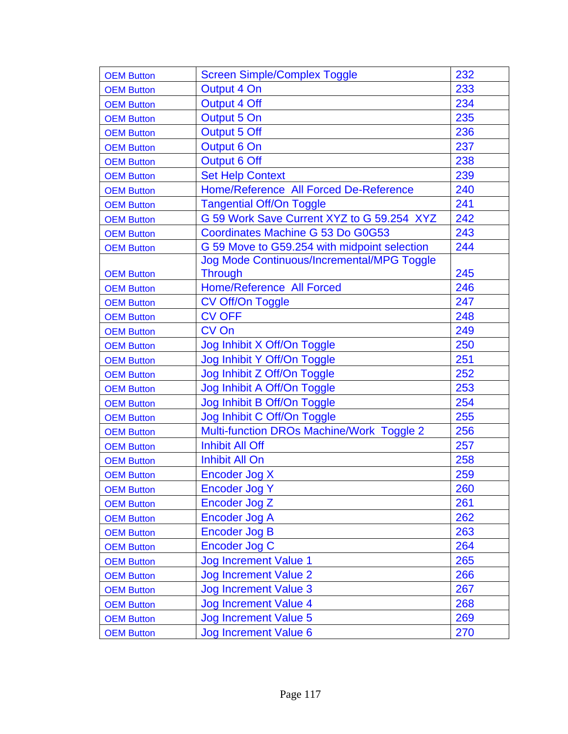| OEM Button | Screen Simple/Complex Toggle | 232 |
|---|---|---|
| OEM Button | Output 4 On | 233 |
| OEM Button | Output 4 Off | 234 |
| OEM Button | Output 5 On | 235 |
| OEM Button | Output 5 Off | 236 |
| OEM Button | Output 6 On | 237 |
| OEM Button | Output 6 Off | 238 |
| OEM Button | Set Help Context | 239 |
| OEM Button | Home/Reference  All Forced De-Reference | 240 |
| OEM Button | Tangential Off/On Toggle | 241 |
| OEM Button | G 59 Work Save Current XYZ to G 59.254  XYZ | 242 |
| OEM Button | Coordinates Machine G 53 Do G0G53 | 243 |
| OEM Button | G 59 Move to G59.254 with midpoint selection | 244 |
| OEM Button | Jog Mode Continuous/Incremental/MPG Toggle Through | 245 |
| OEM Button | Home/Reference  All Forced | 246 |
| OEM Button | CV Off/On Toggle | 247 |
| OEM Button | CV OFF | 248 |
| OEM Button | CV On | 249 |
| OEM Button | Jog Inhibit X Off/On Toggle | 250 |
| OEM Button | Jog Inhibit Y Off/On Toggle | 251 |
| OEM Button | Jog Inhibit Z Off/On Toggle | 252 |
| OEM Button | Jog Inhibit A Off/On Toggle | 253 |
| OEM Button | Jog Inhibit B Off/On Toggle | 254 |
| OEM Button | Jog Inhibit C Off/On Toggle | 255 |
| OEM Button | Multi-function DROs Machine/Work  Toggle 2 | 256 |
| OEM Button | Inhibit All Off | 257 |
| OEM Button | Inhibit All On | 258 |
| OEM Button | Encoder Jog X | 259 |
| OEM Button | Encoder Jog Y | 260 |
| OEM Button | Encoder Jog Z | 261 |
| OEM Button | Encoder Jog A | 262 |
| OEM Button | Encoder Jog B | 263 |
| OEM Button | Encoder Jog C | 264 |
| OEM Button | Jog Increment Value 1 | 265 |
| OEM Button | Jog Increment Value 2 | 266 |
| OEM Button | Jog Increment Value 3 | 267 |
| OEM Button | Jog Increment Value 4 | 268 |
| OEM Button | Jog Increment Value 5 | 269 |
| OEM Button | Jog Increment Value 6 | 270 |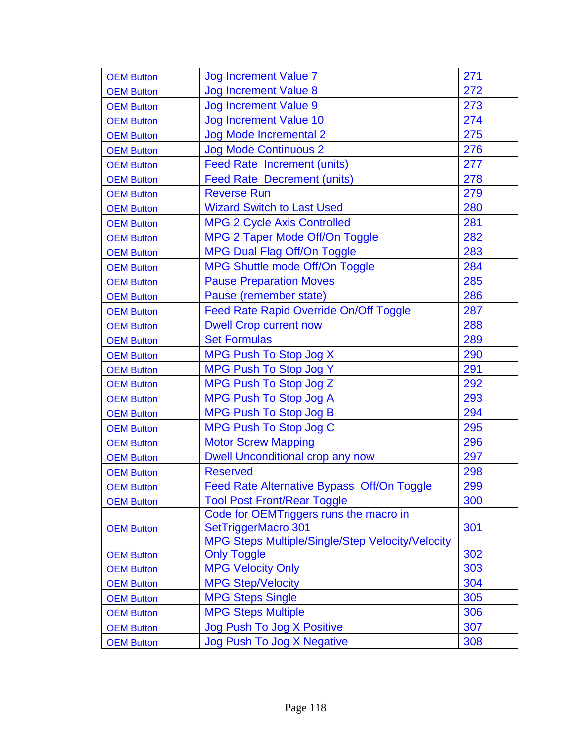| OEM Button | Jog Increment Value 7 | 271 |
|---|---|---|
| OEM Button | Jog Increment Value 8 | 272 |
| OEM Button | Jog Increment Value 9 | 273 |
| OEM Button | Jog Increment Value 10 | 274 |
| OEM Button | Jog Mode Incremental 2 | 275 |
| OEM Button | Jog Mode Continuous 2 | 276 |
| OEM Button | Feed Rate  Increment (units) | 277 |
| OEM Button | Feed Rate  Decrement (units) | 278 |
| OEM Button | Reverse Run | 279 |
| OEM Button | Wizard Switch to Last Used | 280 |
| OEM Button | MPG 2 Cycle Axis Controlled | 281 |
| OEM Button | MPG 2 Taper Mode Off/On Toggle | 282 |
| OEM Button | MPG Dual Flag Off/On Toggle | 283 |
| OEM Button | MPG Shuttle mode Off/On Toggle | 284 |
| OEM Button | Pause Preparation Moves | 285 |
| OEM Button | Pause (remember state) | 286 |
| OEM Button | Feed Rate Rapid Override On/Off Toggle | 287 |
| OEM Button | Dwell Crop current now | 288 |
| OEM Button | Set Formulas | 289 |
| OEM Button | MPG Push To Stop Jog X | 290 |
| OEM Button | MPG Push To Stop Jog Y | 291 |
| OEM Button | MPG Push To Stop Jog Z | 292 |
| OEM Button | MPG Push To Stop Jog A | 293 |
| OEM Button | MPG Push To Stop Jog B | 294 |
| OEM Button | MPG Push To Stop Jog C | 295 |
| OEM Button | Motor Screw Mapping | 296 |
| OEM Button | Dwell Unconditional crop any now | 297 |
| OEM Button | Reserved | 298 |
| OEM Button | Feed Rate Alternative Bypass  Off/On Toggle | 299 |
| OEM Button | Tool Post Front/Rear Toggle | 300 |
| OEM Button | Code for OEMTriggers runs the macro in SetTriggerMacro 301 | 301 |
| OEM Button | MPG Steps Multiple/Single/Step Velocity/Velocity Only Toggle | 302 |
| OEM Button | MPG Velocity Only | 303 |
| OEM Button | MPG Step/Velocity | 304 |
| OEM Button | MPG Steps Single | 305 |
| OEM Button | MPG Steps Multiple | 306 |
| OEM Button | Jog Push To Jog X Positive | 307 |
| OEM Button | Jog Push To Jog X Negative | 308 |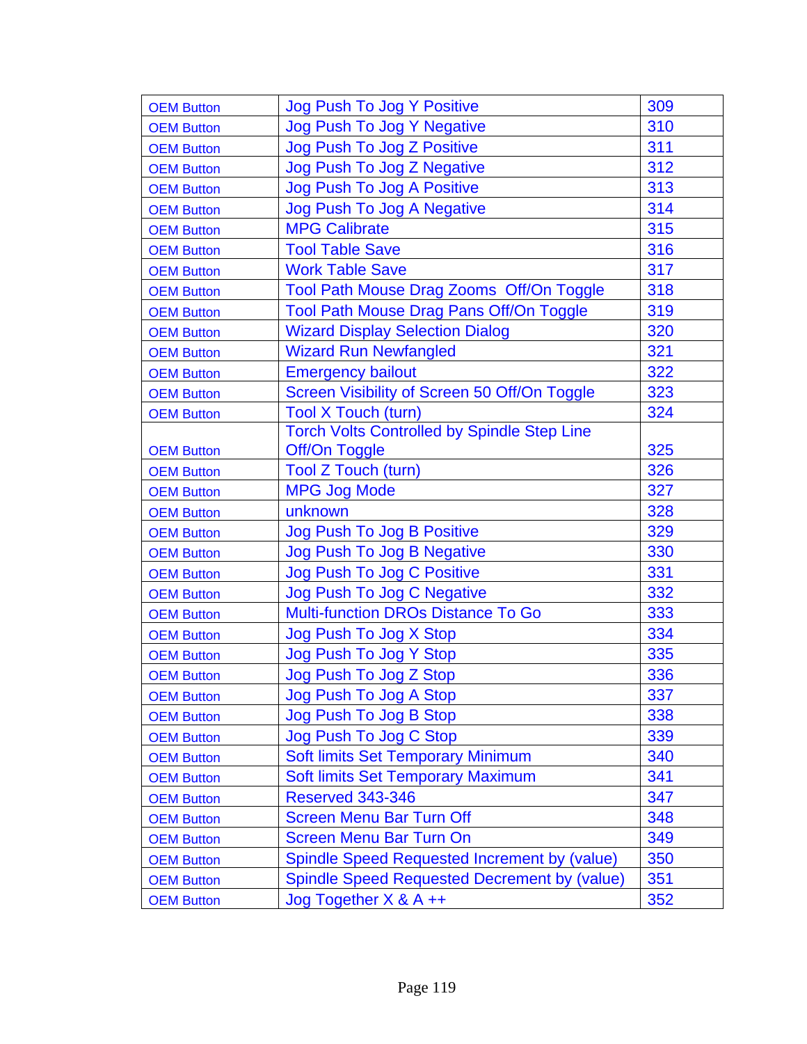| | | |
|---|---|---|
| OEM Button | Jog Push To Jog Y Positive | 309 |
| OEM Button | Jog Push To Jog Y Negative | 310 |
| OEM Button | Jog Push To Jog Z Positive | 311 |
| OEM Button | Jog Push To Jog Z Negative | 312 |
| OEM Button | Jog Push To Jog A Positive | 313 |
| OEM Button | Jog Push To Jog A Negative | 314 |
| OEM Button | MPG Calibrate | 315 |
| OEM Button | Tool Table Save | 316 |
| OEM Button | Work Table Save | 317 |
| OEM Button | Tool Path Mouse Drag Zooms  Off/On Toggle | 318 |
| OEM Button | Tool Path Mouse Drag Pans Off/On Toggle | 319 |
| OEM Button | Wizard Display Selection Dialog | 320 |
| OEM Button | Wizard Run Newfangled | 321 |
| OEM Button | Emergency bailout | 322 |
| OEM Button | Screen Visibility of Screen 50 Off/On Toggle | 323 |
| OEM Button | Tool X Touch (turn) | 324 |
| OEM Button | Torch Volts Controlled by Spindle Step Line Off/On Toggle | 325 |
| OEM Button | Tool Z Touch (turn) | 326 |
| OEM Button | MPG Jog Mode | 327 |
| OEM Button | unknown | 328 |
| OEM Button | Jog Push To Jog B Positive | 329 |
| OEM Button | Jog Push To Jog B Negative | 330 |
| OEM Button | Jog Push To Jog C Positive | 331 |
| OEM Button | Jog Push To Jog C Negative | 332 |
| OEM Button | Multi-function DROs Distance To Go | 333 |
| OEM Button | Jog Push To Jog X Stop | 334 |
| OEM Button | Jog Push To Jog Y Stop | 335 |
| OEM Button | Jog Push To Jog Z Stop | 336 |
| OEM Button | Jog Push To Jog A Stop | 337 |
| OEM Button | Jog Push To Jog B Stop | 338 |
| OEM Button | Jog Push To Jog C Stop | 339 |
| OEM Button | Soft limits Set Temporary Minimum | 340 |
| OEM Button | Soft limits Set Temporary Maximum | 341 |
| OEM Button | Reserved 343-346 | 347 |
| OEM Button | Screen Menu Bar Turn Off | 348 |
| OEM Button | Screen Menu Bar Turn On | 349 |
| OEM Button | Spindle Speed Requested Increment by (value) | 350 |
| OEM Button | Spindle Speed Requested Decrement by (value) | 351 |
| OEM Button | Jog Together X & A ++ | 352 |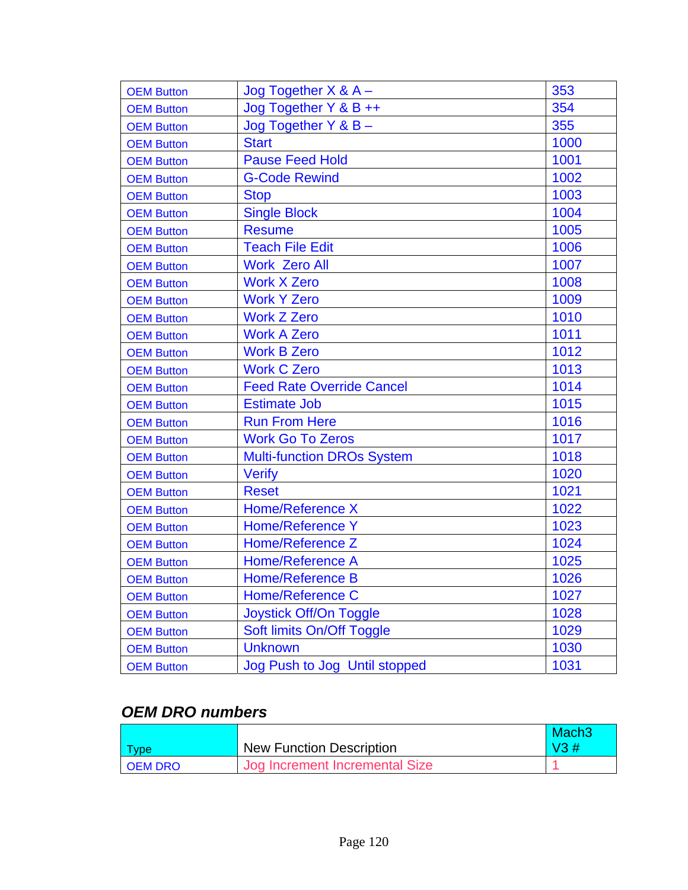| | | |
|---|---|---|
| OEM Button | Jog Together X & A – | 353 |
| OEM Button | Jog Together Y & B ++ | 354 |
| OEM Button | Jog Together Y & B – | 355 |
| OEM Button | Start | 1000 |
| OEM Button | Pause Feed Hold | 1001 |
| OEM Button | G-Code Rewind | 1002 |
| OEM Button | Stop | 1003 |
| OEM Button | Single Block | 1004 |
| OEM Button | Resume | 1005 |
| OEM Button | Teach File Edit | 1006 |
| OEM Button | Work  Zero All | 1007 |
| OEM Button | Work X Zero | 1008 |
| OEM Button | Work Y Zero | 1009 |
| OEM Button | Work Z Zero | 1010 |
| OEM Button | Work A Zero | 1011 |
| OEM Button | Work B Zero | 1012 |
| OEM Button | Work C Zero | 1013 |
| OEM Button | Feed Rate Override Cancel | 1014 |
| OEM Button | Estimate Job | 1015 |
| OEM Button | Run From Here | 1016 |
| OEM Button | Work Go To Zeros | 1017 |
| OEM Button | Multi-function DROs System | 1018 |
| OEM Button | Verify | 1020 |
| OEM Button | Reset | 1021 |
| OEM Button | Home/Reference X | 1022 |
| OEM Button | Home/Reference Y | 1023 |
| OEM Button | Home/Reference Z | 1024 |
| OEM Button | Home/Reference A | 1025 |
| OEM Button | Home/Reference B | 1026 |
| OEM Button | Home/Reference C | 1027 |
| OEM Button | Joystick Off/On Toggle | 1028 |
| OEM Button | Soft limits On/Off Toggle | 1029 |
| OEM Button | Unknown | 1030 |
| OEM Button | Jog Push to Jog  Until stopped | 1031 |

## *OEM DRO numbers*

| Type | New Function Description | Mach3 V3 # |
|---|---|---|
| OEM DRO | Jog Increment Incremental Size | 1 |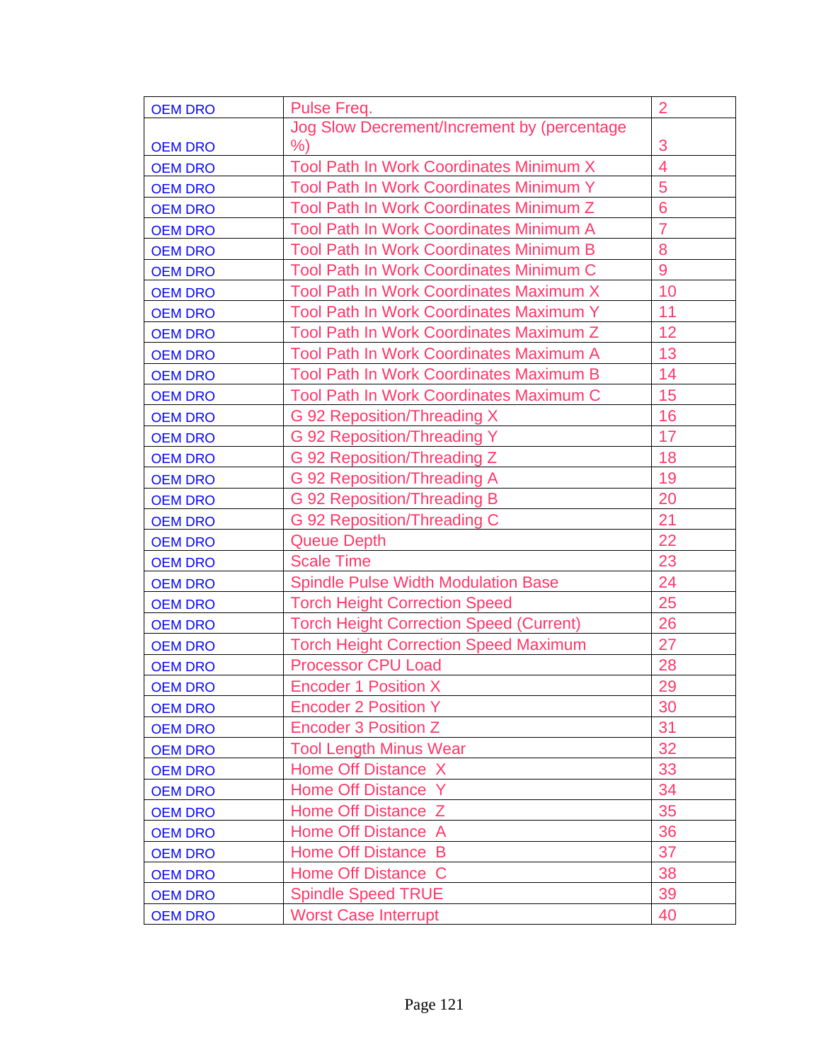| OEM DRO | Pulse Freq. | 2 |
|---|---|---|
| OEM DRO | Jog Slow Decrement/Increment by (percentage %) | 3 |
| OEM DRO | Tool Path In Work Coordinates Minimum X | 4 |
| OEM DRO | Tool Path In Work Coordinates Minimum Y | 5 |
| OEM DRO | Tool Path In Work Coordinates Minimum Z | 6 |
| OEM DRO | Tool Path In Work Coordinates Minimum A | 7 |
| OEM DRO | Tool Path In Work Coordinates Minimum B | 8 |
| OEM DRO | Tool Path In Work Coordinates Minimum C | 9 |
| OEM DRO | Tool Path In Work Coordinates Maximum X | 10 |
| OEM DRO | Tool Path In Work Coordinates Maximum Y | 11 |
| OEM DRO | Tool Path In Work Coordinates Maximum Z | 12 |
| OEM DRO | Tool Path In Work Coordinates Maximum A | 13 |
| OEM DRO | Tool Path In Work Coordinates Maximum B | 14 |
| OEM DRO | Tool Path In Work Coordinates Maximum C | 15 |
| OEM DRO | G 92 Reposition/Threading X | 16 |
| OEM DRO | G 92 Reposition/Threading Y | 17 |
| OEM DRO | G 92 Reposition/Threading Z | 18 |
| OEM DRO | G 92 Reposition/Threading A | 19 |
| OEM DRO | G 92 Reposition/Threading B | 20 |
| OEM DRO | G 92 Reposition/Threading C | 21 |
| OEM DRO | Queue Depth | 22 |
| OEM DRO | Scale Time | 23 |
| OEM DRO | Spindle Pulse Width Modulation Base | 24 |
| OEM DRO | Torch Height Correction Speed | 25 |
| OEM DRO | Torch Height Correction Speed (Current) | 26 |
| OEM DRO | Torch Height Correction Speed Maximum | 27 |
| OEM DRO | Processor CPU Load | 28 |
| OEM DRO | Encoder 1 Position X | 29 |
| OEM DRO | Encoder 2 Position Y | 30 |
| OEM DRO | Encoder 3 Position Z | 31 |
| OEM DRO | Tool Length Minus Wear | 32 |
| OEM DRO | Home Off Distance X | 33 |
| OEM DRO | Home Off Distance Y | 34 |
| OEM DRO | Home Off Distance Z | 35 |
| OEM DRO | Home Off Distance A | 36 |
| OEM DRO | Home Off Distance B | 37 |
| OEM DRO | Home Off Distance C | 38 |
| OEM DRO | Spindle Speed TRUE | 39 |
| OEM DRO | Worst Case Interrupt | 40 |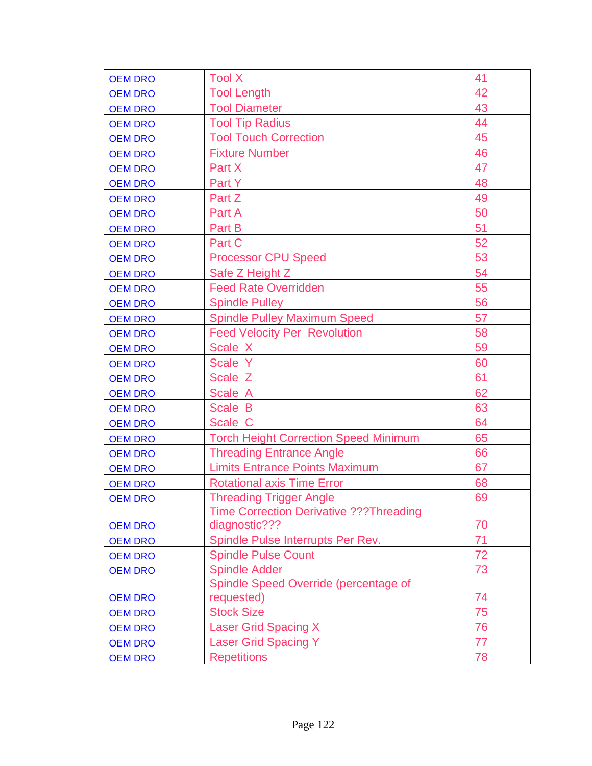| OEM DRO | Tool X | 41 |
|---|---|---|
| OEM DRO | Tool Length | 42 |
| OEM DRO | Tool Diameter | 43 |
| OEM DRO | Tool Tip Radius | 44 |
| OEM DRO | Tool Touch Correction | 45 |
| OEM DRO | Fixture Number | 46 |
| OEM DRO | Part X | 47 |
| OEM DRO | Part Y | 48 |
| OEM DRO | Part Z | 49 |
| OEM DRO | Part A | 50 |
| OEM DRO | Part B | 51 |
| OEM DRO | Part C | 52 |
| OEM DRO | Processor CPU Speed | 53 |
| OEM DRO | Safe Z Height Z | 54 |
| OEM DRO | Feed Rate Overridden | 55 |
| OEM DRO | Spindle Pulley | 56 |
| OEM DRO | Spindle Pulley Maximum Speed | 57 |
| OEM DRO | Feed Velocity Per  Revolution | 58 |
| OEM DRO | Scale  X | 59 |
| OEM DRO | Scale  Y | 60 |
| OEM DRO | Scale  Z | 61 |
| OEM DRO | Scale  A | 62 |
| OEM DRO | Scale  B | 63 |
| OEM DRO | Scale  C | 64 |
| OEM DRO | Torch Height Correction Speed Minimum | 65 |
| OEM DRO | Threading Entrance Angle | 66 |
| OEM DRO | Limits Entrance Points Maximum | 67 |
| OEM DRO | Rotational axis Time Error | 68 |
| OEM DRO | Threading Trigger Angle | 69 |
| OEM DRO | Time Correction Derivative ???Threading diagnostic??? | 70 |
| OEM DRO | Spindle Pulse Interrupts Per Rev. | 71 |
| OEM DRO | Spindle Pulse Count | 72 |
| OEM DRO | Spindle Adder | 73 |
| OEM DRO | Spindle Speed Override (percentage of requested) | 74 |
| OEM DRO | Stock Size | 75 |
| OEM DRO | Laser Grid Spacing X | 76 |
| OEM DRO | Laser Grid Spacing Y | 77 |
| OEM DRO | Repetitions | 78 |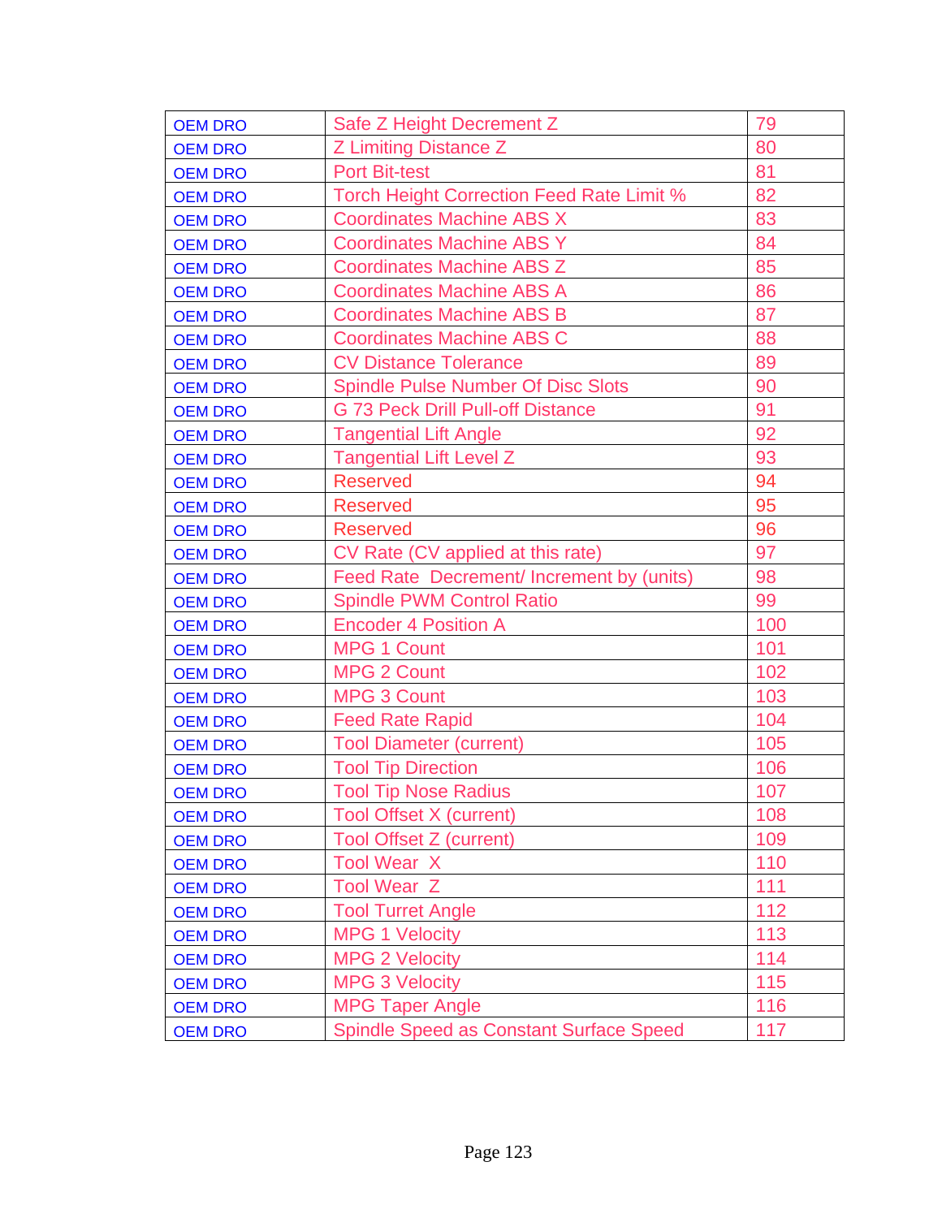| OEM DRO | Safe Z Height Decrement Z | 79 |
|---|---|---|
| OEM DRO | Z Limiting Distance Z | 80 |
| OEM DRO | Port Bit-test | 81 |
| OEM DRO | Torch Height Correction Feed Rate Limit % | 82 |
| OEM DRO | Coordinates Machine ABS X | 83 |
| OEM DRO | Coordinates Machine ABS Y | 84 |
| OEM DRO | Coordinates Machine ABS Z | 85 |
| OEM DRO | Coordinates Machine ABS A | 86 |
| OEM DRO | Coordinates Machine ABS B | 87 |
| OEM DRO | Coordinates Machine ABS C | 88 |
| OEM DRO | CV Distance Tolerance | 89 |
| OEM DRO | Spindle Pulse Number Of Disc Slots | 90 |
| OEM DRO | G 73 Peck Drill Pull-off Distance | 91 |
| OEM DRO | Tangential Lift Angle | 92 |
| OEM DRO | Tangential Lift Level Z | 93 |
| OEM DRO | Reserved | 94 |
| OEM DRO | Reserved | 95 |
| OEM DRO | Reserved | 96 |
| OEM DRO | CV Rate (CV applied at this rate) | 97 |
| OEM DRO | Feed Rate Decrement/ Increment by (units) | 98 |
| OEM DRO | Spindle PWM Control Ratio | 99 |
| OEM DRO | Encoder 4 Position A | 100 |
| OEM DRO | MPG 1 Count | 101 |
| OEM DRO | MPG 2 Count | 102 |
| OEM DRO | MPG 3 Count | 103 |
| OEM DRO | Feed Rate Rapid | 104 |
| OEM DRO | Tool Diameter (current) | 105 |
| OEM DRO | Tool Tip Direction | 106 |
| OEM DRO | Tool Tip Nose Radius | 107 |
| OEM DRO | Tool Offset X (current) | 108 |
| OEM DRO | Tool Offset Z (current) | 109 |
| OEM DRO | Tool Wear X | 110 |
| OEM DRO | Tool Wear Z | 111 |
| OEM DRO | Tool Turret Angle | 112 |
| OEM DRO | MPG 1 Velocity | 113 |
| OEM DRO | MPG 2 Velocity | 114 |
| OEM DRO | MPG 3 Velocity | 115 |
| OEM DRO | MPG Taper Angle | 116 |
| OEM DRO | Spindle Speed as Constant Surface Speed | 117 |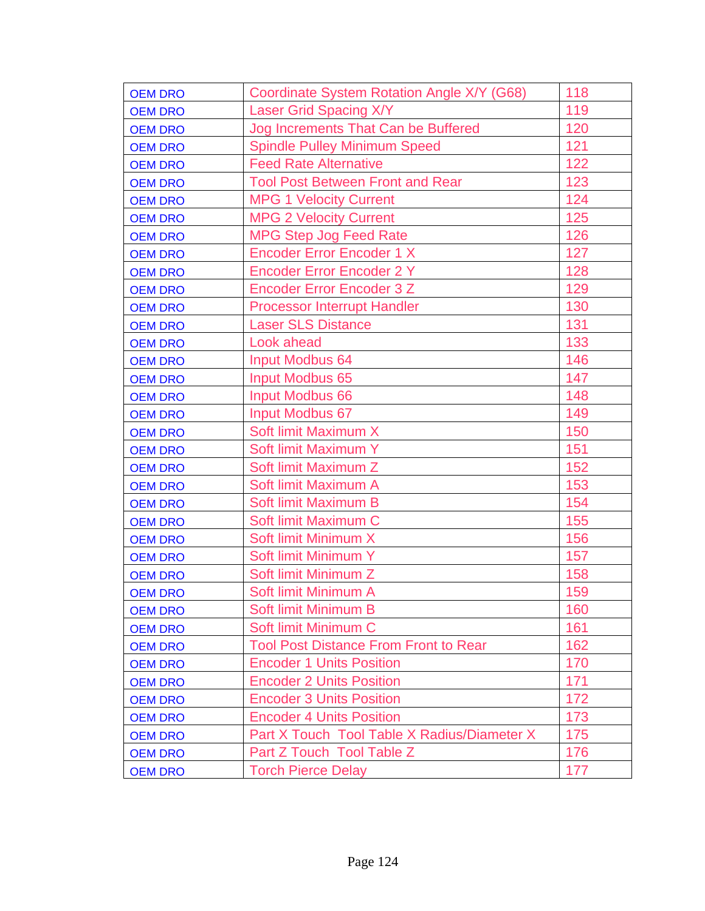| OEM DRO | Coordinate System Rotation Angle X/Y (G68) | 118 |
|---|---|---|
| OEM DRO | Laser Grid Spacing X/Y | 119 |
| OEM DRO | Jog Increments That Can be Buffered | 120 |
| OEM DRO | Spindle Pulley Minimum Speed | 121 |
| OEM DRO | Feed Rate Alternative | 122 |
| OEM DRO | Tool Post Between Front and Rear | 123 |
| OEM DRO | MPG 1 Velocity Current | 124 |
| OEM DRO | MPG 2 Velocity Current | 125 |
| OEM DRO | MPG Step Jog Feed Rate | 126 |
| OEM DRO | Encoder Error Encoder 1 X | 127 |
| OEM DRO | Encoder Error Encoder 2 Y | 128 |
| OEM DRO | Encoder Error Encoder 3 Z | 129 |
| OEM DRO | Processor Interrupt Handler | 130 |
| OEM DRO | Laser SLS Distance | 131 |
| OEM DRO | Look ahead | 133 |
| OEM DRO | Input Modbus 64 | 146 |
| OEM DRO | Input Modbus 65 | 147 |
| OEM DRO | Input Modbus 66 | 148 |
| OEM DRO | Input Modbus 67 | 149 |
| OEM DRO | Soft limit Maximum X | 150 |
| OEM DRO | Soft limit Maximum Y | 151 |
| OEM DRO | Soft limit Maximum Z | 152 |
| OEM DRO | Soft limit Maximum A | 153 |
| OEM DRO | Soft limit Maximum B | 154 |
| OEM DRO | Soft limit Maximum C | 155 |
| OEM DRO | Soft limit Minimum X | 156 |
| OEM DRO | Soft limit Minimum Y | 157 |
| OEM DRO | Soft limit Minimum Z | 158 |
| OEM DRO | Soft limit Minimum A | 159 |
| OEM DRO | Soft limit Minimum B | 160 |
| OEM DRO | Soft limit Minimum C | 161 |
| OEM DRO | Tool Post Distance From Front to Rear | 162 |
| OEM DRO | Encoder 1 Units Position | 170 |
| OEM DRO | Encoder 2 Units Position | 171 |
| OEM DRO | Encoder 3 Units Position | 172 |
| OEM DRO | Encoder 4 Units Position | 173 |
| OEM DRO | Part X Touch Tool Table X Radius/Diameter X | 175 |
| OEM DRO | Part Z Touch Tool Table Z | 176 |
| OEM DRO | Torch Pierce Delay | 177 |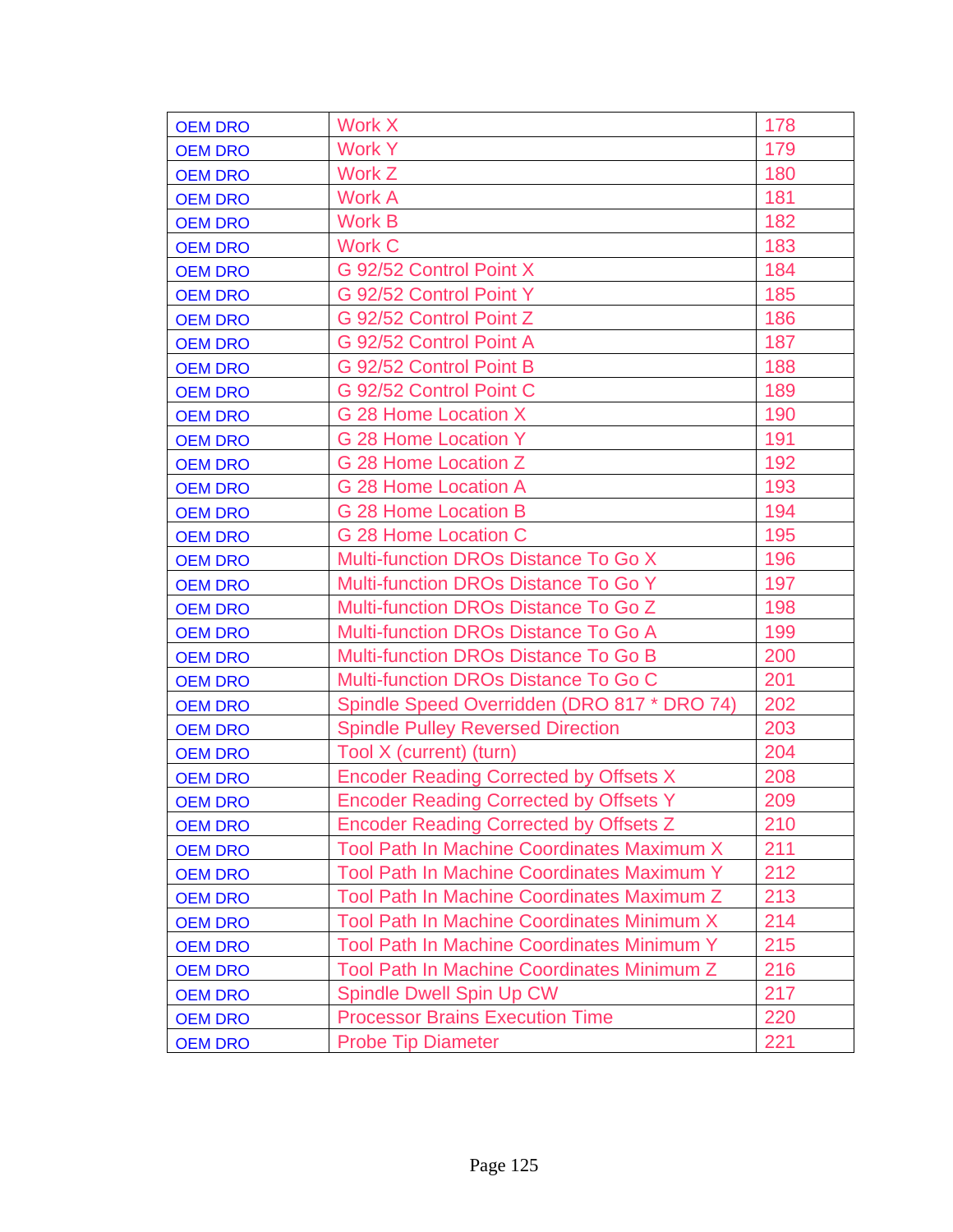| OEM DRO | Work X | 178 |
|---|---|---|
| OEM DRO | Work Y | 179 |
| OEM DRO | Work Z | 180 |
| OEM DRO | Work A | 181 |
| OEM DRO | Work B | 182 |
| OEM DRO | Work C | 183 |
| OEM DRO | G 92/52 Control Point X | 184 |
| OEM DRO | G 92/52 Control Point Y | 185 |
| OEM DRO | G 92/52 Control Point Z | 186 |
| OEM DRO | G 92/52 Control Point A | 187 |
| OEM DRO | G 92/52 Control Point B | 188 |
| OEM DRO | G 92/52 Control Point C | 189 |
| OEM DRO | G 28 Home Location X | 190 |
| OEM DRO | G 28 Home Location Y | 191 |
| OEM DRO | G 28 Home Location Z | 192 |
| OEM DRO | G 28 Home Location A | 193 |
| OEM DRO | G 28 Home Location B | 194 |
| OEM DRO | G 28 Home Location C | 195 |
| OEM DRO | Multi-function DROs Distance To Go X | 196 |
| OEM DRO | Multi-function DROs Distance To Go Y | 197 |
| OEM DRO | Multi-function DROs Distance To Go Z | 198 |
| OEM DRO | Multi-function DROs Distance To Go A | 199 |
| OEM DRO | Multi-function DROs Distance To Go B | 200 |
| OEM DRO | Multi-function DROs Distance To Go C | 201 |
| OEM DRO | Spindle Speed Overridden (DRO 817 * DRO 74) | 202 |
| OEM DRO | Spindle Pulley Reversed Direction | 203 |
| OEM DRO | Tool X (current) (turn) | 204 |
| OEM DRO | Encoder Reading Corrected by Offsets X | 208 |
| OEM DRO | Encoder Reading Corrected by Offsets Y | 209 |
| OEM DRO | Encoder Reading Corrected by Offsets Z | 210 |
| OEM DRO | Tool Path In Machine Coordinates Maximum X | 211 |
| OEM DRO | Tool Path In Machine Coordinates Maximum Y | 212 |
| OEM DRO | Tool Path In Machine Coordinates Maximum Z | 213 |
| OEM DRO | Tool Path In Machine Coordinates Minimum X | 214 |
| OEM DRO | Tool Path In Machine Coordinates Minimum Y | 215 |
| OEM DRO | Tool Path In Machine Coordinates Minimum Z | 216 |
| OEM DRO | Spindle Dwell Spin Up CW | 217 |
| OEM DRO | Processor Brains Execution Time | 220 |
| OEM DRO | Probe Tip Diameter | 221 |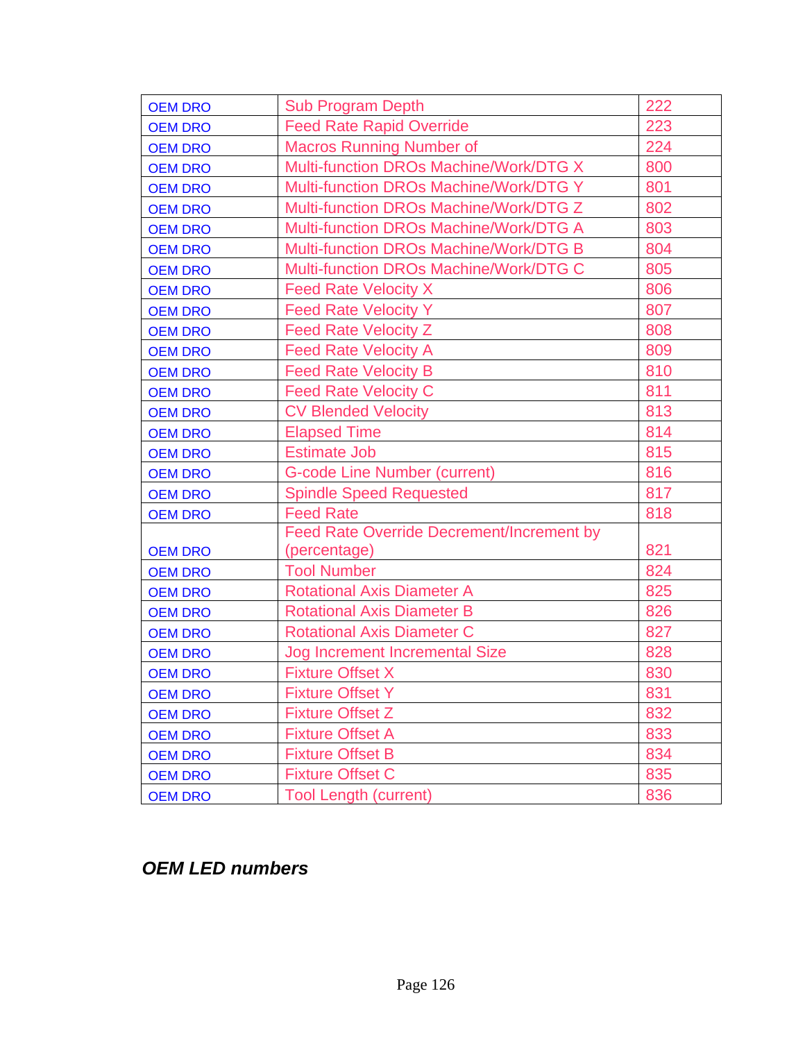| OEM DRO | Sub Program Depth | 222 |
|---|---|---|
| OEM DRO | Feed Rate Rapid Override | 223 |
| OEM DRO | Macros Running Number of | 224 |
| OEM DRO | Multi-function DROs Machine/Work/DTG X | 800 |
| OEM DRO | Multi-function DROs Machine/Work/DTG Y | 801 |
| OEM DRO | Multi-function DROs Machine/Work/DTG Z | 802 |
| OEM DRO | Multi-function DROs Machine/Work/DTG A | 803 |
| OEM DRO | Multi-function DROs Machine/Work/DTG B | 804 |
| OEM DRO | Multi-function DROs Machine/Work/DTG C | 805 |
| OEM DRO | Feed Rate Velocity X | 806 |
| OEM DRO | Feed Rate Velocity Y | 807 |
| OEM DRO | Feed Rate Velocity Z | 808 |
| OEM DRO | Feed Rate Velocity A | 809 |
| OEM DRO | Feed Rate Velocity B | 810 |
| OEM DRO | Feed Rate Velocity C | 811 |
| OEM DRO | CV Blended Velocity | 813 |
| OEM DRO | Elapsed Time | 814 |
| OEM DRO | Estimate Job | 815 |
| OEM DRO | G-code Line Number (current) | 816 |
| OEM DRO | Spindle Speed Requested | 817 |
| OEM DRO | Feed Rate | 818 |
| OEM DRO | Feed Rate Override Decrement/Increment by (percentage) | 821 |
| OEM DRO | Tool Number | 824 |
| OEM DRO | Rotational Axis Diameter A | 825 |
| OEM DRO | Rotational Axis Diameter B | 826 |
| OEM DRO | Rotational Axis Diameter C | 827 |
| OEM DRO | Jog Increment Incremental Size | 828 |
| OEM DRO | Fixture Offset X | 830 |
| OEM DRO | Fixture Offset Y | 831 |
| OEM DRO | Fixture Offset Z | 832 |
| OEM DRO | Fixture Offset A | 833 |
| OEM DRO | Fixture Offset B | 834 |
| OEM DRO | Fixture Offset C | 835 |
| OEM DRO | Tool Length (current) | 836 |

### *OEM LED numbers*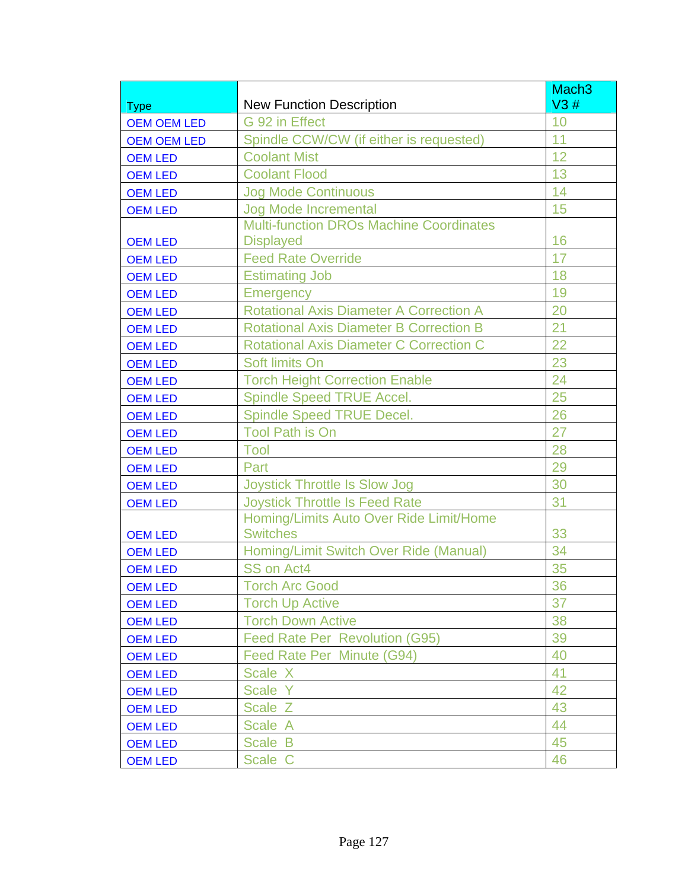| Type | New Function Description | Mach3 V3 # |
|---|---|---|
| OEM OEM LED | G 92 in Effect | 10 |
| OEM OEM LED | Spindle CCW/CW (if either is requested) | 11 |
| OEM LED | Coolant Mist | 12 |
| OEM LED | Coolant Flood | 13 |
| OEM LED | Jog Mode Continuous | 14 |
| OEM LED | Jog Mode Incremental | 15 |
| OEM LED | Multi-function DROs Machine Coordinates Displayed | 16 |
| OEM LED | Feed Rate Override | 17 |
| OEM LED | Estimating Job | 18 |
| OEM LED | Emergency | 19 |
| OEM LED | Rotational Axis Diameter A Correction A | 20 |
| OEM LED | Rotational Axis Diameter B Correction B | 21 |
| OEM LED | Rotational Axis Diameter C Correction C | 22 |
| OEM LED | Soft limits On | 23 |
| OEM LED | Torch Height Correction Enable | 24 |
| OEM LED | Spindle Speed TRUE Accel. | 25 |
| OEM LED | Spindle Speed TRUE Decel. | 26 |
| OEM LED | Tool Path is On | 27 |
| OEM LED | Tool | 28 |
| OEM LED | Part | 29 |
| OEM LED | Joystick Throttle Is Slow Jog | 30 |
| OEM LED | Joystick Throttle Is Feed Rate | 31 |
| OEM LED | Homing/Limits Auto Over Ride Limit/Home Switches | 33 |
| OEM LED | Homing/Limit Switch Over Ride (Manual) | 34 |
| OEM LED | SS on Act4 | 35 |
| OEM LED | Torch Arc Good | 36 |
| OEM LED | Torch Up Active | 37 |
| OEM LED | Torch Down Active | 38 |
| OEM LED | Feed Rate Per Revolution (G95) | 39 |
| OEM LED | Feed Rate Per Minute (G94) | 40 |
| OEM LED | Scale X | 41 |
| OEM LED | Scale Y | 42 |
| OEM LED | Scale Z | 43 |
| OEM LED | Scale A | 44 |
| OEM LED | Scale B | 45 |
| OEM LED | Scale C | 46 |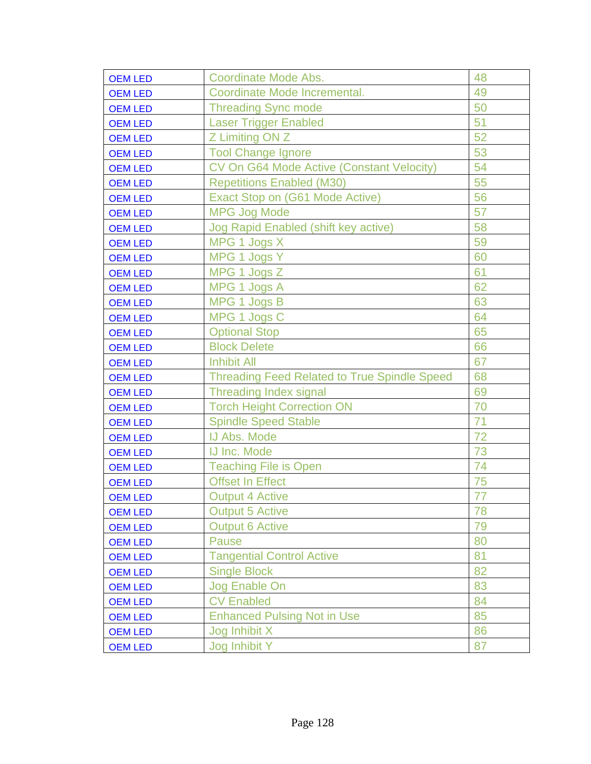| OEM LED | Coordinate Mode Abs. | 48 |
|---|---|---|
| OEM LED | Coordinate Mode Incremental. | 49 |
| OEM LED | Threading Sync mode | 50 |
| OEM LED | Laser Trigger Enabled | 51 |
| OEM LED | Z Limiting ON Z | 52 |
| OEM LED | Tool Change Ignore | 53 |
| OEM LED | CV On G64 Mode Active (Constant Velocity) | 54 |
| OEM LED | Repetitions Enabled (M30) | 55 |
| OEM LED | Exact Stop on (G61 Mode Active) | 56 |
| OEM LED | MPG Jog Mode | 57 |
| OEM LED | Jog Rapid Enabled (shift key active) | 58 |
| OEM LED | MPG 1 Jogs X | 59 |
| OEM LED | MPG 1 Jogs Y | 60 |
| OEM LED | MPG 1 Jogs Z | 61 |
| OEM LED | MPG 1 Jogs A | 62 |
| OEM LED | MPG 1 Jogs B | 63 |
| OEM LED | MPG 1 Jogs C | 64 |
| OEM LED | Optional Stop | 65 |
| OEM LED | Block Delete | 66 |
| OEM LED | Inhibit All | 67 |
| OEM LED | Threading Feed Related to True Spindle Speed | 68 |
| OEM LED | Threading Index signal | 69 |
| OEM LED | Torch Height Correction ON | 70 |
| OEM LED | Spindle Speed Stable | 71 |
| OEM LED | IJ Abs. Mode | 72 |
| OEM LED | IJ Inc. Mode | 73 |
| OEM LED | Teaching File is Open | 74 |
| OEM LED | Offset In Effect | 75 |
| OEM LED | Output 4 Active | 77 |
| OEM LED | Output 5 Active | 78 |
| OEM LED | Output 6 Active | 79 |
| OEM LED | Pause | 80 |
| OEM LED | Tangential Control Active | 81 |
| OEM LED | Single Block | 82 |
| OEM LED | Jog Enable On | 83 |
| OEM LED | CV Enabled | 84 |
| OEM LED | Enhanced Pulsing Not in Use | 85 |
| OEM LED | Jog Inhibit X | 86 |
| OEM LED | Jog Inhibit Y | 87 |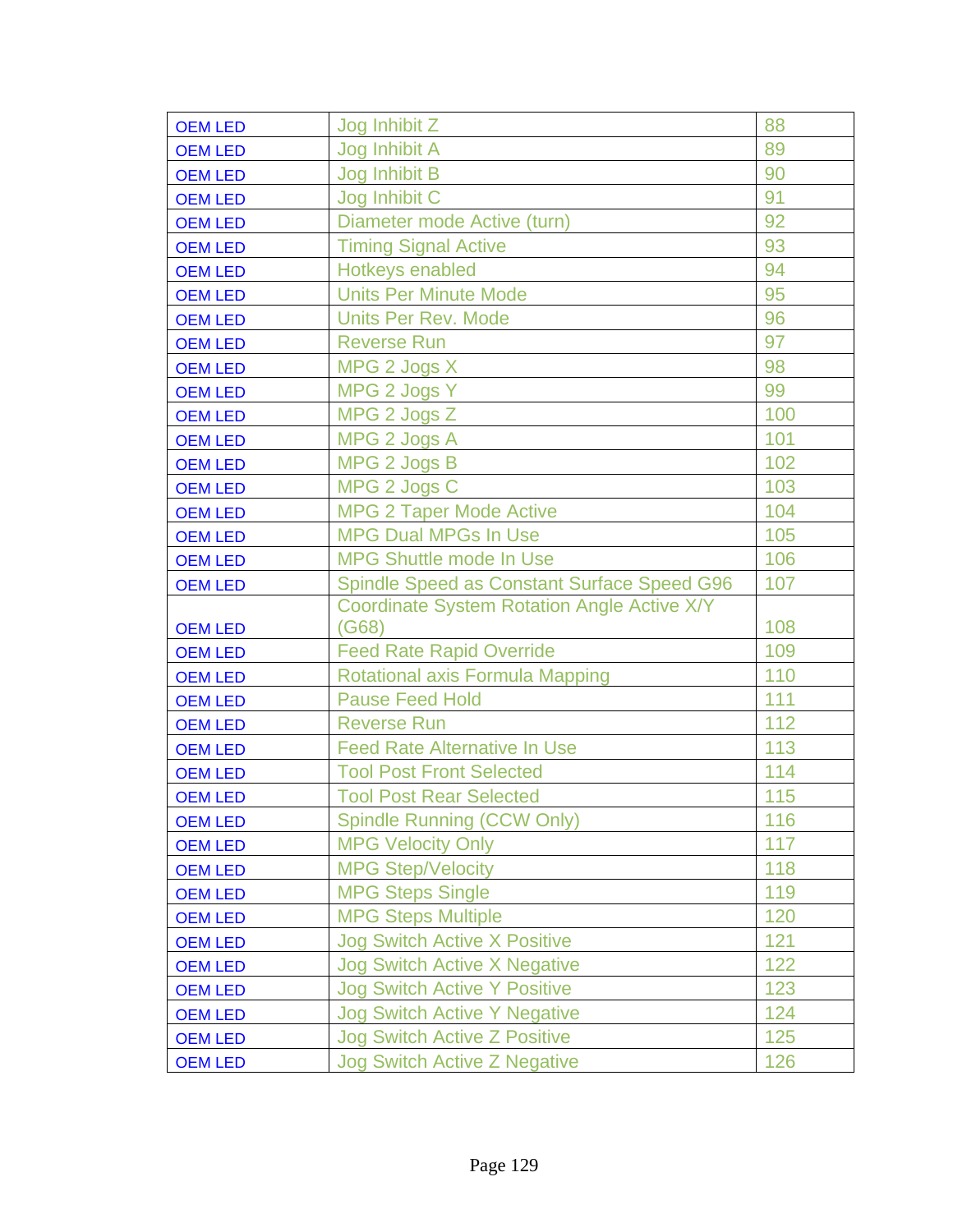| | | |
|---|---|---|
| OEM LED | Jog Inhibit Z | 88 |
| OEM LED | Jog Inhibit A | 89 |
| OEM LED | Jog Inhibit B | 90 |
| OEM LED | Jog Inhibit C | 91 |
| OEM LED | Diameter mode Active (turn) | 92 |
| OEM LED | Timing Signal Active | 93 |
| OEM LED | Hotkeys enabled | 94 |
| OEM LED | Units Per Minute Mode | 95 |
| OEM LED | Units Per Rev. Mode | 96 |
| OEM LED | Reverse Run | 97 |
| OEM LED | MPG 2 Jogs X | 98 |
| OEM LED | MPG 2 Jogs Y | 99 |
| OEM LED | MPG 2 Jogs Z | 100 |
| OEM LED | MPG 2 Jogs A | 101 |
| OEM LED | MPG 2 Jogs B | 102 |
| OEM LED | MPG 2 Jogs C | 103 |
| OEM LED | MPG 2 Taper Mode Active | 104 |
| OEM LED | MPG Dual MPGs In Use | 105 |
| OEM LED | MPG Shuttle mode In Use | 106 |
| OEM LED | Spindle Speed as Constant Surface Speed G96 | 107 |
| OEM LED | Coordinate System Rotation Angle Active X/Y (G68) | 108 |
| OEM LED | Feed Rate Rapid Override | 109 |
| OEM LED | Rotational axis Formula Mapping | 110 |
| OEM LED | Pause Feed Hold | 111 |
| OEM LED | Reverse Run | 112 |
| OEM LED | Feed Rate Alternative In Use | 113 |
| OEM LED | Tool Post Front Selected | 114 |
| OEM LED | Tool Post Rear Selected | 115 |
| OEM LED | Spindle Running (CCW Only) | 116 |
| OEM LED | MPG Velocity Only | 117 |
| OEM LED | MPG Step/Velocity | 118 |
| OEM LED | MPG Steps Single | 119 |
| OEM LED | MPG Steps Multiple | 120 |
| OEM LED | Jog Switch Active X Positive | 121 |
| OEM LED | Jog Switch Active X Negative | 122 |
| OEM LED | Jog Switch Active Y Positive | 123 |
| OEM LED | Jog Switch Active Y Negative | 124 |
| OEM LED | Jog Switch Active Z Positive | 125 |
| OEM LED | Jog Switch Active Z Negative | 126 |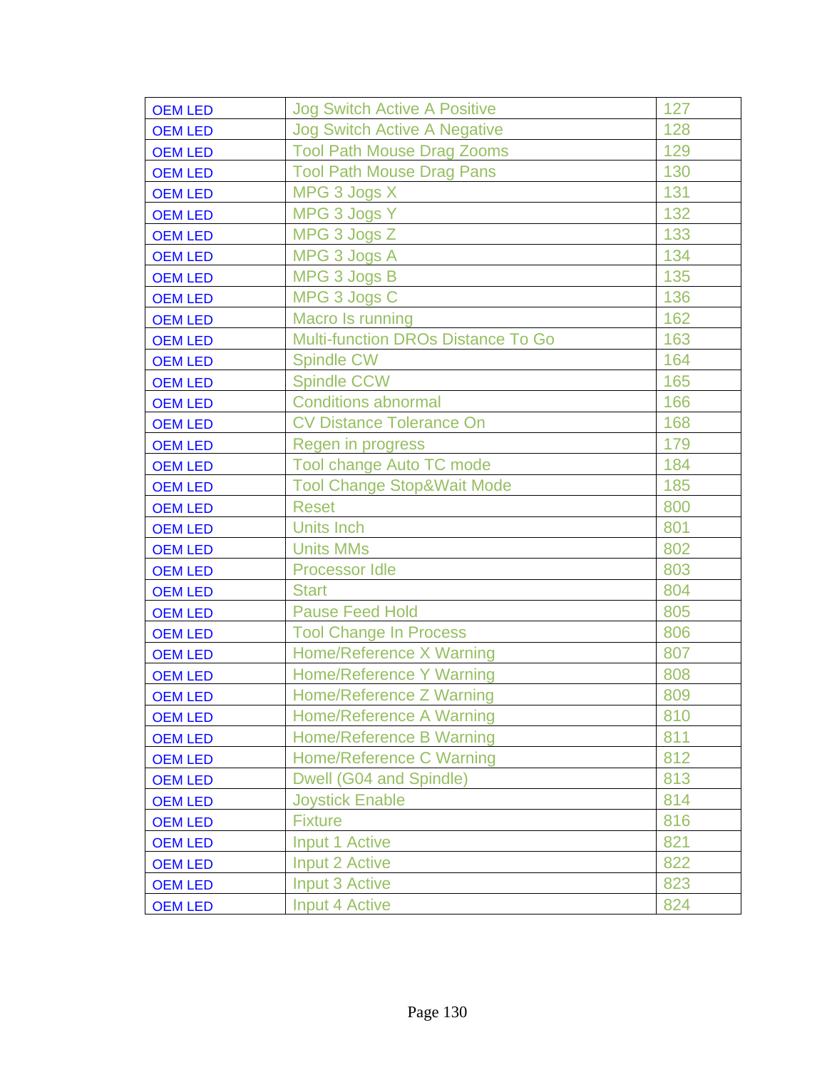| OEM LED | Jog Switch Active A Positive | 127 |
|---|---|---|
| OEM LED | Jog Switch Active A Negative | 128 |
| OEM LED | Tool Path Mouse Drag Zooms | 129 |
| OEM LED | Tool Path Mouse Drag Pans | 130 |
| OEM LED | MPG 3 Jogs X | 131 |
| OEM LED | MPG 3 Jogs Y | 132 |
| OEM LED | MPG 3 Jogs Z | 133 |
| OEM LED | MPG 3 Jogs A | 134 |
| OEM LED | MPG 3 Jogs B | 135 |
| OEM LED | MPG 3 Jogs C | 136 |
| OEM LED | Macro Is running | 162 |
| OEM LED | Multi-function DROs Distance To Go | 163 |
| OEM LED | Spindle CW | 164 |
| OEM LED | Spindle CCW | 165 |
| OEM LED | Conditions abnormal | 166 |
| OEM LED | CV Distance Tolerance On | 168 |
| OEM LED | Regen in progress | 179 |
| OEM LED | Tool change Auto TC mode | 184 |
| OEM LED | Tool Change Stop&Wait Mode | 185 |
| OEM LED | Reset | 800 |
| OEM LED | Units Inch | 801 |
| OEM LED | Units MMs | 802 |
| OEM LED | Processor Idle | 803 |
| OEM LED | Start | 804 |
| OEM LED | Pause Feed Hold | 805 |
| OEM LED | Tool Change In Process | 806 |
| OEM LED | Home/Reference X Warning | 807 |
| OEM LED | Home/Reference Y Warning | 808 |
| OEM LED | Home/Reference Z Warning | 809 |
| OEM LED | Home/Reference A Warning | 810 |
| OEM LED | Home/Reference B Warning | 811 |
| OEM LED | Home/Reference C Warning | 812 |
| OEM LED | Dwell (G04 and Spindle) | 813 |
| OEM LED | Joystick Enable | 814 |
| OEM LED | Fixture | 816 |
| OEM LED | Input 1 Active | 821 |
| OEM LED | Input 2 Active | 822 |
| OEM LED | Input 3 Active | 823 |
| OEM LED | Input 4 Active | 824 |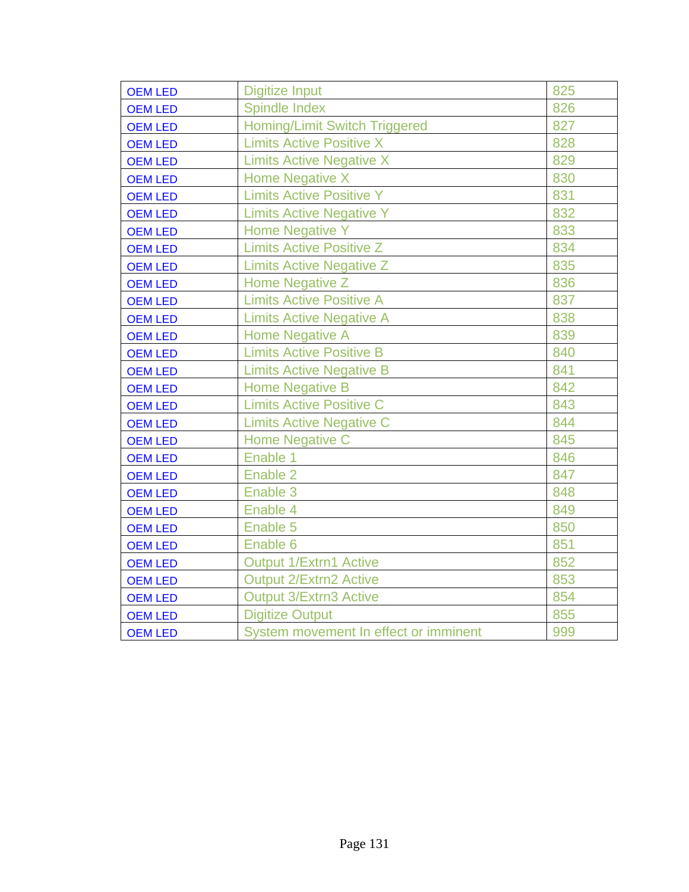| | | |
|---|---|---|
| OEM LED | Digitize Input | 825 |
| OEM LED | Spindle Index | 826 |
| OEM LED | Homing/Limit Switch Triggered | 827 |
| OEM LED | Limits Active Positive X | 828 |
| OEM LED | Limits Active Negative X | 829 |
| OEM LED | Home Negative X | 830 |
| OEM LED | Limits Active Positive Y | 831 |
| OEM LED | Limits Active Negative Y | 832 |
| OEM LED | Home Negative Y | 833 |
| OEM LED | Limits Active Positive Z | 834 |
| OEM LED | Limits Active Negative Z | 835 |
| OEM LED | Home Negative Z | 836 |
| OEM LED | Limits Active Positive A | 837 |
| OEM LED | Limits Active Negative A | 838 |
| OEM LED | Home Negative A | 839 |
| OEM LED | Limits Active Positive B | 840 |
| OEM LED | Limits Active Negative B | 841 |
| OEM LED | Home Negative B | 842 |
| OEM LED | Limits Active Positive C | 843 |
| OEM LED | Limits Active Negative C | 844 |
| OEM LED | Home Negative C | 845 |
| OEM LED | Enable 1 | 846 |
| OEM LED | Enable 2 | 847 |
| OEM LED | Enable 3 | 848 |
| OEM LED | Enable 4 | 849 |
| OEM LED | Enable 5 | 850 |
| OEM LED | Enable 6 | 851 |
| OEM LED | Output 1/Extrn1 Active | 852 |
| OEM LED | Output 2/Extrn2 Active | 853 |
| OEM LED | Output 3/Extrn3 Active | 854 |
| OEM LED | Digitize Output | 855 |
| OEM LED | System movement In effect or imminent | 999 |